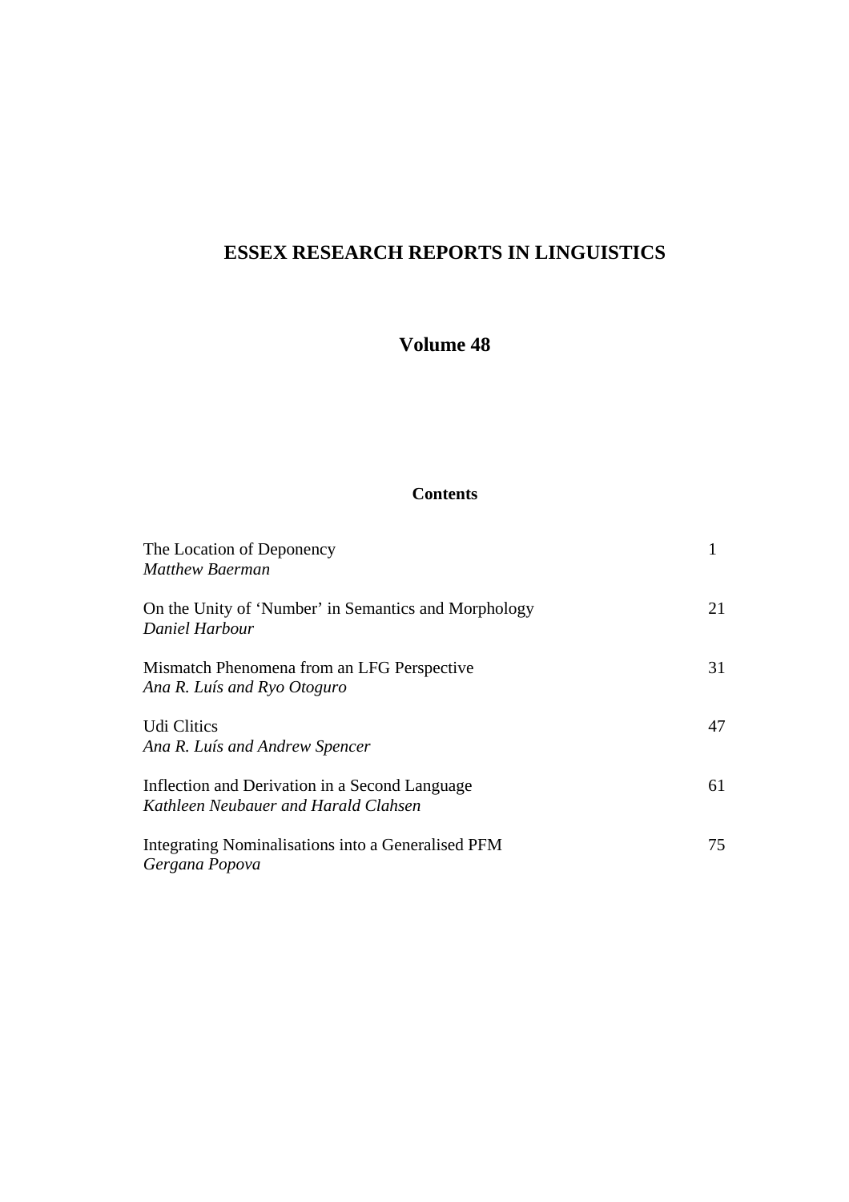# ESSEX RESEARCH REPORTS IN LINGUISTICS

## Volume 48

### Contents

| | |
|---|---|
| The Location of Deponency<br>*Matthew Baerman* | 1 |
| On the Unity of 'Number' in Semantics and Morphology<br>*Daniel Harbour* | 21 |
| Mismatch Phenomena from an LFG Perspective<br>*Ana R. Luís and Ryo Otoguro* | 31 |
| Udi Clitics<br>*Ana R. Luís and Andrew Spencer* | 47 |
| Inflection and Derivation in a Second Language<br>*Kathleen Neubauer and Harald Clahsen* | 61 |
| Integrating Nominalisations into a Generalised PFM<br>*Gergana Popova* | 75 |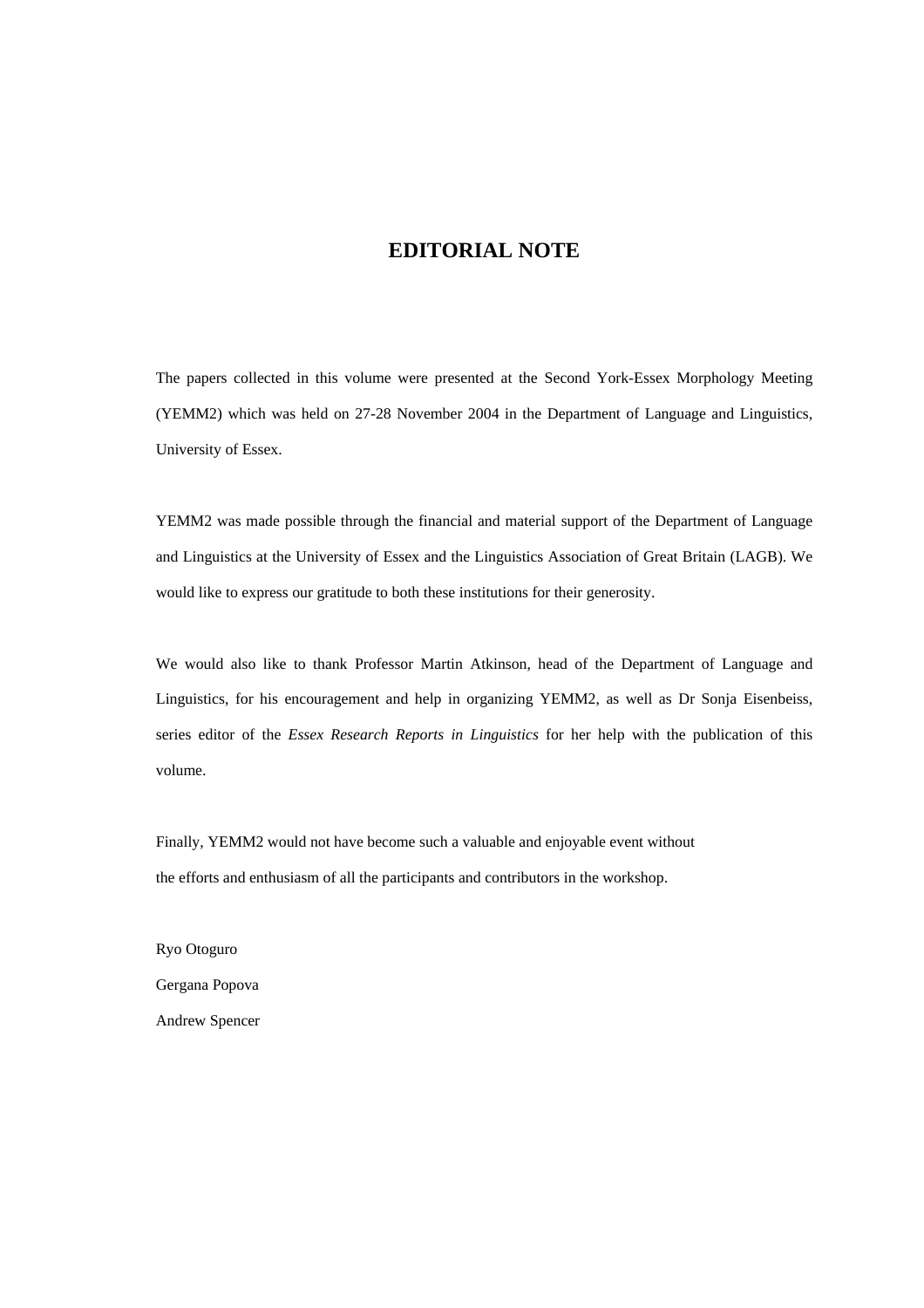# EDITORIAL NOTE

The papers collected in this volume were presented at the Second York-Essex Morphology Meeting (YEMM2) which was held on 27-28 November 2004 in the Department of Language and Linguistics, University of Essex.

YEMM2 was made possible through the financial and material support of the Department of Language and Linguistics at the University of Essex and the Linguistics Association of Great Britain (LAGB). We would like to express our gratitude to both these institutions for their generosity.

We would also like to thank Professor Martin Atkinson, head of the Department of Language and Linguistics, for his encouragement and help in organizing YEMM2, as well as Dr Sonja Eisenbeiss, series editor of the *Essex Research Reports in Linguistics* for her help with the publication of this volume.

Finally, YEMM2 would not have become such a valuable and enjoyable event without the efforts and enthusiasm of all the participants and contributors in the workshop.

Ryo Otoguro

Gergana Popova

Andrew Spencer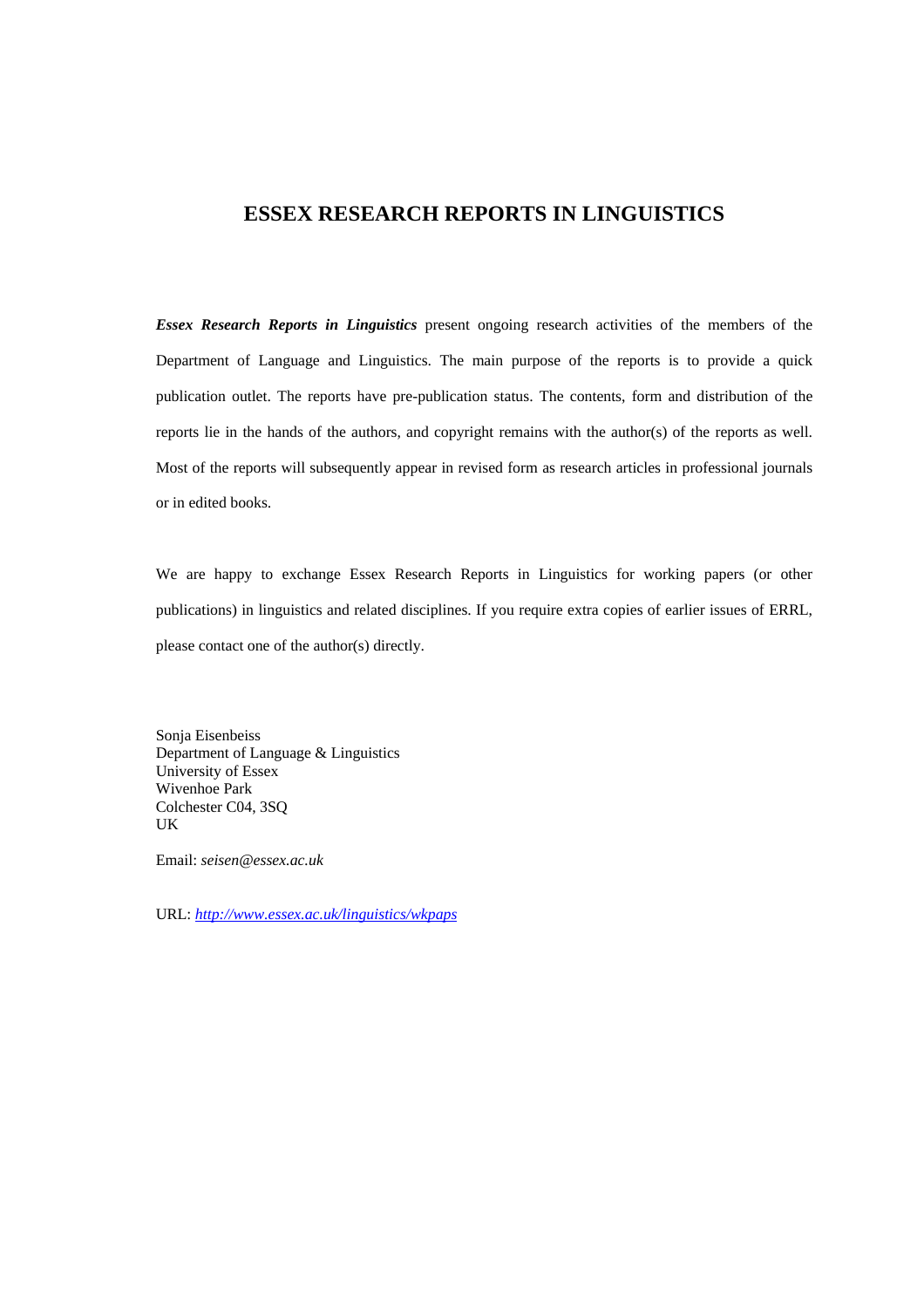# ESSEX RESEARCH REPORTS IN LINGUISTICS

***Essex Research Reports in Linguistics*** present ongoing research activities of the members of the Department of Language and Linguistics. The main purpose of the reports is to provide a quick publication outlet. The reports have pre-publication status. The contents, form and distribution of the reports lie in the hands of the authors, and copyright remains with the author(s) of the reports as well. Most of the reports will subsequently appear in revised form as research articles in professional journals or in edited books.

We are happy to exchange Essex Research Reports in Linguistics for working papers (or other publications) in linguistics and related disciplines. If you require extra copies of earlier issues of ERRL, please contact one of the author(s) directly.

Sonja Eisenbeiss
Department of Language & Linguistics
University of Essex
Wivenhoe Park
Colchester C04, 3SQ
UK

Email: *seisen@essex.ac.uk*

URL: *http://www.essex.ac.uk/linguistics/wkpaps*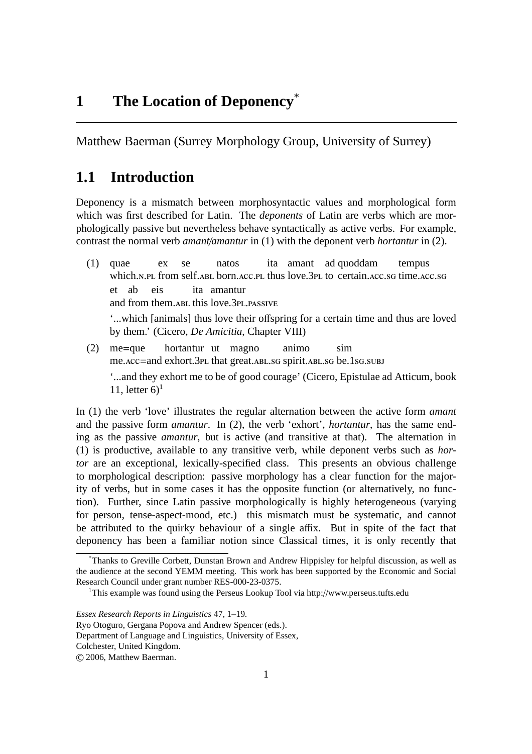# 1 The Location of Deponency[*]

Matthew Baerman (Surrey Morphology Group, University of Surrey)

## 1.1 Introduction

Deponency is a mismatch between morphosyntactic values and morphological form which was first described for Latin. The *deponents* of Latin are verbs which are morphologically passive but nevertheless behave syntactically as active verbs. For example, contrast the normal verb *amant/amantur* in (1) with the deponent verb *hortantur* in (2).

(1) quae ex se natos ita amant ad quoddam tempus
which.N.PL from self.ABL born.ACC.PL thus love.3PL to certain.ACC.SG time.ACC.SG
et ab eis ita amantur
and from them.ABL this love.3PL.PASSIVE

'...which [animals] thus love their offspring for a certain time and thus are loved by them.' (Cicero, *De Amicitia*, Chapter VIII)

(2) me=que hortantur ut magno animo sim
me.ACC=and exhort.3PL that great.ABL.SG spirit.ABL.SG be.1SG.SUBJ

'...and they exhort me to be of good courage' (Cicero, Epistulae ad Atticum, book 11, letter 6)[1]

In (1) the verb 'love' illustrates the regular alternation between the active form *amant* and the passive form *amantur*. In (2), the verb 'exhort', *hortantur*, has the same ending as the passive *amantur*, but is active (and transitive at that). The alternation in (1) is productive, available to any transitive verb, while deponent verbs such as *hortor* are an exceptional, lexically-specified class. This presents an obvious challenge to morphological description: passive morphology has a clear function for the majority of verbs, but in some cases it has the opposite function (or alternatively, no function). Further, since Latin passive morphologically is highly heterogeneous (varying for person, tense-aspect-mood, etc.) this mismatch must be systematic, and cannot be attributed to the quirky behaviour of a single affix. But in spite of the fact that deponency has been a familiar notion since Classical times, it is only recently that

[*]Thanks to Greville Corbett, Dunstan Brown and Andrew Hippisley for helpful discussion, as well as the audience at the second YEMM meeting. This work has been supported by the Economic and Social Research Council under grant number RES-000-23-0375.

[1]This example was found using the Perseus Lookup Tool via http://www.perseus.tufts.edu

*Essex Research Reports in Linguistics* 47, 1–19.
Ryo Otoguro, Gergana Popova and Andrew Spencer (eds.).
Department of Language and Linguistics, University of Essex,
Colchester, United Kingdom.
© 2006, Matthew Baerman.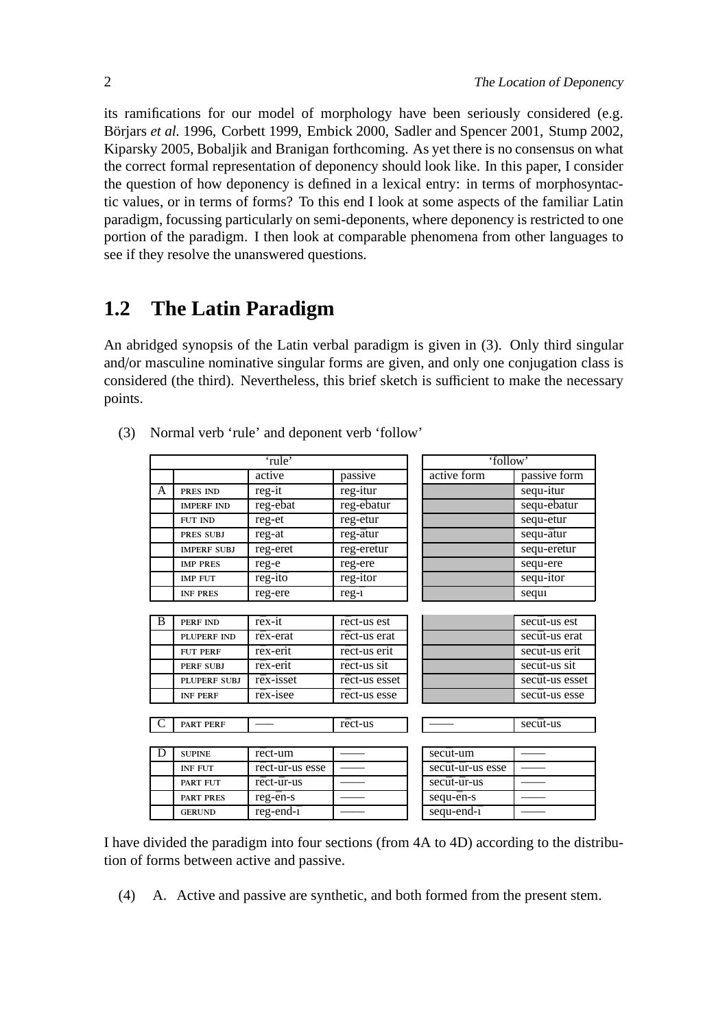its ramifications for our model of morphology have been seriously considered (e.g. Börjars *et al*. 1996, Corbett 1999, Embick 2000, Sadler and Spencer 2001, Stump 2002, Kiparsky 2005, Bobaljik and Branigan forthcoming. As yet there is no consensus on what the correct formal representation of deponency should look like. In this paper, I consider the question of how deponency is defined in a lexical entry: in terms of morphosyntactic values, or in terms of forms? To this end I look at some aspects of the familiar Latin paradigm, focussing particularly on semi-deponents, where deponency is restricted to one portion of the paradigm. I then look at comparable phenomena from other languages to see if they resolve the unanswered questions.

## 1.2 The Latin Paradigm

An abridged synopsis of the Latin verbal paradigm is given in (3). Only third singular and/or masculine nominative singular forms are given, and only one conjugation class is considered (the third). Nevertheless, this brief sketch is sufficient to make the necessary points.

(3) Normal verb 'rule' and deponent verb 'follow'

| | | 'rule' | | 'follow' | |
|---|---|---|---|---|---|
| | | active | passive | active form | passive form |
| A | PRES IND | reg-it | reg-itur | | sequ-itur |
| | IMPERF IND | reg-ēbat | reg-ēbatur | | sequ-ēbatur |
| | FUT IND | reg-et | reg-ētur | | sequ-ētur |
| | PRES SUBJ | reg-at | reg-ātur | | sequ-ātur |
| | IMPERF SUBJ | reg-eret | reg-erētur | | sequ-erētur |
| | IMP PRES | reg-e | reg-ere | | sequ-ere |
| | IMP FUT | reg-itō | reg-itor | | sequ-itor |
| | INF PRES | reg-ere | reg-ī | | sequī |
| B | PERF IND | rēx-it | rēct-us est | | secūt-us est |
| | PLUPERF IND | rēx-erat | rēct-us erat | | secūt-us erat |
| | FUT PERF | rēx-erit | rēct-us erit | | secūt-us erit |
| | PERF SUBJ | rēx-erit | rēct-us sit | | secūt-us sit |
| | PLUPERF SUBJ | rēx-isset | rēct-us esset | | secūt-us esset |
| | INF PERF | rēx-isee | rēct-us esse | | secūt-us esse |
| C | PART PERF | —— | rēct-us | —— | secūt-us |
| D | SUPINE | rēct-um | —— | secūt-um | —— |
| | INF FUT | rect-ur-us esse | —— | secut-ur-us esse | —— |
| | PART FUT | rēct-ūr-us | —— | secūt-ūr-us | —— |
| | PART PRES | reg-ēn-s | —— | sequ-ēn-s | —— |
| | GERUND | reg-end-ī | —— | sequ-end-ī | —— |

I have divided the paradigm into four sections (from 4A to 4D) according to the distribution of forms between active and passive.

(4) A. Active and passive are synthetic, and both formed from the present stem.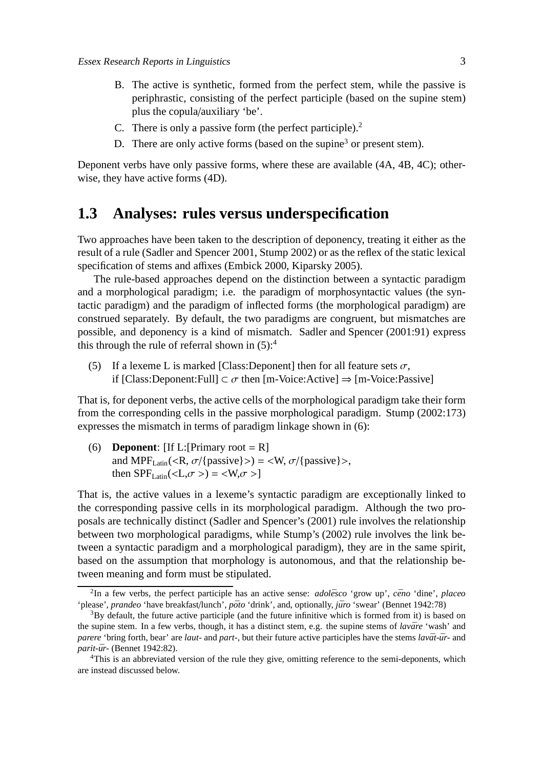B. The active is synthetic, formed from the perfect stem, while the passive is periphrastic, consisting of the perfect participle (based on the supine stem) plus the copula/auxiliary 'be'.

C. There is only a passive form (the perfect participle).[2]

D. There are only active forms (based on the supine[3] or present stem).

Deponent verbs have only passive forms, where these are available (4A, 4B, 4C); otherwise, they have active forms (4D).

## 1.3 Analyses: rules versus underspecification

Two approaches have been taken to the description of deponency, treating it either as the result of a rule (Sadler and Spencer 2001, Stump 2002) or as the reflex of the static lexical specification of stems and affixes (Embick 2000, Kiparsky 2005).

The rule-based approaches depend on the distinction between a syntactic paradigm and a morphological paradigm; i.e. the paradigm of morphosyntactic values (the syntactic paradigm) and the paradigm of inflected forms (the morphological paradigm) are construed separately. By default, the two paradigms are congruent, but mismatches are possible, and deponency is a kind of mismatch. Sadler and Spencer (2001:91) express this through the rule of referral shown in (5):[4]

(5) If a lexeme L is marked [Class:Deponent] then for all feature sets $\sigma$,
if [Class:Deponent:Full] $\subset \sigma$ then [m-Voice:Active] $\Rightarrow$ [m-Voice:Passive]

That is, for deponent verbs, the active cells of the morphological paradigm take their form from the corresponding cells in the passive morphological paradigm. Stump (2002:173) expresses the mismatch in terms of paradigm linkage shown in (6):

(6) **Deponent**: [If L:[Primary root = R]
and $\mathrm{MPF}_{\mathrm{Latin}}(<\mathrm{R}, \sigma/\{\mathrm{passive}\}>) = <\mathrm{W}, \sigma/\{\mathrm{passive}\}>$,
then $\mathrm{SPF}_{\mathrm{Latin}}(<\mathrm{L},\sigma>) = <\mathrm{W},\sigma>$]

That is, the active values in a lexeme's syntactic paradigm are exceptionally linked to the corresponding passive cells in its morphological paradigm. Although the two proposals are technically distinct (Sadler and Spencer's (2001) rule involves the relationship between two morphological paradigms, while Stump's (2002) rule involves the link between a syntactic paradigm and a morphological paradigm), they are in the same spirit, based on the assumption that morphology is autonomous, and that the relationship between meaning and form must be stipulated.

---

[2] In a few verbs, the perfect participle has an active sense: *adolēsco* 'grow up', *cēno* 'dine', *placeo* 'please', *prandeo* 'have breakfast/lunch', *pōto* 'drink', and, optionally, *jūro* 'swear' (Bennet 1942:78)

[3] By default, the future active participle (and the future infinitive which is formed from it) is based on the supine stem. In a few verbs, though, it has a distinct stem, e.g. the supine stems of *lavāre* 'wash' and *parere* 'bring forth, bear' are *laut-* and *part-*, but their future active participles have the stems *lavāt-ūr-* and *parit-ūr-* (Bennet 1942:82).

[4] This is an abbreviated version of the rule they give, omitting reference to the semi-deponents, which are instead discussed below.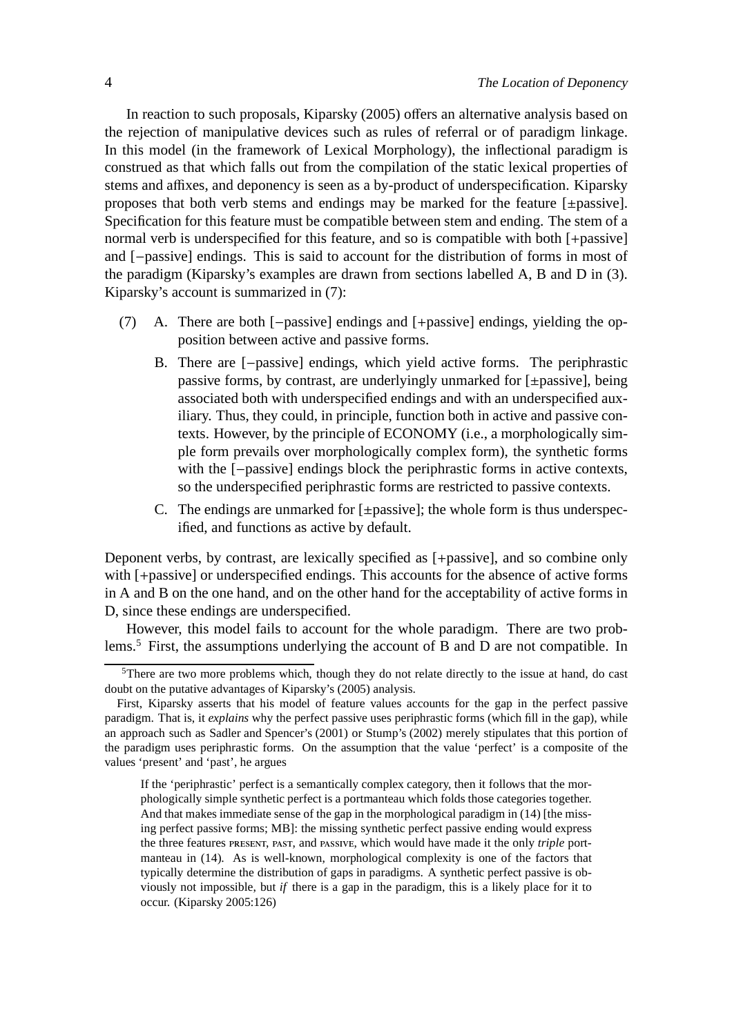In reaction to such proposals, Kiparsky (2005) offers an alternative analysis based on the rejection of manipulative devices such as rules of referral or of paradigm linkage. In this model (in the framework of Lexical Morphology), the inflectional paradigm is construed as that which falls out from the compilation of the static lexical properties of stems and affixes, and deponency is seen as a by-product of underspecification. Kiparsky proposes that both verb stems and endings may be marked for the feature [±passive]. Specification for this feature must be compatible between stem and ending. The stem of a normal verb is underspecified for this feature, and so is compatible with both [+passive] and [−passive] endings. This is said to account for the distribution of forms in most of the paradigm (Kiparsky's examples are drawn from sections labelled A, B and D in (3). Kiparsky's account is summarized in (7):

(7) A. There are both [−passive] endings and [+passive] endings, yielding the opposition between active and passive forms.

B. There are [−passive] endings, which yield active forms. The periphrastic passive forms, by contrast, are underlyingly unmarked for [±passive], being associated both with underspecified endings and with an underspecified auxiliary. Thus, they could, in principle, function both in active and passive contexts. However, by the principle of ECONOMY (i.e., a morphologically simple form prevails over morphologically complex form), the synthetic forms with the [−passive] endings block the periphrastic forms in active contexts, so the underspecified periphrastic forms are restricted to passive contexts.

C. The endings are unmarked for [±passive]; the whole form is thus underspecified, and functions as active by default.

Deponent verbs, by contrast, are lexically specified as [+passive], and so combine only with [+passive] or underspecified endings. This accounts for the absence of active forms in A and B on the one hand, and on the other hand for the acceptability of active forms in D, since these endings are underspecified.

However, this model fails to account for the whole paradigm. There are two problems.[5] First, the assumptions underlying the account of B and D are not compatible. In

---

[5]There are two more problems which, though they do not relate directly to the issue at hand, do cast doubt on the putative advantages of Kiparsky's (2005) analysis.

First, Kiparsky asserts that his model of feature values accounts for the gap in the perfect passive paradigm. That is, it *explains* why the perfect passive uses periphrastic forms (which fill in the gap), while an approach such as Sadler and Spencer's (2001) or Stump's (2002) merely stipulates that this portion of the paradigm uses periphrastic forms. On the assumption that the value 'perfect' is a composite of the values 'present' and 'past', he argues

> If the 'periphrastic' perfect is a semantically complex category, then it follows that the morphologically simple synthetic perfect is a portmanteau which folds those categories together. And that makes immediate sense of the gap in the morphological paradigm in (14) [the missing perfect passive forms; MB]: the missing synthetic perfect passive ending would express the three features PRESENT, PAST, and PASSIVE, which would have made it the only *triple* portmanteau in (14). As is well-known, morphological complexity is one of the factors that typically determine the distribution of gaps in paradigms. A synthetic perfect passive is obviously not impossible, but *if* there is a gap in the paradigm, this is a likely place for it to occur. (Kiparsky 2005:126)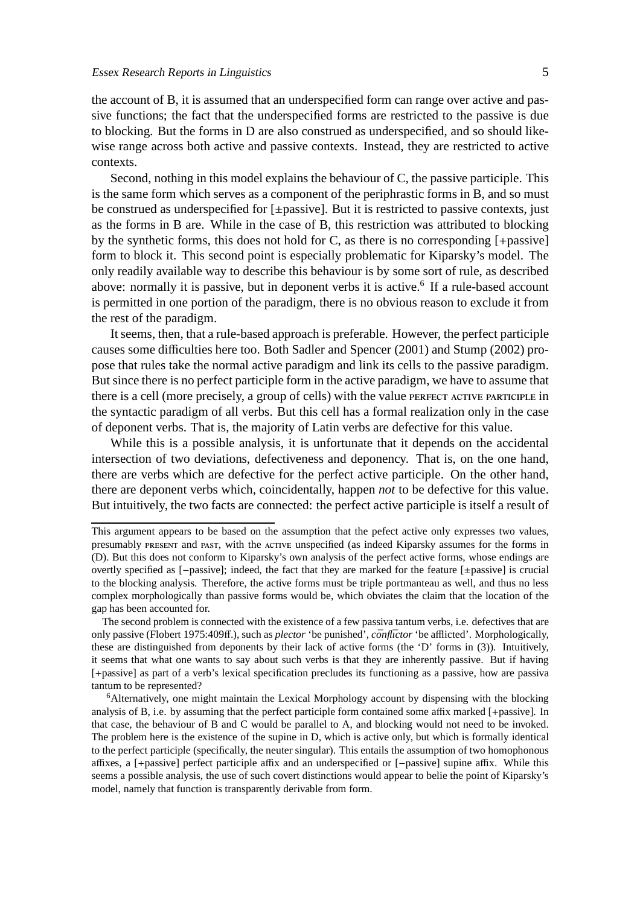the account of B, it is assumed that an underspecified form can range over active and passive functions; the fact that the underspecified forms are restricted to the passive is due to blocking. But the forms in D are also construed as underspecified, and so should likewise range across both active and passive contexts. Instead, they are restricted to active contexts.

Second, nothing in this model explains the behaviour of C, the passive participle. This is the same form which serves as a component of the periphrastic forms in B, and so must be construed as underspecified for [±passive]. But it is restricted to passive contexts, just as the forms in B are. While in the case of B, this restriction was attributed to blocking by the synthetic forms, this does not hold for C, as there is no corresponding [+passive] form to block it. This second point is especially problematic for Kiparsky's model. The only readily available way to describe this behaviour is by some sort of rule, as described above: normally it is passive, but in deponent verbs it is active.[6] If a rule-based account is permitted in one portion of the paradigm, there is no obvious reason to exclude it from the rest of the paradigm.

It seems, then, that a rule-based approach is preferable. However, the perfect participle causes some difficulties here too. Both Sadler and Spencer (2001) and Stump (2002) propose that rules take the normal active paradigm and link its cells to the passive paradigm. But since there is no perfect participle form in the active paradigm, we have to assume that there is a cell (more precisely, a group of cells) with the value PERFECT ACTIVE PARTICIPLE in the syntactic paradigm of all verbs. But this cell has a formal realization only in the case of deponent verbs. That is, the majority of Latin verbs are defective for this value.

While this is a possible analysis, it is unfortunate that it depends on the accidental intersection of two deviations, defectiveness and deponency. That is, on the one hand, there are verbs which are defective for the perfect active participle. On the other hand, there are deponent verbs which, coincidentally, happen *not* to be defective for this value. But intuitively, the two facts are connected: the perfect active participle is itself a result of

---

This argument appears to be based on the assumption that the pefect active only expresses two values, presumably PRESENT and PAST, with the ACTIVE unspecified (as indeed Kiparsky assumes for the forms in (D). But this does not conform to Kiparsky's own analysis of the perfect active forms, whose endings are overtly specified as [−passive]; indeed, the fact that they are marked for the feature [±passive] is crucial to the blocking analysis. Therefore, the active forms must be triple portmanteau as well, and thus no less complex morphologically than passive forms would be, which obviates the claim that the location of the gap has been accounted for.

The second problem is connected with the existence of a few passiva tantum verbs, i.e. defectives that are only passive (Flobert 1975:409ff.), such as *plector* 'be punished', *cōnflīctor* 'be afflicted'. Morphologically, these are distinguished from deponents by their lack of active forms (the 'D' forms in (3)). Intuitively, it seems that what one wants to say about such verbs is that they are inherently passive. But if having [+passive] as part of a verb's lexical specification precludes its functioning as a passive, how are passiva tantum to be represented?

[6] Alternatively, one might maintain the Lexical Morphology account by dispensing with the blocking analysis of B, i.e. by assuming that the perfect participle form contained some affix marked [+passive]. In that case, the behaviour of B and C would be parallel to A, and blocking would not need to be invoked. The problem here is the existence of the supine in D, which is active only, but which is formally identical to the perfect participle (specifically, the neuter singular). This entails the assumption of two homophonous affixes, a [+passive] perfect participle affix and an underspecified or [−passive] supine affix. While this seems a possible analysis, the use of such covert distinctions would appear to belie the point of Kiparsky's model, namely that function is transparently derivable from form.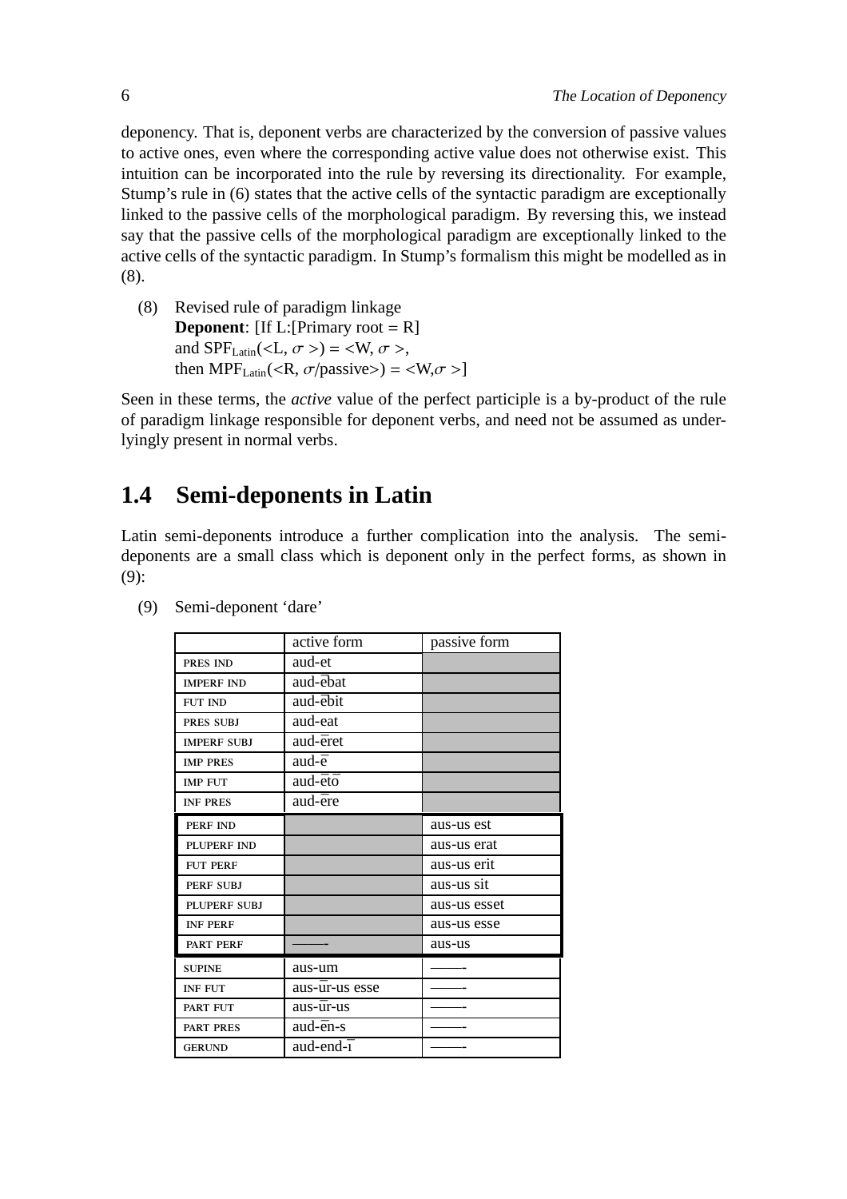deponency. That is, deponent verbs are characterized by the conversion of passive values to active ones, even where the corresponding active value does not otherwise exist. This intuition can be incorporated into the rule by reversing its directionality. For example, Stump's rule in (6) states that the active cells of the syntactic paradigm are exceptionally linked to the passive cells of the morphological paradigm. By reversing this, we instead say that the passive cells of the morphological paradigm are exceptionally linked to the active cells of the syntactic paradigm. In Stump's formalism this might be modelled as in (8).

(8) Revised rule of paradigm linkage
**Deponent**: [If L:[Primary root = R]
and $SPF_{Latin}(<L, \sigma >) = <W, \sigma >$,
then $MPF_{Latin}(<R, \sigma/passive>) = <W, \sigma >$]

Seen in these terms, the *active* value of the perfect participle is a by-product of the rule of paradigm linkage responsible for deponent verbs, and need not be assumed as underlyingly present in normal verbs.

## 1.4 Semi-deponents in Latin

Latin semi-deponents introduce a further complication into the analysis. The semi-deponents are a small class which is deponent only in the perfect forms, as shown in (9):

(9) Semi-deponent 'dare'

| | active form | passive form |
|---|---|---|
| PRES IND | aud-et | |
| IMPERF IND | aud-ēbat | |
| FUT IND | aud-ēbit | |
| PRES SUBJ | aud-eat | |
| IMPERF SUBJ | aud-ēret | |
| IMP PRES | aud-ē | |
| IMP FUT | aud-ētō | |
| INF PRES | aud-ēre | |
| PERF IND | | aus-us est |
| PLUPERF IND | | aus-us erat |
| FUT PERF | | aus-us erit |
| PERF SUBJ | | aus-us sit |
| PLUPERF SUBJ | | aus-us esset |
| INF PERF | | aus-us esse |
| PART PERF | —— | aus-us |
| SUPINE | aus-um | —— |
| INF FUT | aus-ūr-us esse | —— |
| PART FUT | aus-ūr-us | —— |
| PART PRES | aud-ēn-s | —— |
| GERUND | aud-end-ī | —— |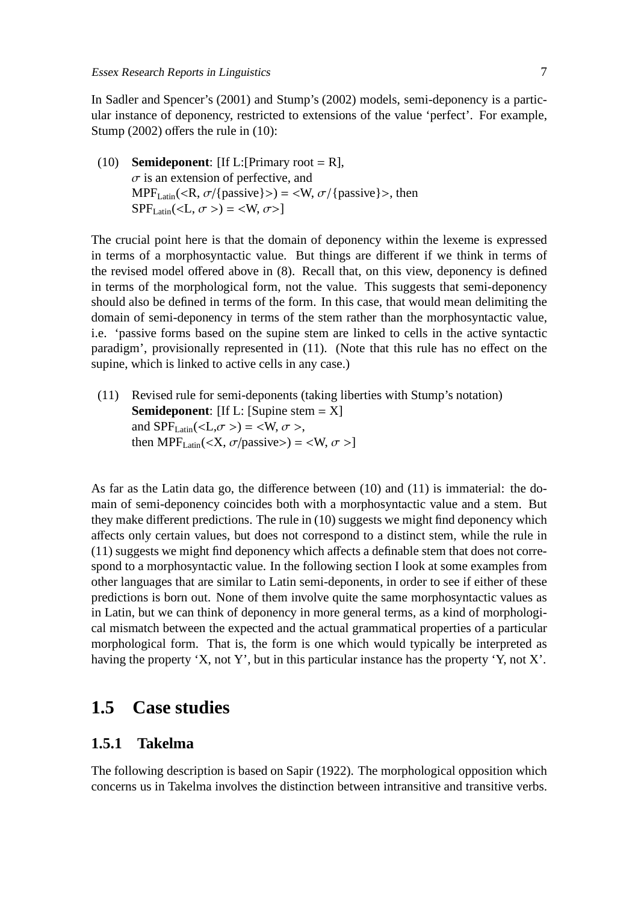In Sadler and Spencer's (2001) and Stump's (2002) models, semi-deponency is a particular instance of deponency, restricted to extensions of the value 'perfect'. For example, Stump (2002) offers the rule in (10):

(10) **Semideponent**: [If L:[Primary root = R],
$\sigma$ is an extension of perfective, and
$\text{MPF}_{\text{Latin}}(<\text{R}, \sigma/\{\text{passive}\}>) = <\text{W}, \sigma/\{\text{passive}\}>$, then
$\text{SPF}_{\text{Latin}}(<\text{L}, \sigma>) = <\text{W}, \sigma>$]

The crucial point here is that the domain of deponency within the lexeme is expressed in terms of a morphosyntactic value. But things are different if we think in terms of the revised model offered above in (8). Recall that, on this view, deponency is defined in terms of the morphological form, not the value. This suggests that semi-deponency should also be defined in terms of the form. In this case, that would mean delimiting the domain of semi-deponency in terms of the stem rather than the morphosyntactic value, i.e. 'passive forms based on the supine stem are linked to cells in the active syntactic paradigm', provisionally represented in (11). (Note that this rule has no effect on the supine, which is linked to active cells in any case.)

(11) Revised rule for semi-deponents (taking liberties with Stump's notation)
**Semideponent**: [If L: [Supine stem = X]
and $\text{SPF}_{\text{Latin}}(<\text{L}, \sigma>) = <\text{W}, \sigma>$,
then $\text{MPF}_{\text{Latin}}(<\text{X}, \sigma/\text{passive}>) = <\text{W}, \sigma>$]

As far as the Latin data go, the difference between (10) and (11) is immaterial: the domain of semi-deponency coincides both with a morphosyntactic value and a stem. But they make different predictions. The rule in (10) suggests we might find deponency which affects only certain values, but does not correspond to a distinct stem, while the rule in (11) suggests we might find deponency which affects a definable stem that does not correspond to a morphosyntactic value. In the following section I look at some examples from other languages that are similar to Latin semi-deponents, in order to see if either of these predictions is born out. None of them involve quite the same morphosyntactic values as in Latin, but we can think of deponency in more general terms, as a kind of morphological mismatch between the expected and the actual grammatical properties of a particular morphological form. That is, the form is one which would typically be interpreted as having the property 'X, not Y', but in this particular instance has the property 'Y, not X'.

## 1.5 Case studies

### 1.5.1 Takelma

The following description is based on Sapir (1922). The morphological opposition which concerns us in Takelma involves the distinction between intransitive and transitive verbs.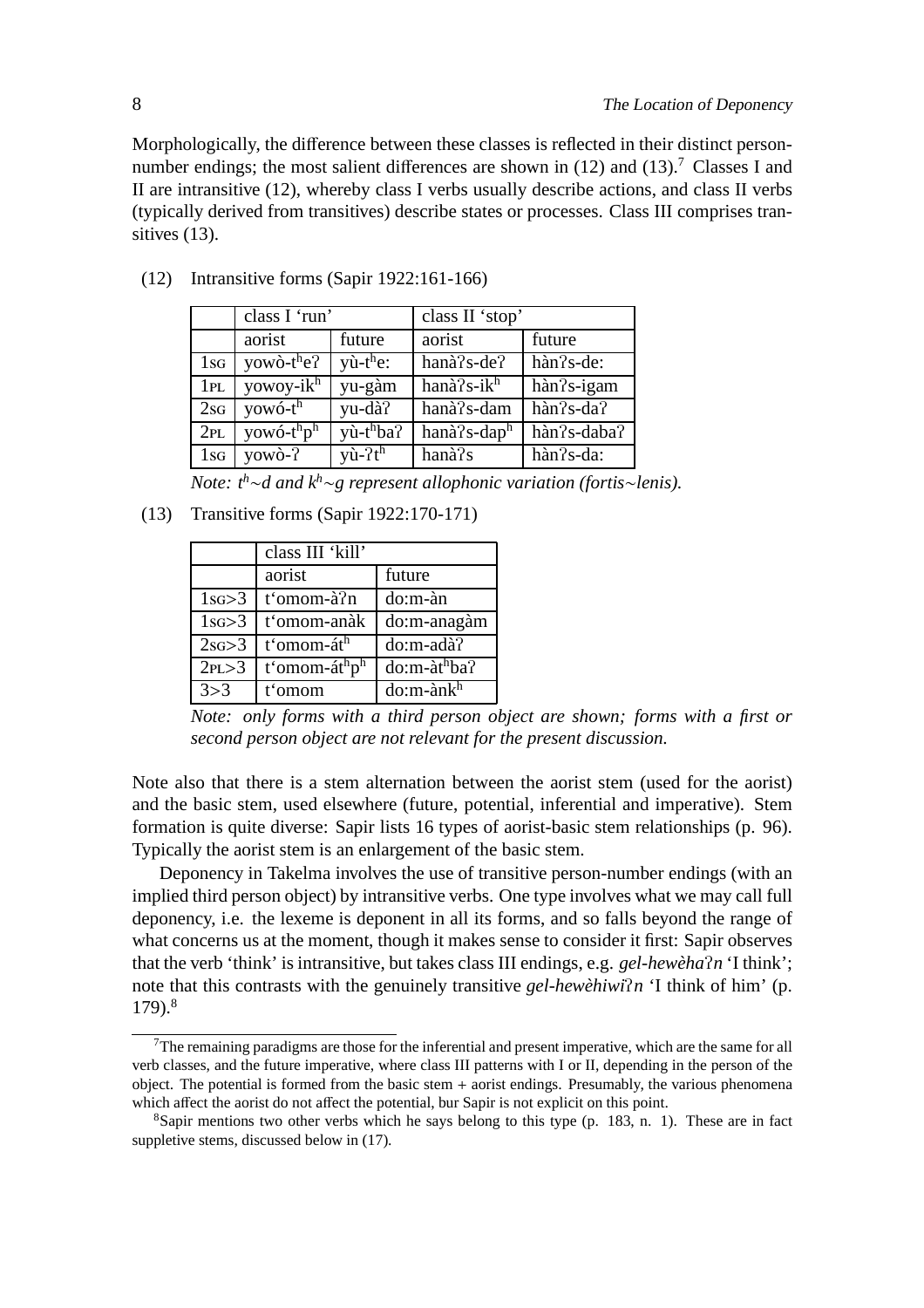Morphologically, the difference between these classes is reflected in their distinct person-number endings; the most salient differences are shown in (12) and (13).[7] Classes I and II are intransitive (12), whereby class I verbs usually describe actions, and class II verbs (typically derived from transitives) describe states or processes. Class III comprises transitives (13).

(12) Intransitive forms (Sapir 1922:161-166)

| | class I 'run' | | class II 'stop' | |
|---|---|---|---|---|
| | aorist | future | aorist | future |
| 1SG | yowò-tʰeʔ | yù-tʰe: | hanàʔs-deʔ | hànʔs-de: |
| 1PL | yowoy-ikʰ | yu-gàm | hanàʔs-ikʰ | hànʔs-igam |
| 2SG | yowó-tʰ | yu-dàʔ | hanàʔs-dam | hànʔs-daʔ |
| 2PL | yowó-tʰpʰ | yù-tʰbaʔ | hanàʔs-dapʰ | hànʔs-dabaʔ |
| 1SG | yowò-ʔ | yù-ʔtʰ | hanàʔs | hànʔs-da: |

*Note: tʰ∼d and kʰ∼g represent allophonic variation (fortis∼lenis).*

(13) Transitive forms (Sapir 1922:170-171)

| | class III 'kill' | |
|---|---|---|
| | aorist | future |
| 1SG>3 | t'omom-àʔn | do:m-àn |
| 1SG>3 | t'omom-anàk | do:m-anagàm |
| 2SG>3 | t'omom-átʰ | do:m-adàʔ |
| 2PL>3 | t'omom-átʰpʰ | do:m-àtʰbaʔ |
| 3>3 | t'omom | do:m-ànkʰ |

*Note: only forms with a third person object are shown; forms with a first or second person object are not relevant for the present discussion.*

Note also that there is a stem alternation between the aorist stem (used for the aorist) and the basic stem, used elsewhere (future, potential, inferential and imperative). Stem formation is quite diverse: Sapir lists 16 types of aorist-basic stem relationships (p. 96). Typically the aorist stem is an enlargement of the basic stem.

Deponency in Takelma involves the use of transitive person-number endings (with an implied third person object) by intransitive verbs. One type involves what we may call full deponency, i.e. the lexeme is deponent in all its forms, and so falls beyond the range of what concerns us at the moment, though it makes sense to consider it first: Sapir observes that the verb 'think' is intransitive, but takes class III endings, e.g. *gel-hewèhaʔn* 'I think'; note that this contrasts with the genuinely transitive *gel-hewèhiwiʔn* 'I think of him' (p. 179).[8]

---

[7] The remaining paradigms are those for the inferential and present imperative, which are the same for all verb classes, and the future imperative, where class III patterns with I or II, depending in the person of the object. The potential is formed from the basic stem + aorist endings. Presumably, the various phenomena which affect the aorist do not affect the potential, bur Sapir is not explicit on this point.

[8] Sapir mentions two other verbs which he says belong to this type (p. 183, n. 1). These are in fact suppletive stems, discussed below in (17).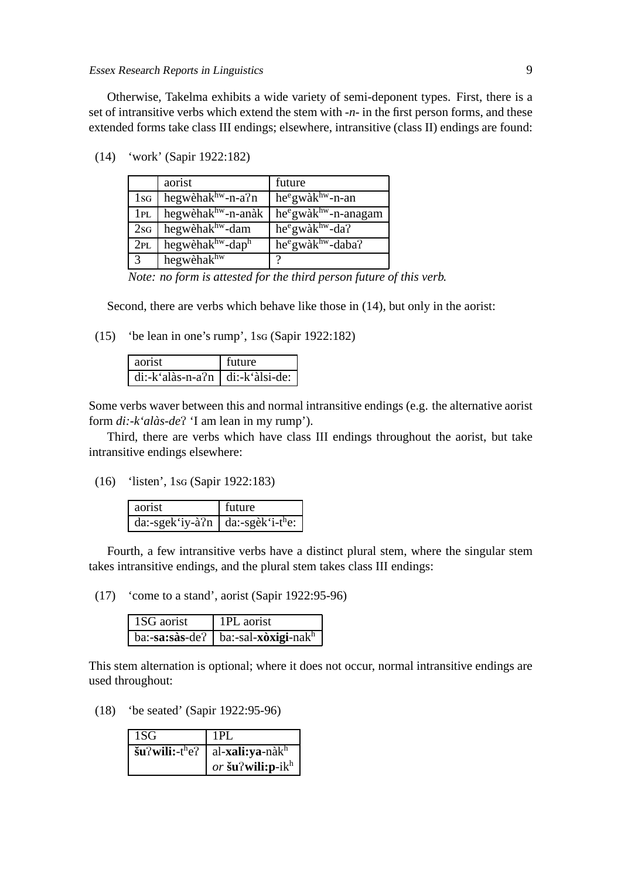Otherwise, Takelma exhibits a wide variety of semi-deponent types. First, there is a set of intransitive verbs which extend the stem with *-n-* in the first person forms, and these extended forms take class III endings; elsewhere, intransitive (class II) endings are found:

(14) 'work' (Sapir 1922:182)

| | aorist | future |
|---|---|---|
| 1SG | hegwèhak$^{hw}$-n-aʔn | he$^{e}$gwàk$^{hw}$-n-an |
| 1PL | hegwèhak$^{hw}$-n-anàk | he$^{e}$gwàk$^{hw}$-n-anagam |
| 2SG | hegwèhak$^{hw}$-dam | he$^{e}$gwàk$^{hw}$-daʔ |
| 2PL | hegwèhak$^{hw}$-dap$^{h}$ | he$^{e}$gwàk$^{hw}$-dabaʔ |
| 3 | hegwèhak$^{hw}$ | ? |

*Note: no form is attested for the third person future of this verb.*

Second, there are verbs which behave like those in (14), but only in the aorist:

(15) 'be lean in one's rump', 1SG (Sapir 1922:182)

| aorist | future |
|---|---|
| di:-k'alàs-n-aʔn | di:-k'àlsi-de: |

Some verbs waver between this and normal intransitive endings (e.g. the alternative aorist form *di:-k'alàs-de*ʔ 'I am lean in my rump').

Third, there are verbs which have class III endings throughout the aorist, but take intransitive endings elsewhere:

(16) 'listen', 1SG (Sapir 1922:183)

| aorist | future |
|---|---|
| da:-sgek'iy-àʔn | da:-sgèk'i-t$^{h}$e: |

Fourth, a few intransitive verbs have a distinct plural stem, where the singular stem takes intransitive endings, and the plural stem takes class III endings:

(17) 'come to a stand', aorist (Sapir 1922:95-96)

| 1SG aorist | 1PL aorist |
|---|---|
| ba:-**sa:sàs**-deʔ | ba:-sal-**xòxigi**-nak$^{h}$ |

This stem alternation is optional; where it does not occur, normal intransitive endings are used throughout:

(18) 'be seated' (Sapir 1922:95-96)

| 1SG | 1PL |
|---|---|
| **šu**ʔ**wili:**-t$^{h}$eʔ | al-**xali:ya**-nàk$^{h}$ *or* **šu**ʔ**wili:p**-ik$^{h}$ |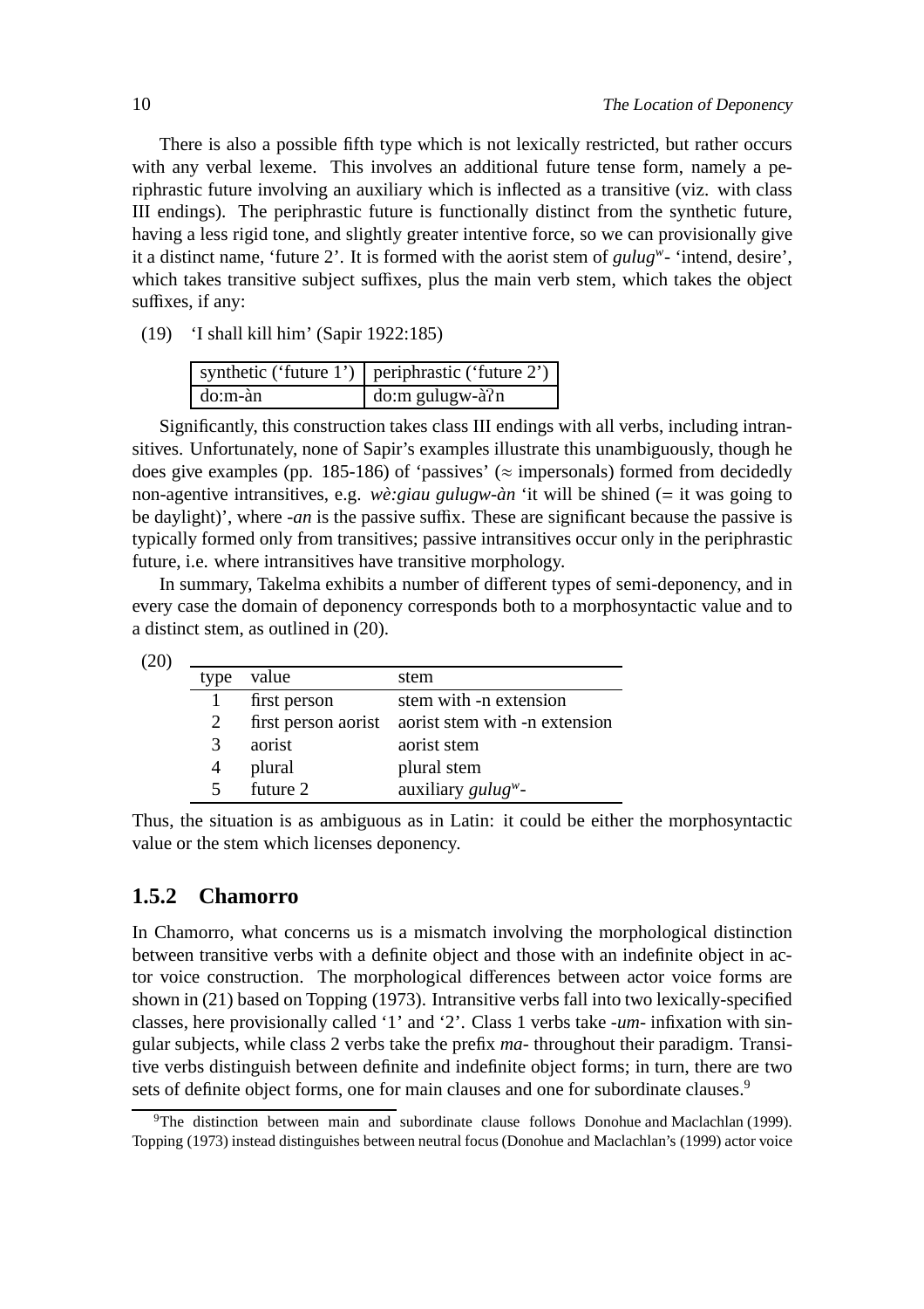There is also a possible fifth type which is not lexically restricted, but rather occurs with any verbal lexeme. This involves an additional future tense form, namely a periphrastic future involving an auxiliary which is inflected as a transitive (viz. with class III endings). The periphrastic future is functionally distinct from the synthetic future, having a less rigid tone, and slightly greater intentive force, so we can provisionally give it a distinct name, 'future 2'. It is formed with the aorist stem of *gulugʷ-* 'intend, desire', which takes transitive subject suffixes, plus the main verb stem, which takes the object suffixes, if any:

(19) 'I shall kill him' (Sapir 1922:185)

| synthetic ('future 1') | periphrastic ('future 2') |
|---|---|
| do:m-àn | do:m gulugw-àʔn |

Significantly, this construction takes class III endings with all verbs, including intransitives. Unfortunately, none of Sapir's examples illustrate this unambiguously, though he does give examples (pp. 185-186) of 'passives' (≈ impersonals) formed from decidedly non-agentive intransitives, e.g. *wè:giau gulugw-àn* 'it will be shined (= it was going to be daylight)', where *-an* is the passive suffix. These are significant because the passive is typically formed only from transitives; passive intransitives occur only in the periphrastic future, i.e. where intransitives have transitive morphology.

In summary, Takelma exhibits a number of different types of semi-deponency, and in every case the domain of deponency corresponds both to a morphosyntactic value and to a distinct stem, as outlined in (20).

(20)

| type | value | stem |
|---|---|---|
| 1 | first person | stem with -n extension |
| 2 | first person aorist | aorist stem with -n extension |
| 3 | aorist | aorist stem |
| 4 | plural | plural stem |
| 5 | future 2 | auxiliary *gulugʷ-* |

Thus, the situation is as ambiguous as in Latin: it could be either the morphosyntactic value or the stem which licenses deponency.

### 1.5.2 Chamorro

In Chamorro, what concerns us is a mismatch involving the morphological distinction between transitive verbs with a definite object and those with an indefinite object in actor voice construction. The morphological differences between actor voice forms are shown in (21) based on Topping (1973). Intransitive verbs fall into two lexically-specified classes, here provisionally called '1' and '2'. Class 1 verbs take *-um-* infixation with singular subjects, while class 2 verbs take the prefix *ma-* throughout their paradigm. Transitive verbs distinguish between definite and indefinite object forms; in turn, there are two sets of definite object forms, one for main clauses and one for subordinate clauses.[9]

[9]The distinction between main and subordinate clause follows Donohue and Maclachlan (1999). Topping (1973) instead distinguishes between neutral focus (Donohue and Maclachlan's (1999) actor voice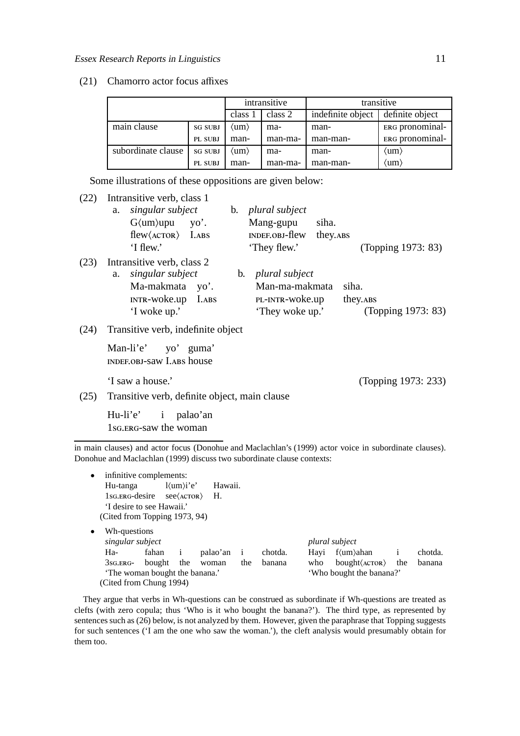(21) Chamorro actor focus affixes

| | | intransitive | | transitive | |
|---|---|---|---|---|---|
| | | class 1 | class 2 | indefinite object | definite object |
| main clause | SG SUBJ | ⟨um⟩ | ma- | man- | ERG pronominal- |
| | PL SUBJ | man- | man-ma- | man-man- | ERG pronominal- |
| subordinate clause | SG SUBJ | ⟨um⟩ | ma- | man- | ⟨um⟩ |
| | PL SUBJ | man- | man-ma- | man-man- | ⟨um⟩ |

Some illustrations of these oppositions are given below:

(22) Intransitive verb, class 1

a. *singular subject*
G⟨um⟩upu yo'.
flew⟨ACTOR⟩ I.ABS
'I flew.'

b. *plural subject*
Mang-gupu siha.
INDEF.OBJ-flew they.ABS
'They flew.' (Topping 1973: 83)

(23) Intransitive verb, class 2

a. *singular subject*
Ma-makmata yo'.
INTR-woke.up I.ABS
'I woke up.'

b. *plural subject*
Man-ma-makmata siha.
PL-INTR-woke.up they.ABS
'They woke up.' (Topping 1973: 83)

(24) Transitive verb, indefinite object

Man-li'e' yo' guma'
INDEF.OBJ-saw I.ABS house

'I saw a house.' (Topping 1973: 233)

(25) Transitive verb, definite object, main clause

Hu-li'e' i palao'an
1SG.ERG-saw the woman

---

in main clauses) and actor focus (Donohue and Maclachlan's (1999) actor voice in subordinate clauses). Donohue and Maclachlan (1999) discuss two subordinate clause contexts:

- infinitive complements:
  Hu-tanga l⟨um⟩i'e' Hawaii.
  1SG.ERG-desire see⟨ACTOR⟩ H.
  'I desire to see Hawaii.'
  (Cited from Topping 1973, 94)

- Wh-questions
  *singular subject*
  Ha- fahan i palao'an i chotda.
  3SG.ERG- bought the woman the banana
  'The woman bought the banana.'
  (Cited from Chung 1994)

  *plural subject*
  Hayi f⟨um⟩ahan i chotda.
  who bought⟨ACTOR⟩ the banana
  'Who bought the banana?'

They argue that verbs in Wh-questions can be construed as subordinate if Wh-questions are treated as clefts (with zero copula; thus 'Who is it who bought the banana?'). The third type, as represented by sentences such as (26) below, is not analyzed by them. However, given the paraphrase that Topping suggests for such sentences ('I am the one who saw the woman.'), the cleft analysis would presumably obtain for them too.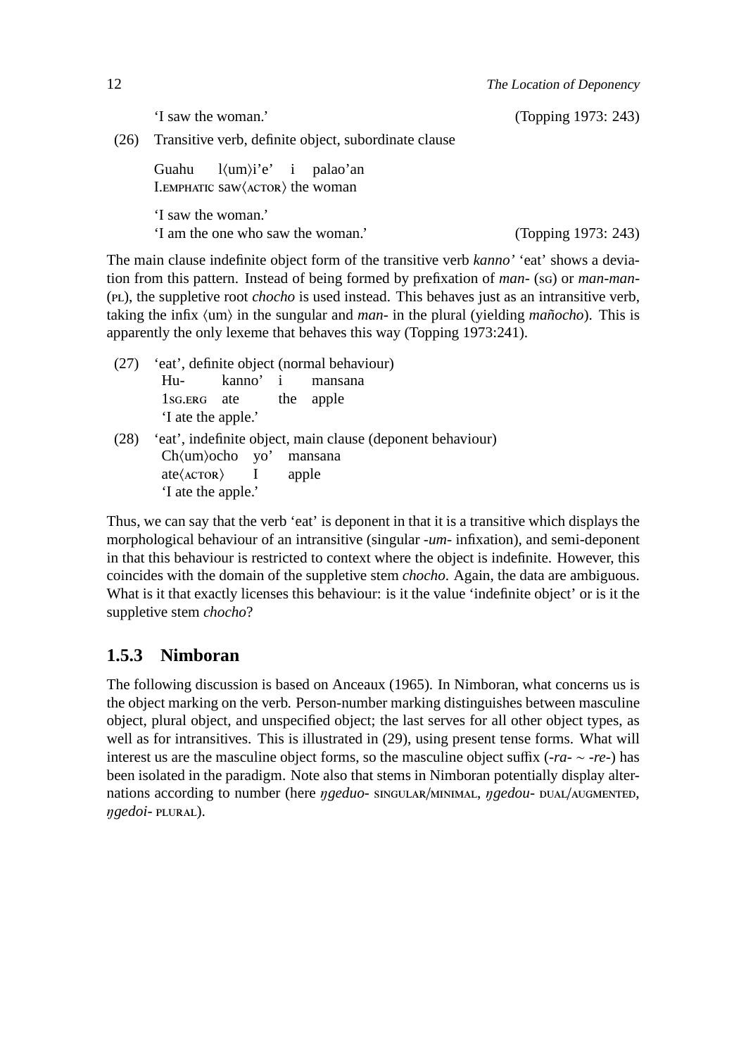'I saw the woman.' (Topping 1973: 243)

(26) Transitive verb, definite object, subordinate clause

Guahu l⟨um⟩i'e' i palao'an
I.EMPHATIC saw⟨ACTOR⟩ the woman

'I saw the woman.'
'I am the one who saw the woman.' (Topping 1973: 243)

The main clause indefinite object form of the transitive verb *kanno'* 'eat' shows a deviation from this pattern. Instead of being formed by prefixation of *man-* (SG) or *man-man-* (PL), the suppletive root *chocho* is used instead. This behaves just as an intransitive verb, taking the infix ⟨um⟩ in the sungular and *man-* in the plural (yielding *mañocho*). This is apparently the only lexeme that behaves this way (Topping 1973:241).

(27) 'eat', definite object (normal behaviour)
Hu- kanno' i mansana
1SG.ERG ate the apple
'I ate the apple.'

(28) 'eat', indefinite object, main clause (deponent behaviour)
Ch⟨um⟩ocho yo' mansana
ate⟨ACTOR⟩ I apple
'I ate the apple.'

Thus, we can say that the verb 'eat' is deponent in that it is a transitive which displays the morphological behaviour of an intransitive (singular *-um-* infixation), and semi-deponent in that this behaviour is restricted to context where the object is indefinite. However, this coincides with the domain of the suppletive stem *chocho*. Again, the data are ambiguous. What is it that exactly licenses this behaviour: is it the value 'indefinite object' or is it the suppletive stem *chocho*?

### 1.5.3 Nimboran

The following discussion is based on Anceaux (1965). In Nimboran, what concerns us is the object marking on the verb. Person-number marking distinguishes between masculine object, plural object, and unspecified object; the last serves for all other object types, as well as for intransitives. This is illustrated in (29), using present tense forms. What will interest us are the masculine object forms, so the masculine object suffix (*-ra-* ~ *-re-*) has been isolated in the paradigm. Note also that stems in Nimboran potentially display alternations according to number (here *ŋgeduo-* SINGULAR/MINIMAL, *ŋgedou-* DUAL/AUGMENTED, *ŋgedoi-* PLURAL).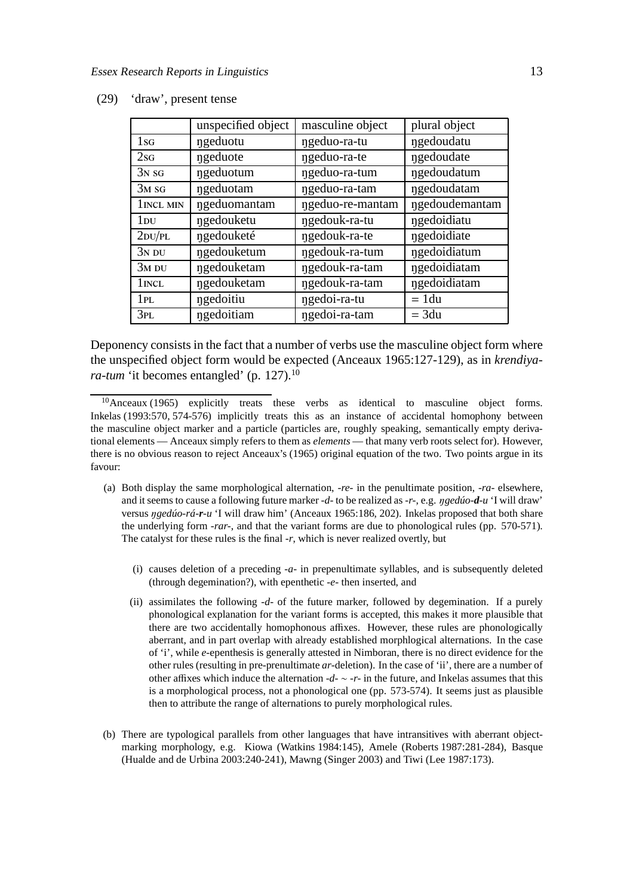(29) 'draw', present tense

| | unspecified object | masculine object | plural object |
|---|---|---|---|
| 1SG | ŋgeduotu | ŋgeduo-ra-tu | ŋgedoudatu |
| 2SG | ŋgeduote | ŋgeduo-ra-te | ŋgedoudate |
| 3N SG | ŋgeduotum | ŋgeduo-ra-tum | ŋgedoudatum |
| 3M SG | ŋgeduotam | ŋgeduo-ra-tam | ŋgedoudatam |
| 1INCL MIN | ŋgeduomantam | ŋgeduo-re-mantam | ŋgedoudemantam |
| 1DU | ŋgedouketu | ŋgedouk-ra-tu | ŋgedoidiatu |
| 2DU/PL | ŋgedouketé | ŋgedouk-ra-te | ŋgedoidiate |
| 3N DU | ŋgedouketum | ŋgedouk-ra-tum | ŋgedoidiatum |
| 3M DU | ŋgedouketam | ŋgedouk-ra-tam | ŋgedoidiatam |
| 1INCL | ŋgedouketam | ŋgedouk-ra-tam | ŋgedoidiatam |
| 1PL | ŋgedoitiu | ŋgedoi-ra-tu | = 1du |
| 3PL | ŋgedoitiam | ŋgedoi-ra-tam | = 3du |

Deponency consists in the fact that a number of verbs use the masculine object form where the unspecified object form would be expected (Anceaux 1965:127-129), as in *krendiya-ra-tum* 'it becomes entangled' (p. 127).[10]

[10] Anceaux (1965) explicitly treats these verbs as identical to masculine object forms. Inkelas (1993:570, 574-576) implicitly treats this as an instance of accidental homophony between the masculine object marker and a particle (particles are, roughly speaking, semantically empty derivational elements — Anceaux simply refers to them as *elements* — that many verb roots select for). However, there is no obvious reason to reject Anceaux's (1965) original equation of the two. Two points argue in its favour:

(a) Both display the same morphological alternation, *-re-* in the penultimate position, *-ra-* elsewhere, and it seems to cause a following future marker *-d-* to be realized as *-r-*, e.g. *ŋgedúo-**d**-u* 'I will draw' versus *ŋgedúo-rá-**r**-u* 'I will draw him' (Anceaux 1965:186, 202). Inkelas proposed that both share the underlying form *-rar-*, and that the variant forms are due to phonological rules (pp. 570-571). The catalyst for these rules is the final *-r*, which is never realized overtly, but

(i) causes deletion of a preceding *-a-* in prepenultimate syllables, and is subsequently deleted (through degemination?), with epenthetic *-e-* then inserted, and

(ii) assimilates the following *-d-* of the future marker, followed by degemination. If a purely phonological explanation for the variant forms is accepted, this makes it more plausible that there are two accidentally homophonous affixes. However, these rules are phonologically aberrant, and in part overlap with already established morphlogical alternations. In the case of 'i', while *e*-epenthesis is generally attested in Nimboran, there is no direct evidence for the other rules (resulting in pre-prenultimate *ar*-deletion). In the case of 'ii', there are a number of other affixes which induce the alternation *-d-* ~ *-r-* in the future, and Inkelas assumes that this is a morphological process, not a phonological one (pp. 573-574). It seems just as plausible then to attribute the range of alternations to purely morphological rules.

(b) There are typological parallels from other languages that have intransitives with aberrant object-marking morphology, e.g. Kiowa (Watkins 1984:145), Amele (Roberts 1987:281-284), Basque (Hualde and de Urbina 2003:240-241), Mawng (Singer 2003) and Tiwi (Lee 1987:173).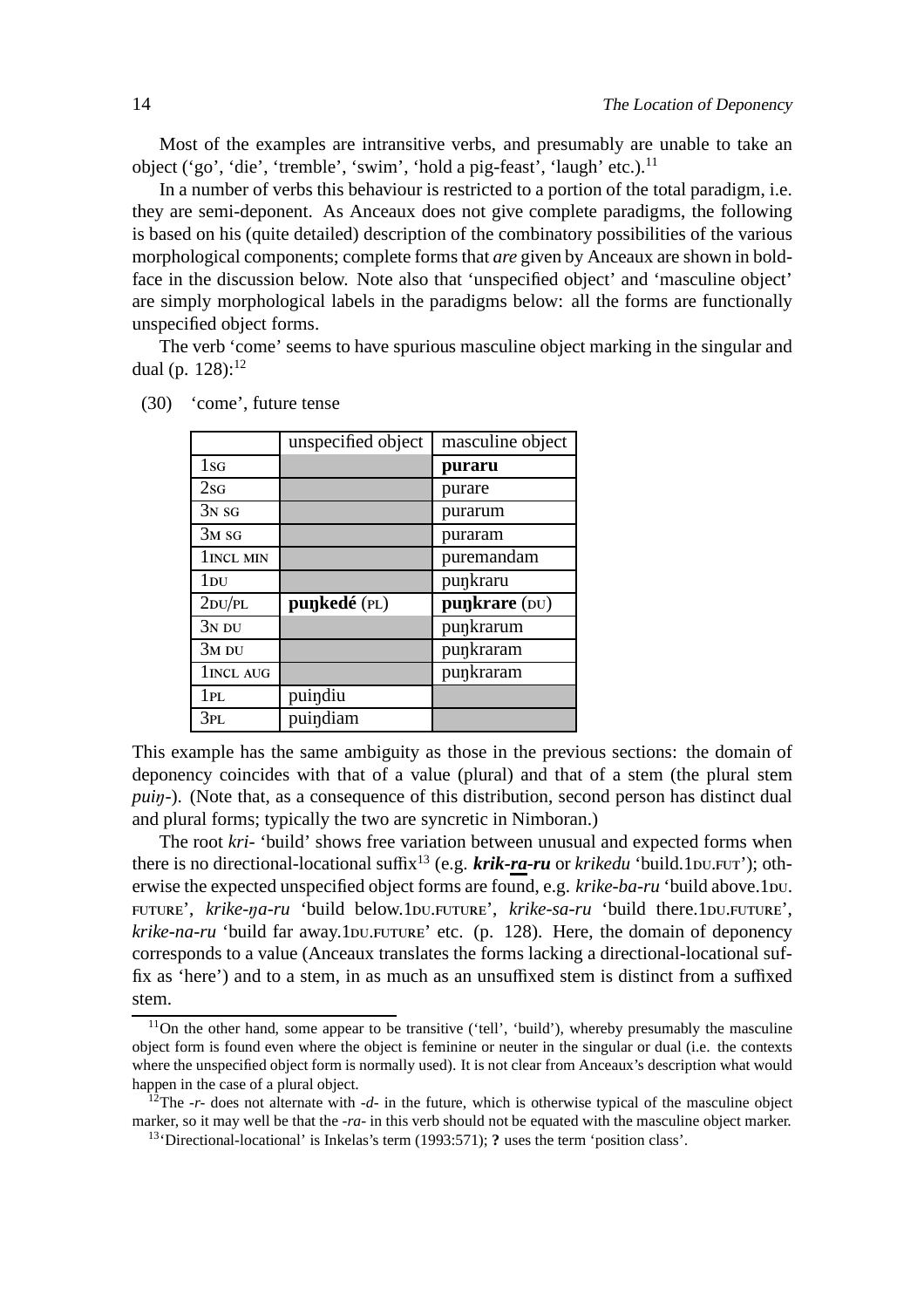Most of the examples are intransitive verbs, and presumably are unable to take an object ('go', 'die', 'tremble', 'swim', 'hold a pig-feast', 'laugh' etc.).[11]

In a number of verbs this behaviour is restricted to a portion of the total paradigm, i.e. they are semi-deponent. As Anceaux does not give complete paradigms, the following is based on his (quite detailed) description of the combinatory possibilities of the various morphological components; complete forms that *are* given by Anceaux are shown in boldface in the discussion below. Note also that 'unspecified object' and 'masculine object' are simply morphological labels in the paradigms below: all the forms are functionally unspecified object forms.

The verb 'come' seems to have spurious masculine object marking in the singular and dual (p. 128):[12]

(30) 'come', future tense

| | unspecified object | masculine object |
|---|---|---|
| 1SG | | **puraru** |
| 2SG | | purare |
| 3N SG | | purarum |
| 3M SG | | puraram |
| 1INCL MIN | | puremandam |
| 1DU | | puŋkraru |
| 2DU/PL | **puŋkedé** (PL) | **puŋkrare** (DU) |
| 3N DU | | puŋkrarum |
| 3M DU | | puŋkraram |
| 1INCL AUG | | puŋkraram |
| 1PL | puiŋdiu | |
| 3PL | puiŋdiam | |

This example has the same ambiguity as those in the previous sections: the domain of deponency coincides with that of a value (plural) and that of a stem (the plural stem *puiŋ-*). (Note that, as a consequence of this distribution, second person has distinct dual and plural forms; typically the two are syncretic in Nimboran.)

The root *kri-* 'build' shows free variation between unusual and expected forms when there is no directional-locational suffix[13] (e.g. ***krik-ra-ru*** or *krikedu* 'build.1DU.FUT'); otherwise the expected unspecified object forms are found, e.g. *krike-ba-ru* 'build above.1DU.FUTURE', *krike-ŋa-ru* 'build below.1DU.FUTURE', *krike-sa-ru* 'build there.1DU.FUTURE', *krike-na-ru* 'build far away.1DU.FUTURE' etc. (p. 128). Here, the domain of deponency corresponds to a value (Anceaux translates the forms lacking a directional-locational suffix as 'here') and to a stem, in as much as an unsuffixed stem is distinct from a suffixed stem.

---

[11] On the other hand, some appear to be transitive ('tell', 'build'), whereby presumably the masculine object form is found even where the object is feminine or neuter in the singular or dual (i.e. the contexts where the unspecified object form is normally used). It is not clear from Anceaux's description what would happen in the case of a plural object.

[12] The *-r-* does not alternate with *-d-* in the future, which is otherwise typical of the masculine object marker, so it may well be that the *-ra-* in this verb should not be equated with the masculine object marker.

[13] 'Directional-locational' is Inkelas's term (1993:571); **?** uses the term 'position class'.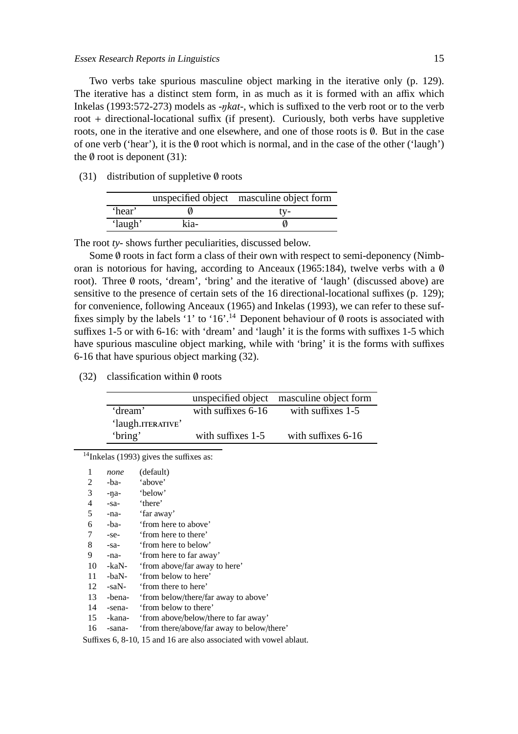Two verbs take spurious masculine object marking in the iterative only (p. 129). The iterative has a distinct stem form, in as much as it is formed with an affix which Inkelas (1993:572-273) models as -*ŋkat*-, which is suffixed to the verb root or to the verb root + directional-locational suffix (if present). Curiously, both verbs have suppletive roots, one in the iterative and one elsewhere, and one of those roots is ∅. But in the case of one verb ('hear'), it is the ∅ root which is normal, and in the case of the other ('laugh') the ∅ root is deponent (31):

(31) distribution of suppletive ∅ roots

| | unspecified object | masculine object form |
|---|---|---|
| 'hear' | ∅ | ty- |
| 'laugh' | kia- | ∅ |

The root *ty*- shows further peculiarities, discussed below.

Some ∅ roots in fact form a class of their own with respect to semi-deponency (Nimboran is notorious for having, according to Anceaux (1965:184), twelve verbs with a ∅ root). Three ∅ roots, 'dream', 'bring' and the iterative of 'laugh' (discussed above) are sensitive to the presence of certain sets of the 16 directional-locational suffixes (p. 129); for convenience, following Anceaux (1965) and Inkelas (1993), we can refer to these suffixes simply by the labels '1' to '16'.[14] Deponent behaviour of ∅ roots is associated with suffixes 1-5 or with 6-16: with 'dream' and 'laugh' it is the forms with suffixes 1-5 which have spurious masculine object marking, while with 'bring' it is the forms with suffixes 6-16 that have spurious object marking (32).

(32) classification within ∅ roots

| | unspecified object | masculine object form |
|---|---|---|
| 'dream' 'laugh.ITERATIVE' | with suffixes 6-16 | with suffixes 1-5 |
| 'bring' | with suffixes 1-5 | with suffixes 6-16 |

[14]Inkelas (1993) gives the suffixes as:

| | | |
|---|---|---|
| 1 | *none* | (default) |
| 2 | -ba- | 'above' |
| 3 | -ŋa- | 'below' |
| 4 | -sa- | 'there' |
| 5 | -na- | 'far away' |
| 6 | -ba- | 'from here to above' |
| 7 | -se- | 'from here to there' |
| 8 | -sa- | 'from here to below' |
| 9 | -na- | 'from here to far away' |
| 10 | -kaN- | 'from above/far away to here' |
| 11 | -baN- | 'from below to here' |
| 12 | -saN- | 'from there to here' |
| 13 | -bena- | 'from below/there/far away to above' |
| 14 | -sena- | 'from below to there' |
| 15 | -kana- | 'from above/below/there to far away' |
| 16 | -sana- | 'from there/above/far away to below/there' |

Suffixes 6, 8-10, 15 and 16 are also associated with vowel ablaut.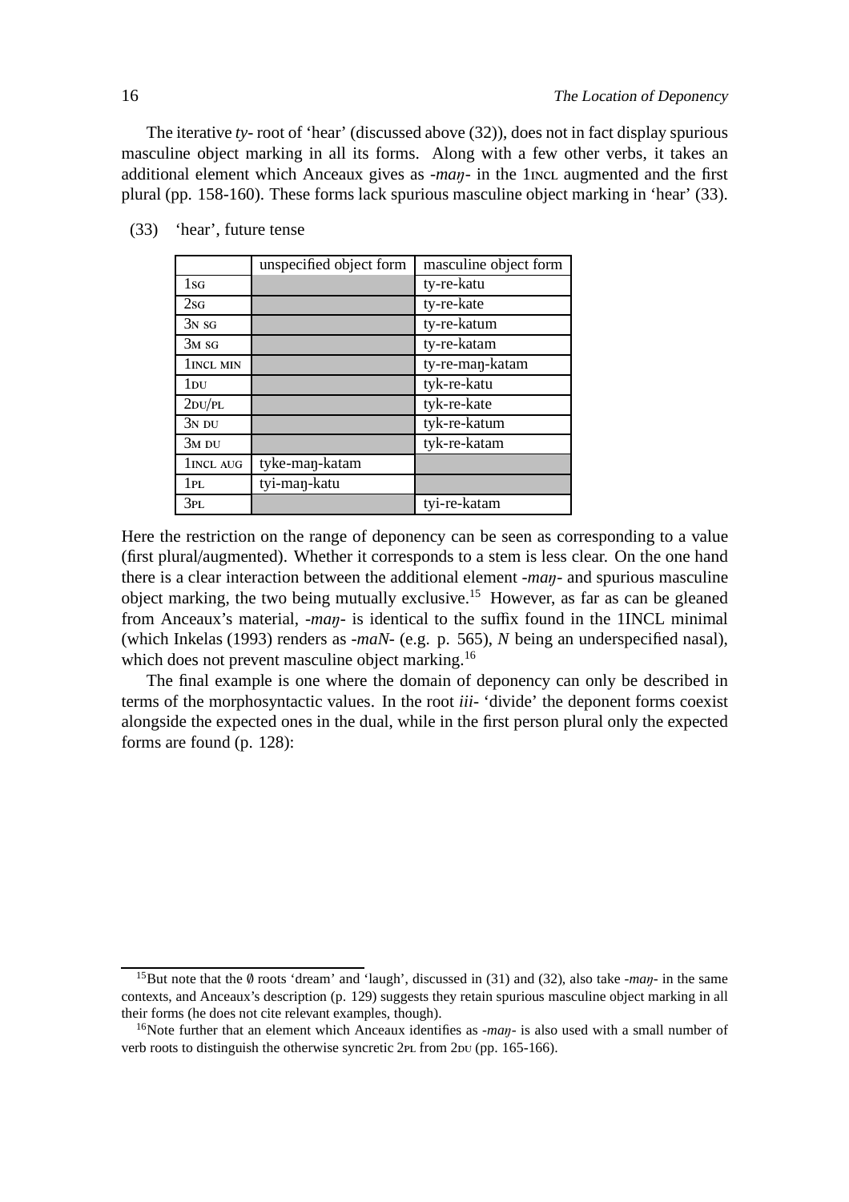The iterative *ty-* root of 'hear' (discussed above (32)), does not in fact display spurious masculine object marking in all its forms. Along with a few other verbs, it takes an additional element which Anceaux gives as *-maŋ-* in the 1INCL augmented and the first plural (pp. 158-160). These forms lack spurious masculine object marking in 'hear' (33).

(33) 'hear', future tense

| | unspecified object form | masculine object form |
|---|---|---|
| 1SG | | ty-re-katu |
| 2SG | | ty-re-kate |
| 3N SG | | ty-re-katum |
| 3M SG | | ty-re-katam |
| 1INCL MIN | | ty-re-maŋ-katam |
| 1DU | | tyk-re-katu |
| 2DU/PL | | tyk-re-kate |
| 3N DU | | tyk-re-katum |
| 3M DU | | tyk-re-katam |
| 1INCL AUG | tyke-maŋ-katam | |
| 1PL | tyi-maŋ-katu | |
| 3PL | | tyi-re-katam |

Here the restriction on the range of deponency can be seen as corresponding to a value (first plural/augmented). Whether it corresponds to a stem is less clear. On the one hand there is a clear interaction between the additional element *-maŋ-* and spurious masculine object marking, the two being mutually exclusive.[15] However, as far as can be gleaned from Anceaux's material, *-maŋ-* is identical to the suffix found in the 1INCL minimal (which Inkelas (1993) renders as *-maN-* (e.g. p. 565), *N* being an underspecified nasal), which does not prevent masculine object marking.[16]

The final example is one where the domain of deponency can only be described in terms of the morphosyntactic values. In the root *iii-* 'divide' the deponent forms coexist alongside the expected ones in the dual, while in the first person plural only the expected forms are found (p. 128):

[15] But note that the ∅ roots 'dream' and 'laugh', discussed in (31) and (32), also take *-maŋ-* in the same contexts, and Anceaux's description (p. 129) suggests they retain spurious masculine object marking in all their forms (he does not cite relevant examples, though).

[16] Note further that an element which Anceaux identifies as *-maŋ-* is also used with a small number of verb roots to distinguish the otherwise syncretic 2PL from 2DU (pp. 165-166).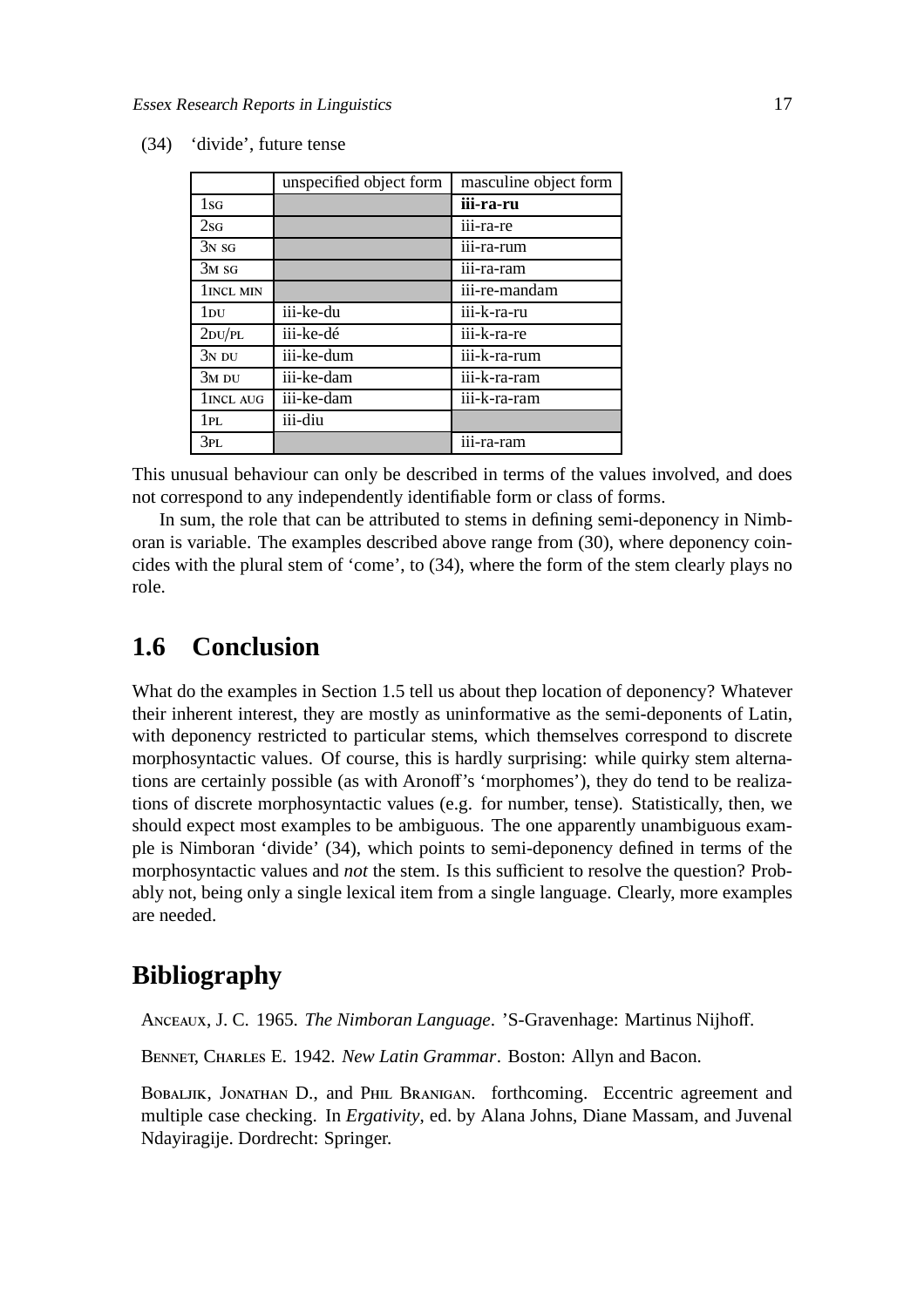(34) 'divide', future tense

| | unspecified object form | masculine object form |
|---|---|---|
| 1SG | | **iii-ra-ru** |
| 2SG | | iii-ra-re |
| 3N SG | | iii-ra-rum |
| 3M SG | | iii-ra-ram |
| 1INCL MIN | | iii-re-mandam |
| 1DU | iii-ke-du | iii-k-ra-ru |
| 2DU/PL | iii-ke-dé | iii-k-ra-re |
| 3N DU | iii-ke-dum | iii-k-ra-rum |
| 3M DU | iii-ke-dam | iii-k-ra-ram |
| 1INCL AUG | iii-ke-dam | iii-k-ra-ram |
| 1PL | iii-diu | |
| 3PL | | iii-ra-ram |

This unusual behaviour can only be described in terms of the values involved, and does not correspond to any independently identifiable form or class of forms.

In sum, the role that can be attributed to stems in defining semi-deponency in Nimboran is variable. The examples described above range from (30), where deponency coincides with the plural stem of 'come', to (34), where the form of the stem clearly plays no role.

## 1.6 Conclusion

What do the examples in Section 1.5 tell us about thep location of deponency? Whatever their inherent interest, they are mostly as uninformative as the semi-deponents of Latin, with deponency restricted to particular stems, which themselves correspond to discrete morphosyntactic values. Of course, this is hardly surprising: while quirky stem alternations are certainly possible (as with Aronoff's 'morphomes'), they do tend to be realizations of discrete morphosyntactic values (e.g. for number, tense). Statistically, then, we should expect most examples to be ambiguous. The one apparently unambiguous example is Nimboran 'divide' (34), which points to semi-deponency defined in terms of the morphosyntactic values and *not* the stem. Is this sufficient to resolve the question? Probably not, being only a single lexical item from a single language. Clearly, more examples are needed.

# Bibliography

Anceaux, J. C. 1965. *The Nimboran Language*. 'S-Gravenhage: Martinus Nijhoff.

Bennet, Charles E. 1942. *New Latin Grammar*. Boston: Allyn and Bacon.

Bobaljik, Jonathan D., and Phil Branigan. forthcoming. Eccentric agreement and multiple case checking. In *Ergativity*, ed. by Alana Johns, Diane Massam, and Juvenal Ndayiragije. Dordrecht: Springer.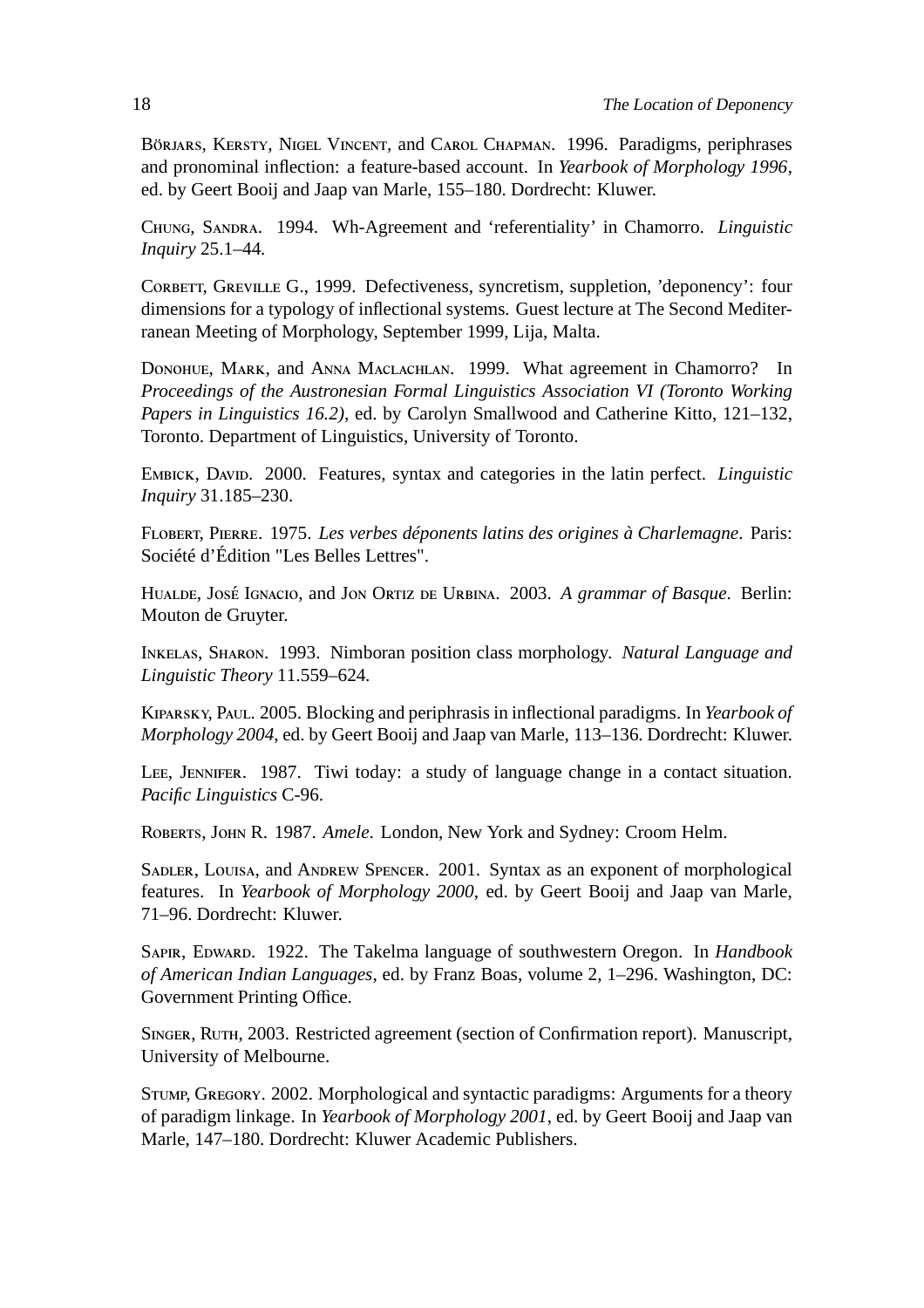Börjars, Kersty, Nigel Vincent, and Carol Chapman. 1996. Paradigms, periphrases and pronominal inflection: a feature-based account. In *Yearbook of Morphology 1996*, ed. by Geert Booij and Jaap van Marle, 155–180. Dordrecht: Kluwer.

Chung, Sandra. 1994. Wh-Agreement and 'referentiality' in Chamorro. *Linguistic Inquiry* 25.1–44.

Corbett, Greville G., 1999. Defectiveness, syncretism, suppletion, 'deponency': four dimensions for a typology of inflectional systems. Guest lecture at The Second Mediterranean Meeting of Morphology, September 1999, Lija, Malta.

Donohue, Mark, and Anna Maclachlan. 1999. What agreement in Chamorro? In *Proceedings of the Austronesian Formal Linguistics Association VI (Toronto Working Papers in Linguistics 16.2)*, ed. by Carolyn Smallwood and Catherine Kitto, 121–132, Toronto. Department of Linguistics, University of Toronto.

Embick, David. 2000. Features, syntax and categories in the latin perfect. *Linguistic Inquiry* 31.185–230.

Flobert, Pierre. 1975. *Les verbes déponents latins des origines à Charlemagne*. Paris: Société d'Édition "Les Belles Lettres".

Hualde, José Ignacio, and Jon Ortiz de Urbina. 2003. *A grammar of Basque*. Berlin: Mouton de Gruyter.

Inkelas, Sharon. 1993. Nimboran position class morphology. *Natural Language and Linguistic Theory* 11.559–624.

Kiparsky, Paul. 2005. Blocking and periphrasis in inflectional paradigms. In *Yearbook of Morphology 2004*, ed. by Geert Booij and Jaap van Marle, 113–136. Dordrecht: Kluwer.

Lee, Jennifer. 1987. Tiwi today: a study of language change in a contact situation. *Pacific Linguistics* C-96.

Roberts, John R. 1987. *Amele*. London, New York and Sydney: Croom Helm.

Sadler, Louisa, and Andrew Spencer. 2001. Syntax as an exponent of morphological features. In *Yearbook of Morphology 2000*, ed. by Geert Booij and Jaap van Marle, 71–96. Dordrecht: Kluwer.

Sapir, Edward. 1922. The Takelma language of southwestern Oregon. In *Handbook of American Indian Languages*, ed. by Franz Boas, volume 2, 1–296. Washington, DC: Government Printing Office.

Singer, Ruth, 2003. Restricted agreement (section of Confirmation report). Manuscript, University of Melbourne.

Stump, Gregory. 2002. Morphological and syntactic paradigms: Arguments for a theory of paradigm linkage. In *Yearbook of Morphology 2001*, ed. by Geert Booij and Jaap van Marle, 147–180. Dordrecht: Kluwer Academic Publishers.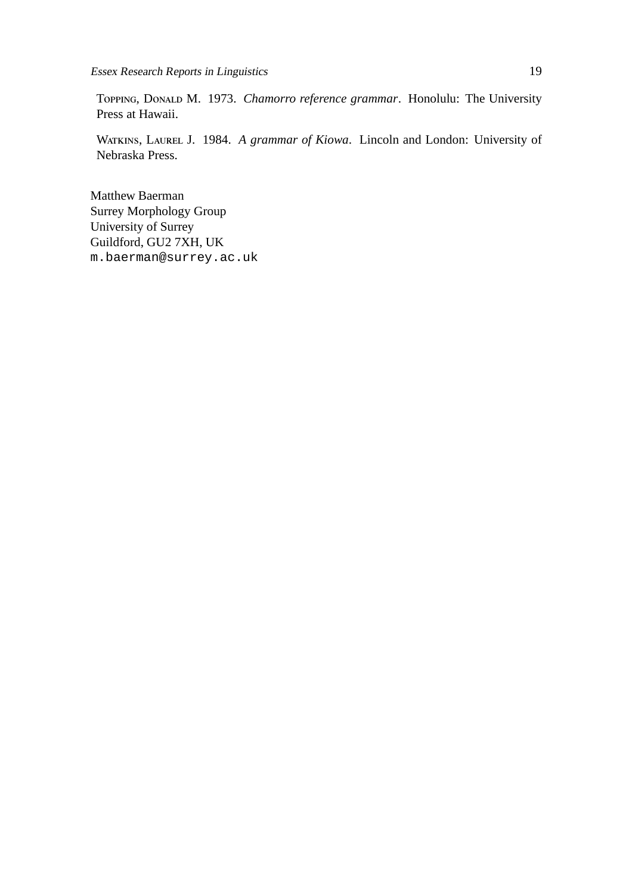Topping, Donald M. 1973. *Chamorro reference grammar*. Honolulu: The University Press at Hawaii.

Watkins, Laurel J. 1984. *A grammar of Kiowa*. Lincoln and London: University of Nebraska Press.

Matthew Baerman
Surrey Morphology Group
University of Surrey
Guildford, GU2 7XH, UK
m.baerman@surrey.ac.uk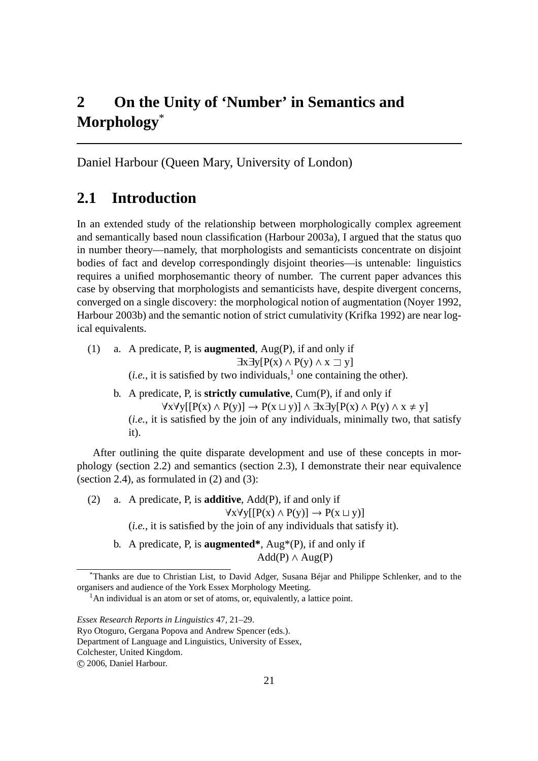# 2 On the Unity of ‘Number’ in Semantics and Morphology*

Daniel Harbour (Queen Mary, University of London)

## 2.1 Introduction

In an extended study of the relationship between morphologically complex agreement and semantically based noun classification (Harbour 2003a), I argued that the status quo in number theory—namely, that morphologists and semanticists concentrate on disjoint bodies of fact and develop correspondingly disjoint theories—is untenable: linguistics requires a unified morphosemantic theory of number. The current paper advances this case by observing that morphologists and semanticists have, despite divergent concerns, converged on a single discovery: the morphological notion of augmentation (Noyer 1992, Harbour 2003b) and the semantic notion of strict cumulativity (Krifka 1992) are near logical equivalents.

(1) a. A predicate, P, is **augmented**, Aug(P), if and only if

$$\exists x \exists y[P(x) \wedge P(y) \wedge x \sqsupset y]$$

(*i.e.*, it is satisfied by two individuals,[1] one containing the other).

b. A predicate, P, is **strictly cumulative**, Cum(P), if and only if

$$\forall x \forall y[[P(x) \wedge P(y)] \rightarrow P(x \sqcup y)] \wedge \exists x \exists y[P(x) \wedge P(y) \wedge x \neq y]$$

(*i.e.*, it is satisfied by the join of any individuals, minimally two, that satisfy it).

After outlining the quite disparate development and use of these concepts in morphology (section 2.2) and semantics (section 2.3), I demonstrate their near equivalence (section 2.4), as formulated in (2) and (3):

(2) a. A predicate, P, is **additive**, Add(P), if and only if

$$\forall x \forall y[[P(x) \wedge P(y)] \rightarrow P(x \sqcup y)]$$

(*i.e.*, it is satisfied by the join of any individuals that satisfy it).

b. A predicate, P, is **augmented***, Aug*(P), if and only if

$$Add(P) \wedge Aug(P)$$

---

*Thanks are due to Christian List, to David Adger, Susana Béjar and Philippe Schlenker, and to the organisers and audience of the York Essex Morphology Meeting.

[1] An individual is an atom or set of atoms, or, equivalently, a lattice point.

*Essex Research Reports in Linguistics* 47, 21–29.
Ryo Otoguro, Gergana Popova and Andrew Spencer (eds.).
Department of Language and Linguistics, University of Essex,
Colchester, United Kingdom.
© 2006, Daniel Harbour.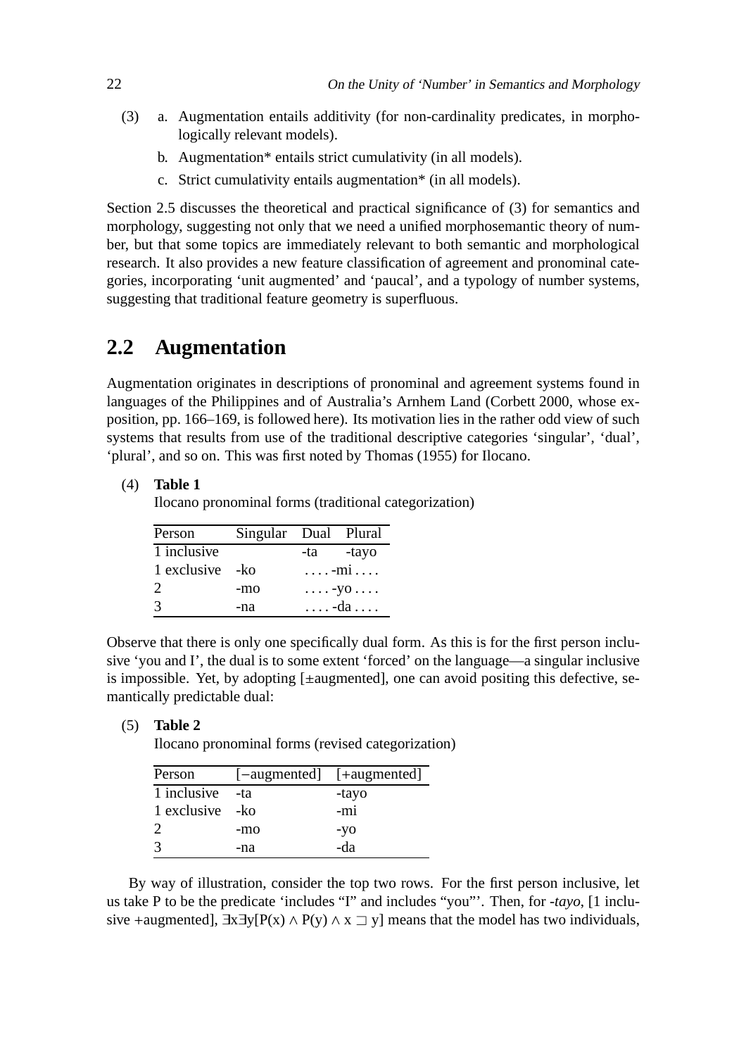(3) a. Augmentation entails additivity (for non-cardinality predicates, in morphologically relevant models).

b. Augmentation* entails strict cumulativity (in all models).

c. Strict cumulativity entails augmentation* (in all models).

Section 2.5 discusses the theoretical and practical significance of (3) for semantics and morphology, suggesting not only that we need a unified morphosemantic theory of number, but that some topics are immediately relevant to both semantic and morphological research. It also provides a new feature classification of agreement and pronominal categories, incorporating 'unit augmented' and 'paucal', and a typology of number systems, suggesting that traditional feature geometry is superfluous.

## 2.2 Augmentation

Augmentation originates in descriptions of pronominal and agreement systems found in languages of the Philippines and of Australia's Arnhem Land (Corbett 2000, whose exposition, pp. 166–169, is followed here). Its motivation lies in the rather odd view of such systems that results from use of the traditional descriptive categories 'singular', 'dual', 'plural', and so on. This was first noted by Thomas (1955) for Ilocano.

(4) **Table 1**
Ilocano pronominal forms (traditional categorization)

| Person | Singular | Dual | Plural |
|---|---|---|---|
| 1 inclusive | | -ta | -tayo |
| 1 exclusive | -ko | . . . . -mi . . . . | |
| 2 | -mo | . . . . -yo . . . . | |
| 3 | -na | . . . . -da . . . . | |

Observe that there is only one specifically dual form. As this is for the first person inclusive 'you and I', the dual is to some extent 'forced' on the language—a singular inclusive is impossible. Yet, by adopting [±augmented], one can avoid positing this defective, semantically predictable dual:

(5) **Table 2**
Ilocano pronominal forms (revised categorization)

| Person | [−augmented] | [+augmented] |
|---|---|---|
| 1 inclusive | -ta | -tayo |
| 1 exclusive | -ko | -mi |
| 2 | -mo | -yo |
| 3 | -na | -da |

By way of illustration, consider the top two rows. For the first person inclusive, let us take P to be the predicate 'includes "I" and includes "you"'. Then, for *-tayo*, [1 inclusive +augmented], $\exists x \exists y[P(x) \wedge P(y) \wedge x \sqsupset y]$ means that the model has two individuals,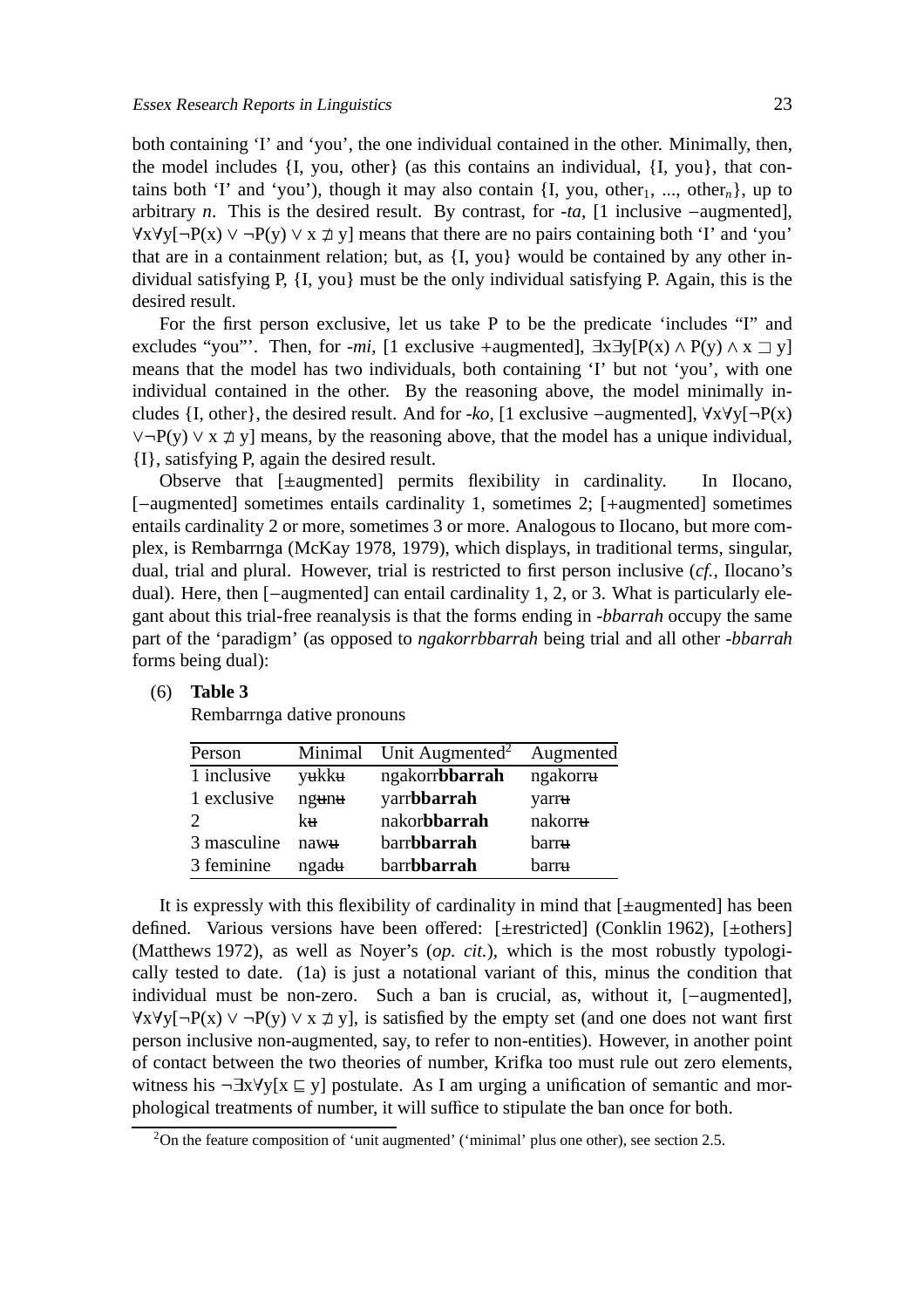both containing 'I' and 'you', the one individual contained in the other. Minimally, then, the model includes {I, you, other} (as this contains an individual, {I, you}, that contains both 'I' and 'you'), though it may also contain {I, you, $\text{other}_1$, ..., $\text{other}_n$}, up to arbitrary *n*. This is the desired result. By contrast, for *-ta*, [1 inclusive −augmented], $\forall x\forall y[\neg P(x) \vee \neg P(y) \vee x \not\sqsupset y]$ means that there are no pairs containing both 'I' and 'you' that are in a containment relation; but, as {I, you} would be contained by any other individual satisfying P, {I, you} must be the only individual satisfying P. Again, this is the desired result.

For the first person exclusive, let us take P to be the predicate 'includes "I" and excludes "you"'. Then, for *-mi*, [1 exclusive +augmented], $\exists x\exists y[P(x) \wedge P(y) \wedge x \sqsupset y]$ means that the model has two individuals, both containing 'I' but not 'you', with one individual contained in the other. By the reasoning above, the model minimally includes {I, other}, the desired result. And for *-ko*, [1 exclusive −augmented], $\forall x\forall y[\neg P(x) \vee \neg P(y) \vee x \not\sqsupset y]$ means, by the reasoning above, that the model has a unique individual, {I}, satisfying P, again the desired result.

Observe that [±augmented] permits flexibility in cardinality. In Ilocano, [−augmented] sometimes entails cardinality 1, sometimes 2; [+augmented] sometimes entails cardinality 2 or more, sometimes 3 or more. Analogous to Ilocano, but more complex, is Rembarrnga (McKay 1978, 1979), which displays, in traditional terms, singular, dual, trial and plural. However, trial is restricted to first person inclusive (*cf.*, Ilocano's dual). Here, then [−augmented] can entail cardinality 1, 2, or 3. What is particularly elegant about this trial-free reanalysis is that the forms ending in *-bbarrah* occupy the same part of the 'paradigm' (as opposed to *ngakorrbbarrah* being trial and all other *-bbarrah* forms being dual):

(6) **Table 3**
Rembarrnga dative pronouns

| Person | Minimal | Unit Augmented[2] | Augmented |
|---|---|---|---|
| 1 inclusive | yʉkkʉ | ngakorr**bbarrah** | ngakorrʉ |
| 1 exclusive | ngʉnʉ | yarr**bbarrah** | yarrʉ |
| 2 | kʉ | nakor**bbarrah** | nakorrʉ |
| 3 masculine | nawʉ | barr**bbarrah** | barrʉ |
| 3 feminine | ngadʉ | barr**bbarrah** | barrʉ |

It is expressly with this flexibility of cardinality in mind that [±augmented] has been defined. Various versions have been offered: [±restricted] (Conklin 1962), [±others] (Matthews 1972), as well as Noyer's (*op. cit.*), which is the most robustly typologically tested to date. (1a) is just a notational variant of this, minus the condition that individual must be non-zero. Such a ban is crucial, as, without it, [−augmented], $\forall x\forall y[\neg P(x) \vee \neg P(y) \vee x \not\sqsupset y]$, is satisfied by the empty set (and one does not want first person inclusive non-augmented, say, to refer to non-entities). However, in another point of contact between the two theories of number, Krifka too must rule out zero elements, witness his $\neg\exists x\forall y[x \sqsubseteq y]$ postulate. As I am urging a unification of semantic and morphological treatments of number, it will suffice to stipulate the ban once for both.

[2] On the feature composition of 'unit augmented' ('minimal' plus one other), see section 2.5.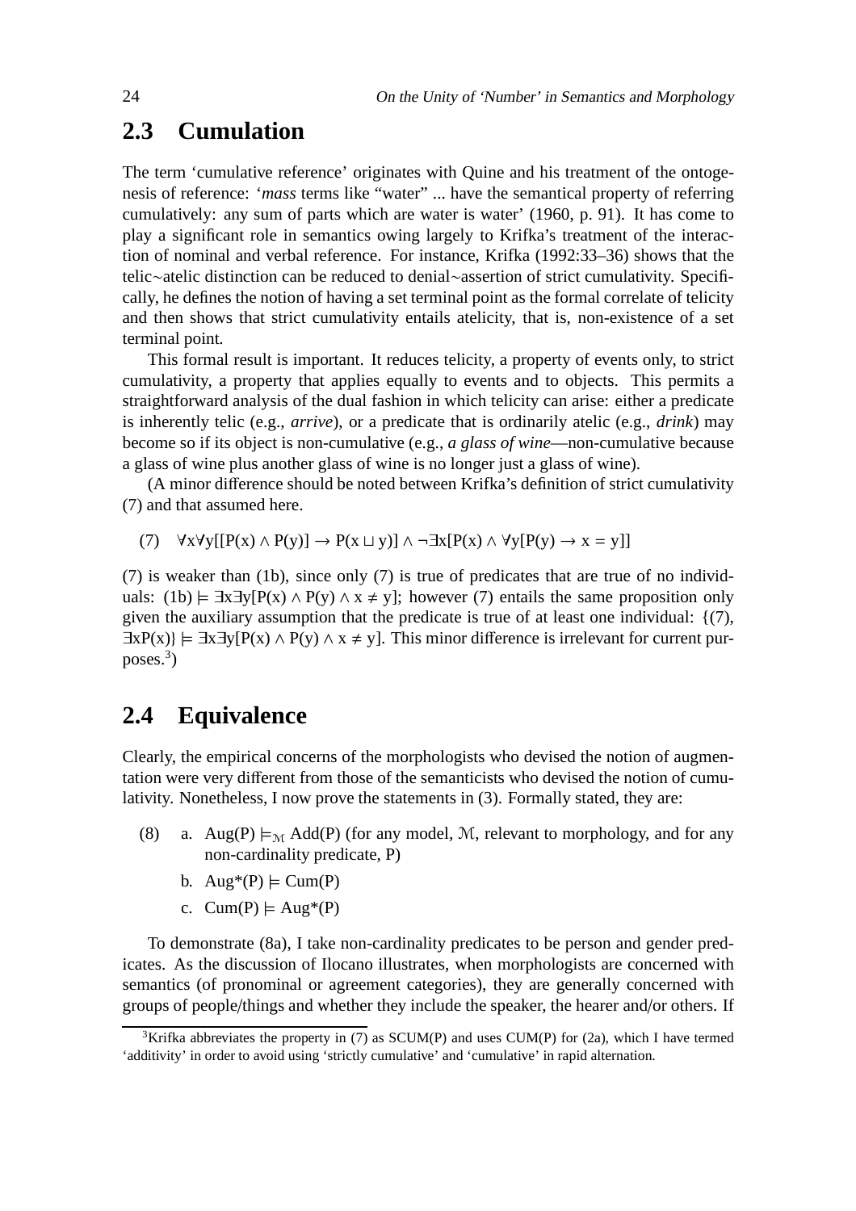## 2.3 Cumulation

The term 'cumulative reference' originates with Quine and his treatment of the ontogenesis of reference: '*mass* terms like "water" ... have the semantical property of referring cumulatively: any sum of parts which are water is water' (1960, p. 91). It has come to play a significant role in semantics owing largely to Krifka's treatment of the interaction of nominal and verbal reference. For instance, Krifka (1992:33–36) shows that the telic~atelic distinction can be reduced to denial~assertion of strict cumulativity. Specifically, he defines the notion of having a set terminal point as the formal correlate of telicity and then shows that strict cumulativity entails atelicity, that is, non-existence of a set terminal point.

This formal result is important. It reduces telicity, a property of events only, to strict cumulativity, a property that applies equally to events and to objects. This permits a straightforward analysis of the dual fashion in which telicity can arise: either a predicate is inherently telic (e.g., *arrive*), or a predicate that is ordinarily atelic (e.g., *drink*) may become so if its object is non-cumulative (e.g., *a glass of wine*—non-cumulative because a glass of wine plus another glass of wine is no longer just a glass of wine).

(A minor difference should be noted between Krifka's definition of strict cumulativity (7) and that assumed here.

(7) $\forall x \forall y[[P(x) \wedge P(y)] \rightarrow P(x \sqcup y)] \wedge \neg\exists x[P(x) \wedge \forall y[P(y) \rightarrow x = y]]$

(7) is weaker than (1b), since only (7) is true of predicates that are true of no individuals: (1b) $\models \exists x \exists y[P(x) \wedge P(y) \wedge x \neq y]$; however (7) entails the same proposition only given the auxiliary assumption that the predicate is true of at least one individual: $\{(7), \exists x P(x)\} \models \exists x \exists y[P(x) \wedge P(y) \wedge x \neq y]$. This minor difference is irrelevant for current purposes.[3])

## 2.4 Equivalence

Clearly, the empirical concerns of the morphologists who devised the notion of augmentation were very different from those of the semanticists who devised the notion of cumulativity. Nonetheless, I now prove the statements in (3). Formally stated, they are:

(8) a. $\text{Aug}(P) \models_{\mathcal{M}} \text{Add}(P)$ (for any model, $\mathcal{M}$, relevant to morphology, and for any non-cardinality predicate, P)

b. $\text{Aug}^*(P) \models \text{Cum}(P)$

c. $\text{Cum}(P) \models \text{Aug}^*(P)$

To demonstrate (8a), I take non-cardinality predicates to be person and gender predicates. As the discussion of Ilocano illustrates, when morphologists are concerned with semantics (of pronominal or agreement categories), they are generally concerned with groups of people/things and whether they include the speaker, the hearer and/or others. If

[3]Krifka abbreviates the property in (7) as SCUM(P) and uses CUM(P) for (2a), which I have termed 'additivity' in order to avoid using 'strictly cumulative' and 'cumulative' in rapid alternation.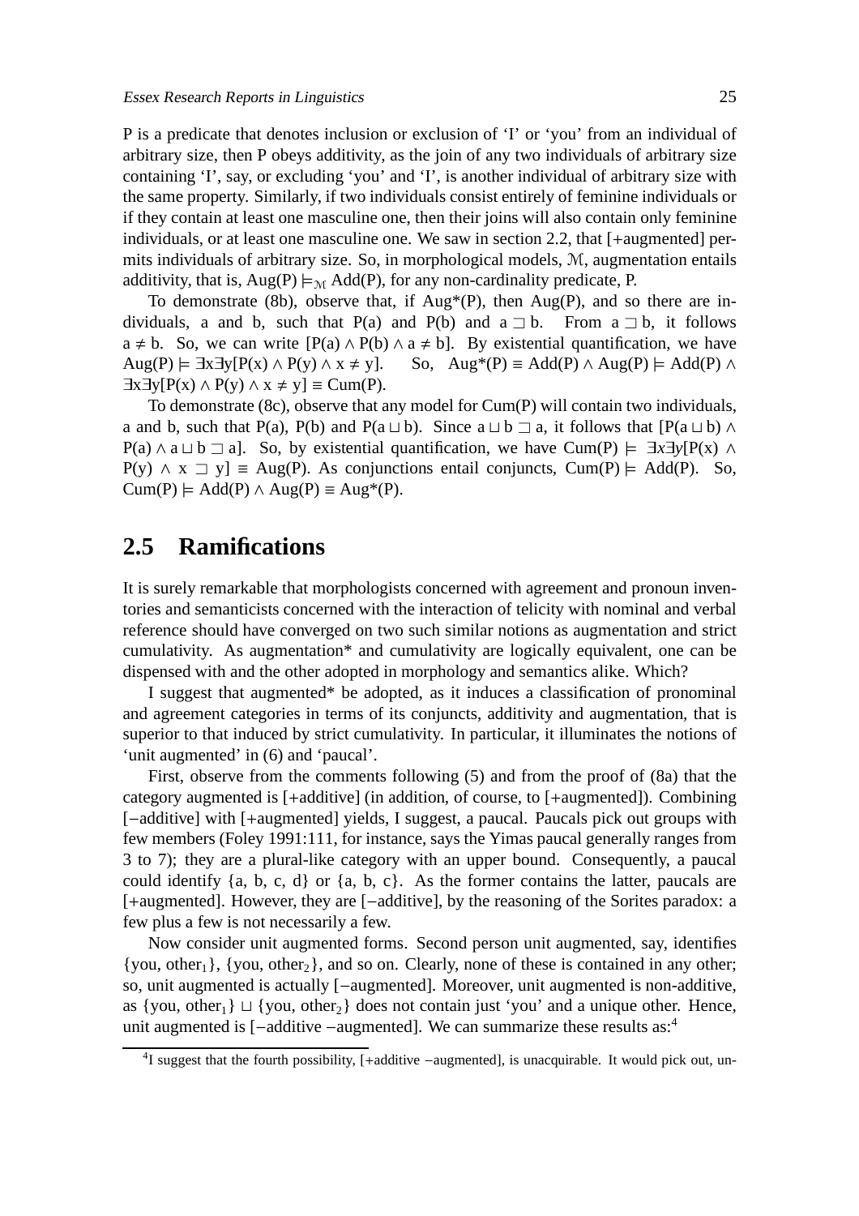P is a predicate that denotes inclusion or exclusion of 'I' or 'you' from an individual of arbitrary size, then P obeys additivity, as the join of any two individuals of arbitrary size containing 'I', say, or excluding 'you' and 'I', is another individual of arbitrary size with the same property. Similarly, if two individuals consist entirely of feminine individuals or if they contain at least one masculine one, then their joins will also contain only feminine individuals, or at least one masculine one. We saw in section 2.2, that [+augmented] permits individuals of arbitrary size. So, in morphological models, $\mathcal{M}$, augmentation entails additivity, that is, $\text{Aug(P)} \models_{\mathcal{M}} \text{Add(P)}$, for any non-cardinality predicate, P.

To demonstrate (8b), observe that, if Aug*(P), then Aug(P), and so there are individuals, a and b, such that P(a) and P(b) and $a \sqsupset b$. From $a \sqsupset b$, it follows $a \neq b$. So, we can write $[P(a) \wedge P(b) \wedge a \neq b]$. By existential quantification, we have $\text{Aug(P)} \models \exists x \exists y[P(x) \wedge P(y) \wedge x \neq y]$. So, $\text{Aug*(P)} \equiv \text{Add(P)} \wedge \text{Aug(P)} \models \text{Add(P)} \wedge \exists x \exists y[P(x) \wedge P(y) \wedge x \neq y] \equiv \text{Cum(P)}$.

To demonstrate (8c), observe that any model for Cum(P) will contain two individuals, a and b, such that P(a), P(b) and $P(a \sqcup b)$. Since $a \sqcup b \sqsupset a$, it follows that $[P(a \sqcup b) \wedge P(a) \wedge a \sqcup b \sqsupset a]$. So, by existential quantification, we have $\text{Cum(P)} \models \exists x \exists y[P(x) \wedge P(y) \wedge x \sqsupset y] \equiv \text{Aug(P)}$. As conjunctions entail conjuncts, $\text{Cum(P)} \models \text{Add(P)}$. So, $\text{Cum(P)} \models \text{Add(P)} \wedge \text{Aug(P)} \equiv \text{Aug*(P)}$.

## 2.5 Ramifications

It is surely remarkable that morphologists concerned with agreement and pronoun inventories and semanticists concerned with the interaction of telicity with nominal and verbal reference should have converged on two such similar notions as augmentation and strict cumulativity. As augmentation* and cumulativity are logically equivalent, one can be dispensed with and the other adopted in morphology and semantics alike. Which?

I suggest that augmented* be adopted, as it induces a classification of pronominal and agreement categories in terms of its conjuncts, additivity and augmentation, that is superior to that induced by strict cumulativity. In particular, it illuminates the notions of 'unit augmented' in (6) and 'paucal'.

First, observe from the comments following (5) and from the proof of (8a) that the category augmented is [+additive] (in addition, of course, to [+augmented]). Combining [−additive] with [+augmented] yields, I suggest, a paucal. Paucals pick out groups with few members (Foley 1991:111, for instance, says the Yimas paucal generally ranges from 3 to 7); they are a plural-like category with an upper bound. Consequently, a paucal could identify {a, b, c, d} or {a, b, c}. As the former contains the latter, paucals are [+augmented]. However, they are [−additive], by the reasoning of the Sorites paradox: a few plus a few is not necessarily a few.

Now consider unit augmented forms. Second person unit augmented, say, identifies {you, $\text{other}_1$}, {you, $\text{other}_2$}, and so on. Clearly, none of these is contained in any other; so, unit augmented is actually [−augmented]. Moreover, unit augmented is non-additive, as {you, $\text{other}_1$} $\sqcup$ {you, $\text{other}_2$} does not contain just 'you' and a unique other. Hence, unit augmented is [−additive −augmented]. We can summarize these results as:[4]

[4]I suggest that the fourth possibility, [+additive −augmented], is unacquirable. It would pick out, un-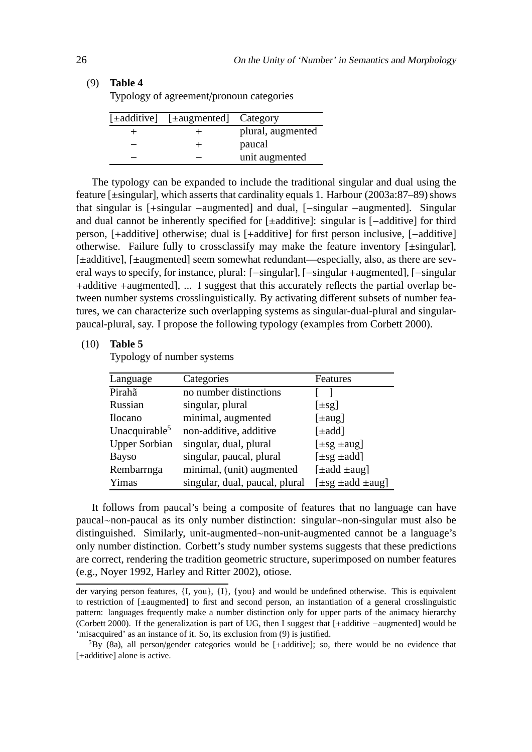(9) **Table 4**

Typology of agreement/pronoun categories

| [±additive] | [±augmented] | Category |
|---|---|---|
| + | + | plural, augmented |
| − | + | paucal |
| − | − | unit augmented |

The typology can be expanded to include the traditional singular and dual using the feature [±singular], which asserts that cardinality equals 1. Harbour (2003a:87–89) shows that singular is [+singular −augmented] and dual, [−singular −augmented]. Singular and dual cannot be inherently specified for [±additive]: singular is [−additive] for third person, [+additive] otherwise; dual is [+additive] for first person inclusive, [−additive] otherwise. Failure fully to crossclassify may make the feature inventory [±singular], [±additive], [±augmented] seem somewhat redundant—especially, also, as there are several ways to specify, for instance, plural: [−singular], [−singular +augmented], [−singular +additive +augmented], ... I suggest that this accurately reflects the partial overlap between number systems crosslinguistically. By activating different subsets of number features, we can characterize such overlapping systems as singular-dual-plural and singular-paucal-plural, say. I propose the following typology (examples from Corbett 2000).

(10) **Table 5**

Typology of number systems

| Language | Categories | Features |
|---|---|---|
| Pirahã | no number distinctions | [ ] |
| Russian | singular, plural | [±sg] |
| Ilocano | minimal, augmented | [±aug] |
| Unacquirable[5] | non-additive, additive | [±add] |
| Upper Sorbian | singular, dual, plural | [±sg ±aug] |
| Bayso | singular, paucal, plural | [±sg ±add] |
| Rembarrnga | minimal, (unit) augmented | [±add ±aug] |
| Yimas | singular, dual, paucal, plural | [±sg ±add ±aug] |

It follows from paucal's being a composite of features that no language can have paucal∼non-paucal as its only number distinction: singular∼non-singular must also be distinguished. Similarly, unit-augmented∼non-unit-augmented cannot be a language's only number distinction. Corbett's study number systems suggests that these predictions are correct, rendering the tradition geometric structure, superimposed on number features (e.g., Noyer 1992, Harley and Ritter 2002), otiose.

---

der varying person features, {I, you}, {I}, {you} and would be undefined otherwise. This is equivalent to restriction of [±augmented] to first and second person, an instantiation of a general crosslinguistic pattern: languages frequently make a number distinction only for upper parts of the animacy hierarchy (Corbett 2000). If the generalization is part of UG, then I suggest that [+additive −augmented] would be 'misacquired' as an instance of it. So, its exclusion from (9) is justified.

[5] By (8a), all person/gender categories would be [+additive]; so, there would be no evidence that [±additive] alone is active.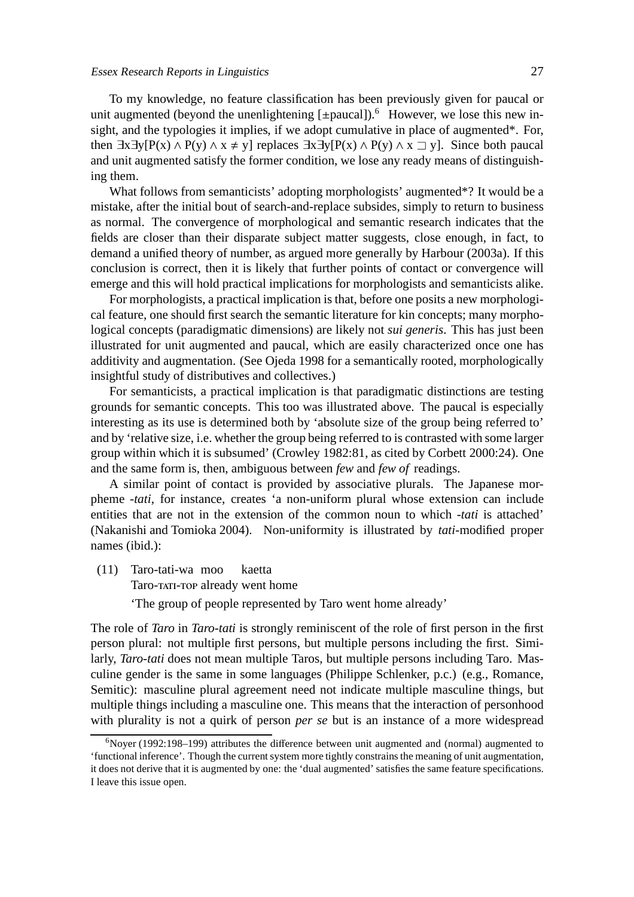To my knowledge, no feature classification has been previously given for paucal or unit augmented (beyond the unenlightening [±paucal]).[6] However, we lose this new insight, and the typologies it implies, if we adopt cumulative in place of augmented*. For, then $\exists x \exists y[P(x) \wedge P(y) \wedge x \neq y]$ replaces $\exists x \exists y[P(x) \wedge P(y) \wedge x \sqsupset y]$. Since both paucal and unit augmented satisfy the former condition, we lose any ready means of distinguishing them.

What follows from semanticists' adopting morphologists' augmented*? It would be a mistake, after the initial bout of search-and-replace subsides, simply to return to business as normal. The convergence of morphological and semantic research indicates that the fields are closer than their disparate subject matter suggests, close enough, in fact, to demand a unified theory of number, as argued more generally by Harbour (2003a). If this conclusion is correct, then it is likely that further points of contact or convergence will emerge and this will hold practical implications for morphologists and semanticists alike.

For morphologists, a practical implication is that, before one posits a new morphological feature, one should first search the semantic literature for kin concepts; many morphological concepts (paradigmatic dimensions) are likely not *sui generis*. This has just been illustrated for unit augmented and paucal, which are easily characterized once one has additivity and augmentation. (See Ojeda 1998 for a semantically rooted, morphologically insightful study of distributives and collectives.)

For semanticists, a practical implication is that paradigmatic distinctions are testing grounds for semantic concepts. This too was illustrated above. The paucal is especially interesting as its use is determined both by 'absolute size of the group being referred to' and by 'relative size, i.e. whether the group being referred to is contrasted with some larger group within which it is subsumed' (Crowley 1982:81, as cited by Corbett 2000:24). One and the same form is, then, ambiguous between *few* and *few of* readings.

A similar point of contact is provided by associative plurals. The Japanese morpheme *-tati*, for instance, creates 'a non-uniform plural whose extension can include entities that are not in the extension of the common noun to which *-tati* is attached' (Nakanishi and Tomioka 2004). Non-uniformity is illustrated by *tati*-modified proper names (ibid.):

(11) Taro-tati-wa moo kaetta
Taro-TATI-TOP already went home
'The group of people represented by Taro went home already'

The role of *Taro* in *Taro-tati* is strongly reminiscent of the role of first person in the first person plural: not multiple first persons, but multiple persons including the first. Similarly, *Taro-tati* does not mean multiple Taros, but multiple persons including Taro. Masculine gender is the same in some languages (Philippe Schlenker, p.c.) (e.g., Romance, Semitic): masculine plural agreement need not indicate multiple masculine things, but multiple things including a masculine one. This means that the interaction of personhood with plurality is not a quirk of person *per se* but is an instance of a more widespread

[6] Noyer (1992:198–199) attributes the difference between unit augmented and (normal) augmented to 'functional inference'. Though the current system more tightly constrains the meaning of unit augmentation, it does not derive that it is augmented by one: the 'dual augmented' satisfies the same feature specifications. I leave this issue open.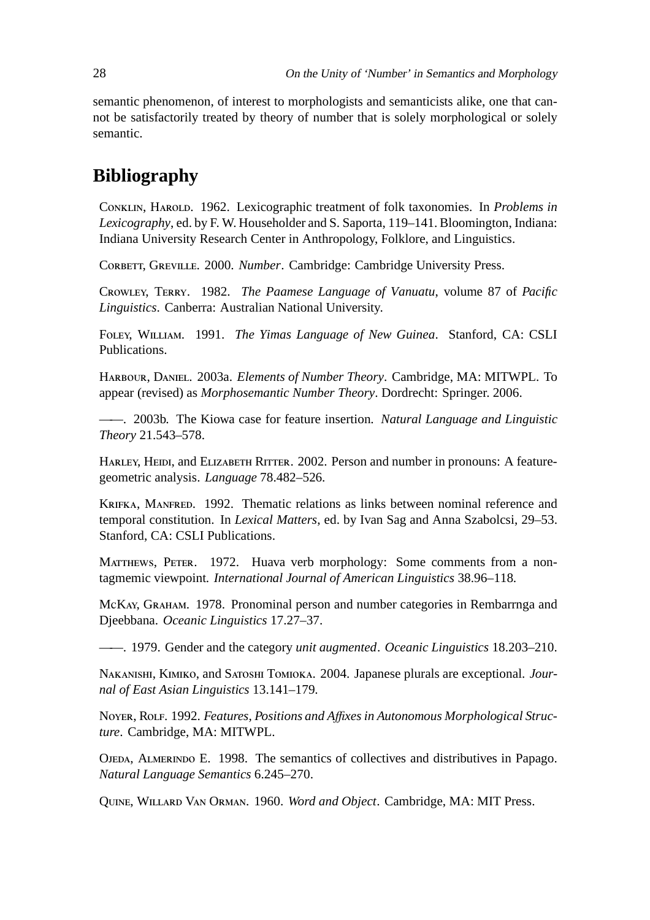semantic phenomenon, of interest to morphologists and semanticists alike, one that cannot be satisfactorily treated by theory of number that is solely morphological or solely semantic.

## Bibliography

Conklin, Harold. 1962. Lexicographic treatment of folk taxonomies. In *Problems in Lexicography*, ed. by F. W. Householder and S. Saporta, 119–141. Bloomington, Indiana: Indiana University Research Center in Anthropology, Folklore, and Linguistics.

Corbett, Greville. 2000. *Number*. Cambridge: Cambridge University Press.

Crowley, Terry. 1982. *The Paamese Language of Vanuatu*, volume 87 of *Pacific Linguistics*. Canberra: Australian National University.

Foley, William. 1991. *The Yimas Language of New Guinea*. Stanford, CA: CSLI Publications.

Harbour, Daniel. 2003a. *Elements of Number Theory*. Cambridge, MA: MITWPL. To appear (revised) as *Morphosemantic Number Theory*. Dordrecht: Springer. 2006.

——. 2003b. The Kiowa case for feature insertion. *Natural Language and Linguistic Theory* 21.543–578.

Harley, Heidi, and Elizabeth Ritter. 2002. Person and number in pronouns: A feature-geometric analysis. *Language* 78.482–526.

Krifka, Manfred. 1992. Thematic relations as links between nominal reference and temporal constitution. In *Lexical Matters*, ed. by Ivan Sag and Anna Szabolcsi, 29–53. Stanford, CA: CSLI Publications.

Matthews, Peter. 1972. Huava verb morphology: Some comments from a non-tagmemic viewpoint. *International Journal of American Linguistics* 38.96–118.

McKay, Graham. 1978. Pronominal person and number categories in Rembarrnga and Djeebbana. *Oceanic Linguistics* 17.27–37.

——. 1979. Gender and the category *unit augmented*. *Oceanic Linguistics* 18.203–210.

Nakanishi, Kimiko, and Satoshi Tomioka. 2004. Japanese plurals are exceptional. *Journal of East Asian Linguistics* 13.141–179.

Noyer, Rolf. 1992. *Features, Positions and Affixes in Autonomous Morphological Structure*. Cambridge, MA: MITWPL.

Ojeda, Almerindo E. 1998. The semantics of collectives and distributives in Papago. *Natural Language Semantics* 6.245–270.

Quine, Willard Van Orman. 1960. *Word and Object*. Cambridge, MA: MIT Press.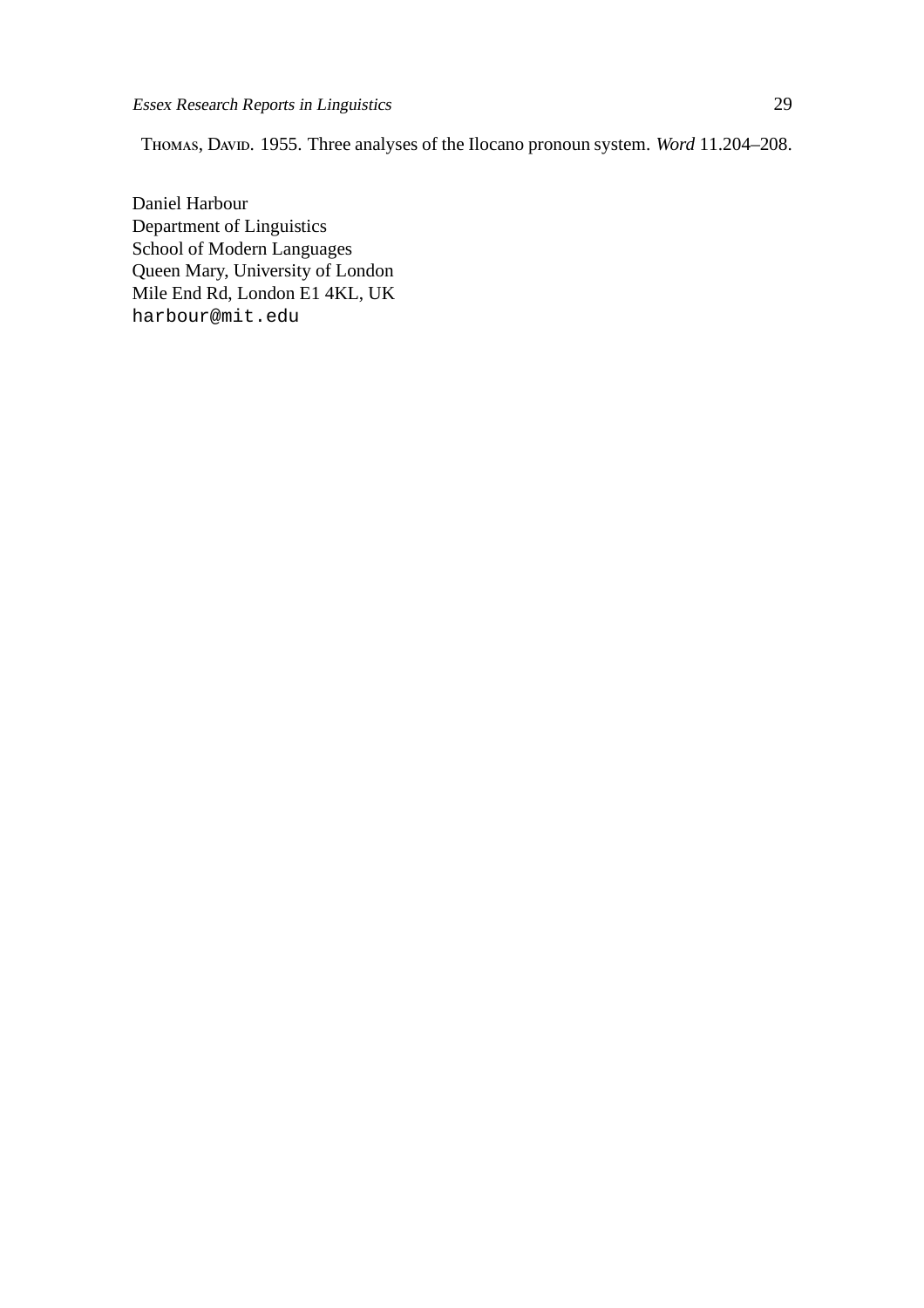THOMAS, DAVID. 1955. Three analyses of the Ilocano pronoun system. *Word* 11.204–208.

Daniel Harbour
Department of Linguistics
School of Modern Languages
Queen Mary, University of London
Mile End Rd, London E1 4KL, UK
harbour@mit.edu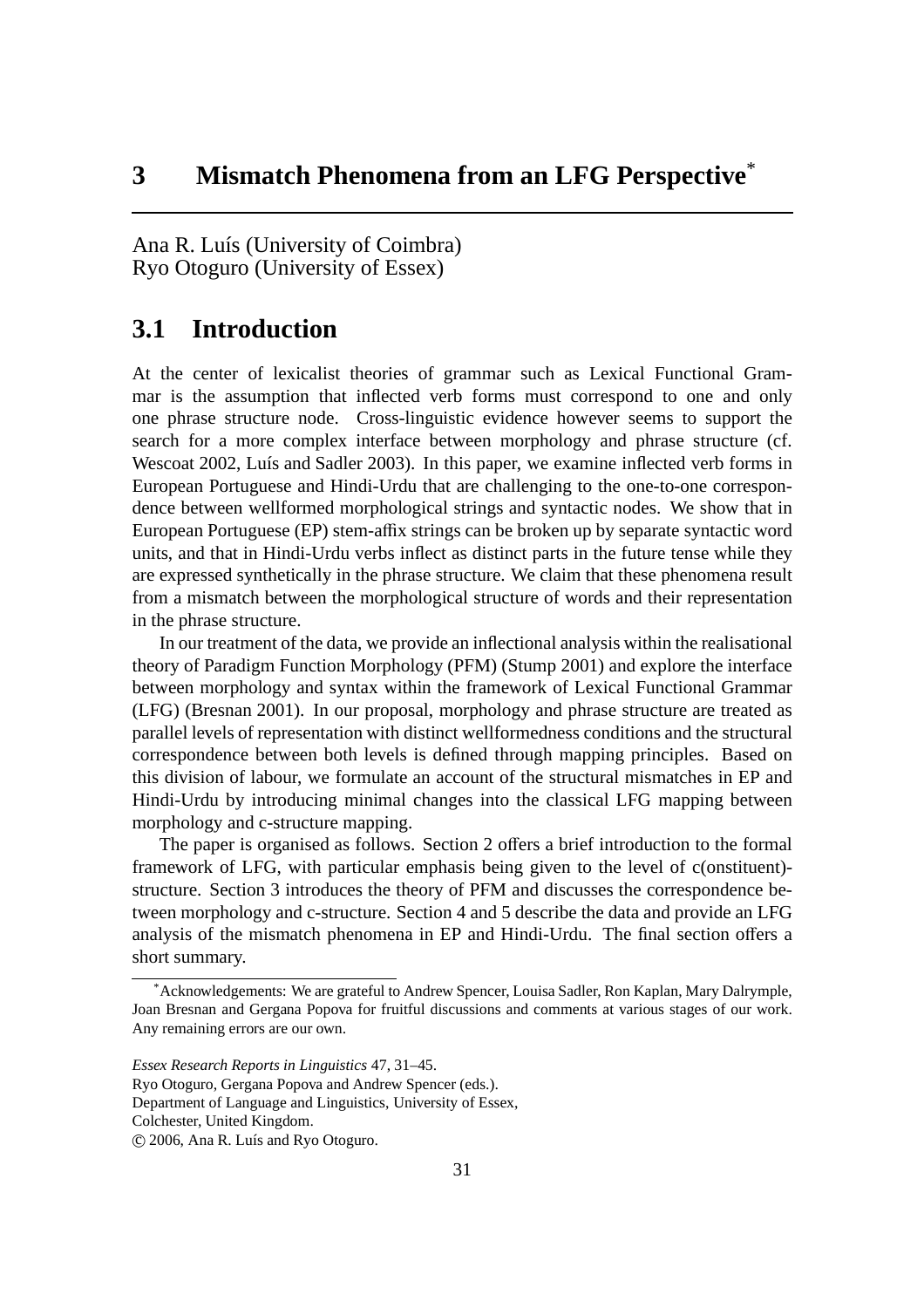# 3 Mismatch Phenomena from an LFG Perspective[*]

Ana R. Luís (University of Coimbra)
Ryo Otoguro (University of Essex)

## 3.1 Introduction

At the center of lexicalist theories of grammar such as Lexical Functional Grammar is the assumption that inflected verb forms must correspond to one and only one phrase structure node. Cross-linguistic evidence however seems to support the search for a more complex interface between morphology and phrase structure (cf. Wescoat 2002, Luís and Sadler 2003). In this paper, we examine inflected verb forms in European Portuguese and Hindi-Urdu that are challenging to the one-to-one correspondence between wellformed morphological strings and syntactic nodes. We show that in European Portuguese (EP) stem-affix strings can be broken up by separate syntactic word units, and that in Hindi-Urdu verbs inflect as distinct parts in the future tense while they are expressed synthetically in the phrase structure. We claim that these phenomena result from a mismatch between the morphological structure of words and their representation in the phrase structure.

In our treatment of the data, we provide an inflectional analysis within the realisational theory of Paradigm Function Morphology (PFM) (Stump 2001) and explore the interface between morphology and syntax within the framework of Lexical Functional Grammar (LFG) (Bresnan 2001). In our proposal, morphology and phrase structure are treated as parallel levels of representation with distinct wellformedness conditions and the structural correspondence between both levels is defined through mapping principles. Based on this division of labour, we formulate an account of the structural mismatches in EP and Hindi-Urdu by introducing minimal changes into the classical LFG mapping between morphology and c-structure mapping.

The paper is organised as follows. Section 2 offers a brief introduction to the formal framework of LFG, with particular emphasis being given to the level of c(onstituent)-structure. Section 3 introduces the theory of PFM and discusses the correspondence between morphology and c-structure. Section 4 and 5 describe the data and provide an LFG analysis of the mismatch phenomena in EP and Hindi-Urdu. The final section offers a short summary.

[*]Acknowledgements: We are grateful to Andrew Spencer, Louisa Sadler, Ron Kaplan, Mary Dalrymple, Joan Bresnan and Gergana Popova for fruitful discussions and comments at various stages of our work. Any remaining errors are our own.

*Essex Research Reports in Linguistics* 47, 31–45.
Ryo Otoguro, Gergana Popova and Andrew Spencer (eds.).
Department of Language and Linguistics, University of Essex,
Colchester, United Kingdom.
© 2006, Ana R. Luís and Ryo Otoguro.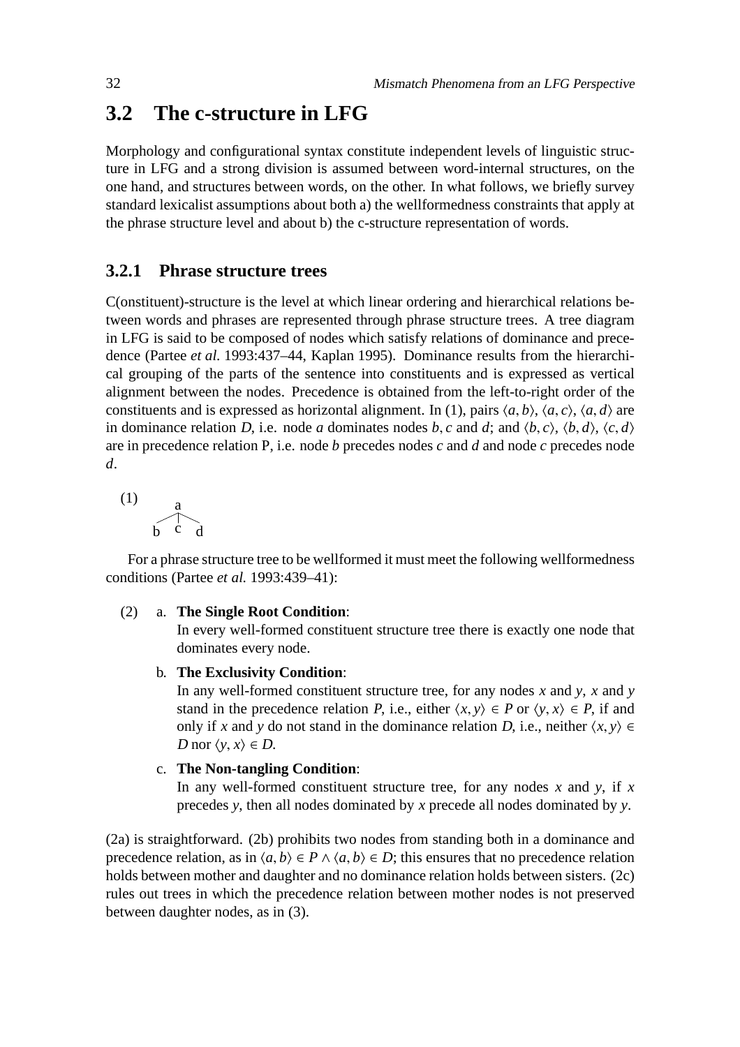## 3.2 The c-structure in LFG

Morphology and configurational syntax constitute independent levels of linguistic structure in LFG and a strong division is assumed between word-internal structures, on the one hand, and structures between words, on the other. In what follows, we briefly survey standard lexicalist assumptions about both a) the wellformedness constraints that apply at the phrase structure level and about b) the c-structure representation of words.

### 3.2.1 Phrase structure trees

C(onstituent)-structure is the level at which linear ordering and hierarchical relations between words and phrases are represented through phrase structure trees. A tree diagram in LFG is said to be composed of nodes which satisfy relations of dominance and precedence (Partee *et al.* 1993:437–44, Kaplan 1995). Dominance results from the hierarchical grouping of the parts of the sentence into constituents and is expressed as vertical alignment between the nodes. Precedence is obtained from the left-to-right order of the constituents and is expressed as horizontal alignment. In (1), pairs $\langle a, b\rangle$, $\langle a, c\rangle$, $\langle a, d\rangle$ are in dominance relation *D*, i.e. node *a* dominates nodes *b*, *c* and *d*; and $\langle b, c\rangle$, $\langle b, d\rangle$, $\langle c, d\rangle$ are in precedence relation P, i.e. node *b* precedes nodes *c* and *d* and node *c* precedes node *d*.

(1)
```
      a
   /  |  \
  b   c   d
```

For a phrase structure tree to be wellformed it must meet the following wellformedness conditions (Partee *et al.* 1993:439–41):

(2) a. **The Single Root Condition**:
In every well-formed constituent structure tree there is exactly one node that dominates every node.

b. **The Exclusivity Condition**:
In any well-formed constituent structure tree, for any nodes *x* and *y*, *x* and *y* stand in the precedence relation *P*, i.e., either $\langle x, y\rangle \in P$ or $\langle y, x\rangle \in P$, if and only if *x* and *y* do not stand in the dominance relation *D*, i.e., neither $\langle x, y\rangle \in D$ nor $\langle y, x\rangle \in D$.

c. **The Non-tangling Condition**:
In any well-formed constituent structure tree, for any nodes *x* and *y*, if *x* precedes *y*, then all nodes dominated by *x* precede all nodes dominated by *y*.

(2a) is straightforward. (2b) prohibits two nodes from standing both in a dominance and precedence relation, as in $\langle a, b\rangle \in P \wedge \langle a, b\rangle \in D$; this ensures that no precedence relation holds between mother and daughter and no dominance relation holds between sisters. (2c) rules out trees in which the precedence relation between mother nodes is not preserved between daughter nodes, as in (3).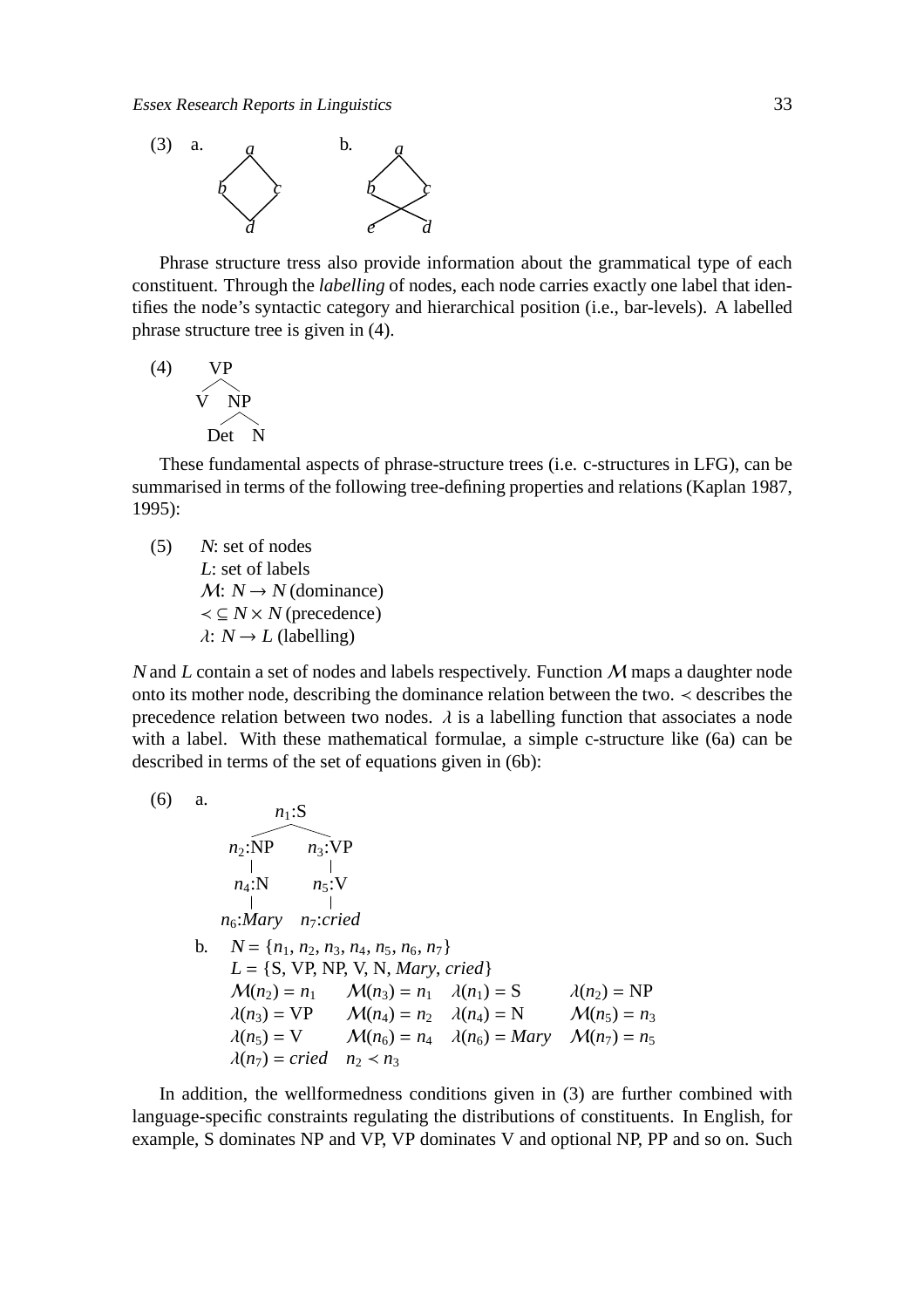(3) a. [diagram: a dominates b and c; b and c both dominate d]

b. [diagram: a dominates b and c; b dominates d, c dominates e (crossing branches)]

Phrase structure tress also provide information about the grammatical type of each constituent. Through the *labelling* of nodes, each node carries exactly one label that identifies the node's syntactic category and hierarchical position (i.e., bar-levels). A labelled phrase structure tree is given in (4).

(4) [VP [V] [NP [Det] [N]]]

These fundamental aspects of phrase-structure trees (i.e. c-structures in LFG), can be summarised in terms of the following tree-defining properties and relations (Kaplan 1987, 1995):

(5) $N$: set of nodes
$L$: set of labels
$\mathcal{M}$: $N \rightarrow N$ (dominance)
$\prec \subseteq N \times N$ (precedence)
$\lambda$: $N \rightarrow L$ (labelling)

$N$ and $L$ contain a set of nodes and labels respectively. Function $\mathcal{M}$ maps a daughter node onto its mother node, describing the dominance relation between the two. $\prec$ describes the precedence relation between two nodes. $\lambda$ is a labelling function that associates a node with a label. With these mathematical formulae, a simple c-structure like (6a) can be described in terms of the set of equations given in (6b):

(6) a. [$n_1$:S [$n_2$:NP [$n_4$:N [$n_6$:*Mary*]]] [$n_3$:VP [$n_5$:V [$n_7$:*cried*]]]]

b. $N = \{n_1, n_2, n_3, n_4, n_5, n_6, n_7\}$
$L = \{\text{S, VP, NP, V, N, } \textit{Mary}, \textit{cried}\}$
$\mathcal{M}(n_2) = n_1$ $\quad \mathcal{M}(n_3) = n_1$ $\quad \lambda(n_1) = \text{S}$ $\quad \lambda(n_2) = \text{NP}$
$\lambda(n_3) = \text{VP}$ $\quad \mathcal{M}(n_4) = n_2$ $\quad \lambda(n_4) = \text{N}$ $\quad \mathcal{M}(n_5) = n_3$
$\lambda(n_5) = \text{V}$ $\quad \mathcal{M}(n_6) = n_4$ $\quad \lambda(n_6) = \textit{Mary}$ $\quad \mathcal{M}(n_7) = n_5$
$\lambda(n_7) = \textit{cried}$ $\quad n_2 \prec n_3$

In addition, the wellformedness conditions given in (3) are further combined with language-specific constraints regulating the distributions of constituents. In English, for example, S dominates NP and VP, VP dominates V and optional NP, PP and so on. Such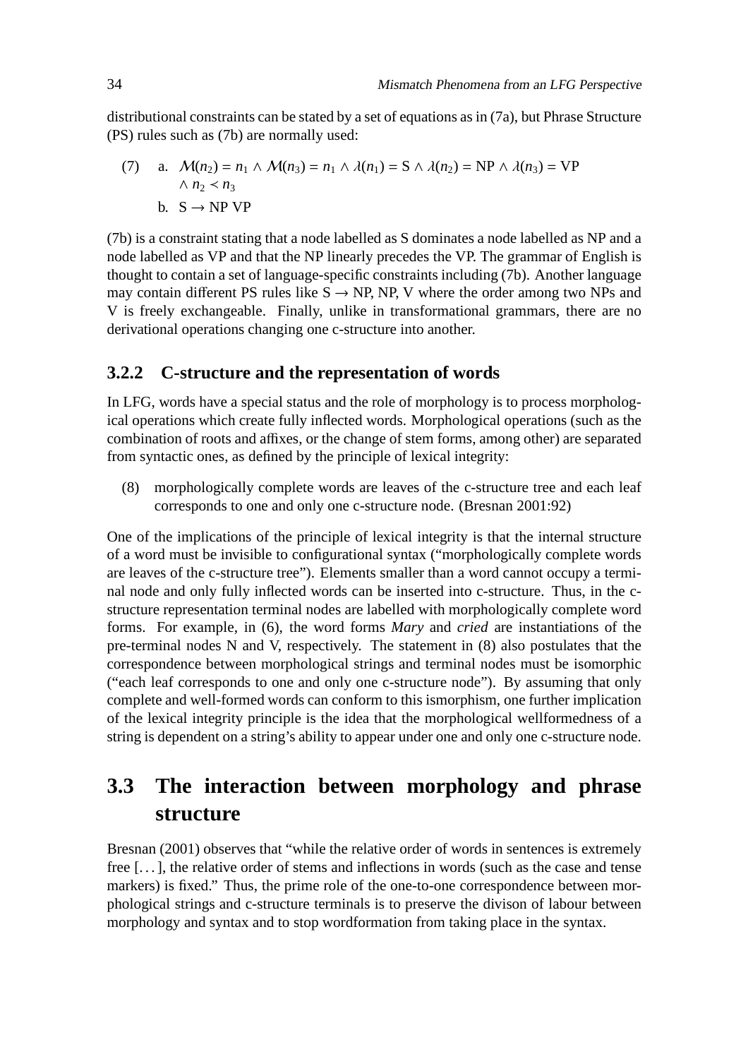distributional constraints can be stated by a set of equations as in (7a), but Phrase Structure (PS) rules such as (7b) are normally used:

(7) a. $\mathcal{M}(n_2) = n_1 \wedge \mathcal{M}(n_3) = n_1 \wedge \lambda(n_1) = \text{S} \wedge \lambda(n_2) = \text{NP} \wedge \lambda(n_3) = \text{VP} \wedge n_2 \prec n_3$

b. $\text{S} \rightarrow \text{NP VP}$

(7b) is a constraint stating that a node labelled as S dominates a node labelled as NP and a node labelled as VP and that the NP linearly precedes the VP. The grammar of English is thought to contain a set of language-specific constraints including (7b). Another language may contain different PS rules like S → NP, NP, V where the order among two NPs and V is freely exchangeable. Finally, unlike in transformational grammars, there are no derivational operations changing one c-structure into another.

### 3.2.2 C-structure and the representation of words

In LFG, words have a special status and the role of morphology is to process morphological operations which create fully inflected words. Morphological operations (such as the combination of roots and affixes, or the change of stem forms, among other) are separated from syntactic ones, as defined by the principle of lexical integrity:

(8) morphologically complete words are leaves of the c-structure tree and each leaf corresponds to one and only one c-structure node. (Bresnan 2001:92)

One of the implications of the principle of lexical integrity is that the internal structure of a word must be invisible to configurational syntax ("morphologically complete words are leaves of the c-structure tree"). Elements smaller than a word cannot occupy a terminal node and only fully inflected words can be inserted into c-structure. Thus, in the c-structure representation terminal nodes are labelled with morphologically complete word forms. For example, in (6), the word forms *Mary* and *cried* are instantiations of the pre-terminal nodes N and V, respectively. The statement in (8) also postulates that the correspondence between morphological strings and terminal nodes must be isomorphic ("each leaf corresponds to one and only one c-structure node"). By assuming that only complete and well-formed words can conform to this ismorphism, one further implication of the lexical integrity principle is the idea that the morphological wellformedness of a string is dependent on a string's ability to appear under one and only one c-structure node.

## 3.3 The interaction between morphology and phrase structure

Bresnan (2001) observes that "while the relative order of words in sentences is extremely free [...], the relative order of stems and inflections in words (such as the case and tense markers) is fixed." Thus, the prime role of the one-to-one correspondence between morphological strings and c-structure terminals is to preserve the divison of labour between morphology and syntax and to stop wordformation from taking place in the syntax.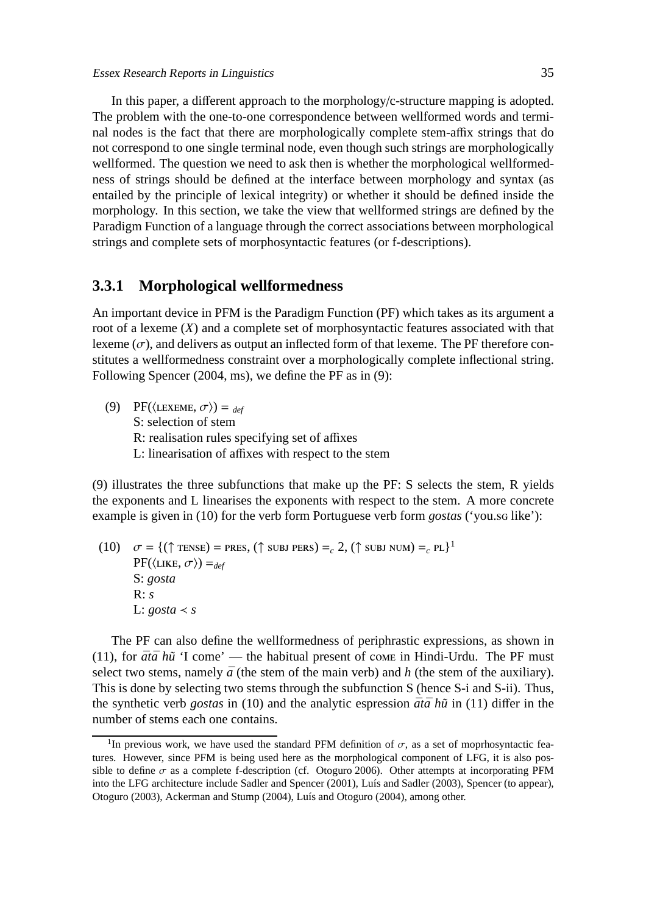In this paper, a different approach to the morphology/c-structure mapping is adopted. The problem with the one-to-one correspondence between wellformed words and terminal nodes is the fact that there are morphologically complete stem-affix strings that do not correspond to one single terminal node, even though such strings are morphologically wellformed. The question we need to ask then is whether the morphological wellformedness of strings should be defined at the interface between morphology and syntax (as entailed by the principle of lexical integrity) or whether it should be defined inside the morphology. In this section, we take the view that wellformed strings are defined by the Paradigm Function of a language through the correct associations between morphological strings and complete sets of morphosyntactic features (or f-descriptions).

### 3.3.1 Morphological wellformedness

An important device in PFM is the Paradigm Function (PF) which takes as its argument a root of a lexeme ($X$) and a complete set of morphosyntactic features associated with that lexeme ($\sigma$), and delivers as output an inflected form of that lexeme. The PF therefore constitutes a wellformedness constraint over a morphologically complete inflectional string. Following Spencer (2004, ms), we define the PF as in (9):

(9) $\text{PF}(\langle \text{LEXEME}, \sigma \rangle) =_{def}$
S: selection of stem
R: realisation rules specifying set of affixes
L: linearisation of affixes with respect to the stem

(9) illustrates the three subfunctions that make up the PF: S selects the stem, R yields the exponents and L linearises the exponents with respect to the stem. A more concrete example is given in (10) for the verb form Portuguese verb form *gostas* ('you.SG like'):

(10) $\sigma = \{(\uparrow \text{TENSE}) = \text{PRES}, (\uparrow \text{SUBJ PERS}) =_c 2, (\uparrow \text{SUBJ NUM}) =_c \text{PL}\}$[1]
$\text{PF}(\langle \text{LIKE}, \sigma \rangle) =_{def}$
S: *gosta*
R: *s*
L: *gosta* $\prec$ *s*

The PF can also define the wellformedness of periphrastic expressions, as shown in (11), for *ātā hũ* 'I come' — the habitual present of COME in Hindi-Urdu. The PF must select two stems, namely *ā* (the stem of the main verb) and *h* (the stem of the auxiliary). This is done by selecting two stems through the subfunction S (hence S-i and S-ii). Thus, the synthetic verb *gostas* in (10) and the analytic espression *ātā hũ* in (11) differ in the number of stems each one contains.

[1] In previous work, we have used the standard PFM definition of $\sigma$, as a set of moprhosyntactic features. However, since PFM is being used here as the morphological component of LFG, it is also possible to define $\sigma$ as a complete f-description (cf. Otoguro 2006). Other attempts at incorporating PFM into the LFG architecture include Sadler and Spencer (2001), Luís and Sadler (2003), Spencer (to appear), Otoguro (2003), Ackerman and Stump (2004), Luís and Otoguro (2004), among other.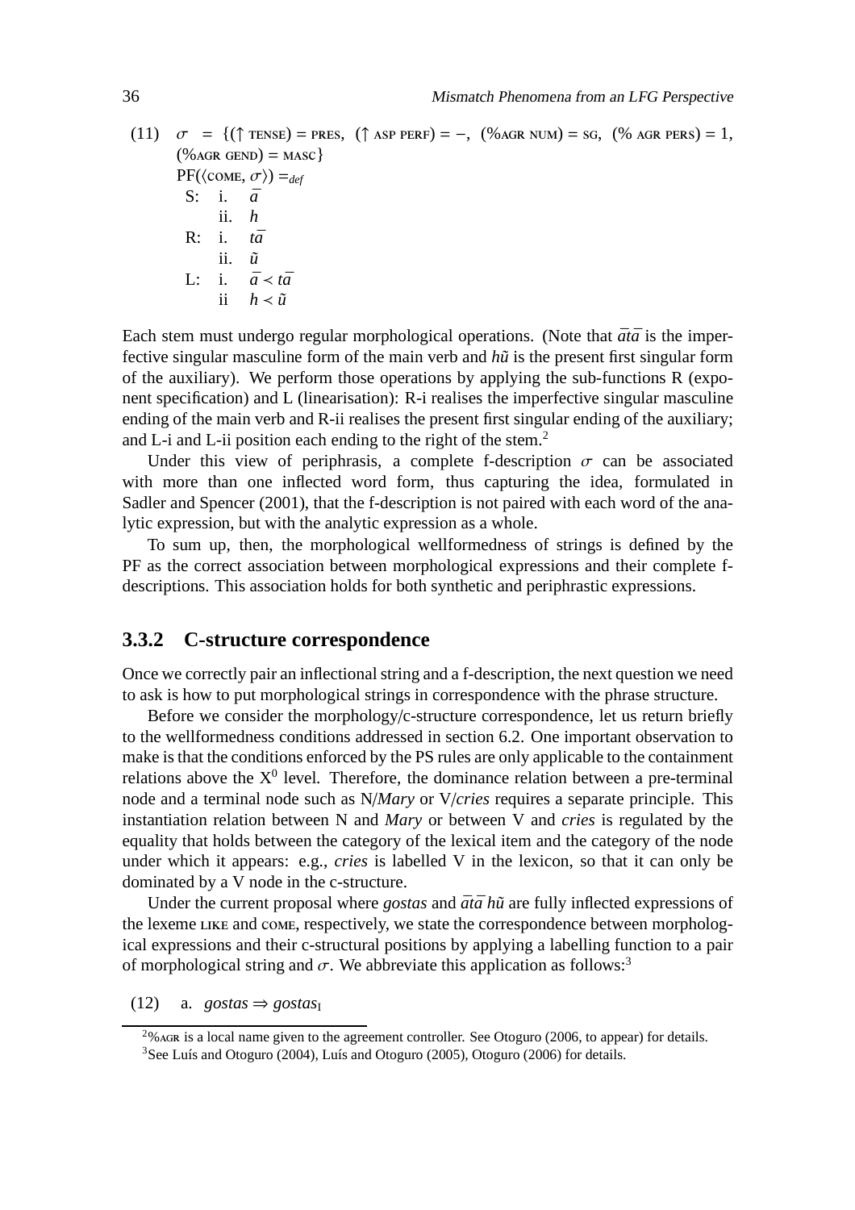(11) $\sigma$ = {(↑ TENSE) = PRES, (↑ ASP PERF) = −, (%AGR NUM) = SG, (% AGR PERS) = 1, (%AGR GEND) = MASC}
PF(⟨COME, $\sigma$⟩) $=_{def}$
  S: i. *ā*
     ii. *h*
  R: i. *tā*
     ii. *ũ*
  L: i. *ā* ≺ *tā*
     ii *h* ≺ *ũ*

Each stem must undergo regular morphological operations. (Note that *ātā* is the imperfective singular masculine form of the main verb and *hũ* is the present first singular form of the auxiliary). We perform those operations by applying the sub-functions R (exponent specification) and L (linearisation): R-i realises the imperfective singular masculine ending of the main verb and R-ii realises the present first singular ending of the auxiliary; and L-i and L-ii position each ending to the right of the stem.[2]

Under this view of periphrasis, a complete f-description $\sigma$ can be associated with more than one inflected word form, thus capturing the idea, formulated in Sadler and Spencer (2001), that the f-description is not paired with each word of the analytic expression, but with the analytic expression as a whole.

To sum up, then, the morphological wellformedness of strings is defined by the PF as the correct association between morphological expressions and their complete f-descriptions. This association holds for both synthetic and periphrastic expressions.

### 3.3.2 C-structure correspondence

Once we correctly pair an inflectional string and a f-description, the next question we need to ask is how to put morphological strings in correspondence with the phrase structure.

Before we consider the morphology/c-structure correspondence, let us return briefly to the wellformedness conditions addressed in section 6.2. One important observation to make is that the conditions enforced by the PS rules are only applicable to the containment relations above the $X^0$ level. Therefore, the dominance relation between a pre-terminal node and a terminal node such as N/*Mary* or V/*cries* requires a separate principle. This instantiation relation between N and *Mary* or between V and *cries* is regulated by the equality that holds between the category of the lexical item and the category of the node under which it appears: e.g., *cries* is labelled V in the lexicon, so that it can only be dominated by a V node in the c-structure.

Under the current proposal where *gostas* and *ātā hũ* are fully inflected expressions of the lexeme LIKE and COME, respectively, we state the correspondence between morphological expressions and their c-structural positions by applying a labelling function to a pair of morphological string and $\sigma$. We abbreviate this application as follows:[3]

(12) a. *gostas* ⇒ *gostas*$_{\text{I}}$

[2] %AGR is a local name given to the agreement controller. See Otoguro (2006, to appear) for details.

[3] See Luís and Otoguro (2004), Luís and Otoguro (2005), Otoguro (2006) for details.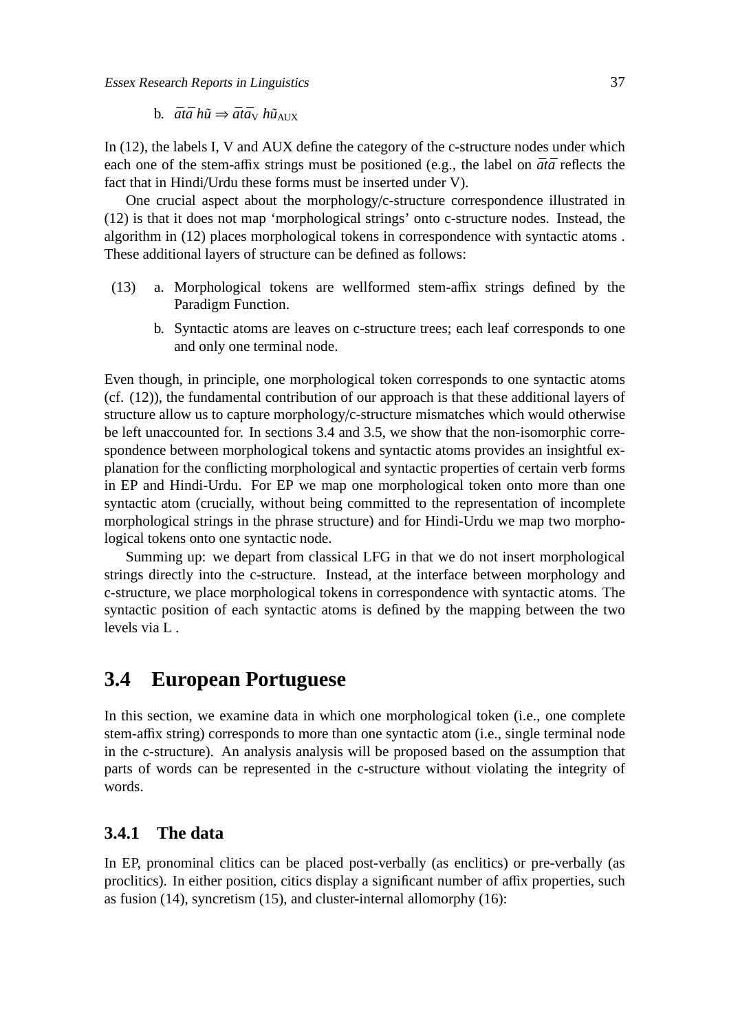b. $\bar{a}t\bar{a}$ $h\tilde{u}$ $\Rightarrow$ $\bar{a}t\bar{a}_{\mathrm{V}}$ $h\tilde{u}_{\mathrm{AUX}}$

In (12), the labels I, V and AUX define the category of the c-structure nodes under which each one of the stem-affix strings must be positioned (e.g., the label on *ātā* reflects the fact that in Hindi/Urdu these forms must be inserted under V).

One crucial aspect about the morphology/c-structure correspondence illustrated in (12) is that it does not map 'morphological strings' onto c-structure nodes. Instead, the algorithm in (12) places morphological tokens in correspondence with syntactic atoms . These additional layers of structure can be defined as follows:

(13) a. Morphological tokens are wellformed stem-affix strings defined by the Paradigm Function.

b. Syntactic atoms are leaves on c-structure trees; each leaf corresponds to one and only one terminal node.

Even though, in principle, one morphological token corresponds to one syntactic atoms (cf. (12)), the fundamental contribution of our approach is that these additional layers of structure allow us to capture morphology/c-structure mismatches which would otherwise be left unaccounted for. In sections 3.4 and 3.5, we show that the non-isomorphic correspondence between morphological tokens and syntactic atoms provides an insightful explanation for the conflicting morphological and syntactic properties of certain verb forms in EP and Hindi-Urdu. For EP we map one morphological token onto more than one syntactic atom (crucially, without being committed to the representation of incomplete morphological strings in the phrase structure) and for Hindi-Urdu we map two morphological tokens onto one syntactic node.

Summing up: we depart from classical LFG in that we do not insert morphological strings directly into the c-structure. Instead, at the interface between morphology and c-structure, we place morphological tokens in correspondence with syntactic atoms. The syntactic position of each syntactic atoms is defined by the mapping between the two levels via L .

## 3.4 European Portuguese

In this section, we examine data in which one morphological token (i.e., one complete stem-affix string) corresponds to more than one syntactic atom (i.e., single terminal node in the c-structure). An analysis analysis will be proposed based on the assumption that parts of words can be represented in the c-structure without violating the integrity of words.

### 3.4.1 The data

In EP, pronominal clitics can be placed post-verbally (as enclitics) or pre-verbally (as proclitics). In either position, citics display a significant number of affix properties, such as fusion (14), syncretism (15), and cluster-internal allomorphy (16):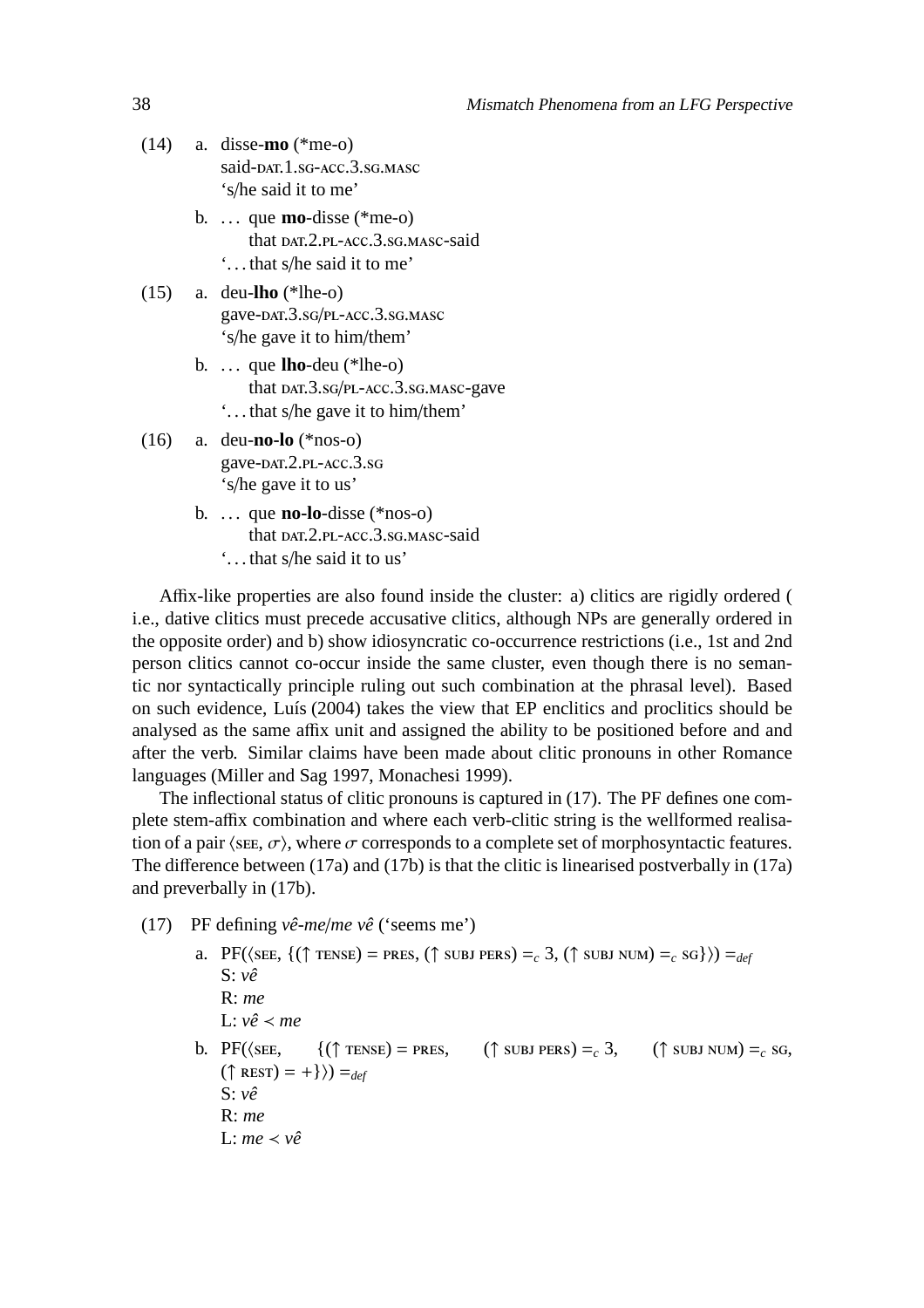(14) a. disse-**mo** (*me-o)
said-DAT.1.SG-ACC.3.SG.MASC
's/he said it to me'

b. … que **mo**-disse (*me-o)
that DAT.2.PL-ACC.3.SG.MASC-said
'… that s/he said it to me'

(15) a. deu-**lho** (*lhe-o)
gave-DAT.3.SG/PL-ACC.3.SG.MASC
's/he gave it to him/them'

b. … que **lho**-deu (*lhe-o)
that DAT.3.SG/PL-ACC.3.SG.MASC-gave
'… that s/he gave it to him/them'

(16) a. deu-**no-lo** (*nos-o)
gave-DAT.2.PL-ACC.3.SG
's/he gave it to us'

b. … que **no-lo**-disse (*nos-o)
that DAT.2.PL-ACC.3.SG.MASC-said
'… that s/he said it to us'

Affix-like properties are also found inside the cluster: a) clitics are rigidly ordered ( i.e., dative clitics must precede accusative clitics, although NPs are generally ordered in the opposite order) and b) show idiosyncratic co-occurrence restrictions (i.e., 1st and 2nd person clitics cannot co-occur inside the same cluster, even though there is no semantic nor syntactically principle ruling out such combination at the phrasal level). Based on such evidence, Luís (2004) takes the view that EP enclitics and proclitics should be analysed as the same affix unit and assigned the ability to be positioned before and and after the verb. Similar claims have been made about clitic pronouns in other Romance languages (Miller and Sag 1997, Monachesi 1999).

The inflectional status of clitic pronouns is captured in (17). The PF defines one complete stem-affix combination and where each verb-clitic string is the wellformed realisation of a pair ⟨SEE, $\sigma$⟩, where $\sigma$ corresponds to a complete set of morphosyntactic features. The difference between (17a) and (17b) is that the clitic is linearised postverbally in (17a) and preverbally in (17b).

(17) PF defining *vê-me*/*me vê* ('seems me')

a. PF(⟨SEE, {(↑ TENSE) = PRES, (↑ SUBJ PERS) $=_c$ 3, (↑ SUBJ NUM) $=_c$ SG}⟩) $=_{def}$
S: *vê*
R: *me*
L: *vê* $\prec$ *me*

b. PF(⟨SEE, {(↑ TENSE) = PRES, (↑ SUBJ PERS) $=_c$ 3, (↑ SUBJ NUM) $=_c$ SG, (↑ REST) = +}⟩) $=_{def}$
S: *vê*
R: *me*
L: *me* $\prec$ *vê*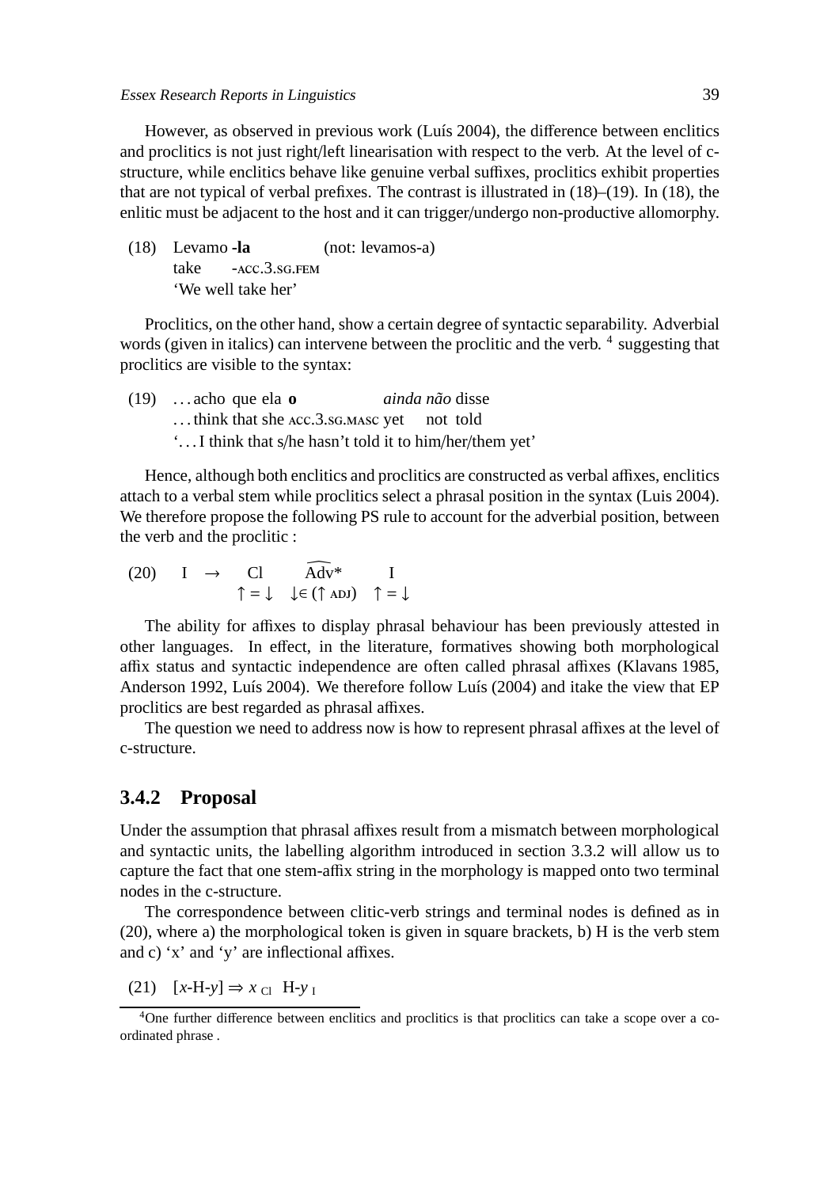However, as observed in previous work (Luís 2004), the difference between enclitics and proclitics is not just right/left linearisation with respect to the verb. At the level of c-structure, while enclitics behave like genuine verbal suffixes, proclitics exhibit properties that are not typical of verbal prefixes. The contrast is illustrated in (18)–(19). In (18), the enlitic must be adjacent to the host and it can trigger/undergo non-productive allomorphy.

(18) Levamo **-la** (not: levamos-a)
 take -ACC.3.SG.FEM
 'We well take her'

Proclitics, on the other hand, show a certain degree of syntactic separability. Adverbial words (given in italics) can intervene between the proclitic and the verb. [4] suggesting that proclitics are visible to the syntax:

(19) ... acho que ela **o** *ainda não* disse
 ... think that she ACC.3.SG.MASC yet not told
 '... I think that s/he hasn't told it to him/her/them yet'

Hence, although both enclitics and proclitics are constructed as verbal affixes, enclitics attach to a verbal stem while proclitics select a phrasal position in the syntax (Luis 2004). We therefore propose the following PS rule to account for the adverbial position, between the verb and the proclitic :

(20) $I \rightarrow \underset{\uparrow=\downarrow}{Cl} \quad \underset{\downarrow\in(\uparrow \text{ADJ})}{\widehat{Adv}*} \quad \underset{\uparrow=\downarrow}{I}$

The ability for affixes to display phrasal behaviour has been previously attested in other languages. In effect, in the literature, formatives showing both morphological affix status and syntactic independence are often called phrasal affixes (Klavans 1985, Anderson 1992, Luís 2004). We therefore follow Luís (2004) and itake the view that EP proclitics are best regarded as phrasal affixes.

The question we need to address now is how to represent phrasal affixes at the level of c-structure.

### 3.4.2 Proposal

Under the assumption that phrasal affixes result from a mismatch between morphological and syntactic units, the labelling algorithm introduced in section 3.3.2 will allow us to capture the fact that one stem-affix string in the morphology is mapped onto two terminal nodes in the c-structure.

The correspondence between clitic-verb strings and terminal nodes is defined as in (20), where a) the morphological token is given in square brackets, b) H is the verb stem and c) 'x' and 'y' are inflectional affixes.

(21) $[x\text{-H-}y] \Rightarrow x_{\text{Cl}} \;\; \text{H-}y_{\text{I}}$

[4] One further difference between enclitics and proclitics is that proclitics can take a scope over a co-ordinated phrase .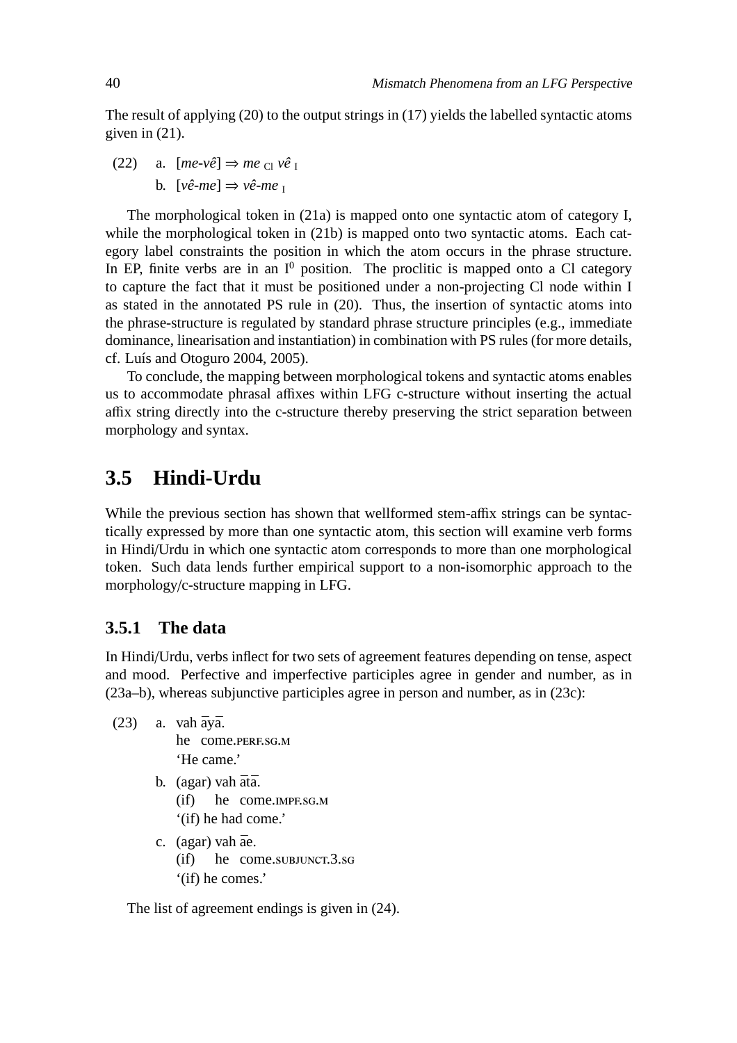The result of applying (20) to the output strings in (17) yields the labelled syntactic atoms given in (21).

(22) a. [*me-vê*] ⇒ *me* $_{\text{Cl}}$ *vê* $_{\text{I}}$

b. [*vê-me*] ⇒ *vê-me* $_{\text{I}}$

The morphological token in (21a) is mapped onto one syntactic atom of category I, while the morphological token in (21b) is mapped onto two syntactic atoms. Each category label constraints the position in which the atom occurs in the phrase structure. In EP, finite verbs are in an $\text{I}^0$ position. The proclitic is mapped onto a Cl category to capture the fact that it must be positioned under a non-projecting Cl node within I as stated in the annotated PS rule in (20). Thus, the insertion of syntactic atoms into the phrase-structure is regulated by standard phrase structure principles (e.g., immediate dominance, linearisation and instantiation) in combination with PS rules (for more details, cf. Luís and Otoguro 2004, 2005).

To conclude, the mapping between morphological tokens and syntactic atoms enables us to accommodate phrasal affixes within LFG c-structure without inserting the actual affix string directly into the c-structure thereby preserving the strict separation between morphology and syntax.

## 3.5 Hindi-Urdu

While the previous section has shown that wellformed stem-affix strings can be syntactically expressed by more than one syntactic atom, this section will examine verb forms in Hindi/Urdu in which one syntactic atom corresponds to more than one morphological token. Such data lends further empirical support to a non-isomorphic approach to the morphology/c-structure mapping in LFG.

### 3.5.1 The data

In Hindi/Urdu, verbs inflect for two sets of agreement features depending on tense, aspect and mood. Perfective and imperfective participles agree in gender and number, as in (23a–b), whereas subjunctive participles agree in person and number, as in (23c):

(23) a. vah āyā.
he come.PERF.SG.M
'He came.'

b. (agar) vah ātā.
(if) he come.IMPF.SG.M
'(if) he had come.'

c. (agar) vah āe.
(if) he come.SUBJUNCT.3.SG
'(if) he comes.'

The list of agreement endings is given in (24).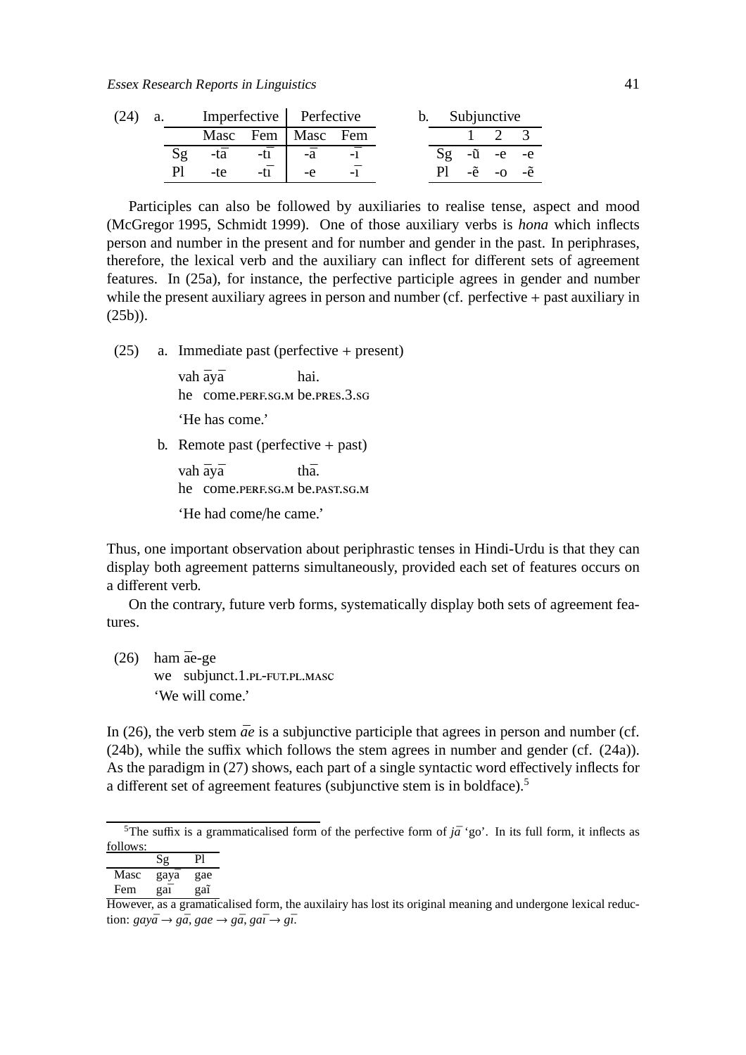(24) a.

| | Imperfective | | Perfective | |
|---|---|---|---|---|
| | Masc | Fem | Masc | Fem |
| Sg | -tā | -tī | -ā | -ī |
| Pl | -te | -tī | -e | -ī |

b.

| Subjunctive | | | |
|---|---|---|---|
| | 1 | 2 | 3 |
| Sg | -ũ | -e | -e |
| Pl | -ẽ | -o | -ẽ |

Participles can also be followed by auxiliaries to realise tense, aspect and mood (McGregor 1995, Schmidt 1999). One of those auxiliary verbs is *hona* which inflects person and number in the present and for number and gender in the past. In periphrases, therefore, the lexical verb and the auxiliary can inflect for different sets of agreement features. In (25a), for instance, the perfective participle agrees in gender and number while the present auxiliary agrees in person and number (cf. perfective + past auxiliary in (25b)).

(25) a. Immediate past (perfective + present)

vah āyā hai.
he come.PERF.SG.M be.PRES.3.SG
'He has come.'

b. Remote past (perfective + past)

vah āyā thā.
he come.PERF.SG.M be.PAST.SG.M
'He had come/he came.'

Thus, one important observation about periphrastic tenses in Hindi-Urdu is that they can display both agreement patterns simultaneously, provided each set of features occurs on a different verb.

On the contrary, future verb forms, systematically display both sets of agreement features.

(26) ham āe-ge
we subjunct.1.PL-FUT.PL.MASC
'We will come.'

In (26), the verb stem *āe* is a subjunctive participle that agrees in person and number (cf. (24b), while the suffix which follows the stem agrees in number and gender (cf. (24a)). As the paradigm in (27) shows, each part of a single syntactic word effectively inflects for a different set of agreement features (subjunctive stem is in boldface).[5]

[5]The suffix is a grammaticalised form of the perfective form of *jā* 'go'. In its full form, it inflects as follows:

| | Sg | Pl |
|---|---|---|
| Masc | gayā | gae |
| Fem | gaī | gaĩ |

However, as a gramaticalised form, the auxilairy has lost its original meaning and undergone lexical reduction: *gayā* → *gā*, *gae* → *gā*, *gaī* → *gī*.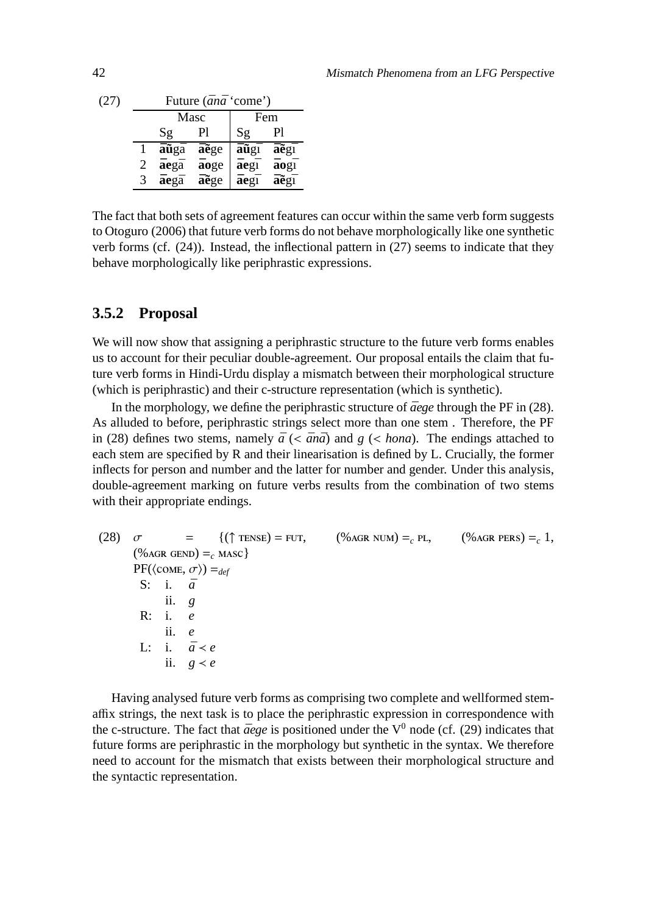(27) Future (*ānā* 'come')

| | Masc | | Fem | |
|---|---|---|---|---|
| | Sg | Pl | Sg | Pl |
| 1 | **āũ**gā | **āẽ**ge | **āũ**gī | **āẽ**gī |
| 2 | **āe**gā | **āo**ge | **āe**gī | **āo**gī |
| 3 | **āe**gā | **āẽ**ge | **āe**gī | **āẽ**gī |

The fact that both sets of agreement features can occur within the same verb form suggests to Otoguro (2006) that future verb forms do not behave morphologically like one synthetic verb forms (cf. (24)). Instead, the inflectional pattern in (27) seems to indicate that they behave morphologically like periphrastic expressions.

### 3.5.2 Proposal

We will now show that assigning a periphrastic structure to the future verb forms enables us to account for their peculiar double-agreement. Our proposal entails the claim that future verb forms in Hindi-Urdu display a mismatch between their morphological structure (which is periphrastic) and their c-structure representation (which is synthetic).

In the morphology, we define the periphrastic structure of *āege* through the PF in (28). As alluded to before, periphrastic strings select more than one stem . Therefore, the PF in (28) defines two stems, namely *ā* (< *ānā*) and *g* (< *hona*). The endings attached to each stem are specified by R and their linearisation is defined by L. Crucially, the former inflects for person and number and the latter for number and gender. Under this analysis, double-agreement marking on future verbs results from the combination of two stems with their appropriate endings.

(28) $\sigma$ = {($\uparrow$ TENSE) = FUT, (%AGR NUM) $=_c$ PL, (%AGR PERS) $=_c$ 1, (%AGR GEND) $=_c$ MASC}
PF($\langle$COME, $\sigma\rangle$) $=_{def}$
 S: i. *ā*
  ii. *g*
 R: i. *e*
  ii. *e*
 L: i. *ā* $\prec$ *e*
  ii. *g* $\prec$ *e*

Having analysed future verb forms as comprising two complete and wellformed stem-affix strings, the next task is to place the periphrastic expression in correspondence with the c-structure. The fact that *āege* is positioned under the $V^0$ node (cf. (29) indicates that future forms are periphrastic in the morphology but synthetic in the syntax. We therefore need to account for the mismatch that exists between their morphological structure and the syntactic representation.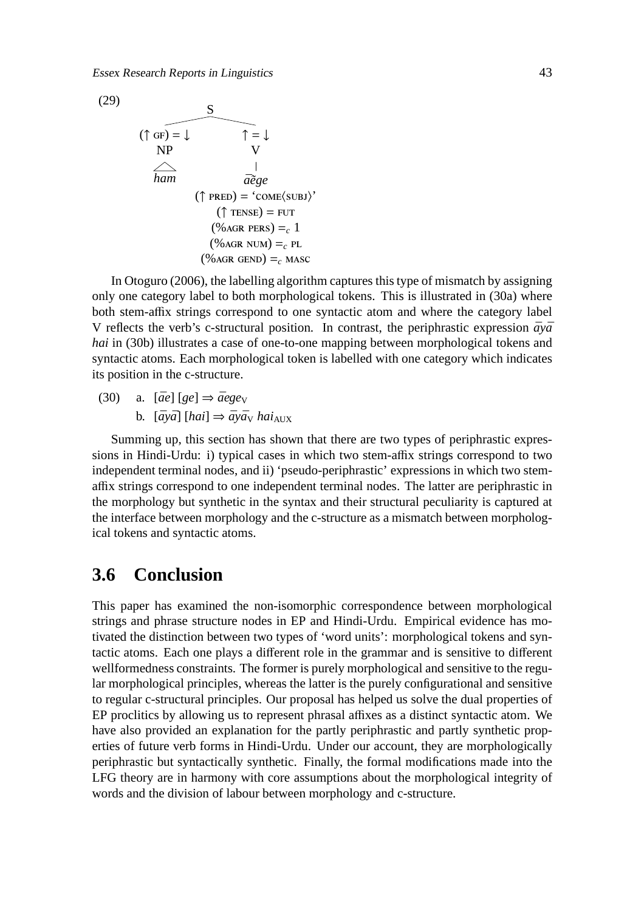(29)

```
                S
        ________|________
       |                 |
  (↑ GF) = ↓           ↑ = ↓
      NP                 V
      /\                 |
     ham               āẽge
              (↑ PRED) = 'COME⟨SUBJ⟩'
                (↑ TENSE) = FUT
               (%AGR PERS) =c 1
               (%AGR NUM) =c PL
              (%AGR GEND) =c MASC
```

In Otoguro (2006), the labelling algorithm captures this type of mismatch by assigning only one category label to both morphological tokens. This is illustrated in (30a) where both stem-affix strings correspond to one syntactic atom and where the category label V reflects the verb's c-structural position. In contrast, the periphrastic expression *āyā hai* in (30b) illustrates a case of one-to-one mapping between morphological tokens and syntactic atoms. Each morphological token is labelled with one category which indicates its position in the c-structure.

(30) a. [*āe*] [*ge*] ⇒ *āege*$_{\mathrm{V}}$

b. [*āyā*] [*hai*] ⇒ *āyā*$_{\mathrm{V}}$ *hai*$_{\mathrm{AUX}}$

Summing up, this section has shown that there are two types of periphrastic expressions in Hindi-Urdu: i) typical cases in which two stem-affix strings correspond to two independent terminal nodes, and ii) 'pseudo-periphrastic' expressions in which two stem-affix strings correspond to one independent terminal nodes. The latter are periphrastic in the morphology but synthetic in the syntax and their structural peculiarity is captured at the interface between morphology and the c-structure as a mismatch between morphological tokens and syntactic atoms.

## 3.6 Conclusion

This paper has examined the non-isomorphic correspondence between morphological strings and phrase structure nodes in EP and Hindi-Urdu. Empirical evidence has motivated the distinction between two types of 'word units': morphological tokens and syntactic atoms. Each one plays a different role in the grammar and is sensitive to different wellformedness constraints. The former is purely morphological and sensitive to the regular morphological principles, whereas the latter is the purely configurational and sensitive to regular c-structural principles. Our proposal has helped us solve the dual properties of EP proclitics by allowing us to represent phrasal affixes as a distinct syntactic atom. We have also provided an explanation for the partly periphrastic and partly synthetic properties of future verb forms in Hindi-Urdu. Under our account, they are morphologically periphrastic but syntactically synthetic. Finally, the formal modifications made into the LFG theory are in harmony with core assumptions about the morphological integrity of words and the division of labour between morphology and c-structure.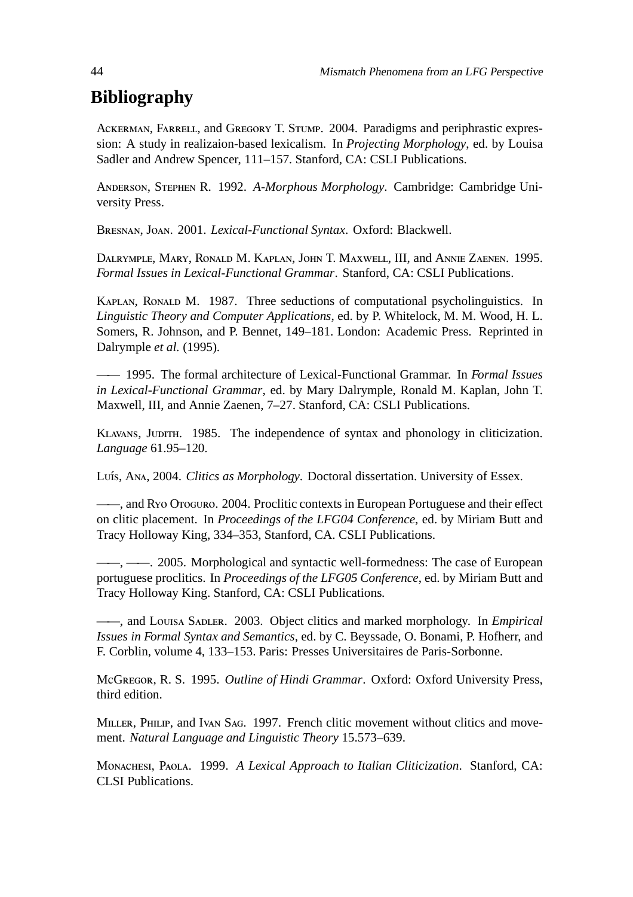## Bibliography

Ackerman, Farrell, and Gregory T. Stump. 2004. Paradigms and periphrastic expression: A study in realizaion-based lexicalism. In *Projecting Morphology*, ed. by Louisa Sadler and Andrew Spencer, 111–157. Stanford, CA: CSLI Publications.

Anderson, Stephen R. 1992. *A-Morphous Morphology*. Cambridge: Cambridge University Press.

Bresnan, Joan. 2001. *Lexical-Functional Syntax*. Oxford: Blackwell.

Dalrymple, Mary, Ronald M. Kaplan, John T. Maxwell, III, and Annie Zaenen. 1995. *Formal Issues in Lexical-Functional Grammar*. Stanford, CA: CSLI Publications.

Kaplan, Ronald M. 1987. Three seductions of computational psycholinguistics. In *Linguistic Theory and Computer Applications*, ed. by P. Whitelock, M. M. Wood, H. L. Somers, R. Johnson, and P. Bennet, 149–181. London: Academic Press. Reprinted in Dalrymple *et al.* (1995).

—— 1995. The formal architecture of Lexical-Functional Grammar. In *Formal Issues in Lexical-Functional Grammar*, ed. by Mary Dalrymple, Ronald M. Kaplan, John T. Maxwell, III, and Annie Zaenen, 7–27. Stanford, CA: CSLI Publications.

Klavans, Judith. 1985. The independence of syntax and phonology in cliticization. *Language* 61.95–120.

Luís, Ana, 2004. *Clitics as Morphology*. Doctoral dissertation. University of Essex.

——, and Ryo Otoguro. 2004. Proclitic contexts in European Portuguese and their effect on clitic placement. In *Proceedings of the LFG04 Conference*, ed. by Miriam Butt and Tracy Holloway King, 334–353, Stanford, CA. CSLI Publications.

——, ——. 2005. Morphological and syntactic well-formedness: The case of European portuguese proclitics. In *Proceedings of the LFG05 Conference*, ed. by Miriam Butt and Tracy Holloway King. Stanford, CA: CSLI Publications.

——, and Louisa Sadler. 2003. Object clitics and marked morphology. In *Empirical Issues in Formal Syntax and Semantics*, ed. by C. Beyssade, O. Bonami, P. Hofherr, and F. Corblin, volume 4, 133–153. Paris: Presses Universitaires de Paris-Sorbonne.

McGregor, R. S. 1995. *Outline of Hindi Grammar*. Oxford: Oxford University Press, third edition.

Miller, Philip, and Ivan Sag. 1997. French clitic movement without clitics and movement. *Natural Language and Linguistic Theory* 15.573–639.

Monachesi, Paola. 1999. *A Lexical Approach to Italian Cliticization*. Stanford, CA: CLSI Publications.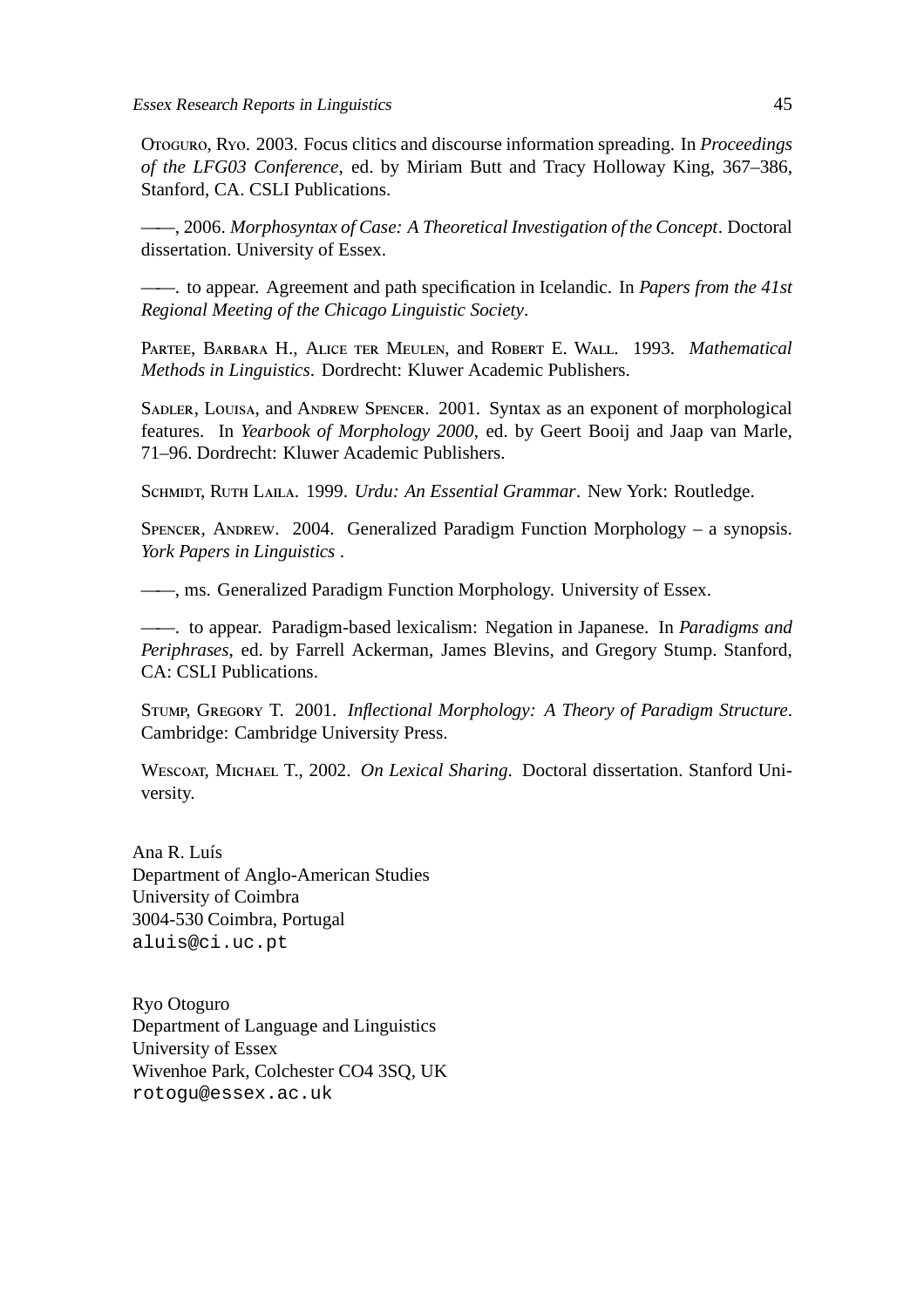Otoguro, Ryo. 2003. Focus clitics and discourse information spreading. In *Proceedings of the LFG03 Conference*, ed. by Miriam Butt and Tracy Holloway King, 367–386, Stanford, CA. CSLI Publications.

——, 2006. *Morphosyntax of Case: A Theoretical Investigation of the Concept*. Doctoral dissertation. University of Essex.

——. to appear. Agreement and path specification in Icelandic. In *Papers from the 41st Regional Meeting of the Chicago Linguistic Society*.

Partee, Barbara H., Alice ter Meulen, and Robert E. Wall. 1993. *Mathematical Methods in Linguistics*. Dordrecht: Kluwer Academic Publishers.

Sadler, Louisa, and Andrew Spencer. 2001. Syntax as an exponent of morphological features. In *Yearbook of Morphology 2000*, ed. by Geert Booij and Jaap van Marle, 71–96. Dordrecht: Kluwer Academic Publishers.

Schmidt, Ruth Laila. 1999. *Urdu: An Essential Grammar*. New York: Routledge.

Spencer, Andrew. 2004. Generalized Paradigm Function Morphology – a synopsis. *York Papers in Linguistics* .

——, ms. Generalized Paradigm Function Morphology. University of Essex.

——. to appear. Paradigm-based lexicalism: Negation in Japanese. In *Paradigms and Periphrases*, ed. by Farrell Ackerman, James Blevins, and Gregory Stump. Stanford, CA: CSLI Publications.

Stump, Gregory T. 2001. *Inflectional Morphology: A Theory of Paradigm Structure*. Cambridge: Cambridge University Press.

Wescoat, Michael T., 2002. *On Lexical Sharing*. Doctoral dissertation. Stanford University.

Ana R. Luís
Department of Anglo-American Studies
University of Coimbra
3004-530 Coimbra, Portugal
aluis@ci.uc.pt

Ryo Otoguro
Department of Language and Linguistics
University of Essex
Wivenhoe Park, Colchester CO4 3SQ, UK
rotogu@essex.ac.uk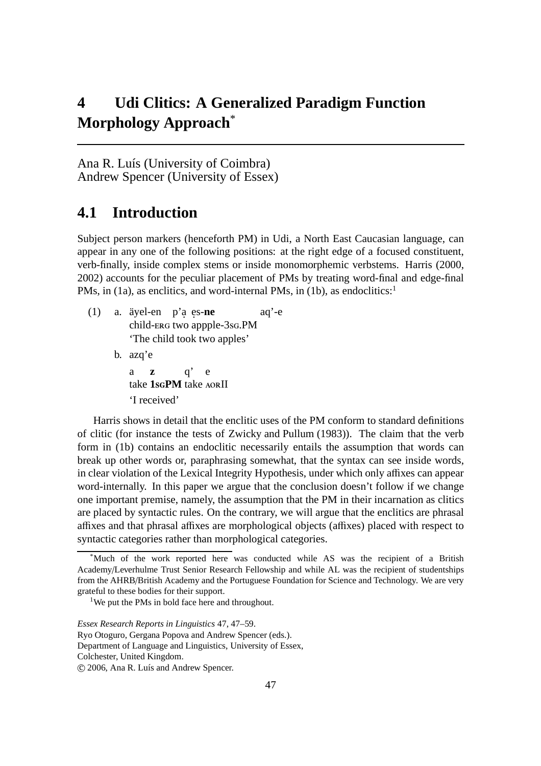# 4 Udi Clitics: A Generalized Paradigm Function Morphology Approach*

Ana R. Luís (University of Coimbra)
Andrew Spencer (University of Essex)

## 4.1 Introduction

Subject person markers (henceforth PM) in Udi, a North East Caucasian language, can appear in any one of the following positions: at the right edge of a focused constituent, verb-finally, inside complex stems or inside monomorphemic verbstems. Harris (2000, 2002) accounts for the peculiar placement of PMs by treating word-final and edge-final PMs, in (1a), as enclitics, and word-internal PMs, in (1b), as endoclitics:[1]

(1) a. äyel-en p'ạ ẹs-**ne** aq'-e
child-ERG two appple-3SG.PM
'The child took two apples'

b. azq'e

a **z** q' e
take **1SGPM** take AORII
'I received'

Harris shows in detail that the enclitic uses of the PM conform to standard definitions of clitic (for instance the tests of Zwicky and Pullum (1983)). The claim that the verb form in (1b) contains an endoclitic necessarily entails the assumption that words can break up other words or, paraphrasing somewhat, that the syntax can see inside words, in clear violation of the Lexical Integrity Hypothesis, under which only affixes can appear word-internally. In this paper we argue that the conclusion doesn't follow if we change one important premise, namely, the assumption that the PM in their incarnation as clitics are placed by syntactic rules. On the contrary, we will argue that the enclitics are phrasal affixes and that phrasal affixes are morphological objects (affixes) placed with respect to syntactic categories rather than morphological categories.

*Much of the work reported here was conducted while AS was the recipient of a British Academy/Leverhulme Trust Senior Research Fellowship and while AL was the recipient of studentships from the AHRB/British Academy and the Portuguese Foundation for Science and Technology. We are very grateful to these bodies for their support.

[1]We put the PMs in bold face here and throughout.

*Essex Research Reports in Linguistics* 47, 47–59.
Ryo Otoguro, Gergana Popova and Andrew Spencer (eds.).
Department of Language and Linguistics, University of Essex,
Colchester, United Kingdom.
© 2006, Ana R. Luís and Andrew Spencer.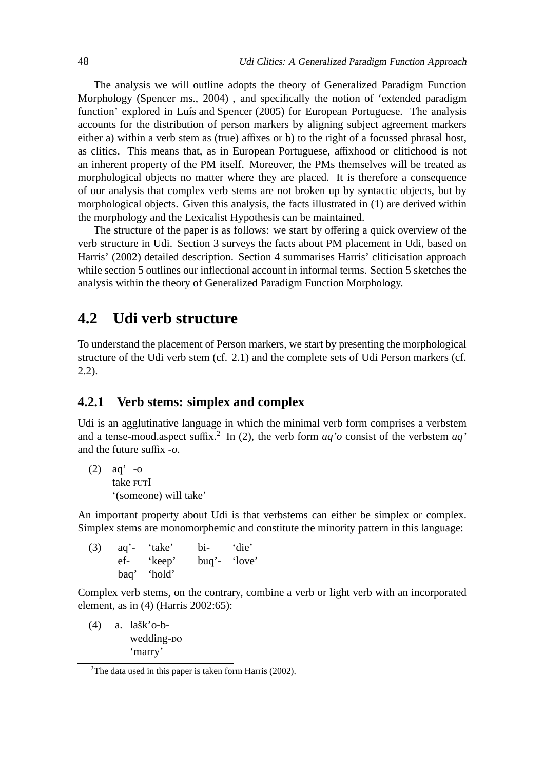The analysis we will outline adopts the theory of Generalized Paradigm Function Morphology (Spencer ms., 2004) , and specifically the notion of 'extended paradigm function' explored in Luís and Spencer (2005) for European Portuguese. The analysis accounts for the distribution of person markers by aligning subject agreement markers either a) within a verb stem as (true) affixes or b) to the right of a focussed phrasal host, as clitics. This means that, as in European Portuguese, affixhood or clitichood is not an inherent property of the PM itself. Moreover, the PMs themselves will be treated as morphological objects no matter where they are placed. It is therefore a consequence of our analysis that complex verb stems are not broken up by syntactic objects, but by morphological objects. Given this analysis, the facts illustrated in (1) are derived within the morphology and the Lexicalist Hypothesis can be maintained.

The structure of the paper is as follows: we start by offering a quick overview of the verb structure in Udi. Section 3 surveys the facts about PM placement in Udi, based on Harris' (2002) detailed description. Section 4 summarises Harris' cliticisation approach while section 5 outlines our inflectional account in informal terms. Section 5 sketches the analysis within the theory of Generalized Paradigm Function Morphology.

## 4.2 Udi verb structure

To understand the placement of Person markers, we start by presenting the morphological structure of the Udi verb stem (cf. 2.1) and the complete sets of Udi Person markers (cf. 2.2).

### 4.2.1 Verb stems: simplex and complex

Udi is an agglutinative language in which the minimal verb form comprises a verbstem and a tense-mood.aspect suffix.[2] In (2), the verb form *aq'o* consist of the verbstem *aq'* and the future suffix *-o*.

(2) aq' -o
take FUTI
'(someone) will take'

An important property about Udi is that verbstems can either be simplex or complex. Simplex stems are monomorphemic and constitute the minority pattern in this language:

(3)
aq'- 'take' bi- 'die'
ef- 'keep' buq'- 'love'
baq' 'hold'

Complex verb stems, on the contrary, combine a verb or light verb with an incorporated element, as in (4) (Harris 2002:65):

(4) a. lašk'o-b-
wedding-DO
'marry'

[2] The data used in this paper is taken form Harris (2002).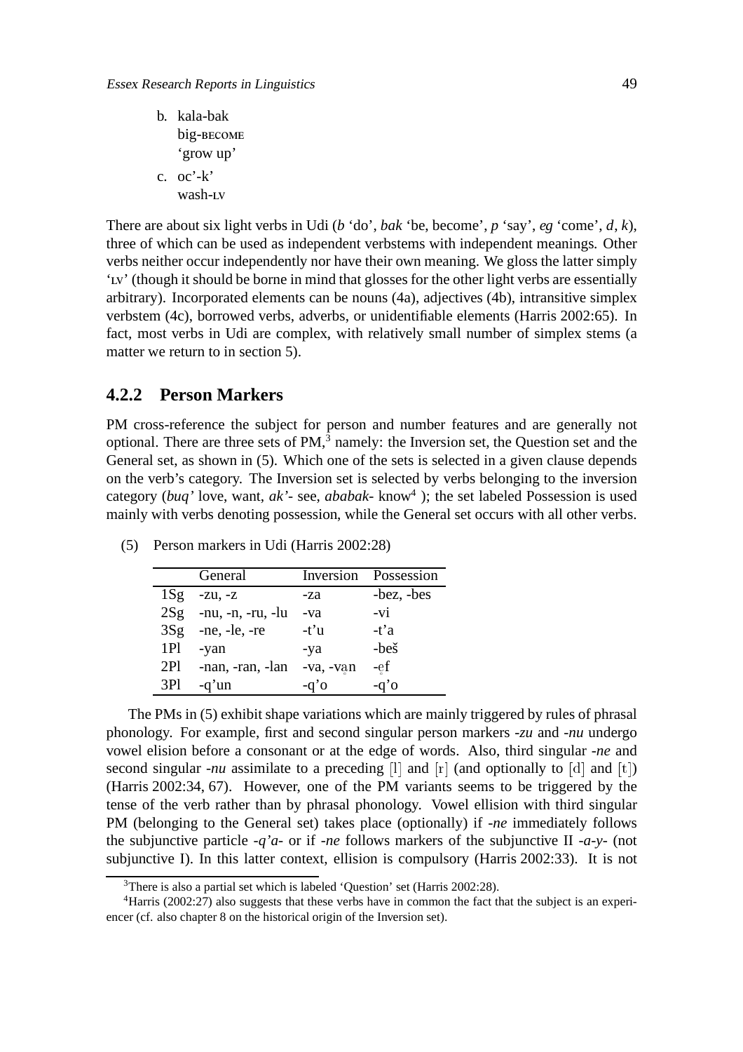b. kala-bak
   big-BECOME
   'grow up'

c. oc'-k'
   wash-LV

There are about six light verbs in Udi (*b* 'do', *bak* 'be, become', *p* 'say', *eg* 'come', *d*, *k*), three of which can be used as independent verbstems with independent meanings. Other verbs neither occur independently nor have their own meaning. We gloss the latter simply 'LV' (though it should be borne in mind that glosses for the other light verbs are essentially arbitrary). Incorporated elements can be nouns (4a), adjectives (4b), intransitive simplex verbstem (4c), borrowed verbs, adverbs, or unidentifiable elements (Harris 2002:65). In fact, most verbs in Udi are complex, with relatively small number of simplex stems (a matter we return to in section 5).

### 4.2.2 Person Markers

PM cross-reference the subject for person and number features and are generally not optional. There are three sets of PM,[3] namely: the Inversion set, the Question set and the General set, as shown in (5). Which one of the sets is selected in a given clause depends on the verb's category. The Inversion set is selected by verbs belonging to the inversion category (*buq'* love, want, *ak'-* see, *ababak-* know[4] ); the set labeled Possession is used mainly with verbs denoting possession, while the General set occurs with all other verbs.

(5) Person markers in Udi (Harris 2002:28)

| | General | Inversion | Possession |
|---|---|---|---|
| 1Sg | -zu, -z | -za | -bez, -bes |
| 2Sg | -nu, -n, -ru, -lu | -va | -vi |
| 3Sg | -ne, -le, -re | -t'u | -t'a |
| 1Pl | -yan | -ya | -beš |
| 2Pl | -nan, -ran, -lan | -va, -vḁn | -e̥f |
| 3Pl | -q'un | -q'o | -q'o |

The PMs in (5) exhibit shape variations which are mainly triggered by rules of phrasal phonology. For example, first and second singular person markers *-zu* and *-nu* undergo vowel elision before a consonant or at the edge of words. Also, third singular *-ne* and second singular *-nu* assimilate to a preceding [l] and [r] (and optionally to [d] and [t]) (Harris 2002:34, 67). However, one of the PM variants seems to be triggered by the tense of the verb rather than by phrasal phonology. Vowel ellision with third singular PM (belonging to the General set) takes place (optionally) if *-ne* immediately follows the subjunctive particle *-q'a-* or if *-ne* follows markers of the subjunctive II *-a-y-* (not subjunctive I). In this latter context, ellision is compulsory (Harris 2002:33). It is not

[3]There is also a partial set which is labeled 'Question' set (Harris 2002:28).

[4]Harris (2002:27) also suggests that these verbs have in common the fact that the subject is an experiencer (cf. also chapter 8 on the historical origin of the Inversion set).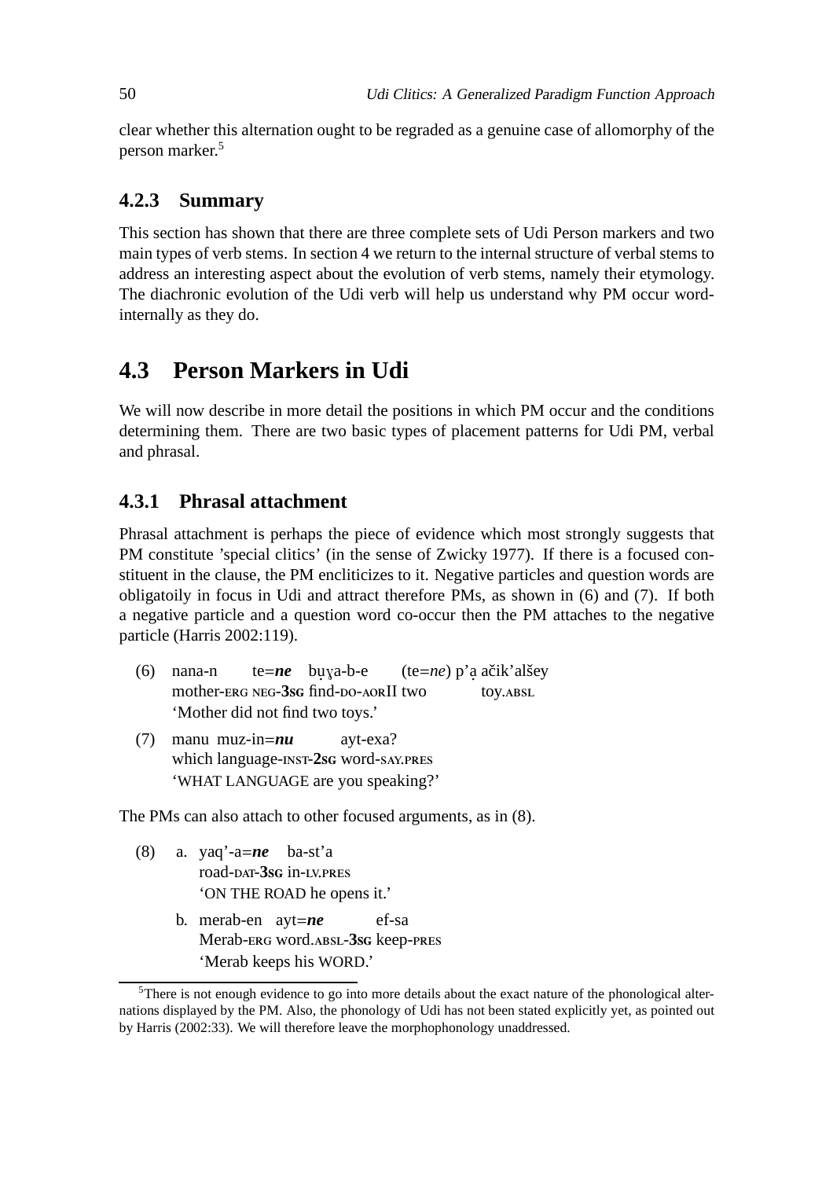clear whether this alternation ought to be regraded as a genuine case of allomorphy of the person marker.[5]

### 4.2.3 Summary

This section has shown that there are three complete sets of Udi Person markers and two main types of verb stems. In section 4 we return to the internal structure of verbal stems to address an interesting aspect about the evolution of verb stems, namely their etymology. The diachronic evolution of the Udi verb will help us understand why PM occur word-internally as they do.

## 4.3 Person Markers in Udi

We will now describe in more detail the positions in which PM occur and the conditions determining them. There are two basic types of placement patterns for Udi PM, verbal and phrasal.

### 4.3.1 Phrasal attachment

Phrasal attachment is perhaps the piece of evidence which most strongly suggests that PM constitute 'special clitics' (in the sense of Zwicky 1977). If there is a focused constituent in the clause, the PM encliticizes to it. Negative particles and question words are obligatoily in focus in Udi and attract therefore PMs, as shown in (6) and (7). If both a negative particle and a question word co-occur then the PM attaches to the negative particle (Harris 2002:119).

(6) nana-n te=***ne*** bu̦ɣa-b-e (te=*ne*) p'a̦ ačik'alšey
mother-ERG NEG-**3SG** find-DO-AORII two toy.ABSL
'Mother did not find two toys.'

(7) manu muz-in=***nu*** ayt-exa?
which language-INST-**2SG** word-SAY.PRES
'WHAT LANGUAGE are you speaking?'

The PMs can also attach to other focused arguments, as in (8).

(8) a. yaq'-a=***ne*** ba-st'a
road-DAT-**3SG** in-LV.PRES
'ON THE ROAD he opens it.'

b. merab-en ayt=***ne*** ef-sa
Merab-ERG word.ABSL-**3SG** keep-PRES
'Merab keeps his WORD.'

[5] There is not enough evidence to go into more details about the exact nature of the phonological alternations displayed by the PM. Also, the phonology of Udi has not been stated explicitly yet, as pointed out by Harris (2002:33). We will therefore leave the morphophonology unaddressed.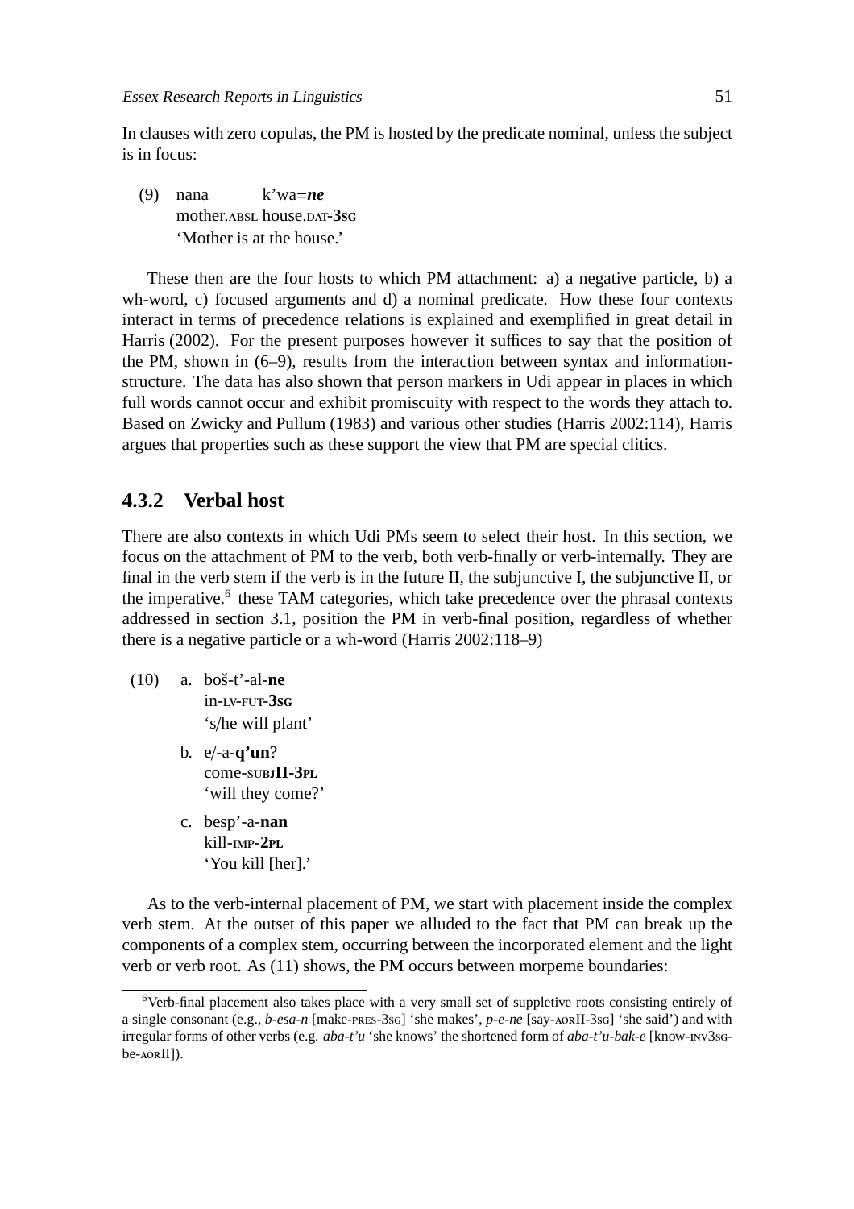In clauses with zero copulas, the PM is hosted by the predicate nominal, unless the subject is in focus:

(9) nana k'wa=***ne***
mother.ABSL house.DAT-**3SG**
'Mother is at the house.'

These then are the four hosts to which PM attachment: a) a negative particle, b) a wh-word, c) focused arguments and d) a nominal predicate. How these four contexts interact in terms of precedence relations is explained and exemplified in great detail in Harris (2002). For the present purposes however it suffices to say that the position of the PM, shown in (6–9), results from the interaction between syntax and information-structure. The data has also shown that person markers in Udi appear in places in which full words cannot occur and exhibit promiscuity with respect to the words they attach to. Based on Zwicky and Pullum (1983) and various other studies (Harris 2002:114), Harris argues that properties such as these support the view that PM are special clitics.

### 4.3.2 Verbal host

There are also contexts in which Udi PMs seem to select their host. In this section, we focus on the attachment of PM to the verb, both verb-finally or verb-internally. They are final in the verb stem if the verb is in the future II, the subjunctive I, the subjunctive II, or the imperative.[6] these TAM categories, which take precedence over the phrasal contexts addressed in section 3.1, position the PM in verb-final position, regardless of whether there is a negative particle or a wh-word (Harris 2002:118–9)

(10) a. boš-t'-al-**ne**
in-LV-FUT-**3SG**
's/he will plant'

b. e/-a-**q'un**?
come-SUBJ**II-3PL**
'will they come?'

c. besp'-a-**nan**
kill-IMP-**2PL**
'You kill [her].'

As to the verb-internal placement of PM, we start with placement inside the complex verb stem. At the outset of this paper we alluded to the fact that PM can break up the components of a complex stem, occurring between the incorporated element and the light verb or verb root. As (11) shows, the PM occurs between morpeme boundaries:

[6]Verb-final placement also takes place with a very small set of suppletive roots consisting entirely of a single consonant (e.g., *b-esa-n* [make-PRES-3SG] 'she makes', *p-e-ne* [say-AORII-3SG] 'she said') and with irregular forms of other verbs (e.g. *aba-t'u* 'she knows' the shortened form of *aba-t'u-bak-e* [know-INV3SG-be-AORII]).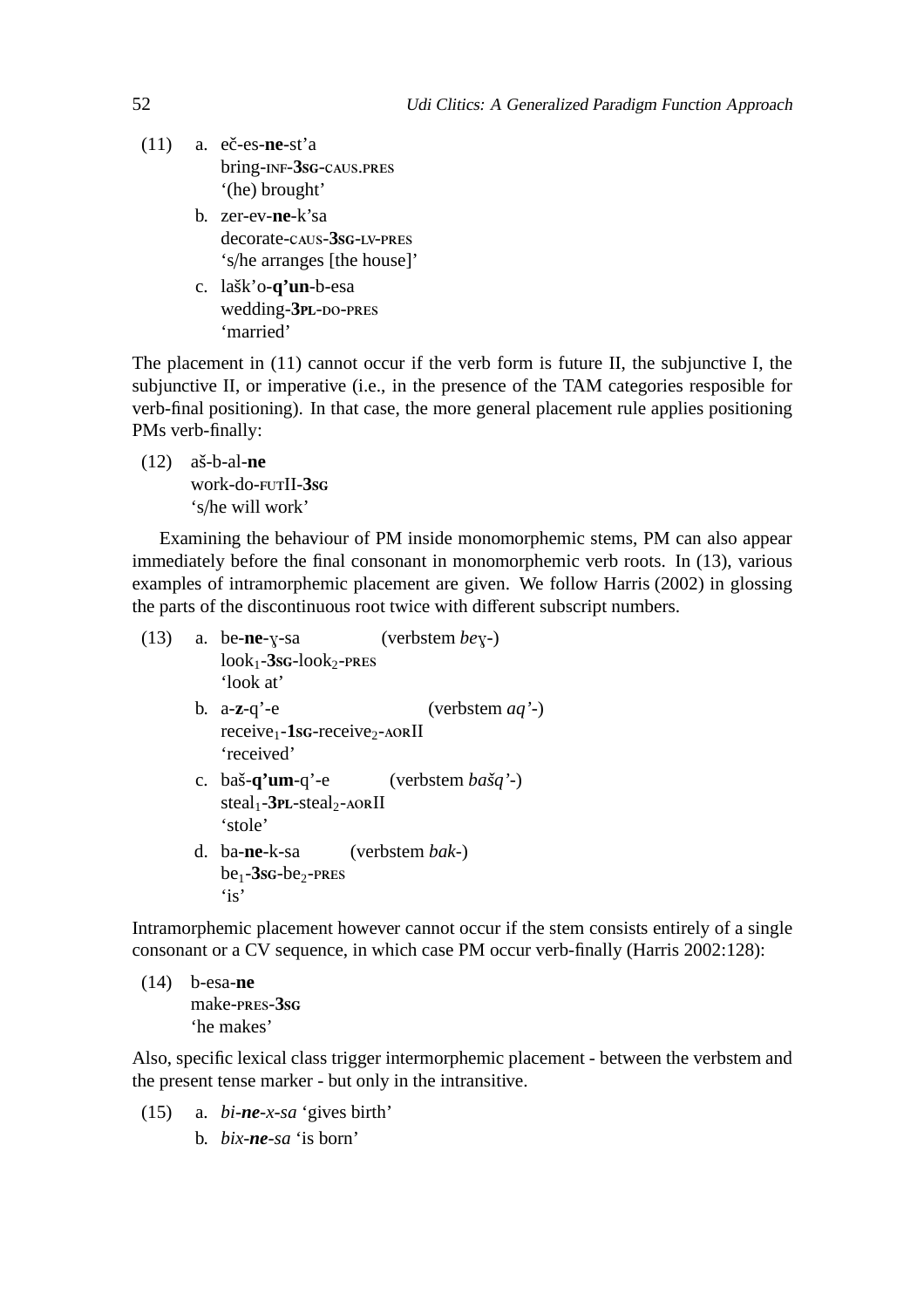(11) a. eč-es-**ne**-st'a
bring-INF-**3SG**-CAUS.PRES
'(he) brought'

b. zer-ev-**ne**-k'sa
decorate-CAUS-**3SG**-LV-PRES
's/he arranges [the house]'

c. lašk'o-**q'un**-b-esa
wedding-**3PL**-DO-PRES
'married'

The placement in (11) cannot occur if the verb form is future II, the subjunctive I, the subjunctive II, or imperative (i.e., in the presence of the TAM categories resposible for verb-final positioning). In that case, the more general placement rule applies positioning PMs verb-finally:

(12) aš-b-al-**ne**
work-do-FUTII-**3SG**
's/he will work'

Examining the behaviour of PM inside monomorphemic stems, PM can also appear immediately before the final consonant in monomorphemic verb roots. In (13), various examples of intramorphemic placement are given. We follow Harris (2002) in glossing the parts of the discontinuous root twice with different subscript numbers.

(13) a. be-**ne**-ɣ-sa (verbstem *beɣ-*)
$\text{look}_1$-**3SG**-$\text{look}_2$-PRES
'look at'

b. a-**z**-q'-e (verbstem *aq'-*)
$\text{receive}_1$-**1SG**-$\text{receive}_2$-AORII
'received'

c. baš-**q'um**-q'-e (verbstem *bašq'-*)
$\text{steal}_1$-**3PL**-$\text{steal}_2$-AORII
'stole'

d. ba-**ne**-k-sa (verbstem *bak-*)
$\text{be}_1$-**3SG**-$\text{be}_2$-PRES
'is'

Intramorphemic placement however cannot occur if the stem consists entirely of a single consonant or a CV sequence, in which case PM occur verb-finally (Harris 2002:128):

(14) b-esa-**ne**
make-PRES-**3SG**
'he makes'

Also, specific lexical class trigger intermorphemic placement - between the verbstem and the present tense marker - but only in the intransitive.

(15) a. *bi-**ne**-x-sa* 'gives birth'

b. *bix-**ne**-sa* 'is born'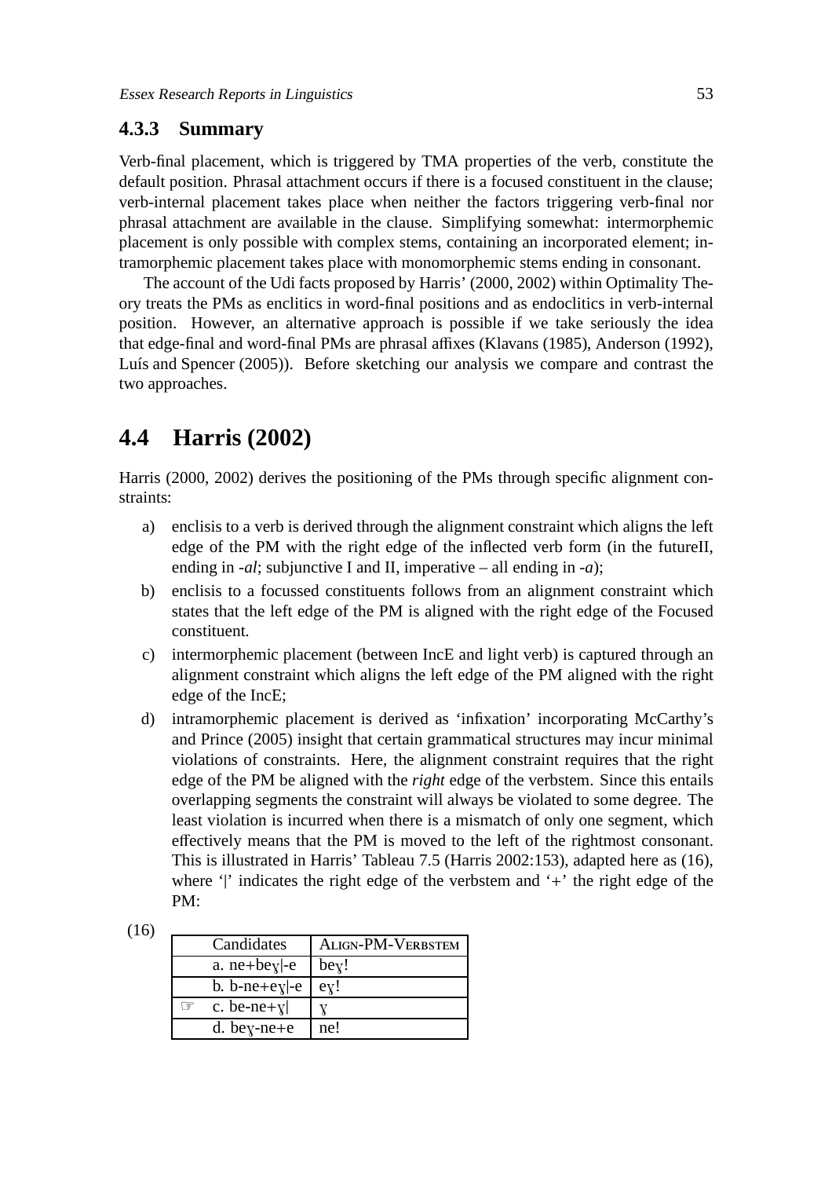### 4.3.3 Summary

Verb-final placement, which is triggered by TMA properties of the verb, constitute the default position. Phrasal attachment occurs if there is a focused constituent in the clause; verb-internal placement takes place when neither the factors triggering verb-final nor phrasal attachment are available in the clause. Simplifying somewhat: intermorphemic placement is only possible with complex stems, containing an incorporated element; intramorphemic placement takes place with monomorphemic stems ending in consonant.

The account of the Udi facts proposed by Harris' (2000, 2002) within Optimality Theory treats the PMs as enclitics in word-final positions and as endoclitics in verb-internal position. However, an alternative approach is possible if we take seriously the idea that edge-final and word-final PMs are phrasal affixes (Klavans (1985), Anderson (1992), Luís and Spencer (2005)). Before sketching our analysis we compare and contrast the two approaches.

## 4.4 Harris (2002)

Harris (2000, 2002) derives the positioning of the PMs through specific alignment constraints:

a) enclisis to a verb is derived through the alignment constraint which aligns the left edge of the PM with the right edge of the inflected verb form (in the futureII, ending in -*al*; subjunctive I and II, imperative – all ending in -*a*);

b) enclisis to a focussed constituents follows from an alignment constraint which states that the left edge of the PM is aligned with the right edge of the Focused constituent.

c) intermorphemic placement (between IncE and light verb) is captured through an alignment constraint which aligns the left edge of the PM aligned with the right edge of the IncE;

d) intramorphemic placement is derived as 'infixation' incorporating McCarthy's and Prince (2005) insight that certain grammatical structures may incur minimal violations of constraints. Here, the alignment constraint requires that the right edge of the PM be aligned with the *right* edge of the verbstem. Since this entails overlapping segments the constraint will always be violated to some degree. The least violation is incurred when there is a mismatch of only one segment, which effectively means that the PM is moved to the left of the rightmost consonant. This is illustrated in Harris' Tableau 7.5 (Harris 2002:153), adapted here as (16), where '|' indicates the right edge of the verbstem and '+' the right edge of the PM:

(16)

| | Candidates | ALIGN-PM-VERBSTEM |
|---|---|---|
| | a. ne+beɣ\|-e | beɣ! |
| | b. b-ne+eɣ\|-e | eɣ! |
| ☞ | c. be-ne+ɣ\| | ɣ |
| | d. beɣ-ne+e | ne! |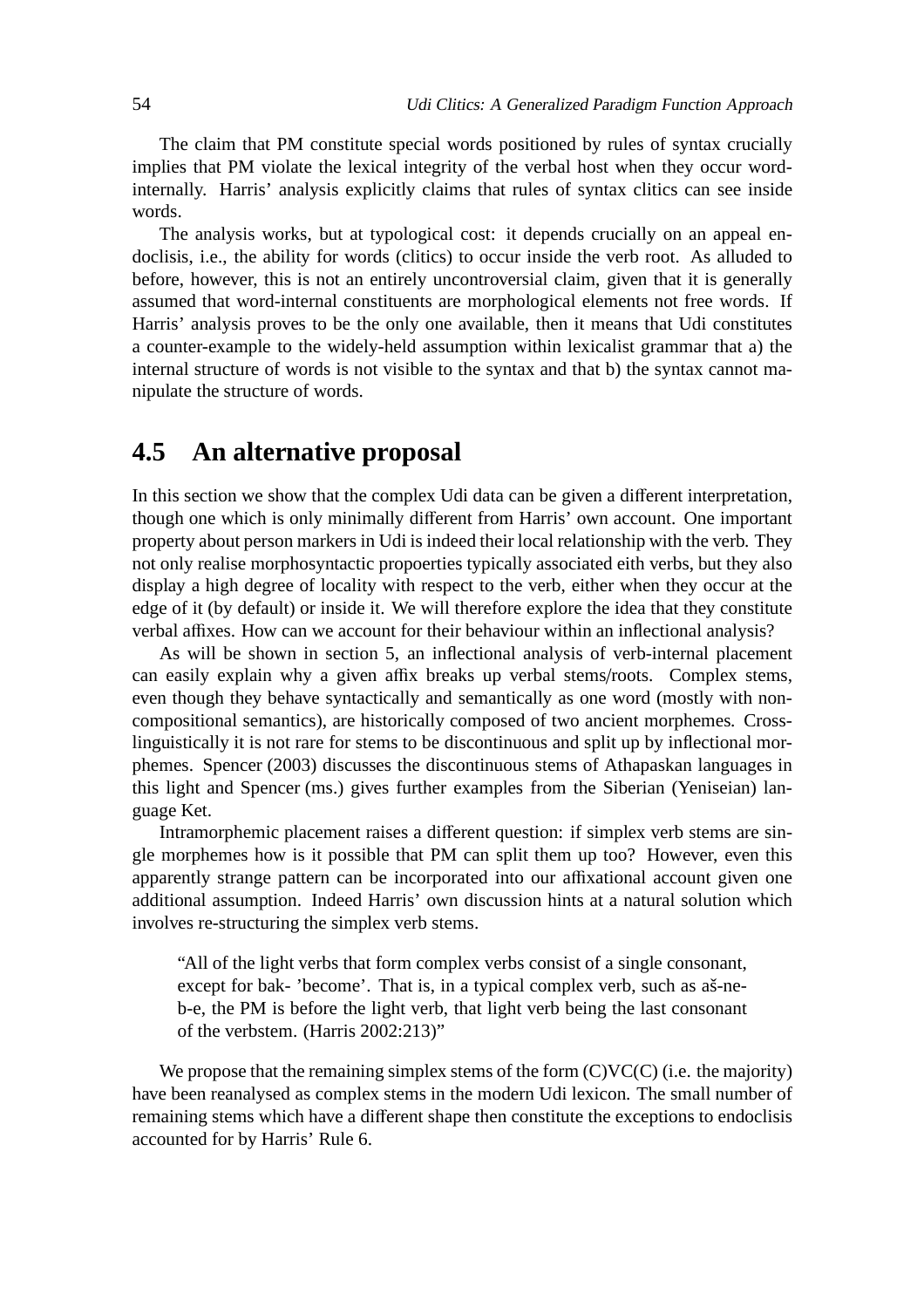The claim that PM constitute special words positioned by rules of syntax crucially implies that PM violate the lexical integrity of the verbal host when they occur word-internally. Harris' analysis explicitly claims that rules of syntax clitics can see inside words.

The analysis works, but at typological cost: it depends crucially on an appeal endoclisis, i.e., the ability for words (clitics) to occur inside the verb root. As alluded to before, however, this is not an entirely uncontroversial claim, given that it is generally assumed that word-internal constituents are morphological elements not free words. If Harris' analysis proves to be the only one available, then it means that Udi constitutes a counter-example to the widely-held assumption within lexicalist grammar that a) the internal structure of words is not visible to the syntax and that b) the syntax cannot manipulate the structure of words.

## 4.5 An alternative proposal

In this section we show that the complex Udi data can be given a different interpretation, though one which is only minimally different from Harris' own account. One important property about person markers in Udi is indeed their local relationship with the verb. They not only realise morphosyntactic propoerties typically associated eith verbs, but they also display a high degree of locality with respect to the verb, either when they occur at the edge of it (by default) or inside it. We will therefore explore the idea that they constitute verbal affixes. How can we account for their behaviour within an inflectional analysis?

As will be shown in section 5, an inflectional analysis of verb-internal placement can easily explain why a given affix breaks up verbal stems/roots. Complex stems, even though they behave syntactically and semantically as one word (mostly with non-compositional semantics), are historically composed of two ancient morphemes. Cross-linguistically it is not rare for stems to be discontinuous and split up by inflectional morphemes. Spencer (2003) discusses the discontinuous stems of Athapaskan languages in this light and Spencer (ms.) gives further examples from the Siberian (Yeniseian) language Ket.

Intramorphemic placement raises a different question: if simplex verb stems are single morphemes how is it possible that PM can split them up too? However, even this apparently strange pattern can be incorporated into our affixational account given one additional assumption. Indeed Harris' own discussion hints at a natural solution which involves re-structuring the simplex verb stems.

> "All of the light verbs that form complex verbs consist of a single consonant, except for bak- 'become'. That is, in a typical complex verb, such as aš-ne-b-e, the PM is before the light verb, that light verb being the last consonant of the verbstem. (Harris 2002:213)"

We propose that the remaining simplex stems of the form (C)VC(C) (i.e. the majority) have been reanalysed as complex stems in the modern Udi lexicon. The small number of remaining stems which have a different shape then constitute the exceptions to endoclisis accounted for by Harris' Rule 6.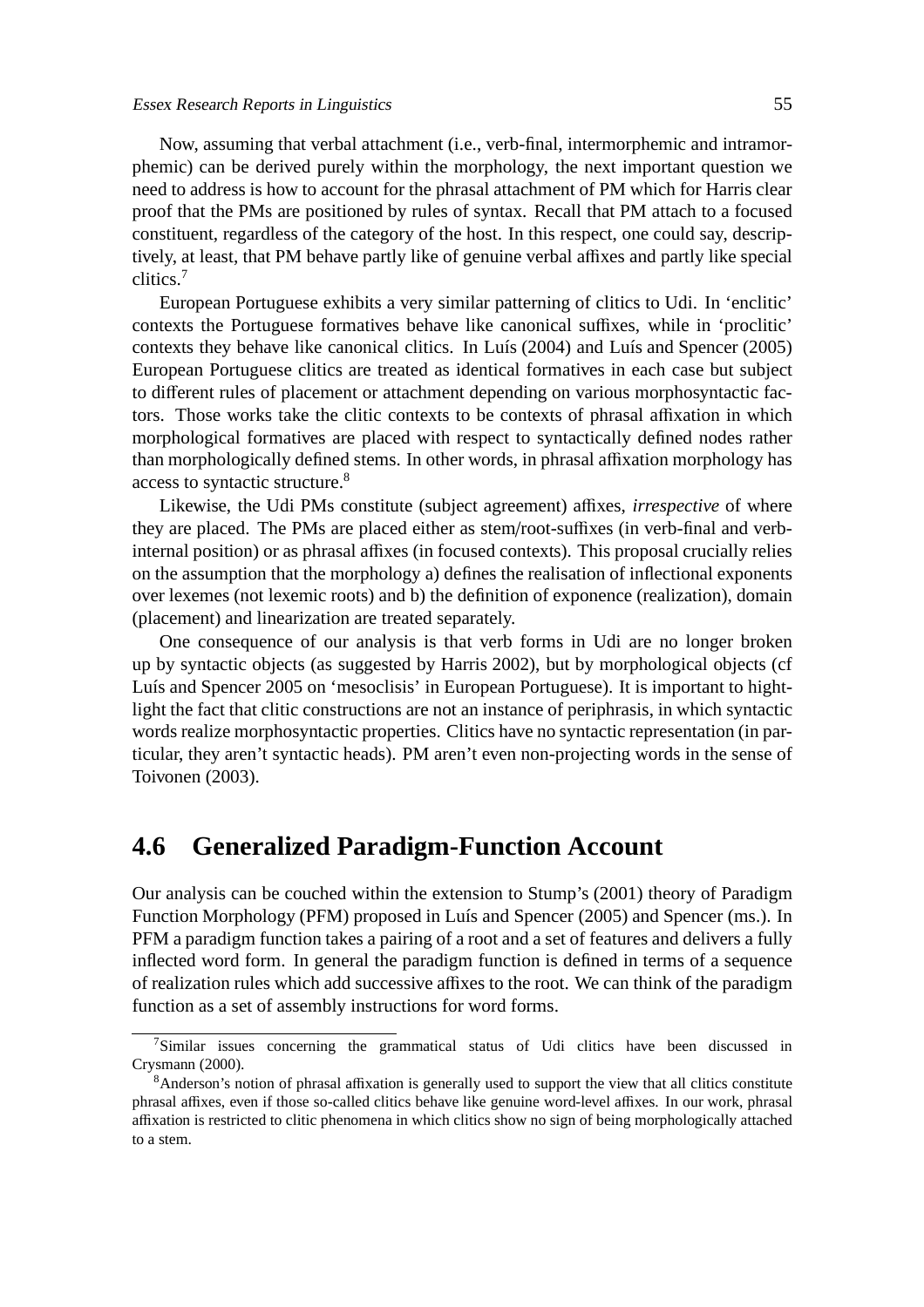Now, assuming that verbal attachment (i.e., verb-final, intermorphemic and intramorphemic) can be derived purely within the morphology, the next important question we need to address is how to account for the phrasal attachment of PM which for Harris clear proof that the PMs are positioned by rules of syntax. Recall that PM attach to a focused constituent, regardless of the category of the host. In this respect, one could say, descriptively, at least, that PM behave partly like of genuine verbal affixes and partly like special clitics.[7]

European Portuguese exhibits a very similar patterning of clitics to Udi. In 'enclitic' contexts the Portuguese formatives behave like canonical suffixes, while in 'proclitic' contexts they behave like canonical clitics. In Luís (2004) and Luís and Spencer (2005) European Portuguese clitics are treated as identical formatives in each case but subject to different rules of placement or attachment depending on various morphosyntactic factors. Those works take the clitic contexts to be contexts of phrasal affixation in which morphological formatives are placed with respect to syntactically defined nodes rather than morphologically defined stems. In other words, in phrasal affixation morphology has access to syntactic structure.[8]

Likewise, the Udi PMs constitute (subject agreement) affixes, *irrespective* of where they are placed. The PMs are placed either as stem/root-suffixes (in verb-final and verb-internal position) or as phrasal affixes (in focused contexts). This proposal crucially relies on the assumption that the morphology a) defines the realisation of inflectional exponents over lexemes (not lexemic roots) and b) the definition of exponence (realization), domain (placement) and linearization are treated separately.

One consequence of our analysis is that verb forms in Udi are no longer broken up by syntactic objects (as suggested by Harris 2002), but by morphological objects (cf Luís and Spencer 2005 on 'mesoclisis' in European Portuguese). It is important to hightlight the fact that clitic constructions are not an instance of periphrasis, in which syntactic words realize morphosyntactic properties. Clitics have no syntactic representation (in particular, they aren't syntactic heads). PM aren't even non-projecting words in the sense of Toivonen (2003).

## 4.6 Generalized Paradigm-Function Account

Our analysis can be couched within the extension to Stump's (2001) theory of Paradigm Function Morphology (PFM) proposed in Luís and Spencer (2005) and Spencer (ms.). In PFM a paradigm function takes a pairing of a root and a set of features and delivers a fully inflected word form. In general the paradigm function is defined in terms of a sequence of realization rules which add successive affixes to the root. We can think of the paradigm function as a set of assembly instructions for word forms.

[7] Similar issues concerning the grammatical status of Udi clitics have been discussed in Crysmann (2000).

[8] Anderson's notion of phrasal affixation is generally used to support the view that all clitics constitute phrasal affixes, even if those so-called clitics behave like genuine word-level affixes. In our work, phrasal affixation is restricted to clitic phenomena in which clitics show no sign of being morphologically attached to a stem.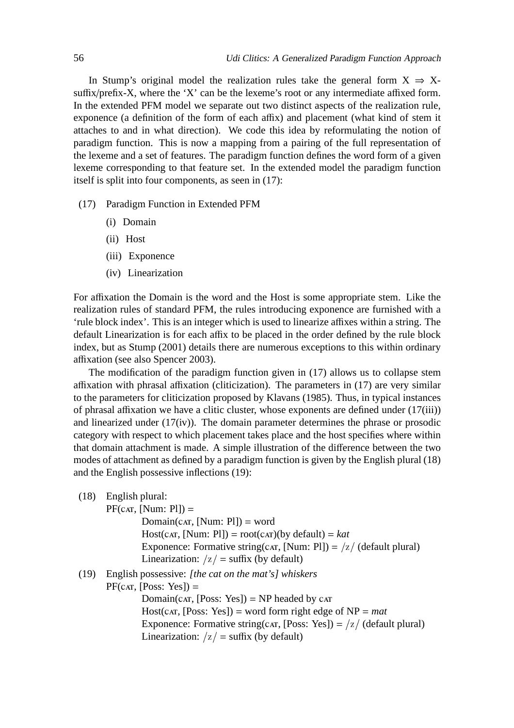In Stump's original model the realization rules take the general form X ⇒ X-suffix/prefix-X, where the 'X' can be the lexeme's root or any intermediate affixed form. In the extended PFM model we separate out two distinct aspects of the realization rule, exponence (a definition of the form of each affix) and placement (what kind of stem it attaches to and in what direction). We code this idea by reformulating the notion of paradigm function. This is now a mapping from a pairing of the full representation of the lexeme and a set of features. The paradigm function defines the word form of a given lexeme corresponding to that feature set. In the extended model the paradigm function itself is split into four components, as seen in (17):

(17) Paradigm Function in Extended PFM

(i) Domain

(ii) Host

(iii) Exponence

(iv) Linearization

For affixation the Domain is the word and the Host is some appropriate stem. Like the realization rules of standard PFM, the rules introducing exponence are furnished with a 'rule block index'. This is an integer which is used to linearize affixes within a string. The default Linearization is for each affix to be placed in the order defined by the rule block index, but as Stump (2001) details there are numerous exceptions to this within ordinary affixation (see also Spencer 2003).

The modification of the paradigm function given in (17) allows us to collapse stem affixation with phrasal affixation (cliticization). The parameters in (17) are very similar to the parameters for cliticization proposed by Klavans (1985). Thus, in typical instances of phrasal affixation we have a clitic cluster, whose exponents are defined under (17(iii)) and linearized under (17(iv)). The domain parameter determines the phrase or prosodic category with respect to which placement takes place and the host specifies where within that domain attachment is made. A simple illustration of the difference between the two modes of attachment as defined by a paradigm function is given by the English plural (18) and the English possessive inflections (19):

(18) English plural:
PF(CAT, [Num: Pl]) =
  Domain(CAT, [Num: Pl]) = word
  Host(CAT, [Num: Pl]) = root(CAT)(by default) = *kat*
  Exponence: Formative string(CAT, [Num: Pl]) = /z/ (default plural)
  Linearization: /z/ = suffix (by default)

(19) English possessive: *[the cat on the mat's] whiskers*
PF(CAT, [Poss: Yes]) =
  Domain(CAT, [Poss: Yes]) = NP headed by CAT
  Host(CAT, [Poss: Yes]) = word form right edge of NP = *mat*
  Exponence: Formative string(CAT, [Poss: Yes]) = /z/ (default plural)
  Linearization: /z/ = suffix (by default)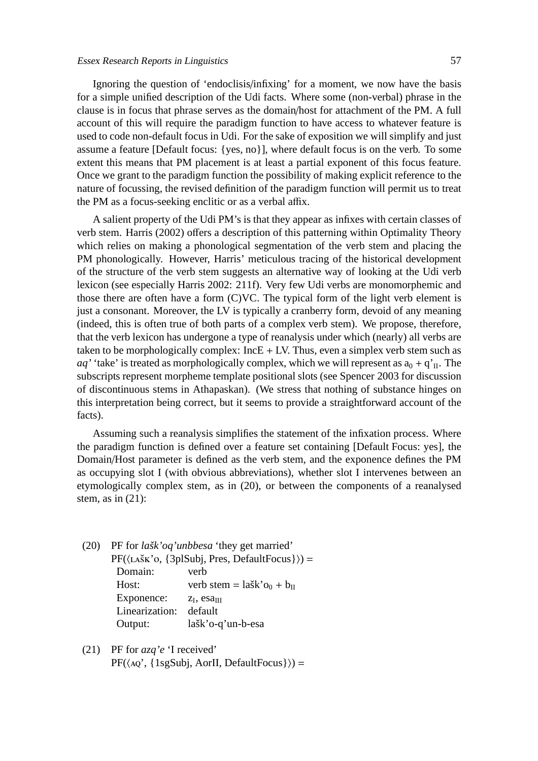Ignoring the question of ‘endoclisis/infixing’ for a moment, we now have the basis for a simple unified description of the Udi facts. Where some (non-verbal) phrase in the clause is in focus that phrase serves as the domain/host for attachment of the PM. A full account of this will require the paradigm function to have access to whatever feature is used to code non-default focus in Udi. For the sake of exposition we will simplify and just assume a feature [Default focus: {yes, no}], where default focus is on the verb. To some extent this means that PM placement is at least a partial exponent of this focus feature. Once we grant to the paradigm function the possibility of making explicit reference to the nature of focussing, the revised definition of the paradigm function will permit us to treat the PM as a focus-seeking enclitic or as a verbal affix.

A salient property of the Udi PM’s is that they appear as infixes with certain classes of verb stem. Harris (2002) offers a description of this patterning within Optimality Theory which relies on making a phonological segmentation of the verb stem and placing the PM phonologically. However, Harris’ meticulous tracing of the historical development of the structure of the verb stem suggests an alternative way of looking at the Udi verb lexicon (see especially Harris 2002: 211f). Very few Udi verbs are monomorphemic and those there are often have a form (C)VC. The typical form of the light verb element is just a consonant. Moreover, the LV is typically a cranberry form, devoid of any meaning (indeed, this is often true of both parts of a complex verb stem). We propose, therefore, that the verb lexicon has undergone a type of reanalysis under which (nearly) all verbs are taken to be morphologically complex: IncE + LV. Thus, even a simplex verb stem such as *aq’* ‘take’ is treated as morphologically complex, which we will represent as $a_0$ + $q’_{II}$. The subscripts represent morpheme template positional slots (see Spencer 2003 for discussion of discontinuous stems in Athapaskan). (We stress that nothing of substance hinges on this interpretation being correct, but it seems to provide a straightforward account of the facts).

Assuming such a reanalysis simplifies the statement of the infixation process. Where the paradigm function is defined over a feature set containing [Default Focus: yes], the Domain/Host parameter is defined as the verb stem, and the exponence defines the PM as occupying slot I (with obvious abbreviations), whether slot I intervenes between an etymologically complex stem, as in (20), or between the components of a reanalysed stem, as in (21):

(20) PF for *lašk’oq’unbbesa* ‘they get married’
PF(⟨LAŠK’O, {3plSubj, Pres, DefaultFocus}⟩) =

| | |
|---|---|
| Domain: | verb |
| Host: | verb stem = lašk’$o_0$ + $b_{II}$ |
| Exponence: | $z_I$, $esa_{III}$ |
| Linearization: | default |
| Output: | lašk’o-q’un-b-esa |

(21) PF for *azq’e* ‘I received’
PF(⟨AQ’, {1sgSubj, AorII, DefaultFocus}⟩) =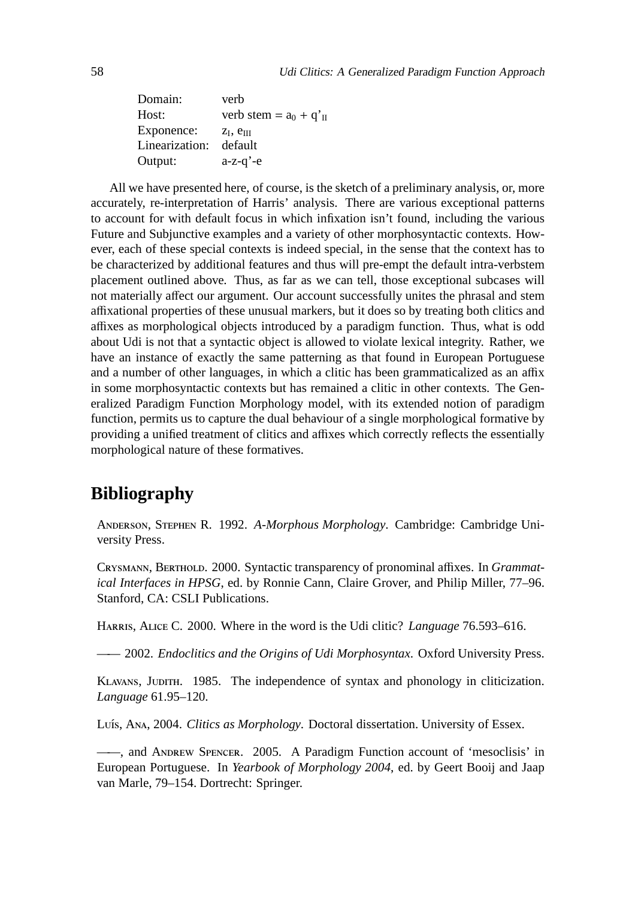| | |
|---|---|
| Domain: | verb |
| Host: | verb stem = $a_0$ + $q'_{II}$ |
| Exponence: | $z_I$, $e_{III}$ |
| Linearization: | default |
| Output: | a-z-q'-e |

All we have presented here, of course, is the sketch of a preliminary analysis, or, more accurately, re-interpretation of Harris' analysis. There are various exceptional patterns to account for with default focus in which infixation isn't found, including the various Future and Subjunctive examples and a variety of other morphosyntactic contexts. However, each of these special contexts is indeed special, in the sense that the context has to be characterized by additional features and thus will pre-empt the default intra-verbstem placement outlined above. Thus, as far as we can tell, those exceptional subcases will not materially affect our argument. Our account successfully unites the phrasal and stem affixational properties of these unusual markers, but it does so by treating both clitics and affixes as morphological objects introduced by a paradigm function. Thus, what is odd about Udi is not that a syntactic object is allowed to violate lexical integrity. Rather, we have an instance of exactly the same patterning as that found in European Portuguese and a number of other languages, in which a clitic has been grammaticalized as an affix in some morphosyntactic contexts but has remained a clitic in other contexts. The Generalized Paradigm Function Morphology model, with its extended notion of paradigm function, permits us to capture the dual behaviour of a single morphological formative by providing a unified treatment of clitics and affixes which correctly reflects the essentially morphological nature of these formatives.

## Bibliography

Anderson, Stephen R. 1992. *A-Morphous Morphology*. Cambridge: Cambridge University Press.

Crysmann, Berthold. 2000. Syntactic transparency of pronominal affixes. In *Grammatical Interfaces in HPSG*, ed. by Ronnie Cann, Claire Grover, and Philip Miller, 77–96. Stanford, CA: CSLI Publications.

Harris, Alice C. 2000. Where in the word is the Udi clitic? *Language* 76.593–616.

—— 2002. *Endoclitics and the Origins of Udi Morphosyntax*. Oxford University Press.

Klavans, Judith. 1985. The independence of syntax and phonology in cliticization. *Language* 61.95–120.

Luís, Ana, 2004. *Clitics as Morphology*. Doctoral dissertation. University of Essex.

——, and Andrew Spencer. 2005. A Paradigm Function account of 'mesoclisis' in European Portuguese. In *Yearbook of Morphology 2004*, ed. by Geert Booij and Jaap van Marle, 79–154. Dortrecht: Springer.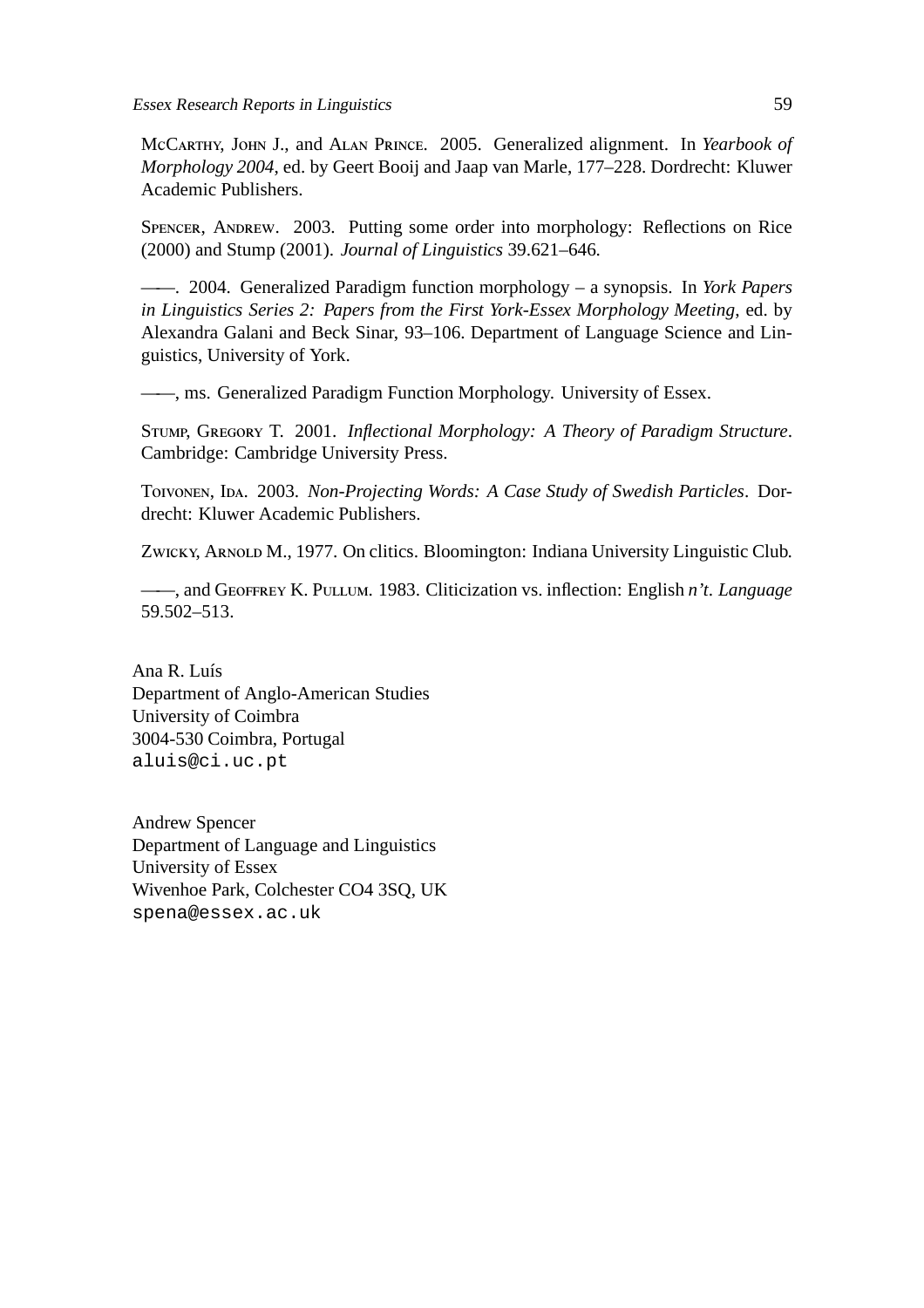McCarthy, John J., and Alan Prince. 2005. Generalized alignment. In *Yearbook of Morphology 2004*, ed. by Geert Booij and Jaap van Marle, 177–228. Dordrecht: Kluwer Academic Publishers.

Spencer, Andrew. 2003. Putting some order into morphology: Reflections on Rice (2000) and Stump (2001). *Journal of Linguistics* 39.621–646.

——. 2004. Generalized Paradigm function morphology – a synopsis. In *York Papers in Linguistics Series 2: Papers from the First York-Essex Morphology Meeting*, ed. by Alexandra Galani and Beck Sinar, 93–106. Department of Language Science and Linguistics, University of York.

——, ms. Generalized Paradigm Function Morphology. University of Essex.

Stump, Gregory T. 2001. *Inflectional Morphology: A Theory of Paradigm Structure*. Cambridge: Cambridge University Press.

Toivonen, Ida. 2003. *Non-Projecting Words: A Case Study of Swedish Particles*. Dordrecht: Kluwer Academic Publishers.

Zwicky, Arnold M., 1977. On clitics. Bloomington: Indiana University Linguistic Club.

——, and Geoffrey K. Pullum. 1983. Cliticization vs. inflection: English *n't*. *Language* 59.502–513.

Ana R. Luís
Department of Anglo-American Studies
University of Coimbra
3004-530 Coimbra, Portugal
aluis@ci.uc.pt

Andrew Spencer
Department of Language and Linguistics
University of Essex
Wivenhoe Park, Colchester CO4 3SQ, UK
spena@essex.ac.uk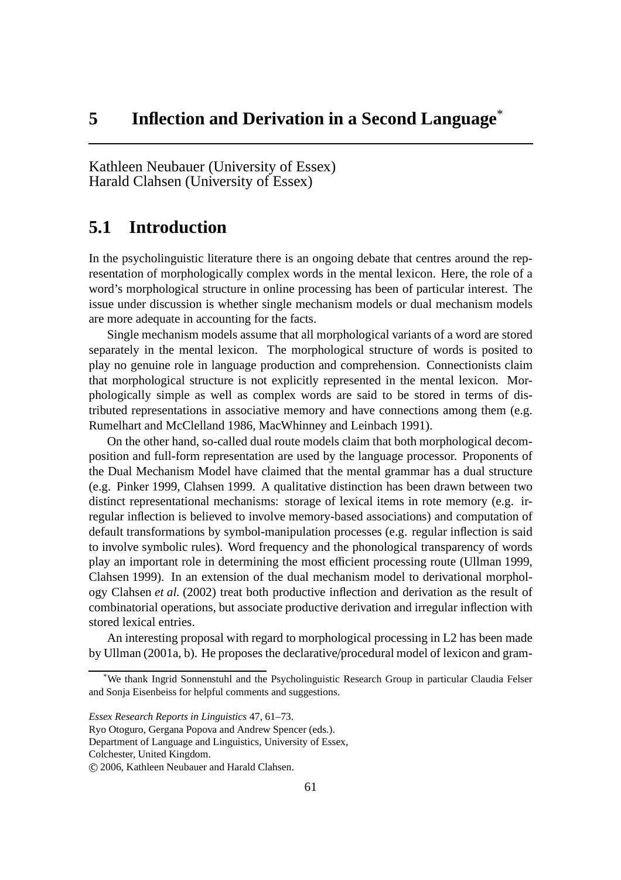# 5 Inflection and Derivation in a Second Language[*]

Kathleen Neubauer (University of Essex)
Harald Clahsen (University of Essex)

## 5.1 Introduction

In the psycholinguistic literature there is an ongoing debate that centres around the representation of morphologically complex words in the mental lexicon. Here, the role of a word's morphological structure in online processing has been of particular interest. The issue under discussion is whether single mechanism models or dual mechanism models are more adequate in accounting for the facts.

Single mechanism models assume that all morphological variants of a word are stored separately in the mental lexicon. The morphological structure of words is posited to play no genuine role in language production and comprehension. Connectionists claim that morphological structure is not explicitly represented in the mental lexicon. Morphologically simple as well as complex words are said to be stored in terms of distributed representations in associative memory and have connections among them (e.g. Rumelhart and McClelland 1986, MacWhinney and Leinbach 1991).

On the other hand, so-called dual route models claim that both morphological decomposition and full-form representation are used by the language processor. Proponents of the Dual Mechanism Model have claimed that the mental grammar has a dual structure (e.g. Pinker 1999, Clahsen 1999. A qualitative distinction has been drawn between two distinct representational mechanisms: storage of lexical items in rote memory (e.g. irregular inflection is believed to involve memory-based associations) and computation of default transformations by symbol-manipulation processes (e.g. regular inflection is said to involve symbolic rules). Word frequency and the phonological transparency of words play an important role in determining the most efficient processing route (Ullman 1999, Clahsen 1999). In an extension of the dual mechanism model to derivational morphology Clahsen *et al.* (2002) treat both productive inflection and derivation as the result of combinatorial operations, but associate productive derivation and irregular inflection with stored lexical entries.

An interesting proposal with regard to morphological processing in L2 has been made by Ullman (2001a, b). He proposes the declarative/procedural model of lexicon and gram-

---

[*] We thank Ingrid Sonnenstuhl and the Psycholinguistic Research Group in particular Claudia Felser and Sonja Eisenbeiss for helpful comments and suggestions.

*Essex Research Reports in Linguistics* 47, 61–73.
Ryo Otoguro, Gergana Popova and Andrew Spencer (eds.).
Department of Language and Linguistics, University of Essex,
Colchester, United Kingdom.
© 2006, Kathleen Neubauer and Harald Clahsen.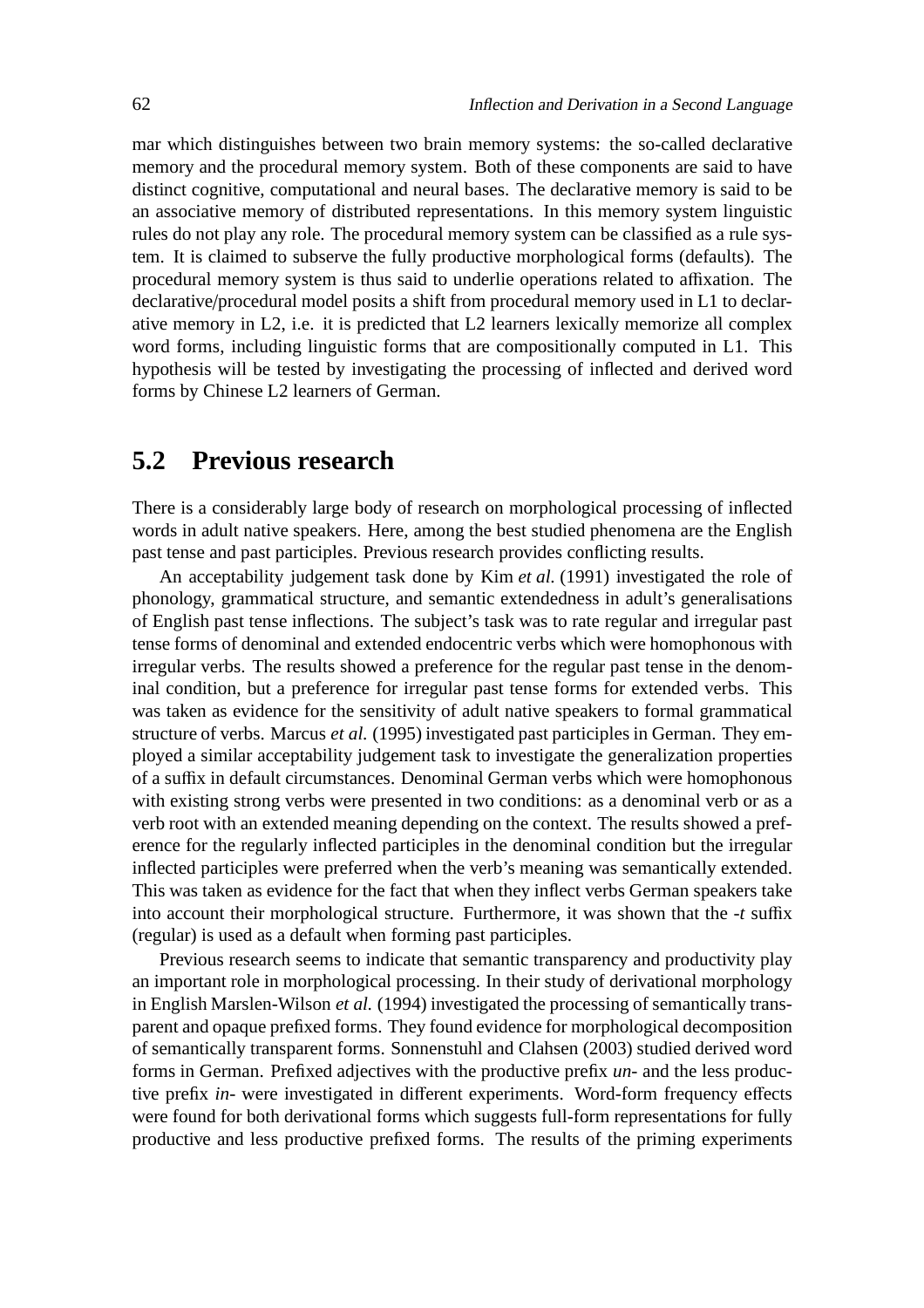mar which distinguishes between two brain memory systems: the so-called declarative memory and the procedural memory system. Both of these components are said to have distinct cognitive, computational and neural bases. The declarative memory is said to be an associative memory of distributed representations. In this memory system linguistic rules do not play any role. The procedural memory system can be classified as a rule system. It is claimed to subserve the fully productive morphological forms (defaults). The procedural memory system is thus said to underlie operations related to affixation. The declarative/procedural model posits a shift from procedural memory used in L1 to declarative memory in L2, i.e. it is predicted that L2 learners lexically memorize all complex word forms, including linguistic forms that are compositionally computed in L1. This hypothesis will be tested by investigating the processing of inflected and derived word forms by Chinese L2 learners of German.

## 5.2 Previous research

There is a considerably large body of research on morphological processing of inflected words in adult native speakers. Here, among the best studied phenomena are the English past tense and past participles. Previous research provides conflicting results.

An acceptability judgement task done by Kim *et al.* (1991) investigated the role of phonology, grammatical structure, and semantic extendedness in adult's generalisations of English past tense inflections. The subject's task was to rate regular and irregular past tense forms of denominal and extended endocentric verbs which were homophonous with irregular verbs. The results showed a preference for the regular past tense in the denominal condition, but a preference for irregular past tense forms for extended verbs. This was taken as evidence for the sensitivity of adult native speakers to formal grammatical structure of verbs. Marcus *et al.* (1995) investigated past participles in German. They employed a similar acceptability judgement task to investigate the generalization properties of a suffix in default circumstances. Denominal German verbs which were homophonous with existing strong verbs were presented in two conditions: as a denominal verb or as a verb root with an extended meaning depending on the context. The results showed a preference for the regularly inflected participles in the denominal condition but the irregular inflected participles were preferred when the verb's meaning was semantically extended. This was taken as evidence for the fact that when they inflect verbs German speakers take into account their morphological structure. Furthermore, it was shown that the *-t* suffix (regular) is used as a default when forming past participles.

Previous research seems to indicate that semantic transparency and productivity play an important role in morphological processing. In their study of derivational morphology in English Marslen-Wilson *et al.* (1994) investigated the processing of semantically transparent and opaque prefixed forms. They found evidence for morphological decomposition of semantically transparent forms. Sonnenstuhl and Clahsen (2003) studied derived word forms in German. Prefixed adjectives with the productive prefix *un-* and the less productive prefix *in-* were investigated in different experiments. Word-form frequency effects were found for both derivational forms which suggests full-form representations for fully productive and less productive prefixed forms. The results of the priming experiments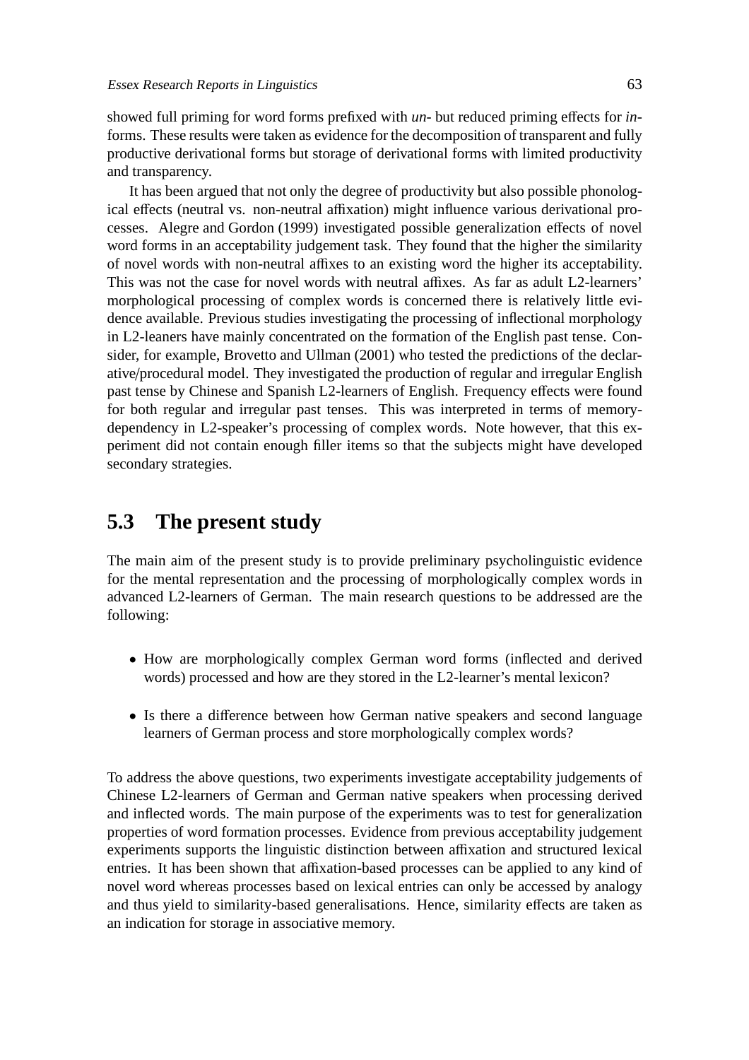showed full priming for word forms prefixed with *un-* but reduced priming effects for *in-* forms. These results were taken as evidence for the decomposition of transparent and fully productive derivational forms but storage of derivational forms with limited productivity and transparency.

It has been argued that not only the degree of productivity but also possible phonological effects (neutral vs. non-neutral affixation) might influence various derivational processes. Alegre and Gordon (1999) investigated possible generalization effects of novel word forms in an acceptability judgement task. They found that the higher the similarity of novel words with non-neutral affixes to an existing word the higher its acceptability. This was not the case for novel words with neutral affixes. As far as adult L2-learners' morphological processing of complex words is concerned there is relatively little evidence available. Previous studies investigating the processing of inflectional morphology in L2-leaners have mainly concentrated on the formation of the English past tense. Consider, for example, Brovetto and Ullman (2001) who tested the predictions of the declarative/procedural model. They investigated the production of regular and irregular English past tense by Chinese and Spanish L2-learners of English. Frequency effects were found for both regular and irregular past tenses. This was interpreted in terms of memory-dependency in L2-speaker's processing of complex words. Note however, that this experiment did not contain enough filler items so that the subjects might have developed secondary strategies.

## 5.3 The present study

The main aim of the present study is to provide preliminary psycholinguistic evidence for the mental representation and the processing of morphologically complex words in advanced L2-learners of German. The main research questions to be addressed are the following:

- How are morphologically complex German word forms (inflected and derived words) processed and how are they stored in the L2-learner's mental lexicon?
- Is there a difference between how German native speakers and second language learners of German process and store morphologically complex words?

To address the above questions, two experiments investigate acceptability judgements of Chinese L2-learners of German and German native speakers when processing derived and inflected words. The main purpose of the experiments was to test for generalization properties of word formation processes. Evidence from previous acceptability judgement experiments supports the linguistic distinction between affixation and structured lexical entries. It has been shown that affixation-based processes can be applied to any kind of novel word whereas processes based on lexical entries can only be accessed by analogy and thus yield to similarity-based generalisations. Hence, similarity effects are taken as an indication for storage in associative memory.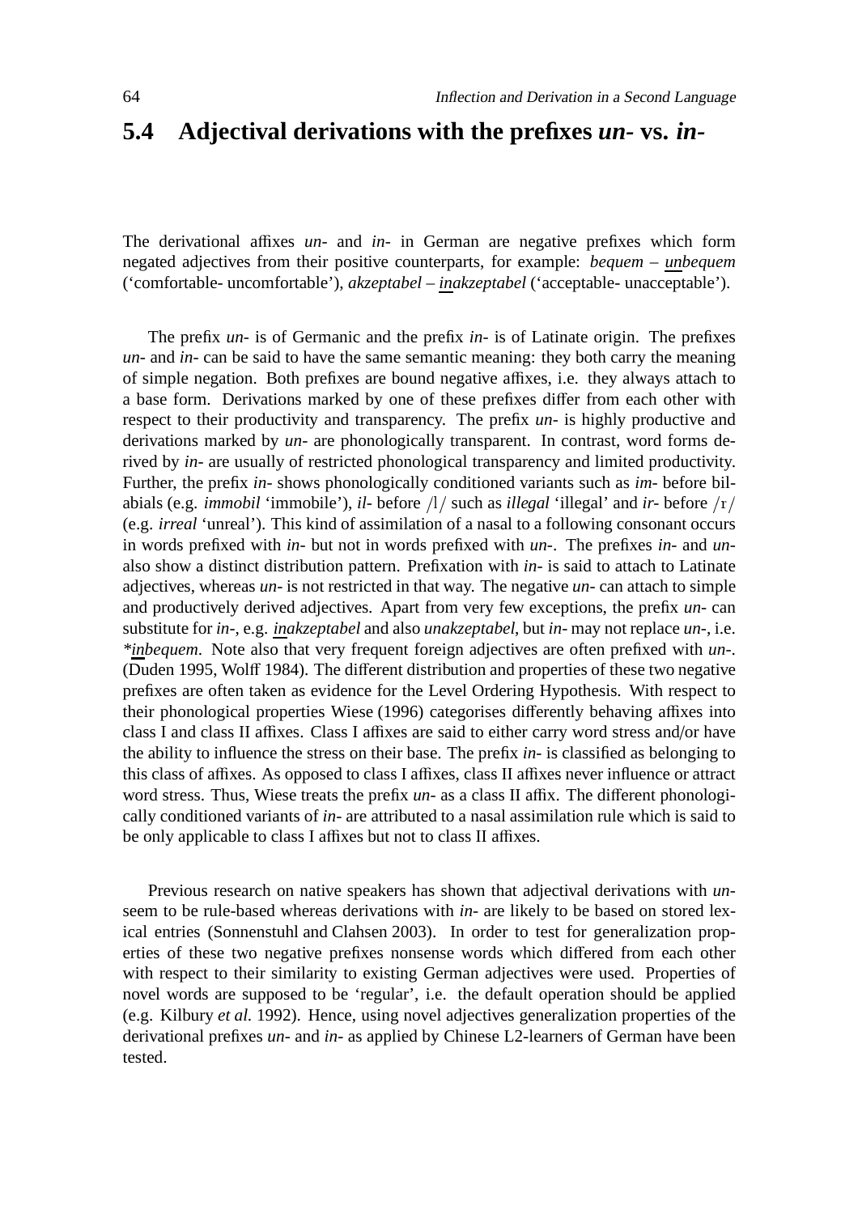## 5.4 Adjectival derivations with the prefixes *un-* vs. *in-*

The derivational affixes *un-* and *in-* in German are negative prefixes which form negated adjectives from their positive counterparts, for example: *bequem* – *unbequem* ('comfortable- uncomfortable'), *akzeptabel* – *inakzeptabel* ('acceptable- unacceptable').

The prefix *un-* is of Germanic and the prefix *in-* is of Latinate origin. The prefixes *un-* and *in-* can be said to have the same semantic meaning: they both carry the meaning of simple negation. Both prefixes are bound negative affixes, i.e. they always attach to a base form. Derivations marked by one of these prefixes differ from each other with respect to their productivity and transparency. The prefix *un-* is highly productive and derivations marked by *un-* are phonologically transparent. In contrast, word forms derived by *in-* are usually of restricted phonological transparency and limited productivity. Further, the prefix *in-* shows phonologically conditioned variants such as *im-* before bilabials (e.g. *immobil* 'immobile'), *il-* before /l/ such as *illegal* 'illegal' and *ir-* before /r/ (e.g. *irreal* 'unreal'). This kind of assimilation of a nasal to a following consonant occurs in words prefixed with *in-* but not in words prefixed with *un-*. The prefixes *in-* and *un-* also show a distinct distribution pattern. Prefixation with *in-* is said to attach to Latinate adjectives, whereas *un-* is not restricted in that way. The negative *un-* can attach to simple and productively derived adjectives. Apart from very few exceptions, the prefix *un-* can substitute for *in-*, e.g. *inakzeptabel* and also *unakzeptabel*, but *in-* may not replace *un-*, i.e. *\*inbequem*. Note also that very frequent foreign adjectives are often prefixed with *un-*. (Duden 1995, Wolff 1984). The different distribution and properties of these two negative prefixes are often taken as evidence for the Level Ordering Hypothesis. With respect to their phonological properties Wiese (1996) categorises differently behaving affixes into class I and class II affixes. Class I affixes are said to either carry word stress and/or have the ability to influence the stress on their base. The prefix *in-* is classified as belonging to this class of affixes. As opposed to class I affixes, class II affixes never influence or attract word stress. Thus, Wiese treats the prefix *un-* as a class II affix. The different phonologically conditioned variants of *in-* are attributed to a nasal assimilation rule which is said to be only applicable to class I affixes but not to class II affixes.

Previous research on native speakers has shown that adjectival derivations with *un-* seem to be rule-based whereas derivations with *in-* are likely to be based on stored lexical entries (Sonnenstuhl and Clahsen 2003). In order to test for generalization properties of these two negative prefixes nonsense words which differed from each other with respect to their similarity to existing German adjectives were used. Properties of novel words are supposed to be 'regular', i.e. the default operation should be applied (e.g. Kilbury *et al.* 1992). Hence, using novel adjectives generalization properties of the derivational prefixes *un-* and *in-* as applied by Chinese L2-learners of German have been tested.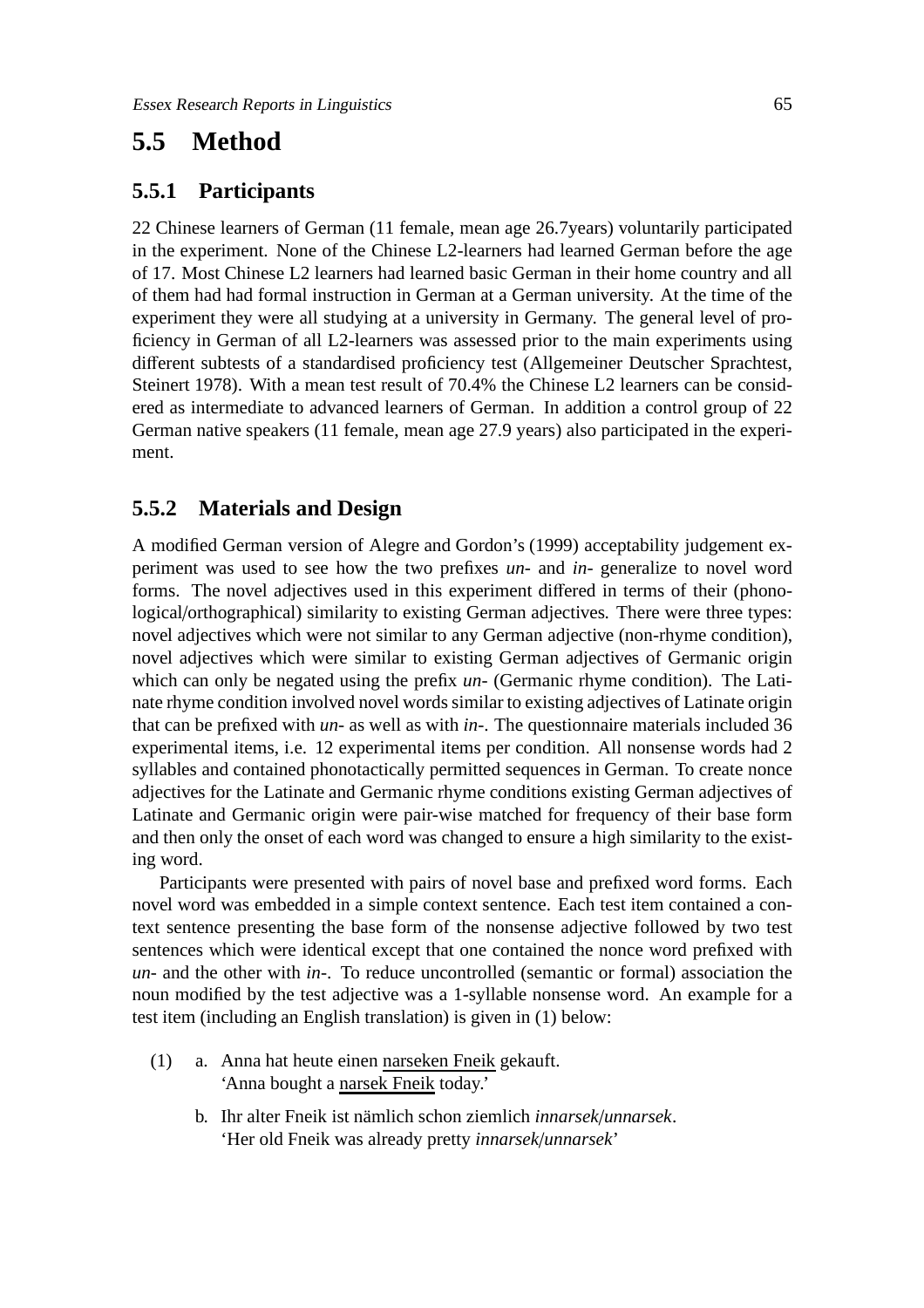## 5.5 Method

### 5.5.1 Participants

22 Chinese learners of German (11 female, mean age 26.7years) voluntarily participated in the experiment. None of the Chinese L2-learners had learned German before the age of 17. Most Chinese L2 learners had learned basic German in their home country and all of them had had formal instruction in German at a German university. At the time of the experiment they were all studying at a university in Germany. The general level of proficiency in German of all L2-learners was assessed prior to the main experiments using different subtests of a standardised proficiency test (Allgemeiner Deutscher Sprachtest, Steinert 1978). With a mean test result of 70.4% the Chinese L2 learners can be considered as intermediate to advanced learners of German. In addition a control group of 22 German native speakers (11 female, mean age 27.9 years) also participated in the experiment.

### 5.5.2 Materials and Design

A modified German version of Alegre and Gordon's (1999) acceptability judgement experiment was used to see how the two prefixes *un-* and *in-* generalize to novel word forms. The novel adjectives used in this experiment differed in terms of their (phonological/orthographical) similarity to existing German adjectives. There were three types: novel adjectives which were not similar to any German adjective (non-rhyme condition), novel adjectives which were similar to existing German adjectives of Germanic origin which can only be negated using the prefix *un-* (Germanic rhyme condition). The Latinate rhyme condition involved novel words similar to existing adjectives of Latinate origin that can be prefixed with *un-* as well as with *in-*. The questionnaire materials included 36 experimental items, i.e. 12 experimental items per condition. All nonsense words had 2 syllables and contained phonotactically permitted sequences in German. To create nonce adjectives for the Latinate and Germanic rhyme conditions existing German adjectives of Latinate and Germanic origin were pair-wise matched for frequency of their base form and then only the onset of each word was changed to ensure a high similarity to the existing word.

Participants were presented with pairs of novel base and prefixed word forms. Each novel word was embedded in a simple context sentence. Each test item contained a context sentence presenting the base form of the nonsense adjective followed by two test sentences which were identical except that one contained the nonce word prefixed with *un-* and the other with *in-*. To reduce uncontrolled (semantic or formal) association the noun modified by the test adjective was a 1-syllable nonsense word. An example for a test item (including an English translation) is given in (1) below:

(1) a. Anna hat heute einen <u>narseken Fneik</u> gekauft.
'Anna bought a <u>narsek Fneik</u> today.'

b. Ihr alter Fneik ist nämlich schon ziemlich *innarsek*/*unnarsek*.
'Her old Fneik was already pretty *innarsek*/*unnarsek*'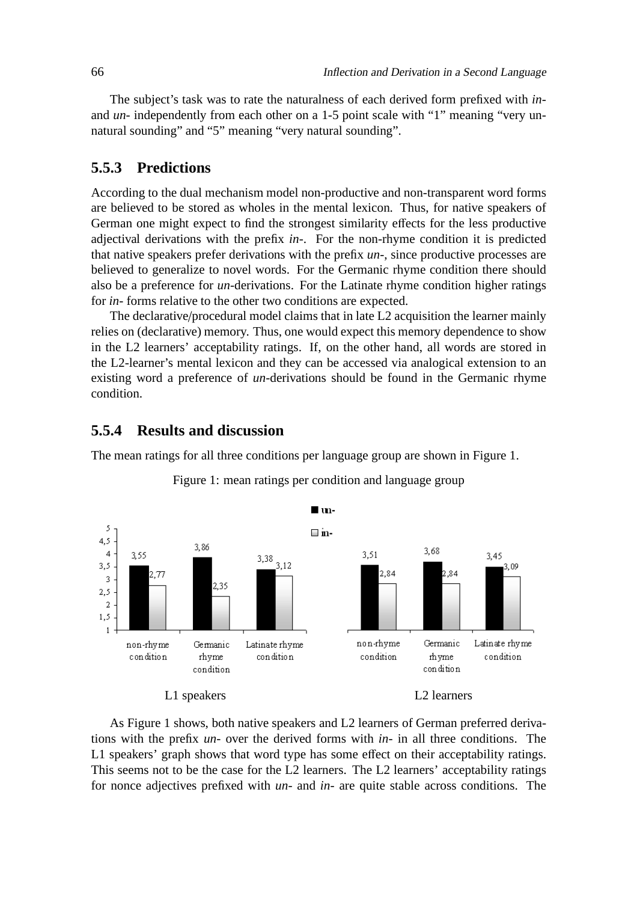The subject's task was to rate the naturalness of each derived form prefixed with *in-* and *un-* independently from each other on a 1-5 point scale with "1" meaning "very unnatural sounding" and "5" meaning "very natural sounding".

### 5.5.3 Predictions

According to the dual mechanism model non-productive and non-transparent word forms are believed to be stored as wholes in the mental lexicon. Thus, for native speakers of German one might expect to find the strongest similarity effects for the less productive adjectival derivations with the prefix *in-*. For the non-rhyme condition it is predicted that native speakers prefer derivations with the prefix *un-*, since productive processes are believed to generalize to novel words. For the Germanic rhyme condition there should also be a preference for *un-*derivations. For the Latinate rhyme condition higher ratings for *in-* forms relative to the other two conditions are expected.

The declarative/procedural model claims that in late L2 acquisition the learner mainly relies on (declarative) memory. Thus, one would expect this memory dependence to show in the L2 learners' acceptability ratings. If, on the other hand, all words are stored in the L2-learner's mental lexicon and they can be accessed via analogical extension to an existing word a preference of *un-*derivations should be found in the Germanic rhyme condition.

### 5.5.4 Results and discussion

The mean ratings for all three conditions per language group are shown in Figure 1.

Figure 1: mean ratings per condition and language group

| | L1 speakers *un-* | L1 speakers *in-* | L2 learners *un-* | L2 learners *in-* |
|---|---|---|---|---|
| non-rhyme condition | 3,55 | 2,77 | 3,51 | 2,84 |
| Germanic rhyme condition | 3,86 | 2,35 | 3,68 | 2,84 |
| Latinate rhyme condition | 3,38 | 3,12 | 3,45 | 3,09 |

As Figure 1 shows, both native speakers and L2 learners of German preferred derivations with the prefix *un-* over the derived forms with *in-* in all three conditions. The L1 speakers' graph shows that word type has some effect on their acceptability ratings. This seems not to be the case for the L2 learners. The L2 learners' acceptability ratings for nonce adjectives prefixed with *un-* and *in-* are quite stable across conditions. The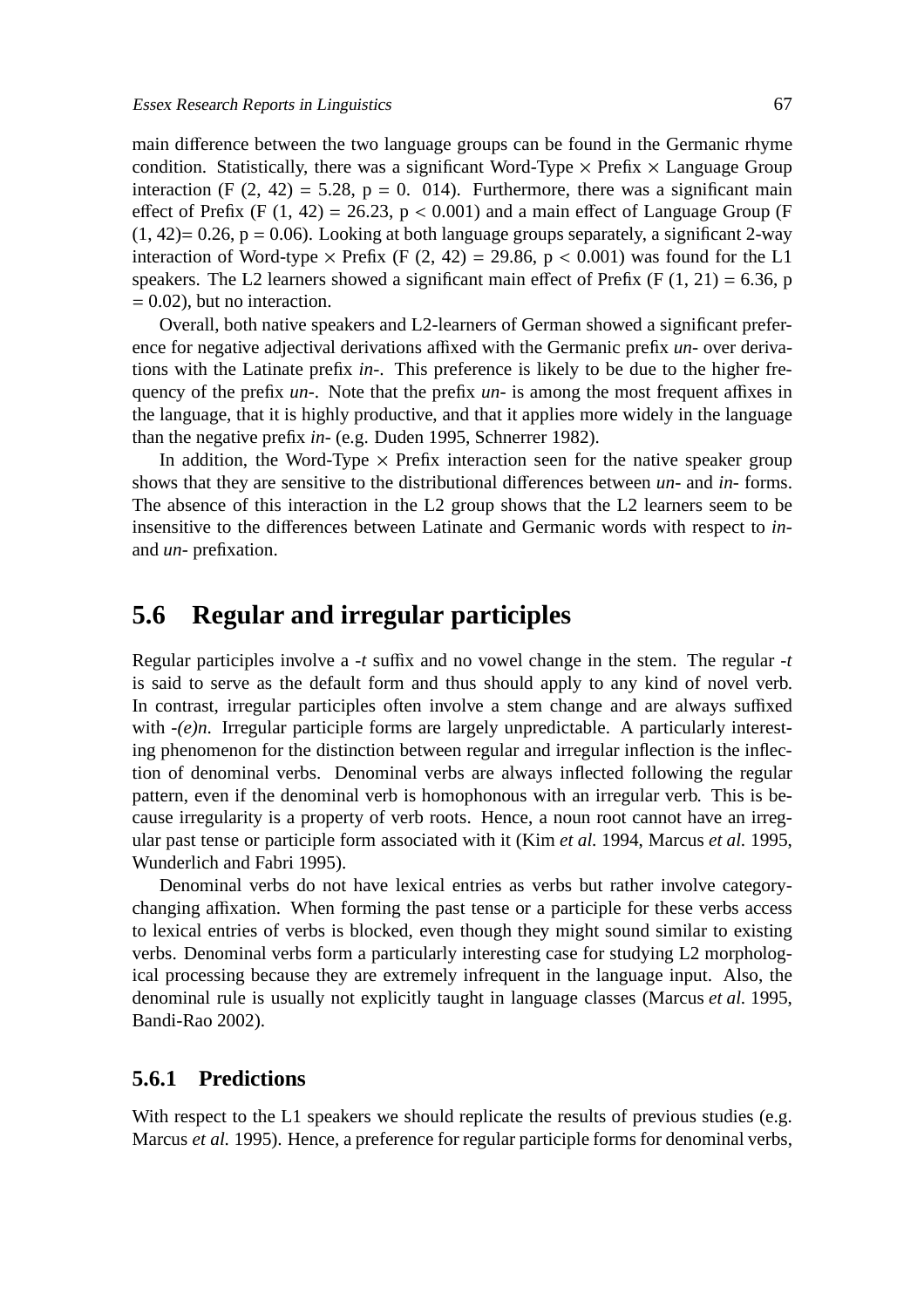main difference between the two language groups can be found in the Germanic rhyme condition. Statistically, there was a significant Word-Type × Prefix × Language Group interaction ($F(2, 42) = 5.28$, $p = 0.014$). Furthermore, there was a significant main effect of Prefix ($F(1, 42) = 26.23$, $p < 0.001$) and a main effect of Language Group ($F(1, 42) = 0.26$, $p = 0.06$). Looking at both language groups separately, a significant 2-way interaction of Word-type × Prefix ($F(2, 42) = 29.86$, $p < 0.001$) was found for the L1 speakers. The L2 learners showed a significant main effect of Prefix ($F(1, 21) = 6.36$, $p = 0.02$), but no interaction.

Overall, both native speakers and L2-learners of German showed a significant preference for negative adjectival derivations affixed with the Germanic prefix *un-* over derivations with the Latinate prefix *in-*. This preference is likely to be due to the higher frequency of the prefix *un-*. Note that the prefix *un-* is among the most frequent affixes in the language, that it is highly productive, and that it applies more widely in the language than the negative prefix *in-* (e.g. Duden 1995, Schnerrer 1982).

In addition, the Word-Type × Prefix interaction seen for the native speaker group shows that they are sensitive to the distributional differences between *un-* and *in-* forms. The absence of this interaction in the L2 group shows that the L2 learners seem to be insensitive to the differences between Latinate and Germanic words with respect to *in-* and *un-* prefixation.

## 5.6 Regular and irregular participles

Regular participles involve a *-t* suffix and no vowel change in the stem. The regular *-t* is said to serve as the default form and thus should apply to any kind of novel verb. In contrast, irregular participles often involve a stem change and are always suffixed with *-(e)n*. Irregular participle forms are largely unpredictable. A particularly interesting phenomenon for the distinction between regular and irregular inflection is the inflection of denominal verbs. Denominal verbs are always inflected following the regular pattern, even if the denominal verb is homophonous with an irregular verb. This is because irregularity is a property of verb roots. Hence, a noun root cannot have an irregular past tense or participle form associated with it (Kim *et al.* 1994, Marcus *et al.* 1995, Wunderlich and Fabri 1995).

Denominal verbs do not have lexical entries as verbs but rather involve category-changing affixation. When forming the past tense or a participle for these verbs access to lexical entries of verbs is blocked, even though they might sound similar to existing verbs. Denominal verbs form a particularly interesting case for studying L2 morphological processing because they are extremely infrequent in the language input. Also, the denominal rule is usually not explicitly taught in language classes (Marcus *et al.* 1995, Bandi-Rao 2002).

### 5.6.1 Predictions

With respect to the L1 speakers we should replicate the results of previous studies (e.g. Marcus *et al.* 1995). Hence, a preference for regular participle forms for denominal verbs,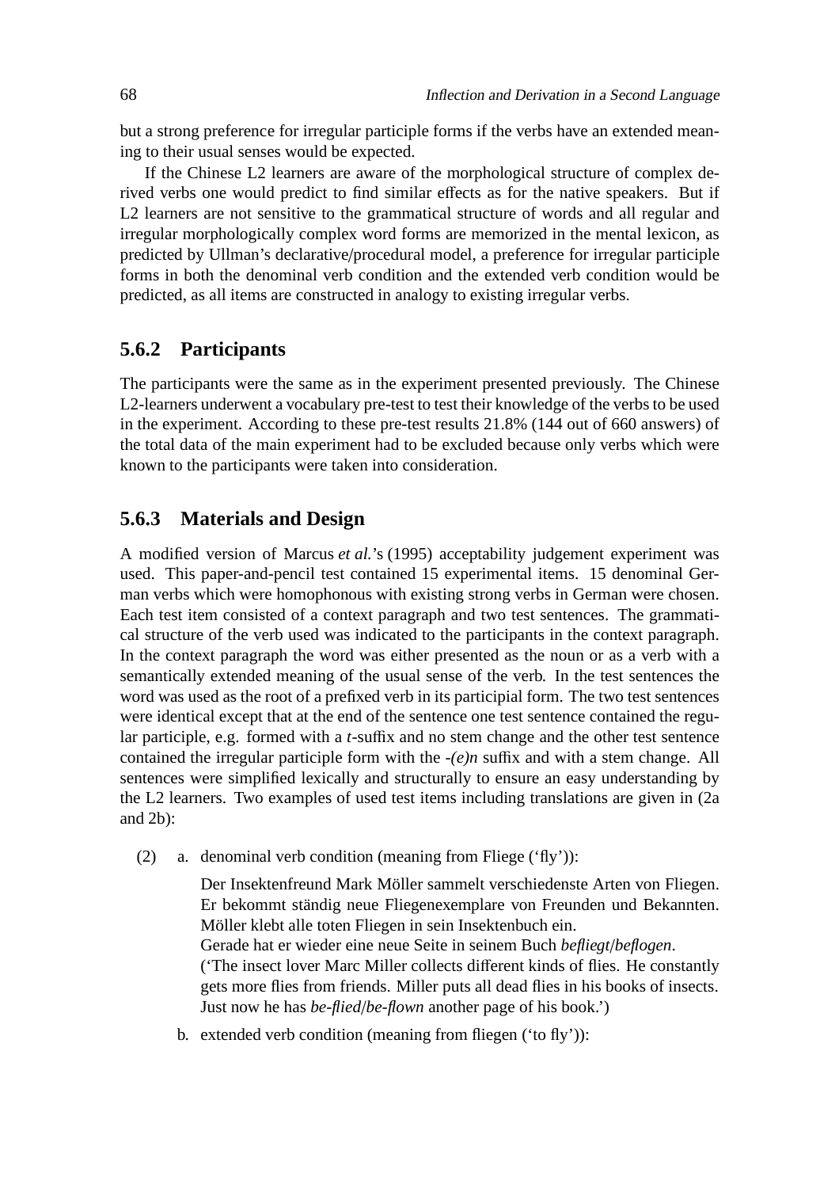but a strong preference for irregular participle forms if the verbs have an extended meaning to their usual senses would be expected.

If the Chinese L2 learners are aware of the morphological structure of complex derived verbs one would predict to find similar effects as for the native speakers. But if L2 learners are not sensitive to the grammatical structure of words and all regular and irregular morphologically complex word forms are memorized in the mental lexicon, as predicted by Ullman's declarative/procedural model, a preference for irregular participle forms in both the denominal verb condition and the extended verb condition would be predicted, as all items are constructed in analogy to existing irregular verbs.

### 5.6.2 Participants

The participants were the same as in the experiment presented previously. The Chinese L2-learners underwent a vocabulary pre-test to test their knowledge of the verbs to be used in the experiment. According to these pre-test results 21.8% (144 out of 660 answers) of the total data of the main experiment had to be excluded because only verbs which were known to the participants were taken into consideration.

### 5.6.3 Materials and Design

A modified version of Marcus *et al.*'s (1995) acceptability judgement experiment was used. This paper-and-pencil test contained 15 experimental items. 15 denominal German verbs which were homophonous with existing strong verbs in German were chosen. Each test item consisted of a context paragraph and two test sentences. The grammatical structure of the verb used was indicated to the participants in the context paragraph. In the context paragraph the word was either presented as the noun or as a verb with a semantically extended meaning of the usual sense of the verb. In the test sentences the word was used as the root of a prefixed verb in its participial form. The two test sentences were identical except that at the end of the sentence one test sentence contained the regular participle, e.g. formed with a *t*-suffix and no stem change and the other test sentence contained the irregular participle form with the *-(e)n* suffix and with a stem change. All sentences were simplified lexically and structurally to ensure an easy understanding by the L2 learners. Two examples of used test items including translations are given in (2a and 2b):

(2) a. denominal verb condition (meaning from Fliege ('fly')):

Der Insektenfreund Mark Möller sammelt verschiedenste Arten von Fliegen. Er bekommt ständig neue Fliegenexemplare von Freunden und Bekannten. Möller klebt alle toten Fliegen in sein Insektenbuch ein.
Gerade hat er wieder eine neue Seite in seinem Buch *befliegt*/*beflogen*.
('The insect lover Marc Miller collects different kinds of flies. He constantly gets more flies from friends. Miller puts all dead flies in his books of insects. Just now he has *be-flied*/*be-flown* another page of his book.')

b. extended verb condition (meaning from fliegen ('to fly')):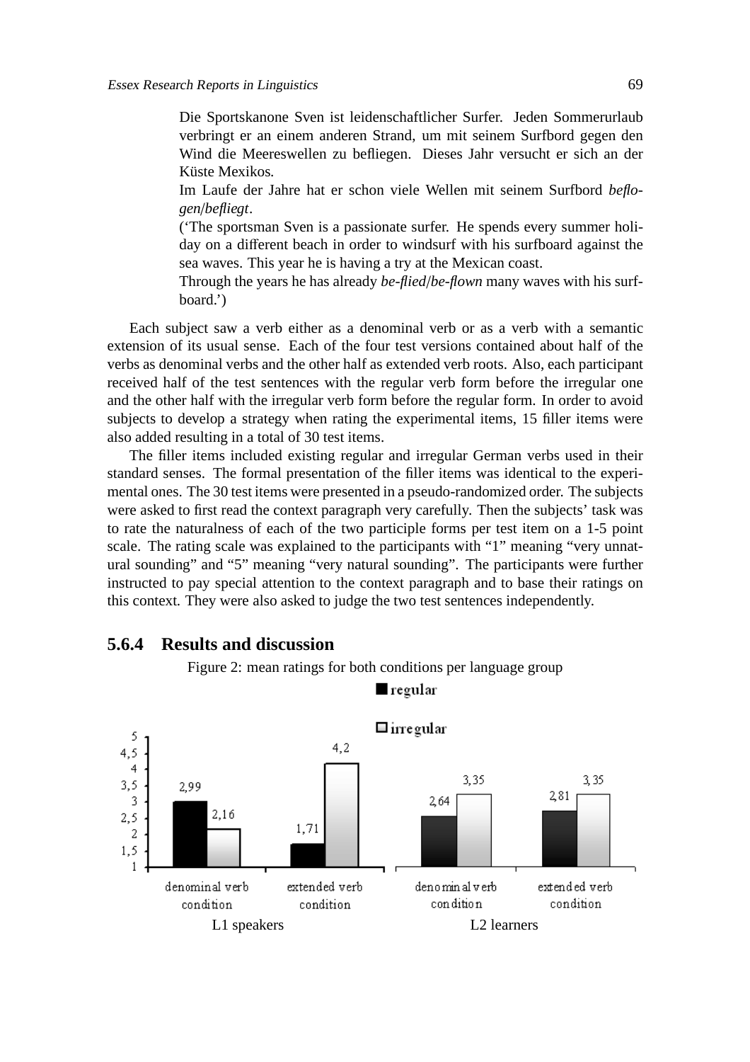> Die Sportskanone Sven ist leidenschaftlicher Surfer. Jeden Sommerurlaub verbringt er an einem anderen Strand, um mit seinem Surfbord gegen den Wind die Meereswellen zu befliegen. Dieses Jahr versucht er sich an der Küste Mexikos.
> Im Laufe der Jahre hat er schon viele Wellen mit seinem Surfbord *beflogen*/*befliegt*.
> (‘The sportsman Sven is a passionate surfer. He spends every summer holiday on a different beach in order to windsurf with his surfboard against the sea waves. This year he is having a try at the Mexican coast.
> Through the years he has already *be-flied*/*be-flown* many waves with his surfboard.’)

Each subject saw a verb either as a denominal verb or as a verb with a semantic extension of its usual sense. Each of the four test versions contained about half of the verbs as denominal verbs and the other half as extended verb roots. Also, each participant received half of the test sentences with the regular verb form before the irregular one and the other half with the irregular verb form before the regular form. In order to avoid subjects to develop a strategy when rating the experimental items, 15 filler items were also added resulting in a total of 30 test items.

The filler items included existing regular and irregular German verbs used in their standard senses. The formal presentation of the filler items was identical to the experimental ones. The 30 test items were presented in a pseudo-randomized order. The subjects were asked to first read the context paragraph very carefully. Then the subjects’ task was to rate the naturalness of each of the two participle forms per test item on a 1-5 point scale. The rating scale was explained to the participants with “1” meaning “very unnatural sounding” and “5” meaning “very natural sounding”. The participants were further instructed to pay special attention to the context paragraph and to base their ratings on this context. They were also asked to judge the two test sentences independently.

### 5.6.4 Results and discussion

Figure 2: mean ratings for both conditions per language group

| | Condition | regular | irregular |
|---|---|---|---|
| L1 speakers | denominal verb condition | 2,99 | 2,16 |
| L1 speakers | extended verb condition | 1,71 | 4,2 |
| L2 learners | denominal verb condition | 2,64 | 3,35 |
| L2 learners | extended verb condition | 2,81 | 3,35 |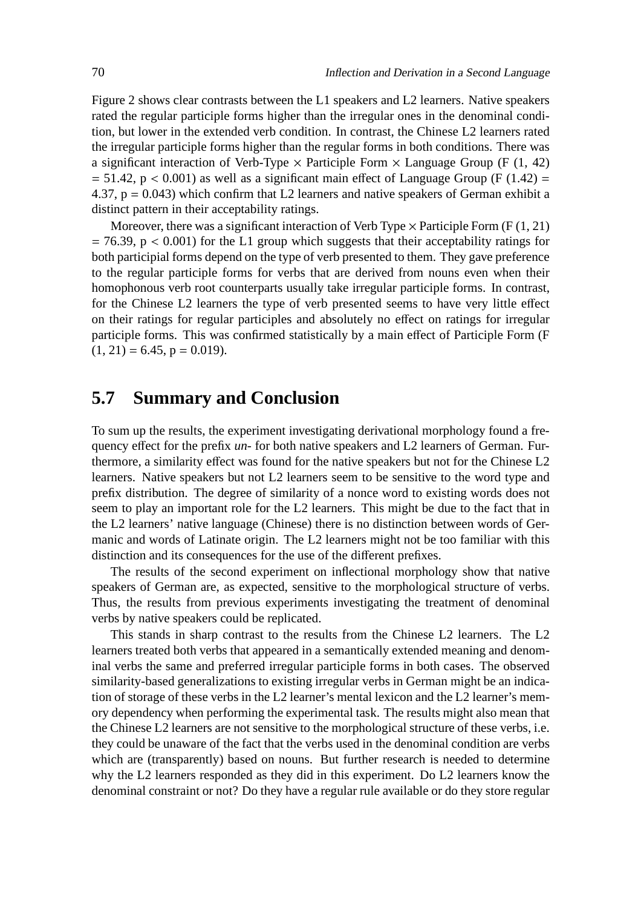Figure 2 shows clear contrasts between the L1 speakers and L2 learners. Native speakers rated the regular participle forms higher than the irregular ones in the denominal condition, but lower in the extended verb condition. In contrast, the Chinese L2 learners rated the irregular participle forms higher than the regular forms in both conditions. There was a significant interaction of Verb-Type × Participle Form × Language Group ($F(1, 42) = 51.42$, $p < 0.001$) as well as a significant main effect of Language Group ($F(1.42) = 4.37$, $p = 0.043$) which confirm that L2 learners and native speakers of German exhibit a distinct pattern in their acceptability ratings.

Moreover, there was a significant interaction of Verb Type × Participle Form ($F(1, 21) = 76.39$, $p < 0.001$) for the L1 group which suggests that their acceptability ratings for both participial forms depend on the type of verb presented to them. They gave preference to the regular participle forms for verbs that are derived from nouns even when their homophonous verb root counterparts usually take irregular participle forms. In contrast, for the Chinese L2 learners the type of verb presented seems to have very little effect on their ratings for regular participles and absolutely no effect on ratings for irregular participle forms. This was confirmed statistically by a main effect of Participle Form ($F(1, 21) = 6.45$, $p = 0.019$).

## 5.7 Summary and Conclusion

To sum up the results, the experiment investigating derivational morphology found a frequency effect for the prefix *un-* for both native speakers and L2 learners of German. Furthermore, a similarity effect was found for the native speakers but not for the Chinese L2 learners. Native speakers but not L2 learners seem to be sensitive to the word type and prefix distribution. The degree of similarity of a nonce word to existing words does not seem to play an important role for the L2 learners. This might be due to the fact that in the L2 learners' native language (Chinese) there is no distinction between words of Germanic and words of Latinate origin. The L2 learners might not be too familiar with this distinction and its consequences for the use of the different prefixes.

The results of the second experiment on inflectional morphology show that native speakers of German are, as expected, sensitive to the morphological structure of verbs. Thus, the results from previous experiments investigating the treatment of denominal verbs by native speakers could be replicated.

This stands in sharp contrast to the results from the Chinese L2 learners. The L2 learners treated both verbs that appeared in a semantically extended meaning and denominal verbs the same and preferred irregular participle forms in both cases. The observed similarity-based generalizations to existing irregular verbs in German might be an indication of storage of these verbs in the L2 learner's mental lexicon and the L2 learner's memory dependency when performing the experimental task. The results might also mean that the Chinese L2 learners are not sensitive to the morphological structure of these verbs, i.e. they could be unaware of the fact that the verbs used in the denominal condition are verbs which are (transparently) based on nouns. But further research is needed to determine why the L2 learners responded as they did in this experiment. Do L2 learners know the denominal constraint or not? Do they have a regular rule available or do they store regular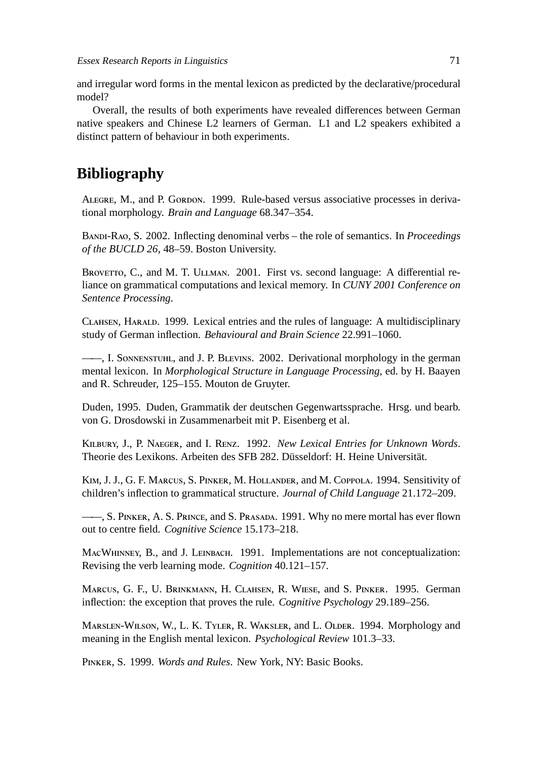and irregular word forms in the mental lexicon as predicted by the declarative/procedural model?

Overall, the results of both experiments have revealed differences between German native speakers and Chinese L2 learners of German. L1 and L2 speakers exhibited a distinct pattern of behaviour in both experiments.

# Bibliography

Alegre, M., and P. Gordon. 1999. Rule-based versus associative processes in derivational morphology. *Brain and Language* 68.347–354.

Bandi-Rao, S. 2002. Inflecting denominal verbs – the role of semantics. In *Proceedings of the BUCLD 26*, 48–59. Boston University.

Brovetto, C., and M. T. Ullman. 2001. First vs. second language: A differential reliance on grammatical computations and lexical memory. In *CUNY 2001 Conference on Sentence Processing*.

Clahsen, Harald. 1999. Lexical entries and the rules of language: A multidisciplinary study of German inflection. *Behavioural and Brain Science* 22.991–1060.

——, I. Sonnenstuhl, and J. P. Blevins. 2002. Derivational morphology in the german mental lexicon. In *Morphological Structure in Language Processing*, ed. by H. Baayen and R. Schreuder, 125–155. Mouton de Gruyter.

Duden, 1995. Duden, Grammatik der deutschen Gegenwartssprache. Hrsg. und bearb. von G. Drosdowski in Zusammenarbeit mit P. Eisenberg et al.

Kilbury, J., P. Naeger, and I. Renz. 1992. *New Lexical Entries for Unknown Words*. Theorie des Lexikons. Arbeiten des SFB 282. Düsseldorf: H. Heine Universität.

Kim, J. J., G. F. Marcus, S. Pinker, M. Hollander, and M. Coppola. 1994. Sensitivity of children's inflection to grammatical structure. *Journal of Child Language* 21.172–209.

——, S. Pinker, A. S. Prince, and S. Prasada. 1991. Why no mere mortal has ever flown out to centre field. *Cognitive Science* 15.173–218.

MacWhinney, B., and J. Leinbach. 1991. Implementations are not conceptualization: Revising the verb learning mode. *Cognition* 40.121–157.

Marcus, G. F., U. Brinkmann, H. Clahsen, R. Wiese, and S. Pinker. 1995. German inflection: the exception that proves the rule. *Cognitive Psychology* 29.189–256.

Marslen-Wilson, W., L. K. Tyler, R. Waksler, and L. Older. 1994. Morphology and meaning in the English mental lexicon. *Psychological Review* 101.3–33.

Pinker, S. 1999. *Words and Rules*. New York, NY: Basic Books.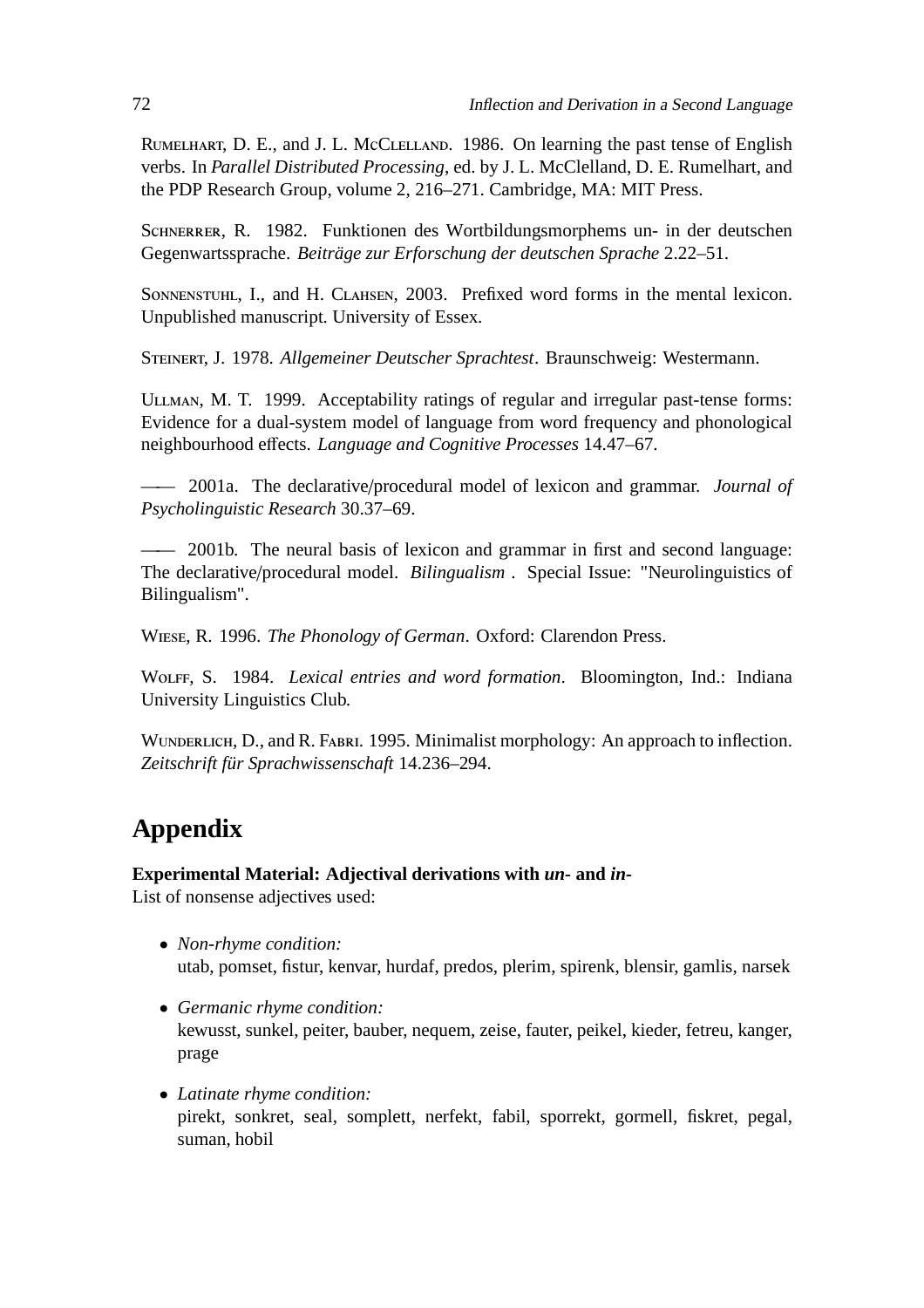Rumelhart, D. E., and J. L. McClelland. 1986. On learning the past tense of English verbs. In *Parallel Distributed Processing*, ed. by J. L. McClelland, D. E. Rumelhart, and the PDP Research Group, volume 2, 216–271. Cambridge, MA: MIT Press.

Schnerrer, R. 1982. Funktionen des Wortbildungsmorphems un- in der deutschen Gegenwartssprache. *Beiträge zur Erforschung der deutschen Sprache* 2.22–51.

Sonnenstuhl, I., and H. Clahsen, 2003. Prefixed word forms in the mental lexicon. Unpublished manuscript. University of Essex.

Steinert, J. 1978. *Allgemeiner Deutscher Sprachtest*. Braunschweig: Westermann.

Ullman, M. T. 1999. Acceptability ratings of regular and irregular past-tense forms: Evidence for a dual-system model of language from word frequency and phonological neighbourhood effects. *Language and Cognitive Processes* 14.47–67.

—— 2001a. The declarative/procedural model of lexicon and grammar. *Journal of Psycholinguistic Research* 30.37–69.

—— 2001b. The neural basis of lexicon and grammar in first and second language: The declarative/procedural model. *Bilingualism* . Special Issue: "Neurolinguistics of Bilingualism".

Wiese, R. 1996. *The Phonology of German*. Oxford: Clarendon Press.

Wolff, S. 1984. *Lexical entries and word formation*. Bloomington, Ind.: Indiana University Linguistics Club.

Wunderlich, D., and R. Fabri. 1995. Minimalist morphology: An approach to inflection. *Zeitschrift für Sprachwissenschaft* 14.236–294.

# Appendix

**Experimental Material: Adjectival derivations with *un-* and *in-***
List of nonsense adjectives used:

- *Non-rhyme condition:*
  utab, pomset, fistur, kenvar, hurdaf, predos, plerim, spirenk, blensir, gamlis, narsek

- *Germanic rhyme condition:*
  kewusst, sunkel, peiter, bauber, nequem, zeise, fauter, peikel, kieder, fetreu, kanger, prage

- *Latinate rhyme condition:*
  pirekt, sonkret, seal, somplett, nerfekt, fabil, sporrekt, gormell, fiskret, pegal, suman, hobil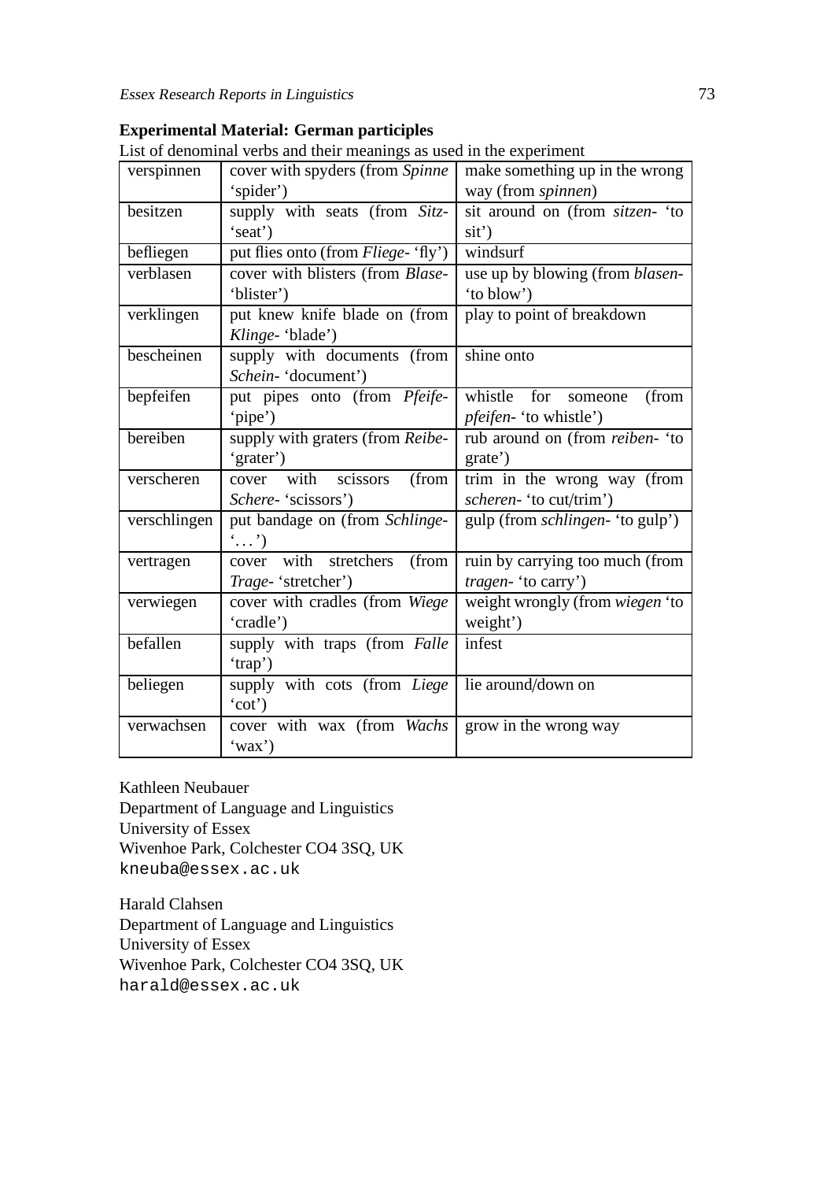**Experimental Material: German participles**

List of denominal verbs and their meanings as used in the experiment

| | | |
|---|---|---|
| verspinnen | cover with spyders (from *Spinne* 'spider') | make something up in the wrong way (from *spinnen*) |
| besitzen | supply with seats (from *Sitz-* 'seat') | sit around on (from *sitzen-* 'to sit') |
| befliegen | put flies onto (from *Fliege-* 'fly') | windsurf |
| verblasen | cover with blisters (from *Blase-* 'blister') | use up by blowing (from *blasen-* 'to blow') |
| verklingen | put knew knife blade on (from *Klinge-* 'blade') | play to point of breakdown |
| bescheinen | supply with documents (from *Schein-* 'document') | shine onto |
| bepfeifen | put pipes onto (from *Pfeife-* 'pipe') | whistle for someone (from *pfeifen-* 'to whistle') |
| bereiben | supply with graters (from *Reibe-* 'grater') | rub around on (from *reiben-* 'to grate') |
| verscheren | cover with scissors (from *Schere-* 'scissors') | trim in the wrong way (from *scheren-* 'to cut/trim') |
| verschlingen | put bandage on (from *Schlinge-* '…') | gulp (from *schlingen-* 'to gulp') |
| vertragen | cover with stretchers (from *Trage-* 'stretcher') | ruin by carrying too much (from *tragen-* 'to carry') |
| verwiegen | cover with cradles (from *Wiege* 'cradle') | weight wrongly (from *wiegen* 'to weight') |
| befallen | supply with traps (from *Falle* 'trap') | infest |
| beliegen | supply with cots (from *Liege* 'cot') | lie around/down on |
| verwachsen | cover with wax (from *Wachs* 'wax') | grow in the wrong way |

Kathleen Neubauer
Department of Language and Linguistics
University of Essex
Wivenhoe Park, Colchester CO4 3SQ, UK
kneuba@essex.ac.uk

Harald Clahsen
Department of Language and Linguistics
University of Essex
Wivenhoe Park, Colchester CO4 3SQ, UK
harald@essex.ac.uk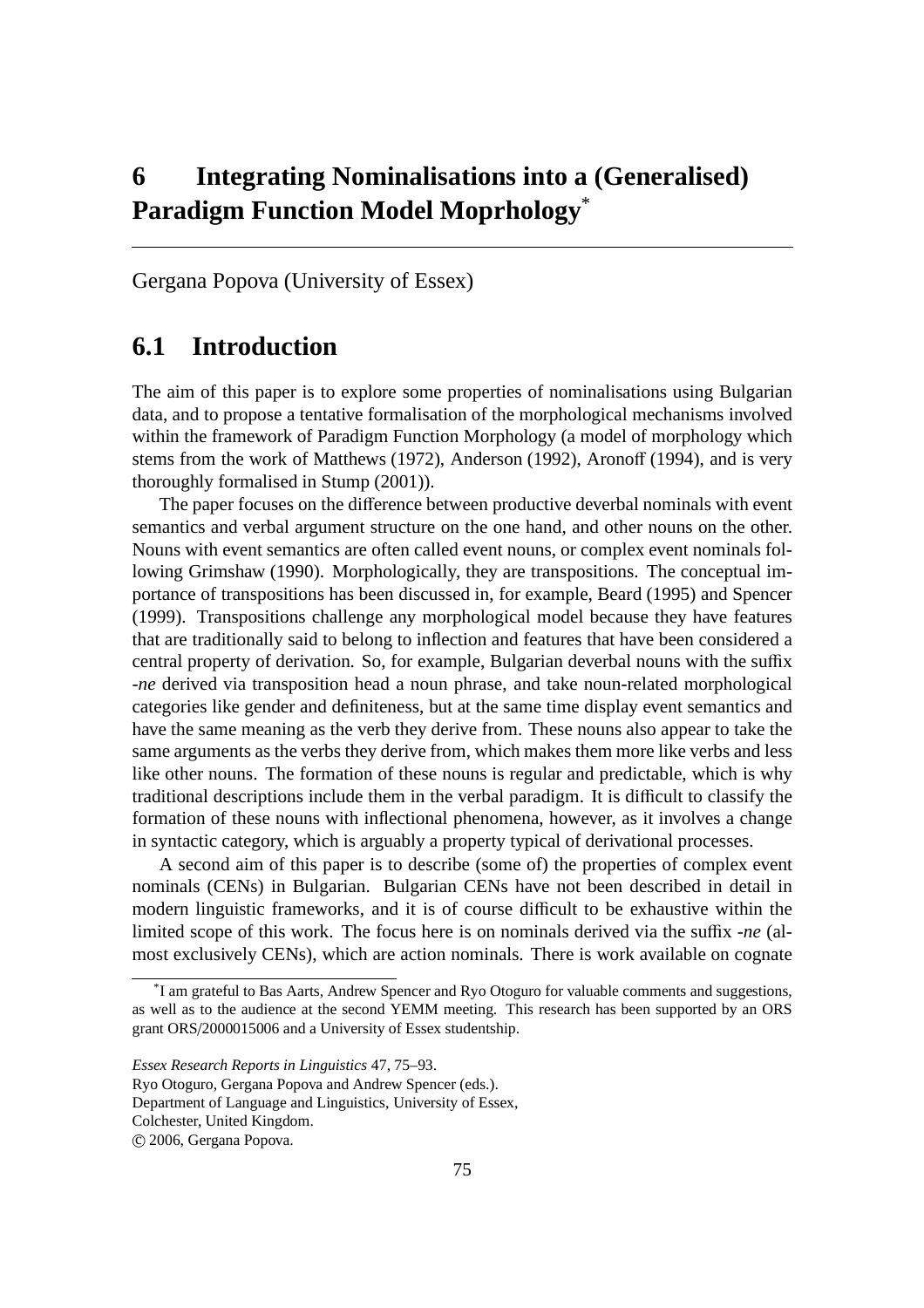# 6 Integrating Nominalisations into a (Generalised) Paradigm Function Model Moprhology[*]

---

Gergana Popova (University of Essex)

## 6.1 Introduction

The aim of this paper is to explore some properties of nominalisations using Bulgarian data, and to propose a tentative formalisation of the morphological mechanisms involved within the framework of Paradigm Function Morphology (a model of morphology which stems from the work of Matthews (1972), Anderson (1992), Aronoff (1994), and is very thoroughly formalised in Stump (2001)).

The paper focuses on the difference between productive deverbal nominals with event semantics and verbal argument structure on the one hand, and other nouns on the other. Nouns with event semantics are often called event nouns, or complex event nominals following Grimshaw (1990). Morphologically, they are transpositions. The conceptual importance of transpositions has been discussed in, for example, Beard (1995) and Spencer (1999). Transpositions challenge any morphological model because they have features that are traditionally said to belong to inflection and features that have been considered a central property of derivation. So, for example, Bulgarian deverbal nouns with the suffix *-ne* derived via transposition head a noun phrase, and take noun-related morphological categories like gender and definiteness, but at the same time display event semantics and have the same meaning as the verb they derive from. These nouns also appear to take the same arguments as the verbs they derive from, which makes them more like verbs and less like other nouns. The formation of these nouns is regular and predictable, which is why traditional descriptions include them in the verbal paradigm. It is difficult to classify the formation of these nouns with inflectional phenomena, however, as it involves a change in syntactic category, which is arguably a property typical of derivational processes.

A second aim of this paper is to describe (some of) the properties of complex event nominals (CENs) in Bulgarian. Bulgarian CENs have not been described in detail in modern linguistic frameworks, and it is of course difficult to be exhaustive within the limited scope of this work. The focus here is on nominals derived via the suffix *-ne* (almost exclusively CENs), which are action nominals. There is work available on cognate

---

[*] I am grateful to Bas Aarts, Andrew Spencer and Ryo Otoguro for valuable comments and suggestions, as well as to the audience at the second YEMM meeting. This research has been supported by an ORS grant ORS/2000015006 and a University of Essex studentship.

*Essex Research Reports in Linguistics* 47, 75–93.
Ryo Otoguro, Gergana Popova and Andrew Spencer (eds.).
Department of Language and Linguistics, University of Essex,
Colchester, United Kingdom.
© 2006, Gergana Popova.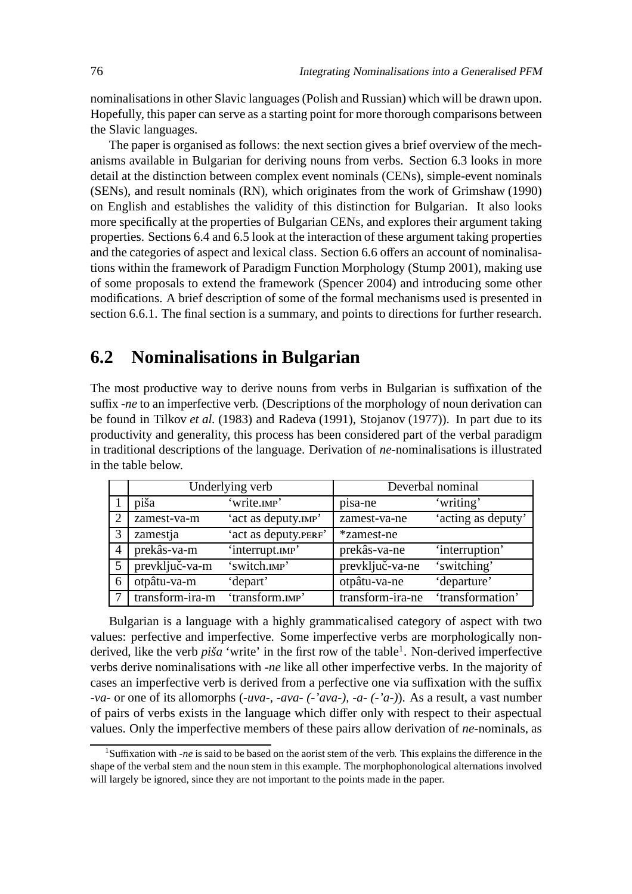nominalisations in other Slavic languages (Polish and Russian) which will be drawn upon. Hopefully, this paper can serve as a starting point for more thorough comparisons between the Slavic languages.

The paper is organised as follows: the next section gives a brief overview of the mechanisms available in Bulgarian for deriving nouns from verbs. Section 6.3 looks in more detail at the distinction between complex event nominals (CENs), simple-event nominals (SENs), and result nominals (RN), which originates from the work of Grimshaw (1990) on English and establishes the validity of this distinction for Bulgarian. It also looks more specifically at the properties of Bulgarian CENs, and explores their argument taking properties. Sections 6.4 and 6.5 look at the interaction of these argument taking properties and the categories of aspect and lexical class. Section 6.6 offers an account of nominalisations within the framework of Paradigm Function Morphology (Stump 2001), making use of some proposals to extend the framework (Spencer 2004) and introducing some other modifications. A brief description of some of the formal mechanisms used is presented in section 6.6.1. The final section is a summary, and points to directions for further research.

## 6.2 Nominalisations in Bulgarian

The most productive way to derive nouns from verbs in Bulgarian is suffixation of the suffix *-ne* to an imperfective verb. (Descriptions of the morphology of noun derivation can be found in Tilkov *et al.* (1983) and Radeva (1991), Stojanov (1977)). In part due to its productivity and generality, this process has been considered part of the verbal paradigm in traditional descriptions of the language. Derivation of *ne*-nominalisations is illustrated in the table below.

| | Underlying verb | | Deverbal nominal | |
|---|---|---|---|---|
| 1 | piša | 'write.IMP' | pisa-ne | 'writing' |
| 2 | zamest-va-m | 'act as deputy.IMP' | zamest-va-ne | 'acting as deputy' |
| 3 | zamestja | 'act as deputy.PERF' | *zamest-ne | |
| 4 | prekâs-va-m | 'interrupt.IMP' | prekâs-va-ne | 'interruption' |
| 5 | prevključ-va-m | 'switch.IMP' | prevključ-va-ne | 'switching' |
| 6 | otpâtu-va-m | 'depart' | otpâtu-va-ne | 'departure' |
| 7 | transform-ira-m | 'transform.IMP' | transform-ira-ne | 'transformation' |

Bulgarian is a language with a highly grammaticalised category of aspect with two values: perfective and imperfective. Some imperfective verbs are morphologically non-derived, like the verb *piša* 'write' in the first row of the table[1]. Non-derived imperfective verbs derive nominalisations with *-ne* like all other imperfective verbs. In the majority of cases an imperfective verb is derived from a perfective one via suffixation with the suffix *-va-* or one of its allomorphs (*-uva-*, *-ava- (-'ava-)*, *-a- (-'a-)*). As a result, a vast number of pairs of verbs exists in the language which differ only with respect to their aspectual values. Only the imperfective members of these pairs allow derivation of *ne*-nominals, as

[1]Suffixation with *-ne* is said to be based on the aorist stem of the verb. This explains the difference in the shape of the verbal stem and the noun stem in this example. The morphophonological alternations involved will largely be ignored, since they are not important to the points made in the paper.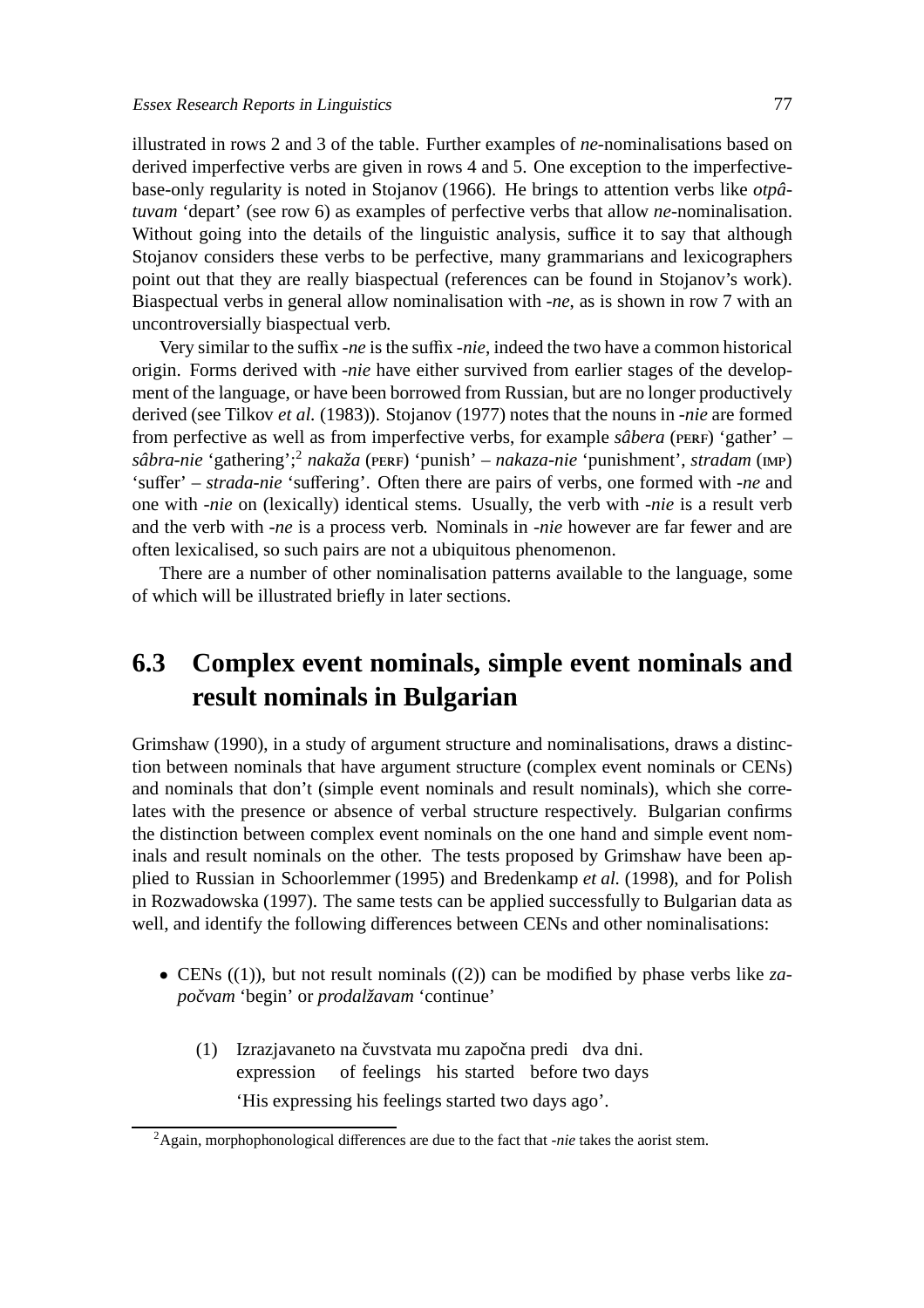illustrated in rows 2 and 3 of the table. Further examples of *ne*-nominalisations based on derived imperfective verbs are given in rows 4 and 5. One exception to the imperfective-base-only regularity is noted in Stojanov (1966). He brings to attention verbs like *otpâtuvam* 'depart' (see row 6) as examples of perfective verbs that allow *ne*-nominalisation. Without going into the details of the linguistic analysis, suffice it to say that although Stojanov considers these verbs to be perfective, many grammarians and lexicographers point out that they are really biaspectual (references can be found in Stojanov's work). Biaspectual verbs in general allow nominalisation with *-ne*, as is shown in row 7 with an uncontroversially biaspectual verb.

Very similar to the suffix *-ne* is the suffix *-nie*, indeed the two have a common historical origin. Forms derived with *-nie* have either survived from earlier stages of the development of the language, or have been borrowed from Russian, but are no longer productively derived (see Tilkov *et al.* (1983)). Stojanov (1977) notes that the nouns in *-nie* are formed from perfective as well as from imperfective verbs, for example *sâbera* (PERF) 'gather' – *sâbra-nie* 'gathering';[2] *nakaža* (PERF) 'punish' – *nakaza-nie* 'punishment', *stradam* (IMP) 'suffer' – *strada-nie* 'suffering'. Often there are pairs of verbs, one formed with *-ne* and one with *-nie* on (lexically) identical stems. Usually, the verb with *-nie* is a result verb and the verb with *-ne* is a process verb. Nominals in *-nie* however are far fewer and are often lexicalised, so such pairs are not a ubiquitous phenomenon.

There are a number of other nominalisation patterns available to the language, some of which will be illustrated briefly in later sections.

## 6.3 Complex event nominals, simple event nominals and result nominals in Bulgarian

Grimshaw (1990), in a study of argument structure and nominalisations, draws a distinction between nominals that have argument structure (complex event nominals or CENs) and nominals that don't (simple event nominals and result nominals), which she correlates with the presence or absence of verbal structure respectively. Bulgarian confirms the distinction between complex event nominals on the one hand and simple event nominals and result nominals on the other. The tests proposed by Grimshaw have been applied to Russian in Schoorlemmer (1995) and Bredenkamp *et al.* (1998), and for Polish in Rozwadowska (1997). The same tests can be applied successfully to Bulgarian data as well, and identify the following differences between CENs and other nominalisations:

- CENs ((1)), but not result nominals ((2)) can be modified by phase verbs like *započvam* 'begin' or *prodalžavam* 'continue'

  (1) Izrazjavaneto na čuvstvata mu započna predi dva dni.
  expression of feelings his started before two days
  'His expressing his feelings started two days ago'.

[2] Again, morphophonological differences are due to the fact that *-nie* takes the aorist stem.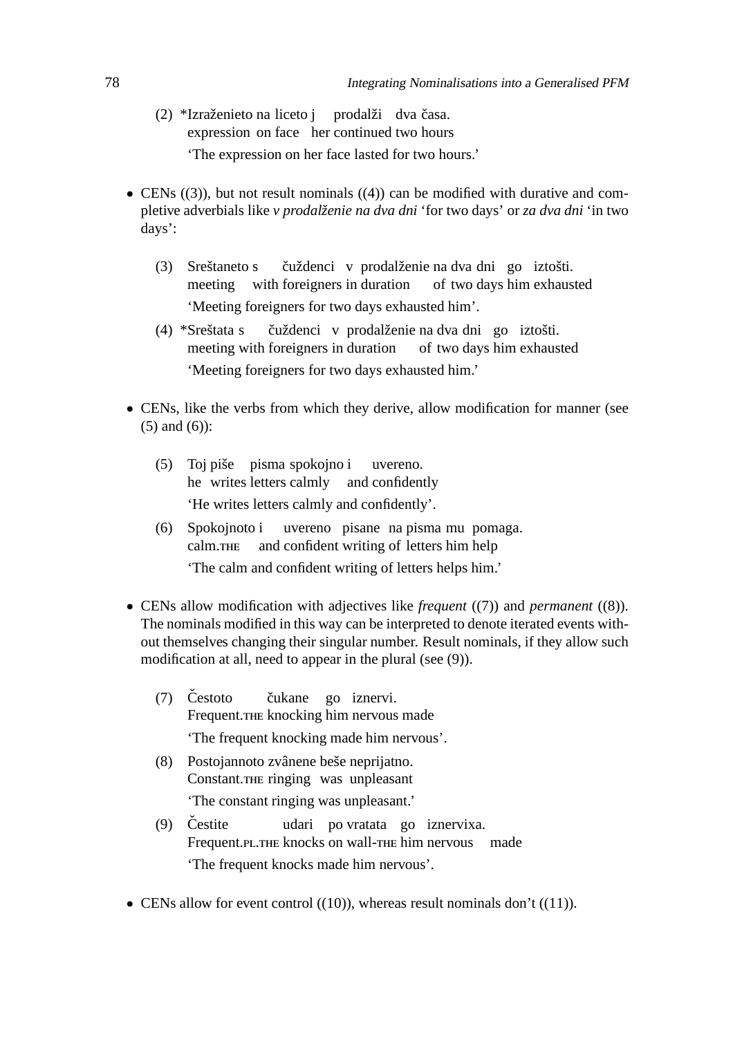(2) \*Izraženieto na liceto j prodalži dva časa.
 expression on face her continued two hours
 'The expression on her face lasted for two hours.'

- CENs ((3)), but not result nominals ((4)) can be modified with durative and completive adverbials like *v prodalženie na dva dni* 'for two days' or *za dva dni* 'in two days':

 (3) Sreštaneto s čuždenci v prodalženie na dva dni go iztošti.
 meeting with foreigners in duration of two days him exhausted
 'Meeting foreigners for two days exhausted him'.

 (4) \*Sreštata s čuždenci v prodalženie na dva dni go iztošti.
 meeting with foreigners in duration of two days him exhausted
 'Meeting foreigners for two days exhausted him.'

- CENs, like the verbs from which they derive, allow modification for manner (see (5) and (6)):

 (5) Toj piše pisma spokojno i uvereno.
 he writes letters calmly and confidently
 'He writes letters calmly and confidently'.

 (6) Spokojnoto i uvereno pisane na pisma mu pomaga.
 calm.THE and confident writing of letters him help
 'The calm and confident writing of letters helps him.'

- CENs allow modification with adjectives like *frequent* ((7)) and *permanent* ((8)). The nominals modified in this way can be interpreted to denote iterated events without themselves changing their singular number. Result nominals, if they allow such modification at all, need to appear in the plural (see (9)).

 (7) Čestoto čukane go iznervi.
 Frequent.THE knocking him nervous made
 'The frequent knocking made him nervous'.

 (8) Postojannoto zvânene beše neprijatno.
 Constant.THE ringing was unpleasant
 'The constant ringing was unpleasant.'

 (9) Čestite udari po vratata go iznervixa.
 Frequent.PL.THE knocks on wall-THE him nervous made
 'The frequent knocks made him nervous'.

- CENs allow for event control ((10)), whereas result nominals don't ((11)).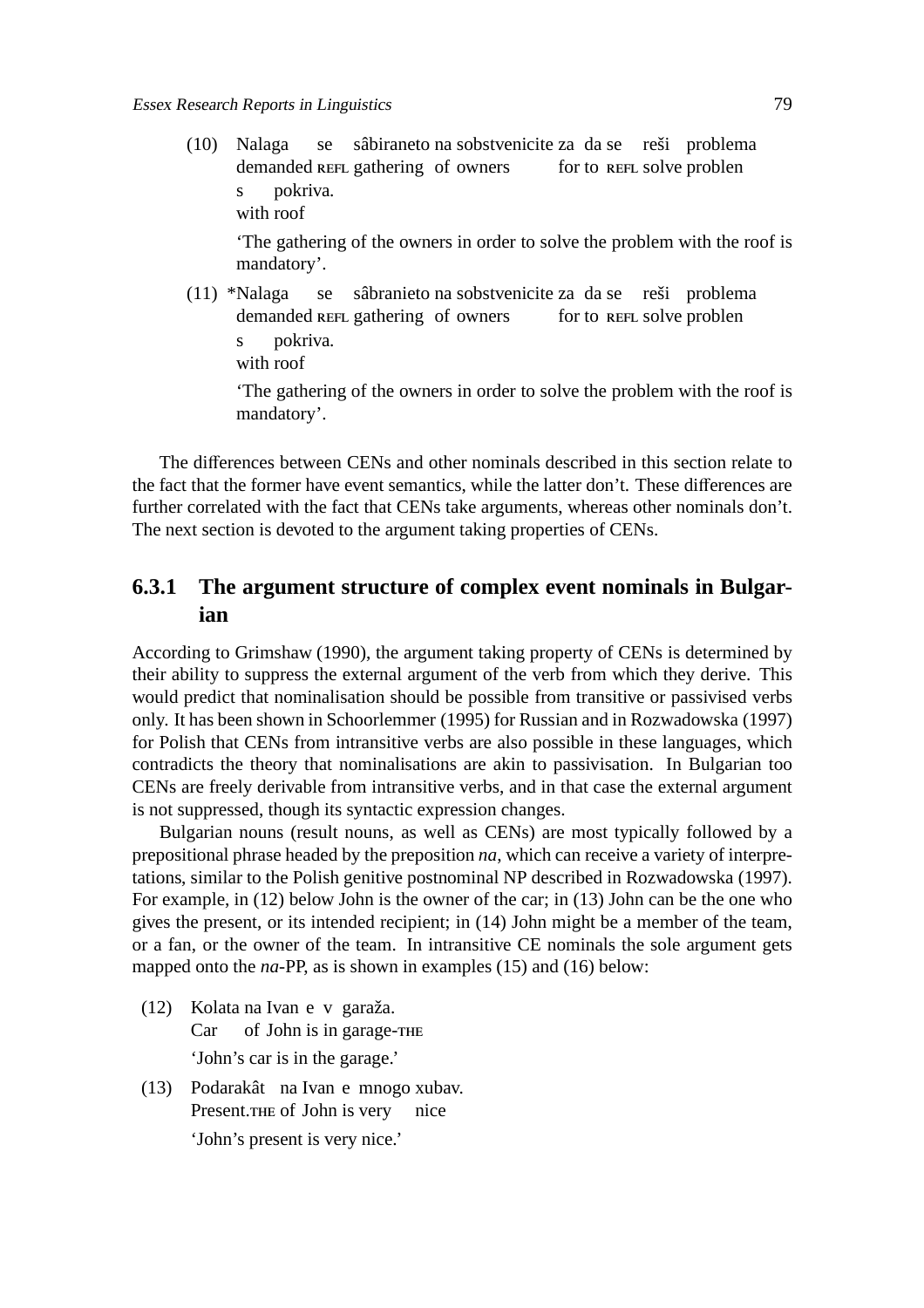(10) Nalaga se sâbiraneto na sobstvenicite za da se reši problema
demanded REFL gathering of owners for to REFL solve problen
s pokriva.
with roof

'The gathering of the owners in order to solve the problem with the roof is mandatory'.

(11) *Nalaga se sâbranieto na sobstvenicite za da se reši problema
demanded REFL gathering of owners for to REFL solve problen
s pokriva.
with roof

'The gathering of the owners in order to solve the problem with the roof is mandatory'.

The differences between CENs and other nominals described in this section relate to the fact that the former have event semantics, while the latter don't. These differences are further correlated with the fact that CENs take arguments, whereas other nominals don't. The next section is devoted to the argument taking properties of CENs.

### 6.3.1 The argument structure of complex event nominals in Bulgarian

According to Grimshaw (1990), the argument taking property of CENs is determined by their ability to suppress the external argument of the verb from which they derive. This would predict that nominalisation should be possible from transitive or passivised verbs only. It has been shown in Schoorlemmer (1995) for Russian and in Rozwadowska (1997) for Polish that CENs from intransitive verbs are also possible in these languages, which contradicts the theory that nominalisations are akin to passivisation. In Bulgarian too CENs are freely derivable from intransitive verbs, and in that case the external argument is not suppressed, though its syntactic expression changes.

Bulgarian nouns (result nouns, as well as CENs) are most typically followed by a prepositional phrase headed by the preposition *na*, which can receive a variety of interpretations, similar to the Polish genitive postnominal NP described in Rozwadowska (1997). For example, in (12) below John is the owner of the car; in (13) John can be the one who gives the present, or its intended recipient; in (14) John might be a member of the team, or a fan, or the owner of the team. In intransitive CE nominals the sole argument gets mapped onto the *na*-PP, as is shown in examples (15) and (16) below:

(12) Kolata na Ivan e v garaža.
Car of John is in garage-THE

'John's car is in the garage.'

(13) Podarakât na Ivan e mnogo xubav.
Present.THE of John is very nice

'John's present is very nice.'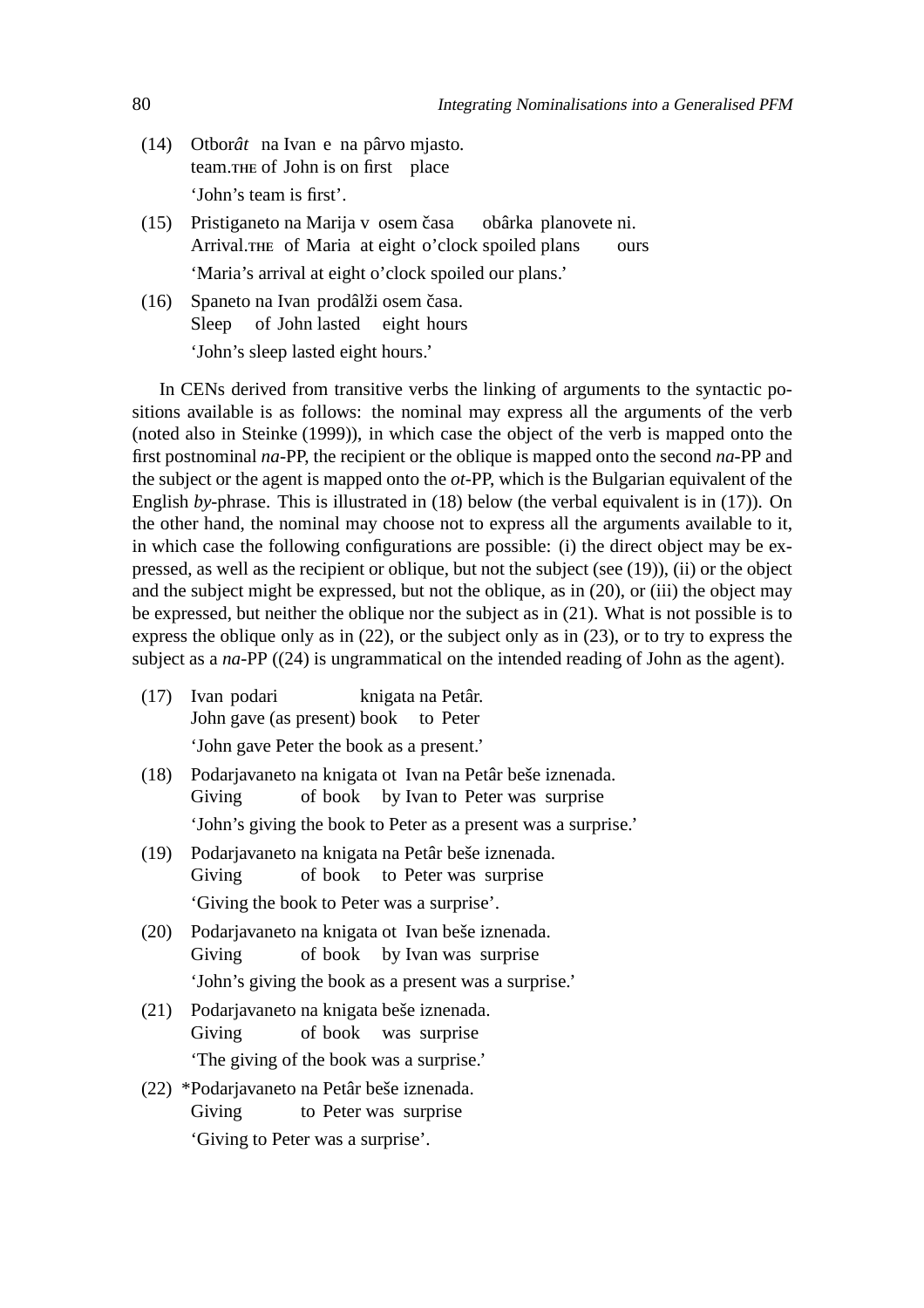(14) Otborât na Ivan e na pârvo mjasto.
     team.THE of John is on first place
     'John's team is first'.

(15) Pristiganeto na Marija v osem časa obârka planovete ni.
     Arrival.THE of Maria at eight o'clock spoiled plans ours
     'Maria's arrival at eight o'clock spoiled our plans.'

(16) Spaneto na Ivan prodâlži osem časa.
     Sleep of John lasted eight hours
     'John's sleep lasted eight hours.'

In CENs derived from transitive verbs the linking of arguments to the syntactic positions available is as follows: the nominal may express all the arguments of the verb (noted also in Steinke (1999)), in which case the object of the verb is mapped onto the first postnominal *na*-PP, the recipient or the oblique is mapped onto the second *na*-PP and the subject or the agent is mapped onto the *ot*-PP, which is the Bulgarian equivalent of the English *by*-phrase. This is illustrated in (18) below (the verbal equivalent is in (17)). On the other hand, the nominal may choose not to express all the arguments available to it, in which case the following configurations are possible: (i) the direct object may be expressed, as well as the recipient or oblique, but not the subject (see (19)), (ii) or the object and the subject might be expressed, but not the oblique, as in (20), or (iii) the object may be expressed, but neither the oblique nor the subject as in (21). What is not possible is to express the oblique only as in (22), or the subject only as in (23), or to try to express the subject as a *na*-PP ((24) is ungrammatical on the intended reading of John as the agent).

(17) Ivan podari knigata na Petâr.
     John gave (as present) book to Peter
     'John gave Peter the book as a present.'

(18) Podarjavaneto na knigata ot Ivan na Petâr beše iznenada.
     Giving of book by Ivan to Peter was surprise
     'John's giving the book to Peter as a present was a surprise.'

(19) Podarjavaneto na knigata na Petâr beše iznenada.
     Giving of book to Peter was surprise
     'Giving the book to Peter was a surprise'.

(20) Podarjavaneto na knigata ot Ivan beše iznenada.
     Giving of book by Ivan was surprise
     'John's giving the book as a present was a surprise.'

(21) Podarjavaneto na knigata beše iznenada.
     Giving of book was surprise
     'The giving of the book was a surprise.'

(22) *Podarjavaneto na Petâr beše iznenada.
     Giving to Peter was surprise
     'Giving to Peter was a surprise'.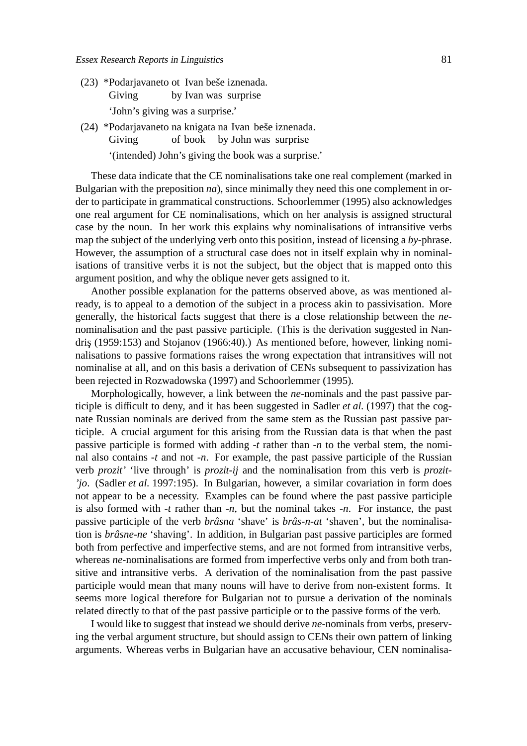(23) *Podarjavaneto ot Ivan beše iznenada.
 Giving by Ivan was surprise
 'John's giving was a surprise.'

(24) *Podarjavaneto na knigata na Ivan beše iznenada.
 Giving of book by John was surprise
 '(intended) John's giving the book was a surprise.'

These data indicate that the CE nominalisations take one real complement (marked in Bulgarian with the preposition *na*), since minimally they need this one complement in order to participate in grammatical constructions. Schoorlemmer (1995) also acknowledges one real argument for CE nominalisations, which on her analysis is assigned structural case by the noun. In her work this explains why nominalisations of intransitive verbs map the subject of the underlying verb onto this position, instead of licensing a *by*-phrase. However, the assumption of a structural case does not in itself explain why in nominalisations of transitive verbs it is not the subject, but the object that is mapped onto this argument position, and why the oblique never gets assigned to it.

Another possible explanation for the patterns observed above, as was mentioned already, is to appeal to a demotion of the subject in a process akin to passivisation. More generally, the historical facts suggest that there is a close relationship between the *ne*-nominalisation and the past passive participle. (This is the derivation suggested in Nandriş (1959:153) and Stojanov (1966:40).) As mentioned before, however, linking nominalisations to passive formations raises the wrong expectation that intransitives will not nominalise at all, and on this basis a derivation of CENs subsequent to passivization has been rejected in Rozwadowska (1997) and Schoorlemmer (1995).

Morphologically, however, a link between the *ne*-nominals and the past passive participle is difficult to deny, and it has been suggested in Sadler *et al.* (1997) that the cognate Russian nominals are derived from the same stem as the Russian past passive participle. A crucial argument for this arising from the Russian data is that when the past passive participle is formed with adding *-t* rather than *-n* to the verbal stem, the nominal also contains *-t* and not *-n*. For example, the past passive participle of the Russian verb *prozit'* 'live through' is *prozit-ij* and the nominalisation from this verb is *prozit-'jo*. (Sadler *et al.* 1997:195). In Bulgarian, however, a similar covariation in form does not appear to be a necessity. Examples can be found where the past passive participle is also formed with *-t* rather than *-n*, but the nominal takes *-n*. For instance, the past passive participle of the verb *brâsna* 'shave' is *brâs-n-at* 'shaven', but the nominalisation is *brâsne-ne* 'shaving'. In addition, in Bulgarian past passive participles are formed both from perfective and imperfective stems, and are not formed from intransitive verbs, whereas *ne*-nominalisations are formed from imperfective verbs only and from both transitive and intransitive verbs. A derivation of the nominalisation from the past passive participle would mean that many nouns will have to derive from non-existent forms. It seems more logical therefore for Bulgarian not to pursue a derivation of the nominals related directly to that of the past passive participle or to the passive forms of the verb.

I would like to suggest that instead we should derive *ne*-nominals from verbs, preserving the verbal argument structure, but should assign to CENs their own pattern of linking arguments. Whereas verbs in Bulgarian have an accusative behaviour, CEN nominalisa-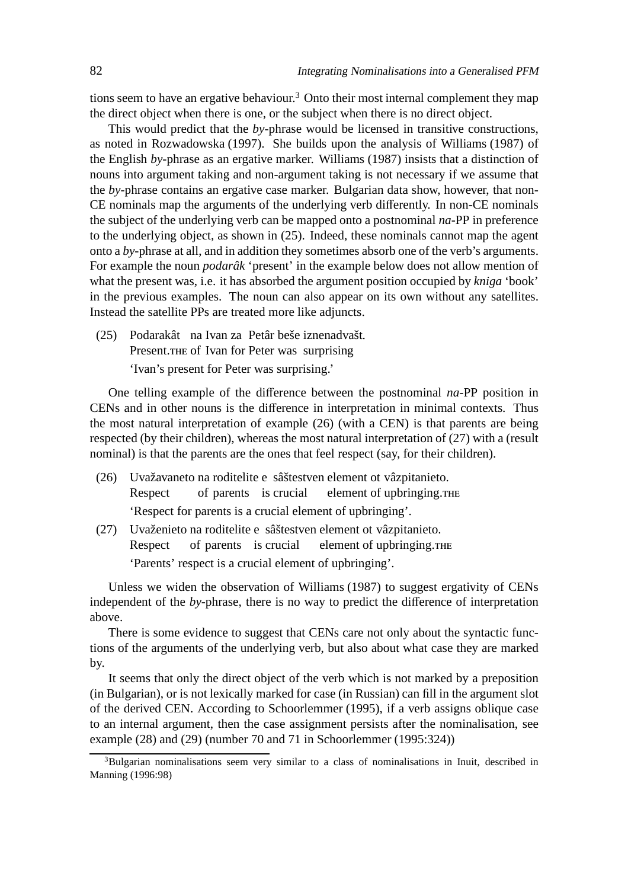tions seem to have an ergative behaviour.[3] Onto their most internal complement they map the direct object when there is one, or the subject when there is no direct object.

This would predict that the *by*-phrase would be licensed in transitive constructions, as noted in Rozwadowska (1997). She builds upon the analysis of Williams (1987) of the English *by*-phrase as an ergative marker. Williams (1987) insists that a distinction of nouns into argument taking and non-argument taking is not necessary if we assume that the *by*-phrase contains an ergative case marker. Bulgarian data show, however, that non-CE nominals map the arguments of the underlying verb differently. In non-CE nominals the subject of the underlying verb can be mapped onto a postnominal *na*-PP in preference to the underlying object, as shown in (25). Indeed, these nominals cannot map the agent onto a *by*-phrase at all, and in addition they sometimes absorb one of the verb's arguments. For example the noun *podarâk* 'present' in the example below does not allow mention of what the present was, i.e. it has absorbed the argument position occupied by *kniga* 'book' in the previous examples. The noun can also appear on its own without any satellites. Instead the satellite PPs are treated more like adjuncts.

(25) Podarakât na Ivan za Petâr beše iznenadvašt.
Present.THE of Ivan for Peter was surprising
'Ivan's present for Peter was surprising.'

One telling example of the difference between the postnominal *na*-PP position in CENs and in other nouns is the difference in interpretation in minimal contexts. Thus the most natural interpretation of example (26) (with a CEN) is that parents are being respected (by their children), whereas the most natural interpretation of (27) with a (result nominal) is that the parents are the ones that feel respect (say, for their children).

(26) Uvažavaneto na roditelite e sâštestven element ot vâzpitanieto.
Respect of parents is crucial element of upbringing.THE
'Respect for parents is a crucial element of upbringing'.

(27) Uvaženieto na roditelite e sâštestven element ot vâzpitanieto.
Respect of parents is crucial element of upbringing.THE
'Parents' respect is a crucial element of upbringing'.

Unless we widen the observation of Williams (1987) to suggest ergativity of CENs independent of the *by*-phrase, there is no way to predict the difference of interpretation above.

There is some evidence to suggest that CENs care not only about the syntactic functions of the arguments of the underlying verb, but also about what case they are marked by.

It seems that only the direct object of the verb which is not marked by a preposition (in Bulgarian), or is not lexically marked for case (in Russian) can fill in the argument slot of the derived CEN. According to Schoorlemmer (1995), if a verb assigns oblique case to an internal argument, then the case assignment persists after the nominalisation, see example (28) and (29) (number 70 and 71 in Schoorlemmer (1995:324))

[3] Bulgarian nominalisations seem very similar to a class of nominalisations in Inuit, described in Manning (1996:98)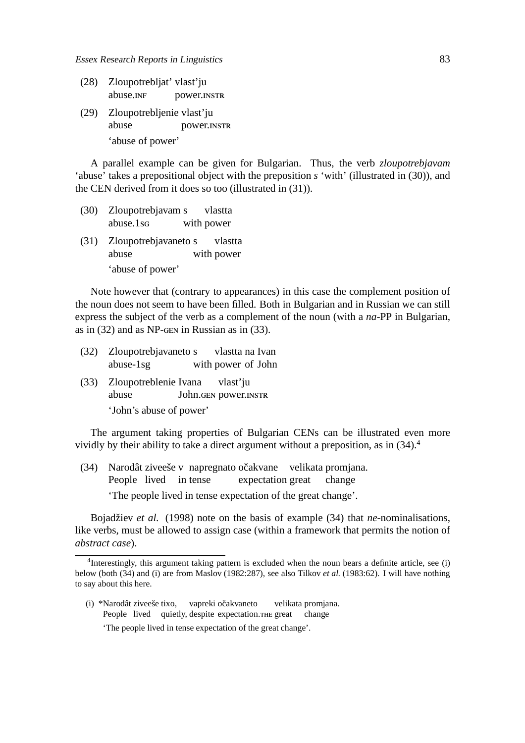(28) Zloupotrebljat' vlast'ju
     abuse.INF power.INSTR

(29) Zloupotreblјenie vlast'ju
     abuse power.INSTR
     'abuse of power'

A parallel example can be given for Bulgarian. Thus, the verb *zloupotrebjavam* 'abuse' takes a prepositional object with the preposition *s* 'with' (illustrated in (30)), and the CEN derived from it does so too (illustrated in (31)).

(30) Zloupotrebjavam s vlastta
     abuse.1SG with power

(31) Zloupotrebjavaneto s vlastta
     abuse with power
     'abuse of power'

Note however that (contrary to appearances) in this case the complement position of the noun does not seem to have been filled. Both in Bulgarian and in Russian we can still express the subject of the verb as a complement of the noun (with a *na*-PP in Bulgarian, as in (32) and as NP-GEN in Russian as in (33).

(32) Zloupotrebjavaneto s vlastta na Ivan
     abuse-1sg with power of John

(33) Zloupotreblenie Ivana vlast'ju
     abuse John.GEN power.INSTR
     'John's abuse of power'

The argument taking properties of Bulgarian CENs can be illustrated even more vividly by their ability to take a direct argument without a preposition, as in (34).[4]

(34) Narodât ziveeše v napregnato očakvane velikata promjana.
     People lived in tense expectation great change
     'The people lived in tense expectation of the great change'.

Bojadžiev *et al.* (1998) note on the basis of example (34) that *ne*-nominalisations, like verbs, must be allowed to assign case (within a framework that permits the notion of *abstract case*).

[4]Interestingly, this argument taking pattern is excluded when the noun bears a definite article, see (i) below (both (34) and (i) are from Maslov (1982:287), see also Tilkov *et al.* (1983:62). I will have nothing to say about this here.

(i) *Narodât ziveeše tixo, vapreki očakvaneto velikata promjana.
    People lived quietly, despite expectation.THE great change
    'The people lived in tense expectation of the great change'.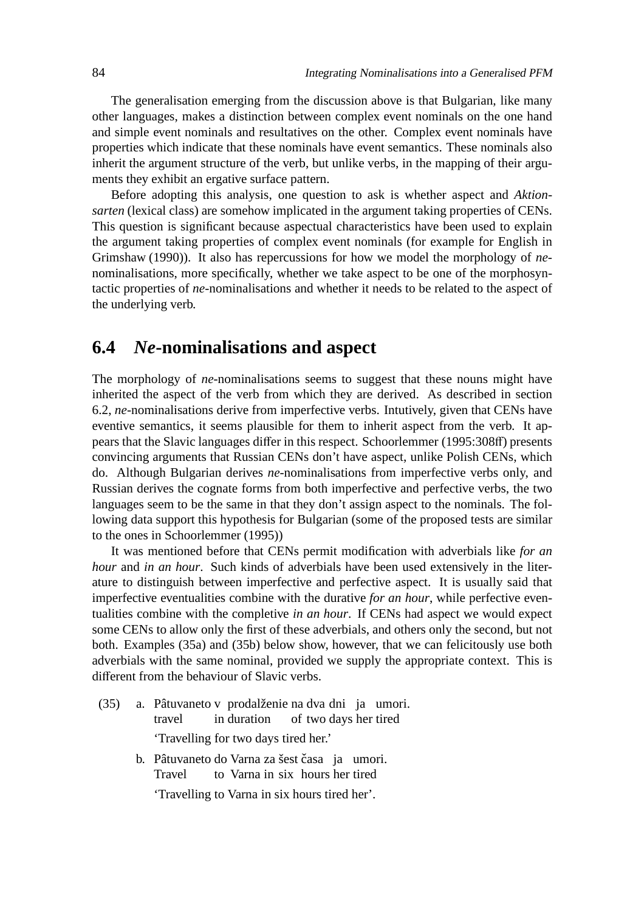The generalisation emerging from the discussion above is that Bulgarian, like many other languages, makes a distinction between complex event nominals on the one hand and simple event nominals and resultatives on the other. Complex event nominals have properties which indicate that these nominals have event semantics. These nominals also inherit the argument structure of the verb, but unlike verbs, in the mapping of their arguments they exhibit an ergative surface pattern.

Before adopting this analysis, one question to ask is whether aspect and *Aktionsarten* (lexical class) are somehow implicated in the argument taking properties of CENs. This question is significant because aspectual characteristics have been used to explain the argument taking properties of complex event nominals (for example for English in Grimshaw (1990)). It also has repercussions for how we model the morphology of *ne*-nominalisations, more specifically, whether we take aspect to be one of the morphosyntactic properties of *ne*-nominalisations and whether it needs to be related to the aspect of the underlying verb.

## 6.4 *Ne*-nominalisations and aspect

The morphology of *ne*-nominalisations seems to suggest that these nouns might have inherited the aspect of the verb from which they are derived. As described in section 6.2, *ne*-nominalisations derive from imperfective verbs. Intutively, given that CENs have eventive semantics, it seems plausible for them to inherit aspect from the verb. It appears that the Slavic languages differ in this respect. Schoorlemmer (1995:308ff) presents convincing arguments that Russian CENs don't have aspect, unlike Polish CENs, which do. Although Bulgarian derives *ne*-nominalisations from imperfective verbs only, and Russian derives the cognate forms from both imperfective and perfective verbs, the two languages seem to be the same in that they don't assign aspect to the nominals. The following data support this hypothesis for Bulgarian (some of the proposed tests are similar to the ones in Schoorlemmer (1995))

It was mentioned before that CENs permit modification with adverbials like *for an hour* and *in an hour*. Such kinds of adverbials have been used extensively in the literature to distinguish between imperfective and perfective aspect. It is usually said that imperfective eventualities combine with the durative *for an hour*, while perfective eventualities combine with the completive *in an hour*. If CENs had aspect we would expect some CENs to allow only the first of these adverbials, and others only the second, but not both. Examples (35a) and (35b) below show, however, that we can felicitously use both adverbials with the same nominal, provided we supply the appropriate context. This is different from the behaviour of Slavic verbs.

(35) a. Pâtuvaneto v prodalženie na dva dni ja umori.
travel in duration of two days her tired
'Travelling for two days tired her.'

b. Pâtuvaneto do Varna za šest časa ja umori.
Travel to Varna in six hours her tired
'Travelling to Varna in six hours tired her'.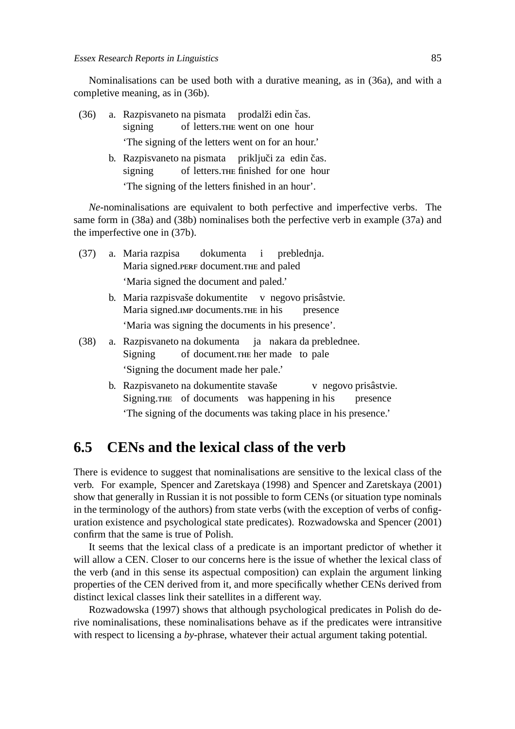Nominalisations can be used both with a durative meaning, as in (36a), and with a completive meaning, as in (36b).

(36) a. Razpisvaneto na pismata prodalži edin čas.
signing of letters.THE went on one hour
'The signing of the letters went on for an hour.'

b. Razpisvaneto na pismata priključi za edin čas.
signing of letters.THE finished for one hour
'The signing of the letters finished in an hour'.

*Ne*-nominalisations are equivalent to both perfective and imperfective verbs. The same form in (38a) and (38b) nominalises both the perfective verb in example (37a) and the imperfective one in (37b).

(37) a. Maria razpisa dokumenta i preblednja.
Maria signed.PERF document.THE and paled
'Maria signed the document and paled.'

b. Maria razpisvaše dokumentite v negovo prisâstvie.
Maria signed.IMP documents.THE in his presence
'Maria was signing the documents in his presence'.

(38) a. Razpisvaneto na dokumenta ja nakara da preblednee.
Signing of document.THE her made to pale
'Signing the document made her pale.'

b. Razpisvaneto na dokumentite stavaše v negovo prisâstvie.
Signing.THE of documents was happening in his presence
'The signing of the documents was taking place in his presence.'

## 6.5 CENs and the lexical class of the verb

There is evidence to suggest that nominalisations are sensitive to the lexical class of the verb. For example, Spencer and Zaretskaya (1998) and Spencer and Zaretskaya (2001) show that generally in Russian it is not possible to form CENs (or situation type nominals in the terminology of the authors) from state verbs (with the exception of verbs of configuration existence and psychological state predicates). Rozwadowska and Spencer (2001) confirm that the same is true of Polish.

It seems that the lexical class of a predicate is an important predictor of whether it will allow a CEN. Closer to our concerns here is the issue of whether the lexical class of the verb (and in this sense its aspectual composition) can explain the argument linking properties of the CEN derived from it, and more specifically whether CENs derived from distinct lexical classes link their satellites in a different way.

Rozwadowska (1997) shows that although psychological predicates in Polish do derive nominalisations, these nominalisations behave as if the predicates were intransitive with respect to licensing a *by*-phrase, whatever their actual argument taking potential.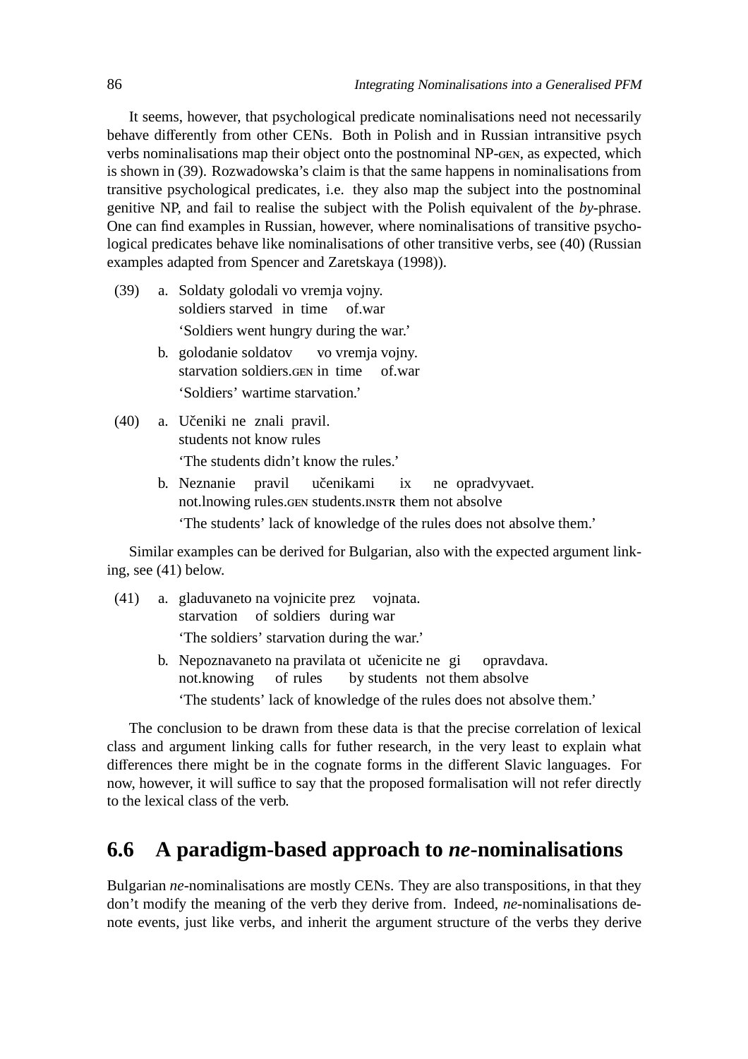It seems, however, that psychological predicate nominalisations need not necessarily behave differently from other CENs. Both in Polish and in Russian intransitive psych verbs nominalisations map their object onto the postnominal NP-GEN, as expected, which is shown in (39). Rozwadowska's claim is that the same happens in nominalisations from transitive psychological predicates, i.e. they also map the subject into the postnominal genitive NP, and fail to realise the subject with the Polish equivalent of the *by*-phrase. One can find examples in Russian, however, where nominalisations of transitive psychological predicates behave like nominalisations of other transitive verbs, see (40) (Russian examples adapted from Spencer and Zaretskaya (1998)).

(39) a. Soldaty golodali vo vremja vojny.
   soldiers starved in time of.war
   'Soldiers went hungry during the war.'

  b. golodanie soldatov vo vremja vojny.
   starvation soldiers.GEN in time of.war
   'Soldiers' wartime starvation.'

(40) a. Učeniki ne znali pravil.
   students not know rules
   'The students didn't know the rules.'

  b. Neznanie pravil učenikami ix ne opradvyvaet.
   not.lnowing rules.GEN students.INSTR them not absolve
   'The students' lack of knowledge of the rules does not absolve them.'

Similar examples can be derived for Bulgarian, also with the expected argument linking, see (41) below.

(41) a. gladuvaneto na vojnicite prez vojnata.
   starvation of soldiers during war
   'The soldiers' starvation during the war.'

  b. Nepoznavaneto na pravilata ot učenicite ne gi opravdava.
   not.knowing of rules by students not them absolve
   'The students' lack of knowledge of the rules does not absolve them.'

The conclusion to be drawn from these data is that the precise correlation of lexical class and argument linking calls for futher research, in the very least to explain what differences there might be in the cognate forms in the different Slavic languages. For now, however, it will suffice to say that the proposed formalisation will not refer directly to the lexical class of the verb.

## 6.6 A paradigm-based approach to *ne*-nominalisations

Bulgarian *ne*-nominalisations are mostly CENs. They are also transpositions, in that they don't modify the meaning of the verb they derive from. Indeed, *ne*-nominalisations denote events, just like verbs, and inherit the argument structure of the verbs they derive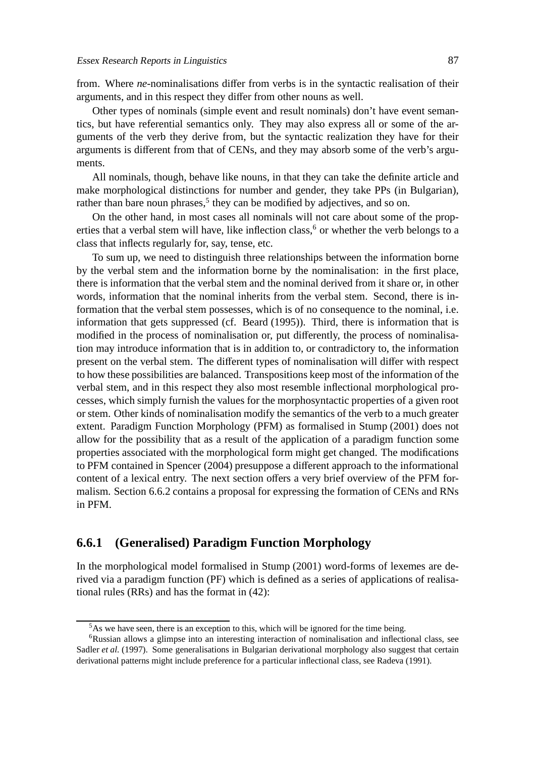from. Where *ne*-nominalisations differ from verbs is in the syntactic realisation of their arguments, and in this respect they differ from other nouns as well.

Other types of nominals (simple event and result nominals) don't have event semantics, but have referential semantics only. They may also express all or some of the arguments of the verb they derive from, but the syntactic realization they have for their arguments is different from that of CENs, and they may absorb some of the verb's arguments.

All nominals, though, behave like nouns, in that they can take the definite article and make morphological distinctions for number and gender, they take PPs (in Bulgarian), rather than bare noun phrases,[5] they can be modified by adjectives, and so on.

On the other hand, in most cases all nominals will not care about some of the properties that a verbal stem will have, like inflection class,[6] or whether the verb belongs to a class that inflects regularly for, say, tense, etc.

To sum up, we need to distinguish three relationships between the information borne by the verbal stem and the information borne by the nominalisation: in the first place, there is information that the verbal stem and the nominal derived from it share or, in other words, information that the nominal inherits from the verbal stem. Second, there is information that the verbal stem possesses, which is of no consequence to the nominal, i.e. information that gets suppressed (cf. Beard (1995)). Third, there is information that is modified in the process of nominalisation or, put differently, the process of nominalisation may introduce information that is in addition to, or contradictory to, the information present on the verbal stem. The different types of nominalisation will differ with respect to how these possibilities are balanced. Transpositions keep most of the information of the verbal stem, and in this respect they also most resemble inflectional morphological processes, which simply furnish the values for the morphosyntactic properties of a given root or stem. Other kinds of nominalisation modify the semantics of the verb to a much greater extent. Paradigm Function Morphology (PFM) as formalised in Stump (2001) does not allow for the possibility that as a result of the application of a paradigm function some properties associated with the morphological form might get changed. The modifications to PFM contained in Spencer (2004) presuppose a different approach to the informational content of a lexical entry. The next section offers a very brief overview of the PFM formalism. Section 6.6.2 contains a proposal for expressing the formation of CENs and RNs in PFM.

### 6.6.1 (Generalised) Paradigm Function Morphology

In the morphological model formalised in Stump (2001) word-forms of lexemes are derived via a paradigm function (PF) which is defined as a series of applications of realisational rules (RRs) and has the format in (42):

[5] As we have seen, there is an exception to this, which will be ignored for the time being.

[6] Russian allows a glimpse into an interesting interaction of nominalisation and inflectional class, see Sadler *et al.* (1997). Some generalisations in Bulgarian derivational morphology also suggest that certain derivational patterns might include preference for a particular inflectional class, see Radeva (1991).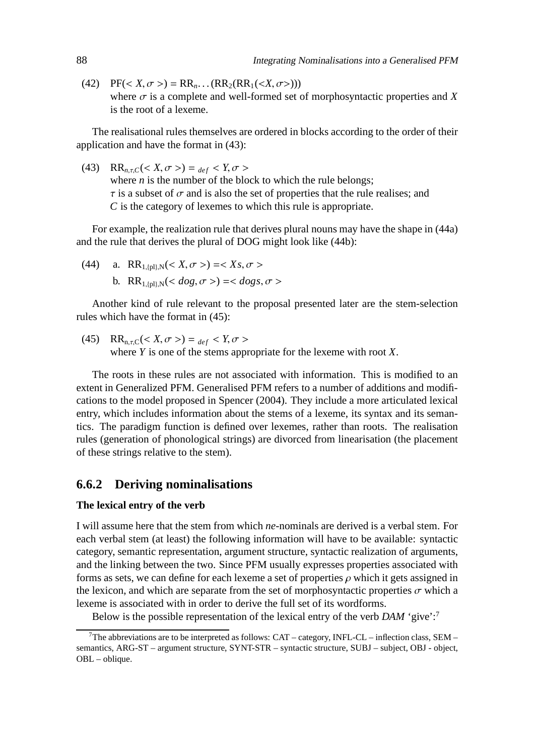(42) $\text{PF}(< X, \sigma >) = \text{RR}_n \ldots (\text{RR}_2(\text{RR}_1(<X, \sigma>)))$
where $\sigma$ is a complete and well-formed set of morphosyntactic properties and $X$ is the root of a lexeme.

The realisational rules themselves are ordered in blocks according to the order of their application and have the format in (43):

(43) $\text{RR}_{n,\tau,C}(< X, \sigma >) =_{def} < Y, \sigma >$
where $n$ is the number of the block to which the rule belongs;
$\tau$ is a subset of $\sigma$ and is also the set of properties that the rule realises; and
$C$ is the category of lexemes to which this rule is appropriate.

For example, the realization rule that derives plural nouns may have the shape in (44a) and the rule that derives the plural of DOG might look like (44b):

(44) a. $\text{RR}_{1,\{\text{pl}\},\text{N}}(< X, \sigma >) = < Xs, \sigma >$
b. $\text{RR}_{1,\{\text{pl}\},\text{N}}(< dog, \sigma >) = < dogs, \sigma >$

Another kind of rule relevant to the proposal presented later are the stem-selection rules which have the format in (45):

(45) $\text{RR}_{\text{n},\tau,\text{C}}(< X, \sigma >) =_{def} < Y, \sigma >$
where $Y$ is one of the stems appropriate for the lexeme with root $X$.

The roots in these rules are not associated with information. This is modified to an extent in Generalized PFM. Generalised PFM refers to a number of additions and modifications to the model proposed in Spencer (2004). They include a more articulated lexical entry, which includes information about the stems of a lexeme, its syntax and its semantics. The paradigm function is defined over lexemes, rather than roots. The realisation rules (generation of phonological strings) are divorced from linearisation (the placement of these strings relative to the stem).

### 6.6.2 Deriving nominalisations

**The lexical entry of the verb**

I will assume here that the stem from which *ne*-nominals are derived is a verbal stem. For each verbal stem (at least) the following information will have to be available: syntactic category, semantic representation, argument structure, syntactic realization of arguments, and the linking between the two. Since PFM usually expresses properties associated with forms as sets, we can define for each lexeme a set of properties $\rho$ which it gets assigned in the lexicon, and which are separate from the set of morphosyntactic properties $\sigma$ which a lexeme is associated with in order to derive the full set of its wordforms.

Below is the possible representation of the lexical entry of the verb *DAM* 'give':[7]

[7] The abbreviations are to be interpreted as follows: CAT – category, INFL-CL – inflection class, SEM – semantics, ARG-ST – argument structure, SYNT-STR – syntactic structure, SUBJ – subject, OBJ - object, OBL – oblique.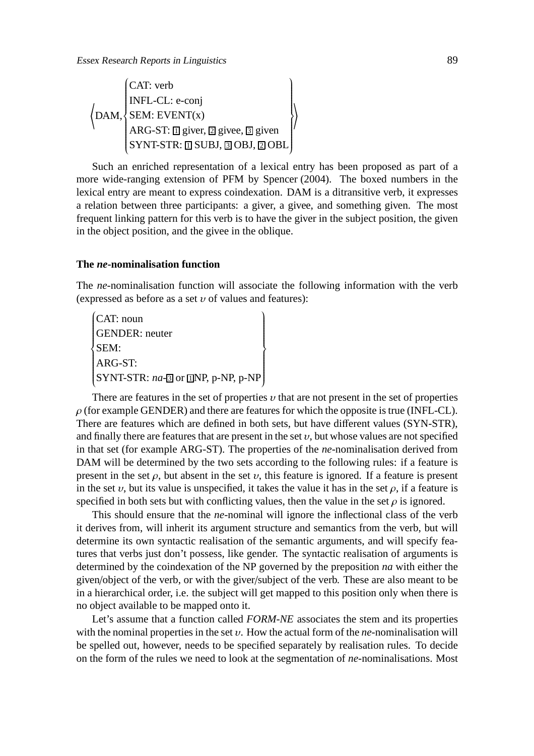$$\left\langle \text{DAM}, \left\{ \begin{array}{l} \text{CAT: verb} \\ \text{INFL-CL: e-conj} \\ \text{SEM: EVENT(x)} \\ \text{ARG-ST: } \boxed{1} \text{ giver, } \boxed{2} \text{ givee, } \boxed{3} \text{ given} \\ \text{SYNT-STR: } \boxed{1} \text{ SUBJ, } \boxed{3} \text{ OBJ, } \boxed{2} \text{ OBL} \end{array} \right\} \right\rangle$$

Such an enriched representation of a lexical entry has been proposed as part of a more wide-ranging extension of PFM by Spencer (2004). The boxed numbers in the lexical entry are meant to express coindexation. DAM is a ditransitive verb, it expresses a relation between three participants: a giver, a givee, and something given. The most frequent linking pattern for this verb is to have the giver in the subject position, the given in the object position, and the givee in the oblique.

### The *ne*-nominalisation function

The *ne*-nominalisation function will associate the following information with the verb (expressed as before as a set $\upsilon$ of values and features):

$$\left\{ \begin{array}{l} \text{CAT: noun} \\ \text{GENDER: neuter} \\ \text{SEM:} \\ \text{ARG-ST:} \\ \text{SYNT-STR: } \textit{na-}\boxed{3} \text{ or } \boxed{1}\text{NP, p-NP, p-NP} \end{array} \right\}$$

There are features in the set of properties $\upsilon$ that are not present in the set of properties $\rho$ (for example GENDER) and there are features for which the opposite is true (INFL-CL). There are features which are defined in both sets, but have different values (SYN-STR), and finally there are features that are present in the set $\upsilon$, but whose values are not specified in that set (for example ARG-ST). The properties of the *ne*-nominalisation derived from DAM will be determined by the two sets according to the following rules: if a feature is present in the set $\rho$, but absent in the set $\upsilon$, this feature is ignored. If a feature is present in the set $\upsilon$, but its value is unspecified, it takes the value it has in the set $\rho$, if a feature is specified in both sets but with conflicting values, then the value in the set $\rho$ is ignored.

This should ensure that the *ne*-nominal will ignore the inflectional class of the verb it derives from, will inherit its argument structure and semantics from the verb, but will determine its own syntactic realisation of the semantic arguments, and will specify features that verbs just don't possess, like gender. The syntactic realisation of arguments is determined by the coindexation of the NP governed by the preposition *na* with either the given/object of the verb, or with the giver/subject of the verb. These are also meant to be in a hierarchical order, i.e. the subject will get mapped to this position only when there is no object available to be mapped onto it.

Let's assume that a function called *FORM-NE* associates the stem and its properties with the nominal properties in the set $\upsilon$. How the actual form of the *ne*-nominalisation will be spelled out, however, needs to be specified separately by realisation rules. To decide on the form of the rules we need to look at the segmentation of *ne*-nominalisations. Most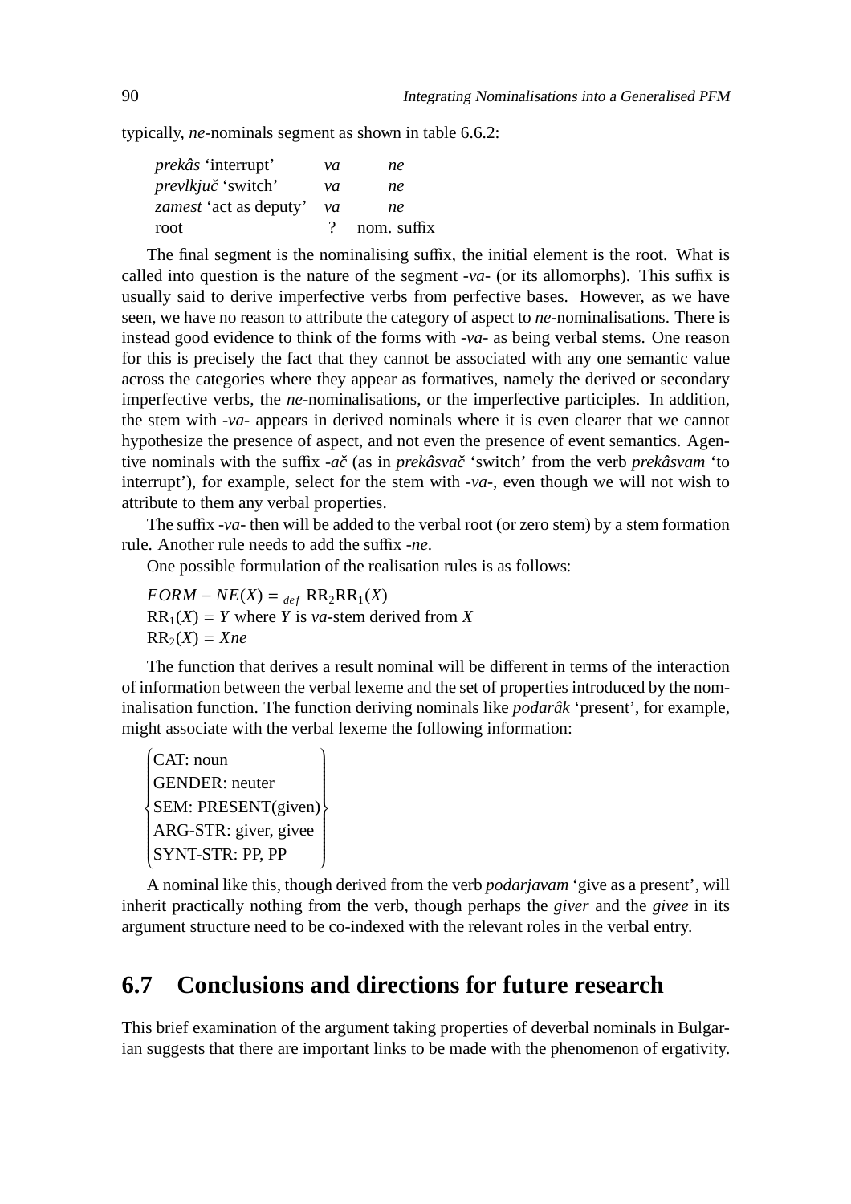typically, *ne*-nominals segment as shown in table 6.6.2:

| | | |
|---|---|---|
| *prekâs* 'interrupt' | *va* | *ne* |
| *prevlkjuč* 'switch' | *va* | *ne* |
| *zamest* 'act as deputy' | *va* | *ne* |
| root | ? | nom. suffix |

The final segment is the nominalising suffix, the initial element is the root. What is called into question is the nature of the segment -*va*- (or its allomorphs). This suffix is usually said to derive imperfective verbs from perfective bases. However, as we have seen, we have no reason to attribute the category of aspect to *ne*-nominalisations. There is instead good evidence to think of the forms with -*va*- as being verbal stems. One reason for this is precisely the fact that they cannot be associated with any one semantic value across the categories where they appear as formatives, namely the derived or secondary imperfective verbs, the *ne*-nominalisations, or the imperfective participles. In addition, the stem with -*va*- appears in derived nominals where it is even clearer that we cannot hypothesize the presence of aspect, and not even the presence of event semantics. Agentive nominals with the suffix -*ač* (as in *prekâsvač* 'switch' from the verb *prekâsvam* 'to interrupt'), for example, select for the stem with -*va*-, even though we will not wish to attribute to them any verbal properties.

The suffix -*va*- then will be added to the verbal root (or zero stem) by a stem formation rule. Another rule needs to add the suffix -*ne*.

One possible formulation of the realisation rules is as follows:

$FORM-NE(X) =_{def} \mathrm{RR}_2\mathrm{RR}_1(X)$
$\mathrm{RR}_1(X) = Y$ where $Y$ is *va*-stem derived from $X$
$\mathrm{RR}_2(X) = Xne$

The function that derives a result nominal will be different in terms of the interaction of information between the verbal lexeme and the set of properties introduced by the nominalisation function. The function deriving nominals like *podarâk* 'present', for example, might associate with the verbal lexeme the following information:

$$\left\{\begin{array}{l}\text{CAT: noun}\\ \text{GENDER: neuter}\\ \text{SEM: PRESENT(given)}\\ \text{ARG-STR: giver, givee}\\ \text{SYNT-STR: PP, PP}\end{array}\right\}$$

A nominal like this, though derived from the verb *podarjavam* 'give as a present', will inherit practically nothing from the verb, though perhaps the *giver* and the *givee* in its argument structure need to be co-indexed with the relevant roles in the verbal entry.

## 6.7 Conclusions and directions for future research

This brief examination of the argument taking properties of deverbal nominals in Bulgarian suggests that there are important links to be made with the phenomenon of ergativity.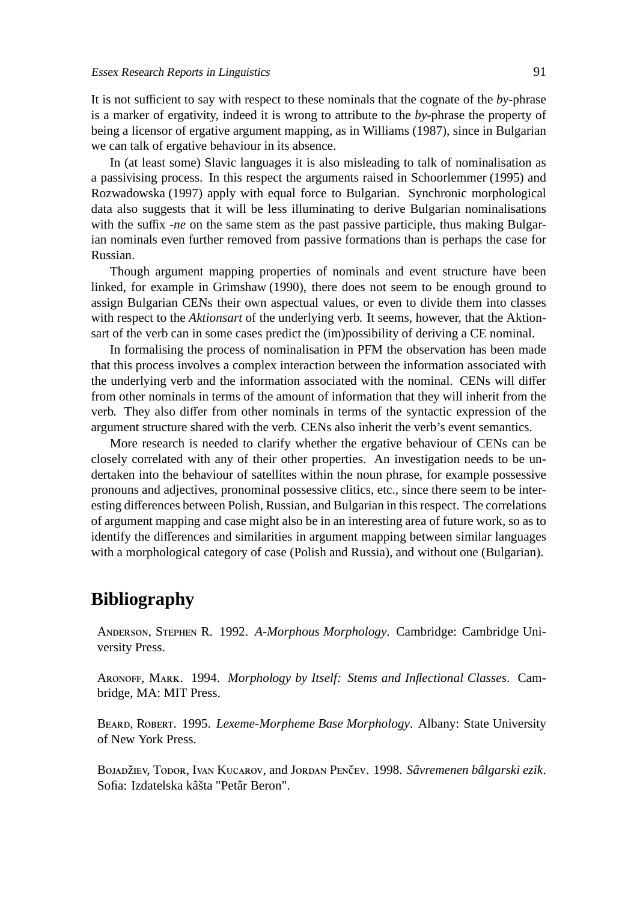It is not sufficient to say with respect to these nominals that the cognate of the *by*-phrase is a marker of ergativity, indeed it is wrong to attribute to the *by*-phrase the property of being a licensor of ergative argument mapping, as in Williams (1987), since in Bulgarian we can talk of ergative behaviour in its absence.

In (at least some) Slavic languages it is also misleading to talk of nominalisation as a passivising process. In this respect the arguments raised in Schoorlemmer (1995) and Rozwadowska (1997) apply with equal force to Bulgarian. Synchronic morphological data also suggests that it will be less illuminating to derive Bulgarian nominalisations with the suffix *-ne* on the same stem as the past passive participle, thus making Bulgarian nominals even further removed from passive formations than is perhaps the case for Russian.

Though argument mapping properties of nominals and event structure have been linked, for example in Grimshaw (1990), there does not seem to be enough ground to assign Bulgarian CENs their own aspectual values, or even to divide them into classes with respect to the *Aktionsart* of the underlying verb. It seems, however, that the Aktionsart of the verb can in some cases predict the (im)possibility of deriving a CE nominal.

In formalising the process of nominalisation in PFM the observation has been made that this process involves a complex interaction between the information associated with the underlying verb and the information associated with the nominal. CENs will differ from other nominals in terms of the amount of information that they will inherit from the verb. They also differ from other nominals in terms of the syntactic expression of the argument structure shared with the verb. CENs also inherit the verb's event semantics.

More research is needed to clarify whether the ergative behaviour of CENs can be closely correlated with any of their other properties. An investigation needs to be undertaken into the behaviour of satellites within the noun phrase, for example possessive pronouns and adjectives, pronominal possessive clitics, etc., since there seem to be interesting differences between Polish, Russian, and Bulgarian in this respect. The correlations of argument mapping and case might also be in an interesting area of future work, so as to identify the differences and similarities in argument mapping between similar languages with a morphological category of case (Polish and Russia), and without one (Bulgarian).

# Bibliography

Anderson, Stephen R. 1992. *A-Morphous Morphology*. Cambridge: Cambridge University Press.

Aronoff, Mark. 1994. *Morphology by Itself: Stems and Inflectional Classes*. Cambridge, MA: MIT Press.

Beard, Robert. 1995. *Lexeme-Morpheme Base Morphology*. Albany: State University of New York Press.

Bojadžiev, Todor, Ivan Kucarov, and Jordan Penčev. 1998. *Sâvremenen bâlgarski ezik*. Sofia: Izdatelska kâšta "Petâr Beron".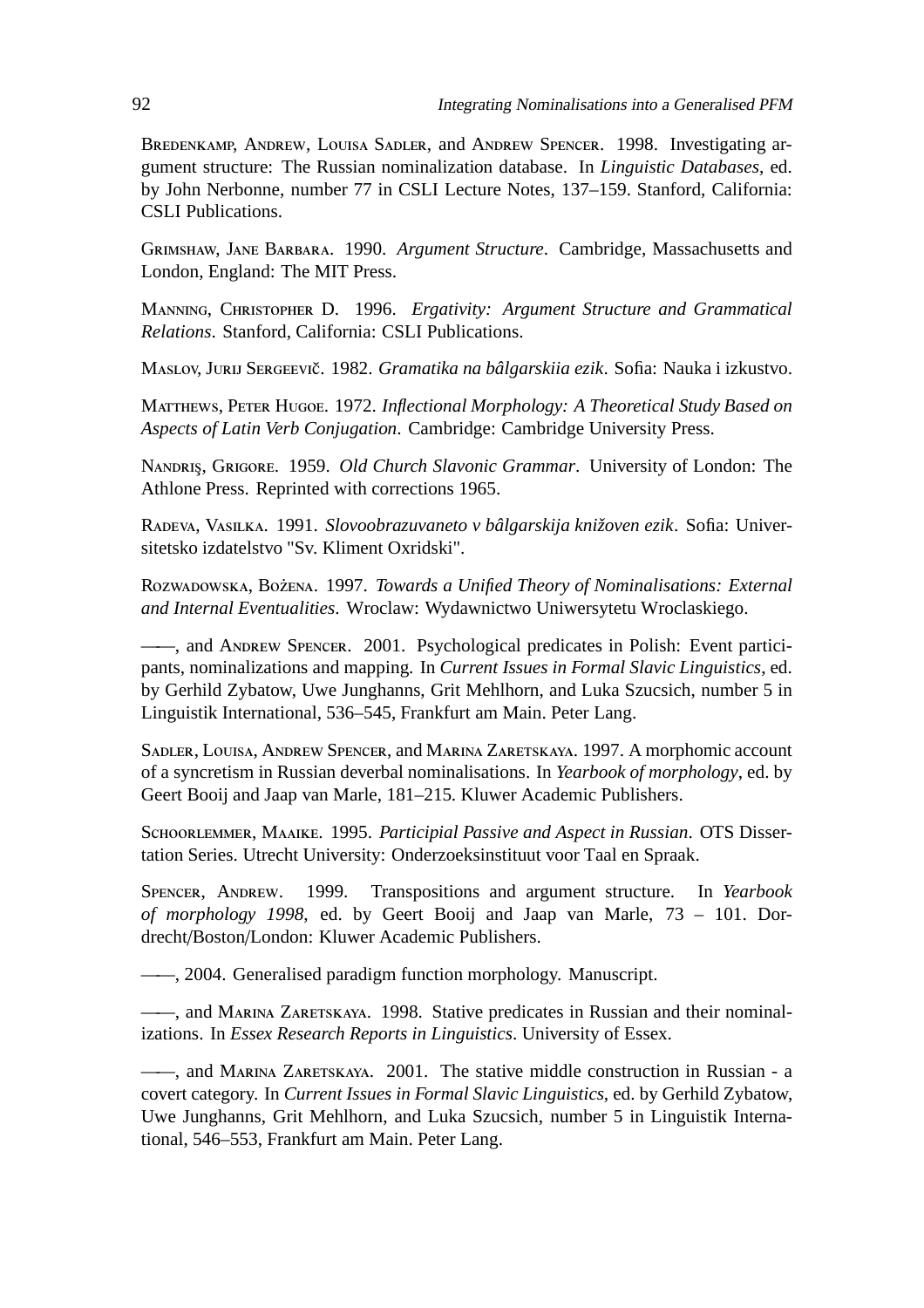Bredenkamp, Andrew, Louisa Sadler, and Andrew Spencer. 1998. Investigating argument structure: The Russian nominalization database. In *Linguistic Databases*, ed. by John Nerbonne, number 77 in CSLI Lecture Notes, 137–159. Stanford, California: CSLI Publications.

Grimshaw, Jane Barbara. 1990. *Argument Structure*. Cambridge, Massachusetts and London, England: The MIT Press.

Manning, Christopher D. 1996. *Ergativity: Argument Structure and Grammatical Relations*. Stanford, California: CSLI Publications.

Maslov, Jurij Sergeevič. 1982. *Gramatika na bâlgarskiia ezik*. Sofia: Nauka i izkustvo.

Matthews, Peter Hugoe. 1972. *Inflectional Morphology: A Theoretical Study Based on Aspects of Latin Verb Conjugation*. Cambridge: Cambridge University Press.

Nandriş, Grigore. 1959. *Old Church Slavonic Grammar*. University of London: The Athlone Press. Reprinted with corrections 1965.

Radeva, Vasilka. 1991. *Slovoobrazuvaneto v bâlgarskija knižoven ezik*. Sofia: Universitetsko izdatelstvo "Sv. Kliment Oxridski".

Rozwadowska, Bożena. 1997. *Towards a Unified Theory of Nominalisations: External and Internal Eventualities*. Wroclaw: Wydawnictwo Uniwersytetu Wroclaskiego.

——, and Andrew Spencer. 2001. Psychological predicates in Polish: Event participants, nominalizations and mapping. In *Current Issues in Formal Slavic Linguistics*, ed. by Gerhild Zybatow, Uwe Junghanns, Grit Mehlhorn, and Luka Szucsich, number 5 in Linguistik International, 536–545, Frankfurt am Main. Peter Lang.

Sadler, Louisa, Andrew Spencer, and Marina Zaretskaya. 1997. A morphomic account of a syncretism in Russian deverbal nominalisations. In *Yearbook of morphology*, ed. by Geert Booij and Jaap van Marle, 181–215. Kluwer Academic Publishers.

Schoorlemmer, Maaike. 1995. *Participial Passive and Aspect in Russian*. OTS Dissertation Series. Utrecht University: Onderzoeksinstituut voor Taal en Spraak.

Spencer, Andrew. 1999. Transpositions and argument structure. In *Yearbook of morphology 1998*, ed. by Geert Booij and Jaap van Marle, 73 – 101. Dordrecht/Boston/London: Kluwer Academic Publishers.

——, 2004. Generalised paradigm function morphology. Manuscript.

——, and Marina Zaretskaya. 1998. Stative predicates in Russian and their nominalizations. In *Essex Research Reports in Linguistics*. University of Essex.

——, and Marina Zaretskaya. 2001. The stative middle construction in Russian - a covert category. In *Current Issues in Formal Slavic Linguistics*, ed. by Gerhild Zybatow, Uwe Junghanns, Grit Mehlhorn, and Luka Szucsich, number 5 in Linguistik International, 546–553, Frankfurt am Main. Peter Lang.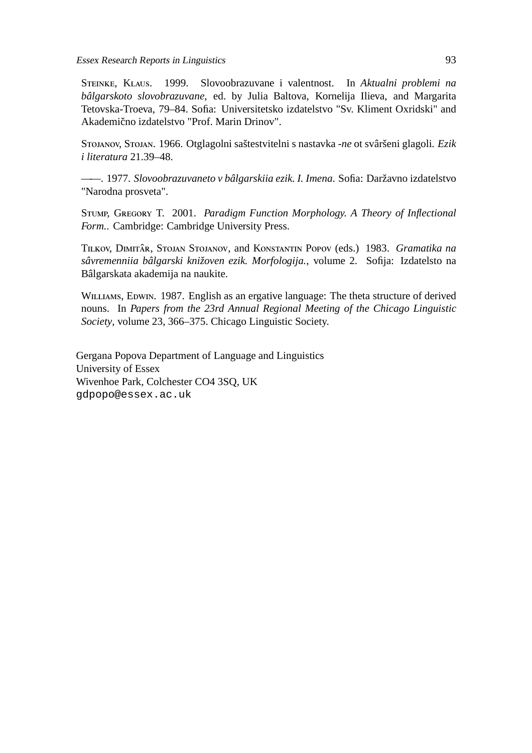Steinke, Klaus. 1999. Slovoobrazuvane i valentnost. In *Aktualni problemi na bâlgarskoto slovobrazuvane*, ed. by Julia Baltova, Kornelija Ilieva, and Margarita Tetovska-Troeva, 79–84. Sofia: Universitetsko izdatelstvo "Sv. Kliment Oxridski" and Akademično izdatelstvo "Prof. Marin Drinov".

Stojanov, Stojan. 1966. Otglagolni saštestvitelni s nastavka *-ne* ot svâršeni glagoli. *Ezik i literatura* 21.39–48.

——. 1977. *Slovoobrazuvaneto v bâlgarskiia ezik. I. Imena*. Sofia: Daržavno izdatelstvo "Narodna prosveta".

Stump, Gregory T. 2001. *Paradigm Function Morphology. A Theory of Inflectional Form.*. Cambridge: Cambridge University Press.

Tilkov, Dimitâr, Stojan Stojanov, and Konstantin Popov (eds.) 1983. *Gramatika na sâvremenniia bâlgarski knižoven ezik. Morfologija.*, volume 2. Sofija: Izdatelsto na Bâlgarskata akademija na naukite.

Williams, Edwin. 1987. English as an ergative language: The theta structure of derived nouns. In *Papers from the 23rd Annual Regional Meeting of the Chicago Linguistic Society*, volume 23, 366–375. Chicago Linguistic Society.

Gergana Popova Department of Language and Linguistics
University of Essex
Wivenhoe Park, Colchester CO4 3SQ, UK
`gdpopo@essex.ac.uk`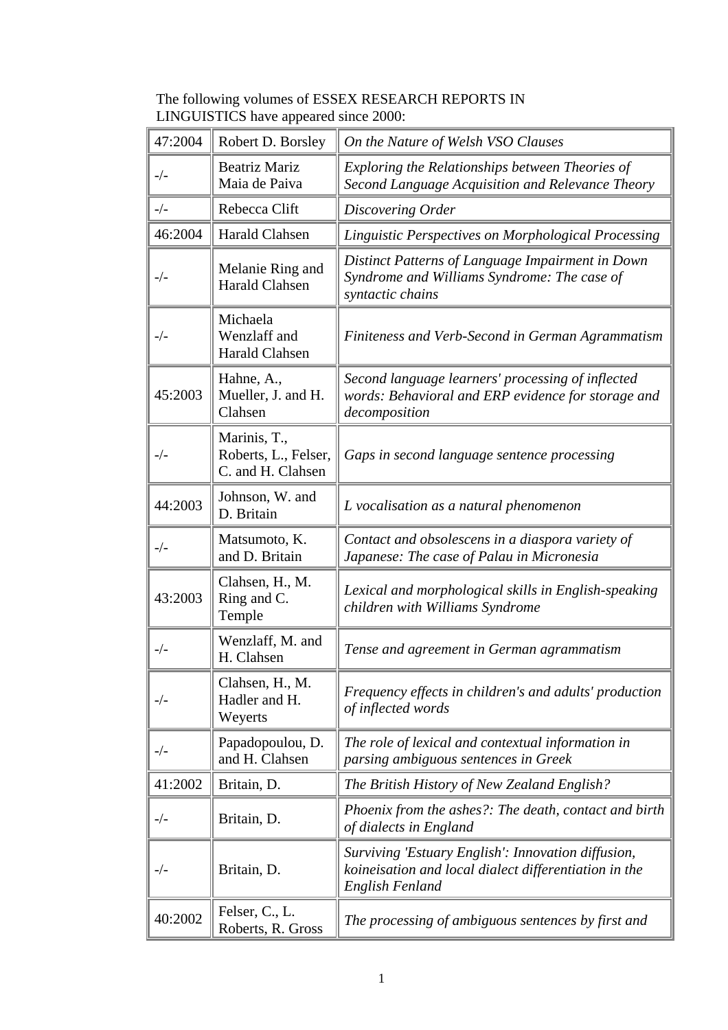The following volumes of ESSEX RESEARCH REPORTS IN LINGUISTICS have appeared since 2000:

| | | |
|---|---|---|
| 47:2004 | Robert D. Borsley | *On the Nature of Welsh VSO Clauses* |
| -/- | Beatriz Mariz Maia de Paiva | *Exploring the Relationships between Theories of Second Language Acquisition and Relevance Theory* |
| -/- | Rebecca Clift | *Discovering Order* |
| 46:2004 | Harald Clahsen | *Linguistic Perspectives on Morphological Processing* |
| -/- | Melanie Ring and Harald Clahsen | *Distinct Patterns of Language Impairment in Down Syndrome and Williams Syndrome: The case of syntactic chains* |
| -/- | Michaela Wenzlaff and Harald Clahsen | *Finiteness and Verb-Second in German Agrammatism* |
| 45:2003 | Hahne, A., Mueller, J. and H. Clahsen | *Second language learners' processing of inflected words: Behavioral and ERP evidence for storage and decomposition* |
| -/- | Marinis, T., Roberts, L., Felser, C. and H. Clahsen | *Gaps in second language sentence processing* |
| 44:2003 | Johnson, W. and D. Britain | *L vocalisation as a natural phenomenon* |
| -/- | Matsumoto, K. and D. Britain | *Contact and obsolescens in a diaspora variety of Japanese: The case of Palau in Micronesia* |
| 43:2003 | Clahsen, H., M. Ring and C. Temple | *Lexical and morphological skills in English-speaking children with Williams Syndrome* |
| -/- | Wenzlaff, M. and H. Clahsen | *Tense and agreement in German agrammatism* |
| -/- | Clahsen, H., M. Hadler and H. Weyerts | *Frequency effects in children's and adults' production of inflected words* |
| -/- | Papadopoulou, D. and H. Clahsen | *The role of lexical and contextual information in parsing ambiguous sentences in Greek* |
| 41:2002 | Britain, D. | *The British History of New Zealand English?* |
| -/- | Britain, D. | *Phoenix from the ashes?: The death, contact and birth of dialects in England* |
| -/- | Britain, D. | *Surviving 'Estuary English': Innovation diffusion, koineisation and local dialect differentiation in the English Fenland* |
| 40:2002 | Felser, C., L. Roberts, R. Gross | *The processing of ambiguous sentences by first and* |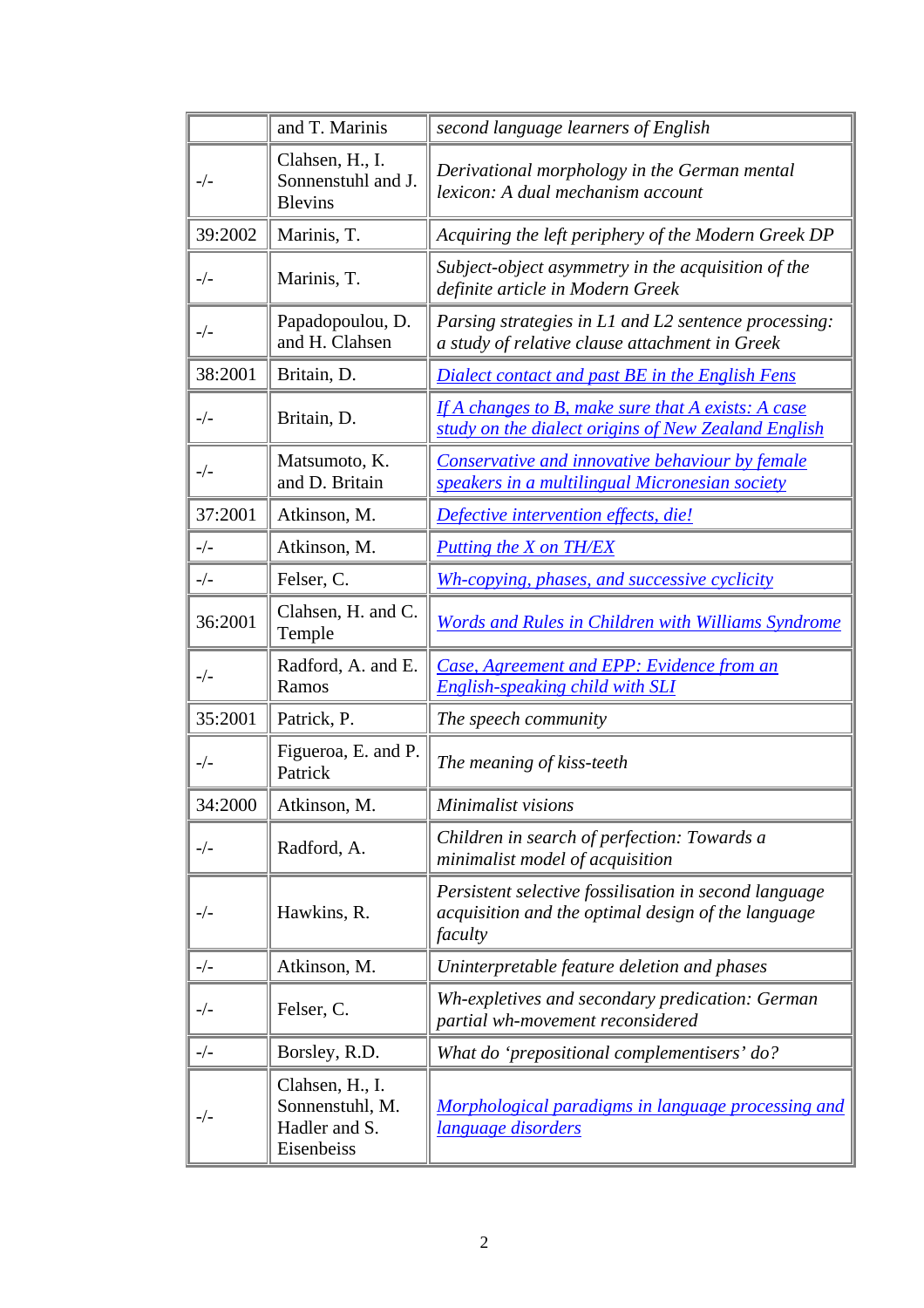| | | |
|---|---|---|
| | and T. Marinis | *second language learners of English* |
| -/- | Clahsen, H., I. Sonnenstuhl and J. Blevins | *Derivational morphology in the German mental lexicon: A dual mechanism account* |
| 39:2002 | Marinis, T. | *Acquiring the left periphery of the Modern Greek DP* |
| -/- | Marinis, T. | *Subject-object asymmetry in the acquisition of the definite article in Modern Greek* |
| -/- | Papadopoulou, D. and H. Clahsen | *Parsing strategies in L1 and L2 sentence processing: a study of relative clause attachment in Greek* |
| 38:2001 | Britain, D. | *Dialect contact and past BE in the English Fens* |
| -/- | Britain, D. | *If A changes to B, make sure that A exists: A case study on the dialect origins of New Zealand English* |
| -/- | Matsumoto, K. and D. Britain | *Conservative and innovative behaviour by female speakers in a multilingual Micronesian society* |
| 37:2001 | Atkinson, M. | *Defective intervention effects, die!* |
| -/- | Atkinson, M. | *Putting the X on TH/EX* |
| -/- | Felser, C. | *Wh-copying, phases, and successive cyclicity* |
| 36:2001 | Clahsen, H. and C. Temple | *Words and Rules in Children with Williams Syndrome* |
| -/- | Radford, A. and E. Ramos | *Case, Agreement and EPP: Evidence from an English-speaking child with SLI* |
| 35:2001 | Patrick, P. | *The speech community* |
| -/- | Figueroa, E. and P. Patrick | *The meaning of kiss-teeth* |
| 34:2000 | Atkinson, M. | *Minimalist visions* |
| -/- | Radford, A. | *Children in search of perfection: Towards a minimalist model of acquisition* |
| -/- | Hawkins, R. | *Persistent selective fossilisation in second language acquisition and the optimal design of the language faculty* |
| -/- | Atkinson, M. | *Uninterpretable feature deletion and phases* |
| -/- | Felser, C. | *Wh-expletives and secondary predication: German partial wh-movement reconsidered* |
| -/- | Borsley, R.D. | *What do ‘prepositional complementisers’ do?* |
| -/- | Clahsen, H., I. Sonnenstuhl, M. Hadler and S. Eisenbeiss | *Morphological paradigms in language processing and language disorders* |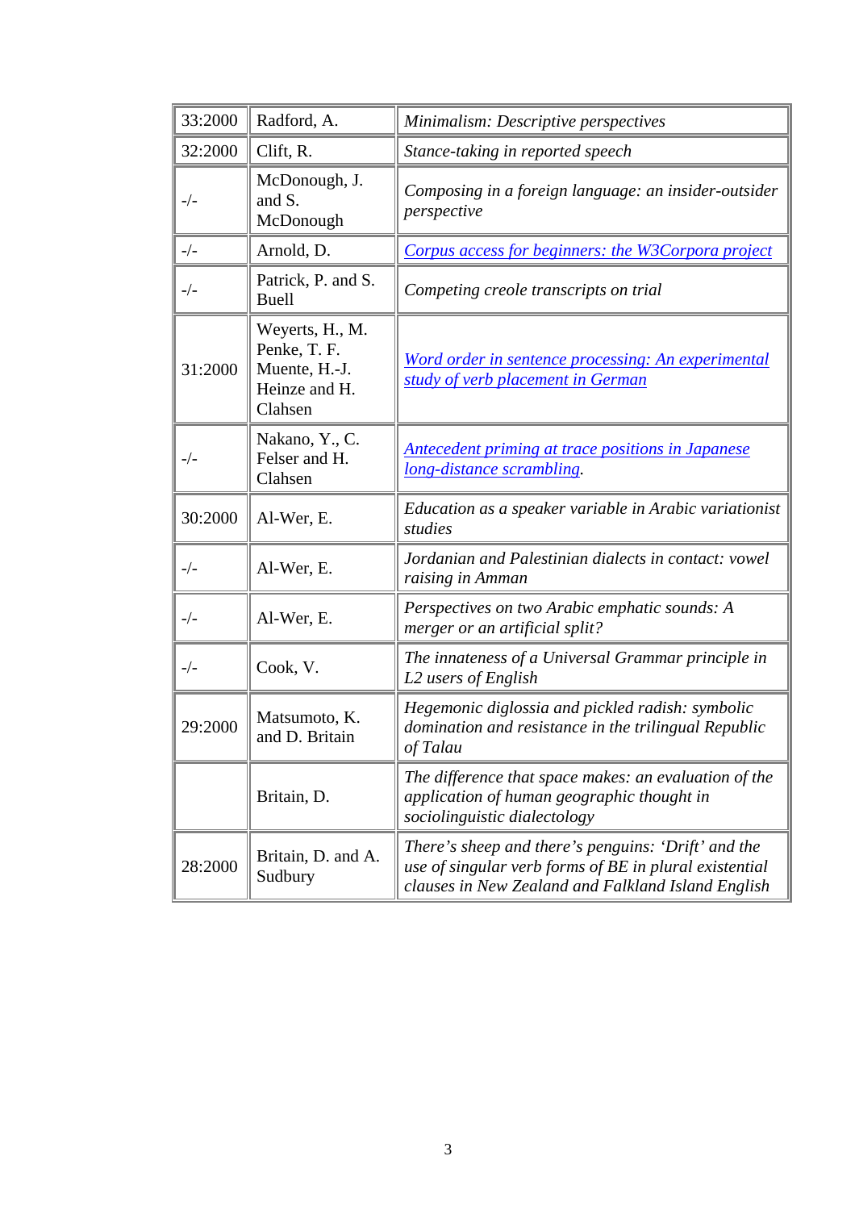| | | |
|---|---|---|
| 33:2000 | Radford, A. | *Minimalism: Descriptive perspectives* |
| 32:2000 | Clift, R. | *Stance-taking in reported speech* |
| -/- | McDonough, J. and S. McDonough | *Composing in a foreign language: an insider-outsider perspective* |
| -/- | Arnold, D. | *Corpus access for beginners: the W3Corpora project* |
| -/- | Patrick, P. and S. Buell | *Competing creole transcripts on trial* |
| 31:2000 | Weyerts, H., M. Penke, T. F. Muente, H.-J. Heinze and H. Clahsen | *Word order in sentence processing: An experimental study of verb placement in German* |
| -/- | Nakano, Y., C. Felser and H. Clahsen | *Antecedent priming at trace positions in Japanese long-distance scrambling*. |
| 30:2000 | Al-Wer, E. | *Education as a speaker variable in Arabic variationist studies* |
| -/- | Al-Wer, E. | *Jordanian and Palestinian dialects in contact: vowel raising in Amman* |
| -/- | Al-Wer, E. | *Perspectives on two Arabic emphatic sounds: A merger or an artificial split?* |
| -/- | Cook, V. | *The innateness of a Universal Grammar principle in L2 users of English* |
| 29:2000 | Matsumoto, K. and D. Britain | *Hegemonic diglossia and pickled radish: symbolic domination and resistance in the trilingual Republic of Talau* |
| | Britain, D. | *The difference that space makes: an evaluation of the application of human geographic thought in sociolinguistic dialectology* |
| 28:2000 | Britain, D. and A. Sudbury | *There's sheep and there's penguins: 'Drift' and the use of singular verb forms of BE in plural existential clauses in New Zealand and Falkland Island English* |